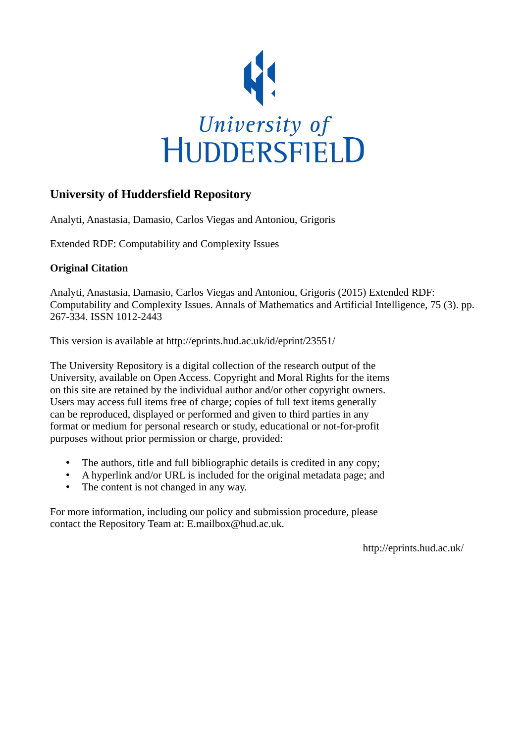University of HUDDERSFIELD

## University of Huddersfield Repository

Analyti, Anastasia, Damasio, Carlos Viegas and Antoniou, Grigoris

Extended RDF: Computability and Complexity Issues

### Original Citation

Analyti, Anastasia, Damasio, Carlos Viegas and Antoniou, Grigoris (2015) Extended RDF: Computability and Complexity Issues. Annals of Mathematics and Artificial Intelligence, 75 (3). pp. 267-334. ISSN 1012-2443

This version is available at http://eprints.hud.ac.uk/id/eprint/23551/

The University Repository is a digital collection of the research output of the University, available on Open Access. Copyright and Moral Rights for the items on this site are retained by the individual author and/or other copyright owners. Users may access full items free of charge; copies of full text items generally can be reproduced, displayed or performed and given to third parties in any format or medium for personal research or study, educational or not-for-profit purposes without prior permission or charge, provided:

- The authors, title and full bibliographic details is credited in any copy;
- A hyperlink and/or URL is included for the original metadata page; and
- The content is not changed in any way.

For more information, including our policy and submission procedure, please contact the Repository Team at: E.mailbox@hud.ac.uk.

http://eprints.hud.ac.uk/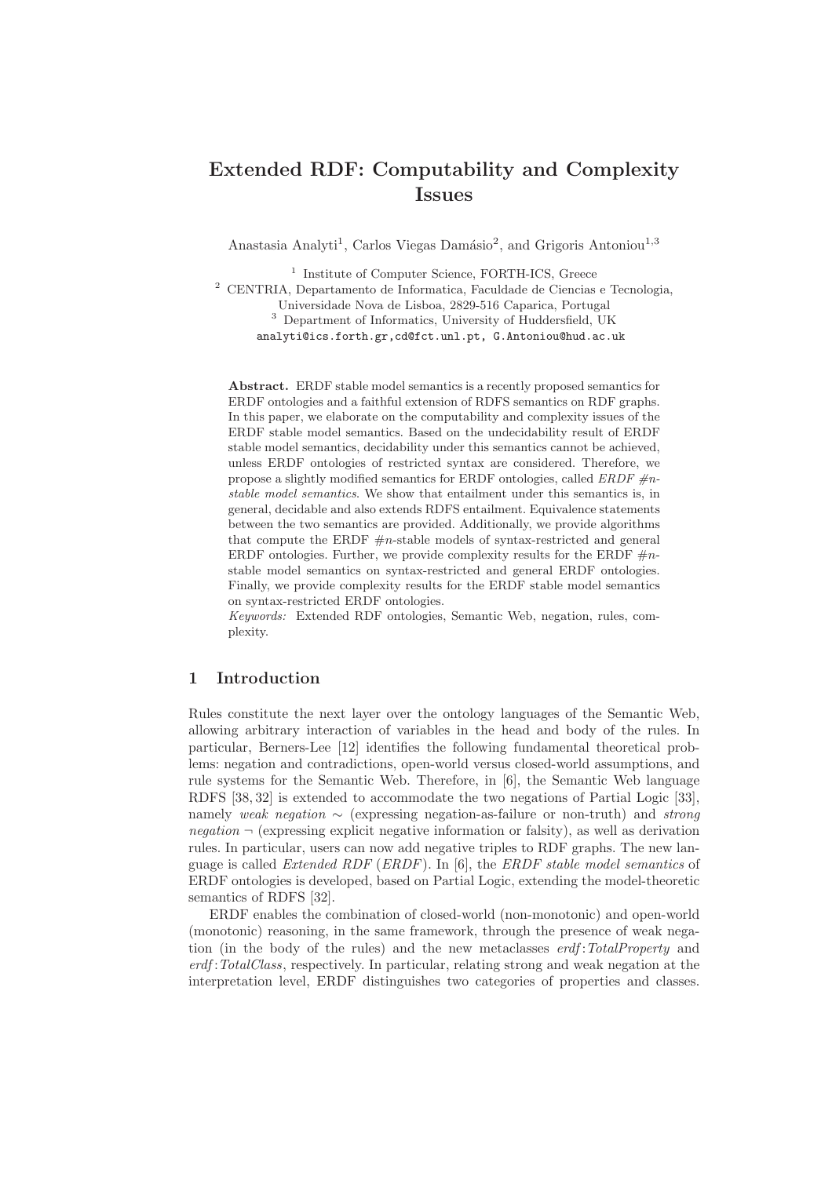# Extended RDF: Computability and Complexity Issues

Anastasia Analyti[1], Carlos Viegas Damásio[2], and Grigoris Antoniou[1,3]

[1] Institute of Computer Science, FORTH-ICS, Greece
[2] CENTRIA, Departamento de Informatica, Faculdade de Ciencias e Tecnologia, Universidade Nova de Lisboa, 2829-516 Caparica, Portugal
[3] Department of Informatics, University of Huddersfield, UK
analyti@ics.forth.gr, cd@fct.unl.pt, G.Antoniou@hud.ac.uk

**Abstract.** ERDF stable model semantics is a recently proposed semantics for ERDF ontologies and a faithful extension of RDFS semantics on RDF graphs. In this paper, we elaborate on the computability and complexity issues of the ERDF stable model semantics. Based on the undecidability result of ERDF stable model semantics, decidability under this semantics cannot be achieved, unless ERDF ontologies of restricted syntax are considered. Therefore, we propose a slightly modified semantics for ERDF ontologies, called *ERDF #n-stable model semantics*. We show that entailment under this semantics is, in general, decidable and also extends RDFS entailment. Equivalence statements between the two semantics are provided. Additionally, we provide algorithms that compute the ERDF #$n$-stable models of syntax-restricted and general ERDF ontologies. Further, we provide complexity results for the ERDF #$n$-stable model semantics on syntax-restricted and general ERDF ontologies. Finally, we provide complexity results for the ERDF stable model semantics on syntax-restricted ERDF ontologies.
*Keywords:* Extended RDF ontologies, Semantic Web, negation, rules, complexity.

## 1 Introduction

Rules constitute the next layer over the ontology languages of the Semantic Web, allowing arbitrary interaction of variables in the head and body of the rules. In particular, Berners-Lee [12] identifies the following fundamental theoretical problems: negation and contradictions, open-world versus closed-world assumptions, and rule systems for the Semantic Web. Therefore, in [6], the Semantic Web language RDFS [38, 32] is extended to accommodate the two negations of Partial Logic [33], namely *weak negation* $\sim$ (expressing negation-as-failure or non-truth) and *strong negation* $\neg$ (expressing explicit negative information or falsity), as well as derivation rules. In particular, users can now add negative triples to RDF graphs. The new language is called *Extended RDF* (*ERDF*). In [6], the *ERDF stable model semantics* of ERDF ontologies is developed, based on Partial Logic, extending the model-theoretic semantics of RDFS [32].

ERDF enables the combination of closed-world (non-monotonic) and open-world (monotonic) reasoning, in the same framework, through the presence of weak negation (in the body of the rules) and the new metaclasses *erdf*:*TotalProperty* and *erdf*:*TotalClass*, respectively. In particular, relating strong and weak negation at the interpretation level, ERDF distinguishes two categories of properties and classes.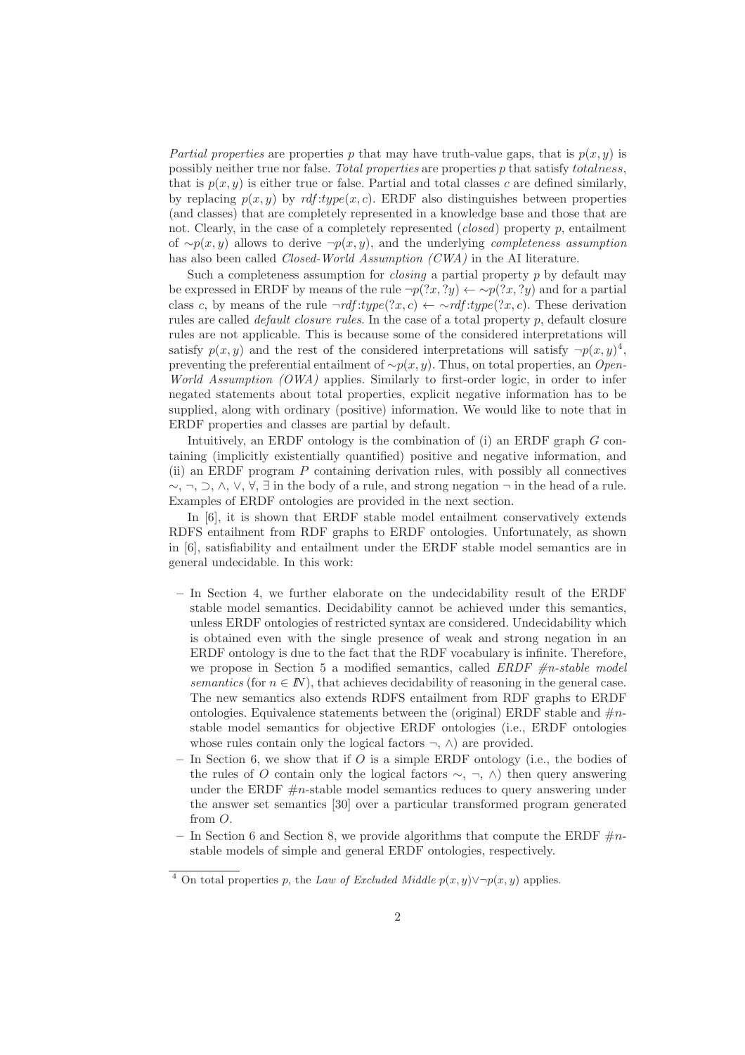*Partial properties* are properties $p$ that may have truth-value gaps, that is $p(x, y)$ is possibly neither true nor false. *Total properties* are properties $p$ that satisfy *totalness*, that is $p(x, y)$ is either true or false. Partial and total classes $c$ are defined similarly, by replacing $p(x, y)$ by $rdf{:}type(x, c)$. ERDF also distinguishes between properties (and classes) that are completely represented in a knowledge base and those that are not. Clearly, in the case of a completely represented (*closed*) property $p$, entailment of $\sim p(x, y)$ allows to derive $\neg p(x, y)$, and the underlying *completeness assumption* has also been called *Closed-World Assumption (CWA)* in the AI literature.

Such a completeness assumption for *closing* a partial property $p$ by default may be expressed in ERDF by means of the rule $\neg p(?x, ?y) \leftarrow \sim p(?x, ?y)$ and for a partial class $c$, by means of the rule $\neg rdf{:}type(?x, c) \leftarrow \sim rdf{:}type(?x, c)$. These derivation rules are called *default closure rules*. In the case of a total property $p$, default closure rules are not applicable. This is because some of the considered interpretations will satisfy $p(x, y)$ and the rest of the considered interpretations will satisfy $\neg p(x, y)$[4], preventing the preferential entailment of $\sim p(x, y)$. Thus, on total properties, an *Open-World Assumption (OWA)* applies. Similarly to first-order logic, in order to infer negated statements about total properties, explicit negative information has to be supplied, along with ordinary (positive) information. We would like to note that in ERDF properties and classes are partial by default.

Intuitively, an ERDF ontology is the combination of (i) an ERDF graph $G$ containing (implicitly existentially quantified) positive and negative information, and (ii) an ERDF program $P$ containing derivation rules, with possibly all connectives $\sim$, $\neg$, $\supset$, $\wedge$, $\vee$, $\forall$, $\exists$ in the body of a rule, and strong negation $\neg$ in the head of a rule. Examples of ERDF ontologies are provided in the next section.

In [6], it is shown that ERDF stable model entailment conservatively extends RDFS entailment from RDF graphs to ERDF ontologies. Unfortunately, as shown in [6], satisfiability and entailment under the ERDF stable model semantics are in general undecidable. In this work:

- In Section 4, we further elaborate on the undecidability result of the ERDF stable model semantics. Decidability cannot be achieved under this semantics, unless ERDF ontologies of restricted syntax are considered. Undecidability which is obtained even with the single presence of weak and strong negation in an ERDF ontology is due to the fact that the RDF vocabulary is infinite. Therefore, we propose in Section 5 a modified semantics, called *ERDF #n-stable model semantics* (for $n \in I\!N$), that achieves decidability of reasoning in the general case. The new semantics also extends RDFS entailment from RDF graphs to ERDF ontologies. Equivalence statements between the (original) ERDF stable and #$n$-stable model semantics for objective ERDF ontologies (i.e., ERDF ontologies whose rules contain only the logical factors $\neg$, $\wedge$) are provided.
- In Section 6, we show that if $O$ is a simple ERDF ontology (i.e., the bodies of the rules of $O$ contain only the logical factors $\sim$, $\neg$, $\wedge$) then query answering under the ERDF #$n$-stable model semantics reduces to query answering under the answer set semantics [30] over a particular transformed program generated from $O$.
- In Section 6 and Section 8, we provide algorithms that compute the ERDF #$n$-stable models of simple and general ERDF ontologies, respectively.

[4] On total properties $p$, the *Law of Excluded Middle* $p(x, y) \vee \neg p(x, y)$ applies.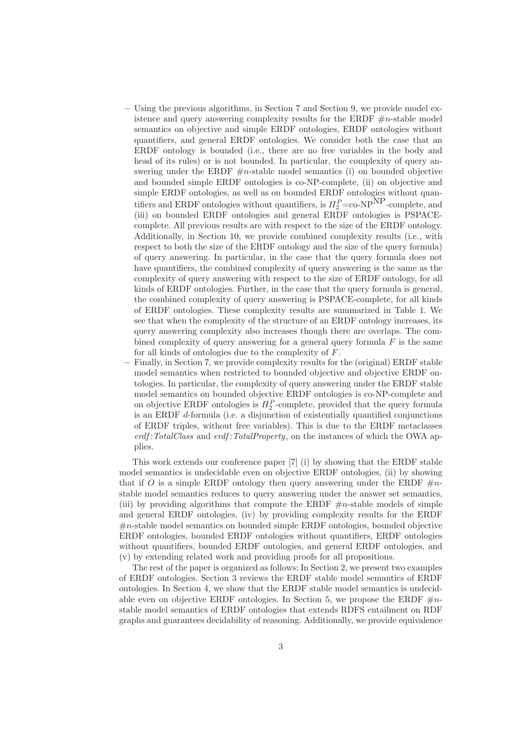– Using the previous algorithms, in Section 7 and Section 9, we provide model existence and query answering complexity results for the ERDF $\#n$-stable model semantics on objective and simple ERDF ontologies, ERDF ontologies without quantifiers, and general ERDF ontologies. We consider both the case that an ERDF ontology is bounded (i.e., there are no free variables in the body and head of its rules) or is not bounded. In particular, the complexity of query answering under the ERDF $\#n$-stable model semantics (i) on bounded objective and bounded simple ERDF ontologies is co-NP-complete, (ii) on objective and simple ERDF ontologies, as well as on bounded ERDF ontologies without quantifiers and ERDF ontologies without quantifiers, is $\Pi_2^P$=co-NP$^{\mathrm{NP}}$-complete, and (iii) on bounded ERDF ontologies and general ERDF ontologies is PSPACE-complete. All previous results are with respect to the size of the ERDF ontology. Additionally, in Section 10, we provide combined complexity results (i.e., with respect to both the size of the ERDF ontology and the size of the query formula) of query answering. In particular, in the case that the query formula does not have quantifiers, the combined complexity of query answering is the same as the complexity of query answering with respect to the size of ERDF ontology, for all kinds of ERDF ontologies. Further, in the case that the query formula is general, the combined complexity of query answering is PSPACE-complete, for all kinds of ERDF ontologies. These complexity results are summarized in Table 1. We see that when the complexity of the structure of an ERDF ontology increases, its query answering complexity also increases though there are overlaps. The combined complexity of query answering for a general query formula $F$ is the same for all kinds of ontologies due to the complexity of $F$.

– Finally, in Section 7, we provide complexity results for the (original) ERDF stable model semantics when restricted to bounded objective and objective ERDF ontologies. In particular, the complexity of query answering under the ERDF stable model semantics on bounded objective ERDF ontologies is co-NP-complete and on objective ERDF ontologies is $\Pi_2^P$-complete, provided that the query formula is an ERDF $d$-formula (i.e. a disjunction of existentially quantified conjunctions of ERDF triples, without free variables). This is due to the ERDF metaclasses *erdf*:*TotalClass* and *erdf*:*TotalProperty*, on the instances of which the OWA applies.

This work extends our conference paper [7] (i) by showing that the ERDF stable model semantics is undecidable even on objective ERDF ontologies, (ii) by showing that if $O$ is a simple ERDF ontology then query answering under the ERDF $\#n$-stable model semantics reduces to query answering under the answer set semantics, (iii) by providing algorithms that compute the ERDF $\#n$-stable models of simple and general ERDF ontologies, (iv) by providing complexity results for the ERDF $\#n$-stable model semantics on bounded simple ERDF ontologies, bounded objective ERDF ontologies, bounded ERDF ontologies without quantifiers, ERDF ontologies without quantifiers, bounded ERDF ontologies, and general ERDF ontologies, and (v) by extending related work and providing proofs for all propositions.

The rest of the paper is organized as follows: In Section 2, we present two examples of ERDF ontologies. Section 3 reviews the ERDF stable model semantics of ERDF ontologies. In Section 4, we show that the ERDF stable model semantics is undecidable even on objective ERDF ontologies. In Section 5, we propose the ERDF $\#n$-stable model semantics of ERDF ontologies that extends RDFS entailment on RDF graphs and guarantees decidability of reasoning. Additionally, we provide equivalence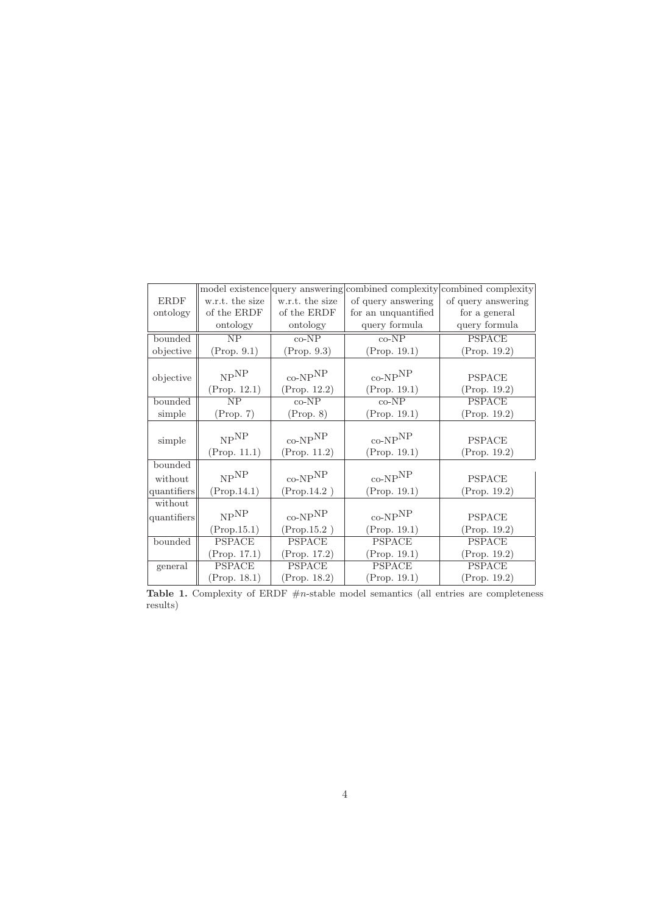| ERDF ontology | model existence w.r.t. the size of the ERDF ontology | query answering w.r.t. the size of the ERDF ontology | combined complexity of query answering for an unquantified query formula | combined complexity of query answering for a general query formula |
|---|---|---|---|---|
| bounded objective | NP (Prop. 9.1) | co-NP (Prop. 9.3) | co-NP (Prop. 19.1) | PSPACE (Prop. 19.2) |
| objective | $\mathrm{NP}^{\mathrm{NP}}$ (Prop. 12.1) | $\mathrm{co\text{-}NP}^{\mathrm{NP}}$ (Prop. 12.2) | $\mathrm{co\text{-}NP}^{\mathrm{NP}}$ (Prop. 19.1) | PSPACE (Prop. 19.2) |
| bounded simple | NP (Prop. 7) | co-NP (Prop. 8) | co-NP (Prop. 19.1) | PSPACE (Prop. 19.2) |
| simple | $\mathrm{NP}^{\mathrm{NP}}$ (Prop. 11.1) | $\mathrm{co\text{-}NP}^{\mathrm{NP}}$ (Prop. 11.2) | $\mathrm{co\text{-}NP}^{\mathrm{NP}}$ (Prop. 19.1) | PSPACE (Prop. 19.2) |
| bounded without quantifiers | $\mathrm{NP}^{\mathrm{NP}}$ (Prop.14.1) | $\mathrm{co\text{-}NP}^{\mathrm{NP}}$ (Prop.14.2 ) | $\mathrm{co\text{-}NP}^{\mathrm{NP}}$ (Prop. 19.1) | PSPACE (Prop. 19.2) |
| without quantifiers | $\mathrm{NP}^{\mathrm{NP}}$ (Prop.15.1) | $\mathrm{co\text{-}NP}^{\mathrm{NP}}$ (Prop.15.2 ) | $\mathrm{co\text{-}NP}^{\mathrm{NP}}$ (Prop. 19.1) | PSPACE (Prop. 19.2) |
| bounded | PSPACE (Prop. 17.1) | PSPACE (Prop. 17.2) | PSPACE (Prop. 19.1) | PSPACE (Prop. 19.2) |
| general | PSPACE (Prop. 18.1) | PSPACE (Prop. 18.2) | PSPACE (Prop. 19.1) | PSPACE (Prop. 19.2) |

**Table 1.** Complexity of ERDF $\#n$-stable model semantics (all entries are completeness results)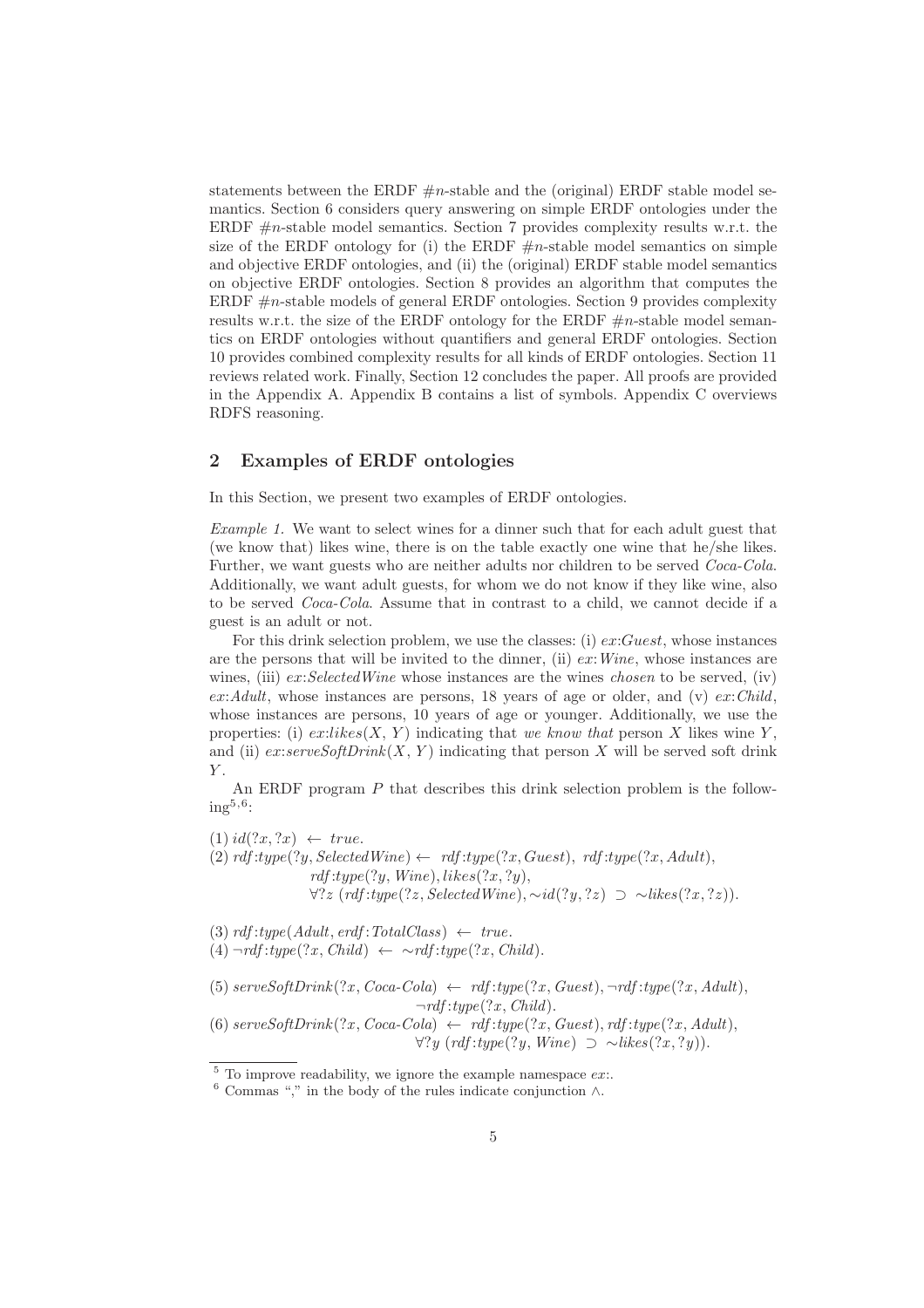statements between the ERDF #$n$-stable and the (original) ERDF stable model semantics. Section 6 considers query answering on simple ERDF ontologies under the ERDF #$n$-stable model semantics. Section 7 provides complexity results w.r.t. the size of the ERDF ontology for (i) the ERDF #$n$-stable model semantics on simple and objective ERDF ontologies, and (ii) the (original) ERDF stable model semantics on objective ERDF ontologies. Section 8 provides an algorithm that computes the ERDF #$n$-stable models of general ERDF ontologies. Section 9 provides complexity results w.r.t. the size of the ERDF ontology for the ERDF #$n$-stable model semantics on ERDF ontologies without quantifiers and general ERDF ontologies. Section 10 provides combined complexity results for all kinds of ERDF ontologies. Section 11 reviews related work. Finally, Section 12 concludes the paper. All proofs are provided in the Appendix A. Appendix B contains a list of symbols. Appendix C overviews RDFS reasoning.

## 2 Examples of ERDF ontologies

In this Section, we present two examples of ERDF ontologies.

*Example 1.* We want to select wines for a dinner such that for each adult guest that (we know that) likes wine, there is on the table exactly one wine that he/she likes. Further, we want guests who are neither adults nor children to be served *Coca-Cola*. Additionally, we want adult guests, for whom we do not know if they like wine, also to be served *Coca-Cola*. Assume that in contrast to a child, we cannot decide if a guest is an adult or not.

For this drink selection problem, we use the classes: (i) *ex*:*Guest*, whose instances are the persons that will be invited to the dinner, (ii) *ex*:*Wine*, whose instances are wines, (iii) *ex*:*SelectedWine* whose instances are the wines *chosen* to be served, (iv) *ex*:*Adult*, whose instances are persons, 18 years of age or older, and (v) *ex*:*Child*, whose instances are persons, 10 years of age or younger. Additionally, we use the properties: (i) *ex*:*likes*$(X, Y)$ indicating that *we know that* person $X$ likes wine $Y$, and (ii) *ex*:*serveSoftDrink*$(X, Y)$ indicating that person $X$ will be served soft drink $Y$.

An ERDF program $P$ that describes this drink selection problem is the following[5,6]:

(1) $id(?x, ?x) \leftarrow true.$
(2) $rdf{:}type(?y, SelectedWine) \leftarrow rdf{:}type(?x, Guest),\ rdf{:}type(?x, Adult),$
$\quad rdf{:}type(?y, Wine), likes(?x, ?y),$
$\quad \forall ?z\ (rdf{:}type(?z, SelectedWine), \sim id(?y, ?z) \supset \sim likes(?x, ?z)).$

(3) $rdf{:}type(Adult, erdf{:}TotalClass) \leftarrow true.$
(4) $\neg rdf{:}type(?x, Child) \leftarrow \sim rdf{:}type(?x, Child).$

(5) $serveSoftDrink(?x, Coca\text{-}Cola) \leftarrow rdf{:}type(?x, Guest), \neg rdf{:}type(?x, Adult),$
$\quad \neg rdf{:}type(?x, Child).$
(6) $serveSoftDrink(?x, Coca\text{-}Cola) \leftarrow rdf{:}type(?x, Guest), rdf{:}type(?x, Adult),$
$\quad \forall ?y\ (rdf{:}type(?y, Wine) \supset \sim likes(?x, ?y)).$

[5] To improve readability, we ignore the example namespace *ex*:.

[6] Commas "," in the body of the rules indicate conjunction $\wedge$.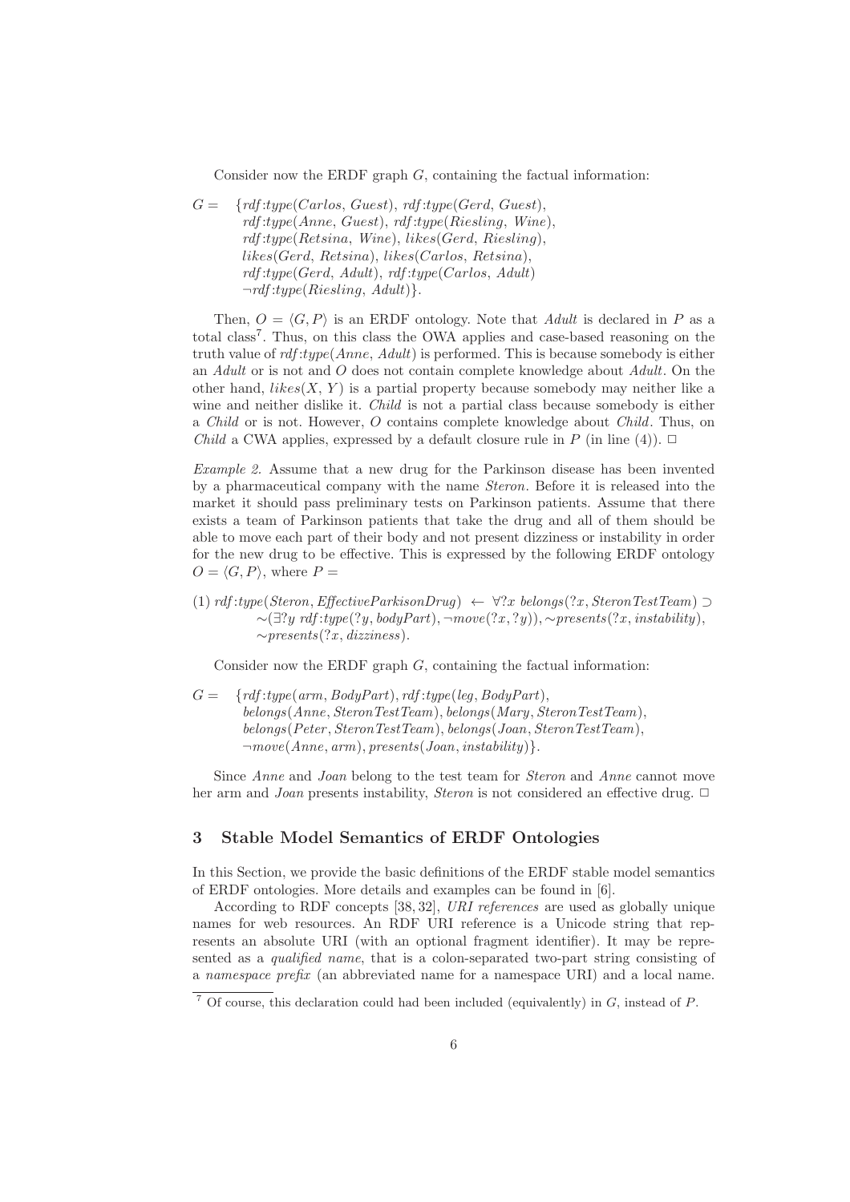Consider now the ERDF graph $G$, containing the factual information:

$$
\begin{aligned}
G = \quad & \{rdf{:}type(Carlos,\ Guest),\ rdf{:}type(Gerd,\ Guest),\\
& rdf{:}type(Anne,\ Guest),\ rdf{:}type(Riesling,\ Wine),\\
& rdf{:}type(Retsina,\ Wine),\ likes(Gerd,\ Riesling),\\
& likes(Gerd,\ Retsina),\ likes(Carlos,\ Retsina),\\
& rdf{:}type(Gerd,\ Adult),\ rdf{:}type(Carlos,\ Adult)\\
& \neg rdf{:}type(Riesling,\ Adult)\}.
\end{aligned}
$$

Then, $O = \langle G, P \rangle$ is an ERDF ontology. Note that *Adult* is declared in $P$ as a total class[7]. Thus, on this class the OWA applies and case-based reasoning on the truth value of $rdf{:}type(Anne,\ Adult)$ is performed. This is because somebody is either an *Adult* or is not and $O$ does not contain complete knowledge about *Adult*. On the other hand, $likes(X,\ Y)$ is a partial property because somebody may neither like a wine and neither dislike it. *Child* is not a partial class because somebody is either a *Child* or is not. However, $O$ contains complete knowledge about *Child*. Thus, on *Child* a CWA applies, expressed by a default closure rule in $P$ (in line (4)). □

*Example 2.* Assume that a new drug for the Parkinson disease has been invented by a pharmaceutical company with the name *Steron*. Before it is released into the market it should pass preliminary tests on Parkinson patients. Assume that there exists a team of Parkinson patients that take the drug and all of them should be able to move each part of their body and not present dizziness or instability in order for the new drug to be effective. This is expressed by the following ERDF ontology $O = \langle G, P \rangle$, where $P =$

$$
\begin{aligned}
(1)\ & rdf{:}type(Steron, EffectiveParkisonDrug) \leftarrow \forall ?x\ belongs(?x, SteronTestTeam) \supset\\
& \quad \sim(\exists ?y\ rdf{:}type(?y, bodyPart), \neg move(?x, ?y)), \sim presents(?x, instability),\\
& \quad \sim presents(?x, dizziness).
\end{aligned}
$$

Consider now the ERDF graph $G$, containing the factual information:

$$
\begin{aligned}
G = \quad & \{rdf{:}type(arm, BodyPart), rdf{:}type(leg, BodyPart),\\
& belongs(Anne, SteronTestTeam), belongs(Mary, SteronTestTeam),\\
& belongs(Peter, SteronTestTeam), belongs(Joan, SteronTestTeam),\\
& \neg move(Anne, arm), presents(Joan, instability)\}.
\end{aligned}
$$

Since *Anne* and *Joan* belong to the test team for *Steron* and *Anne* cannot move her arm and *Joan* presents instability, *Steron* is not considered an effective drug. □

## 3 Stable Model Semantics of ERDF Ontologies

In this Section, we provide the basic definitions of the ERDF stable model semantics of ERDF ontologies. More details and examples can be found in [6].

According to RDF concepts [38, 32], *URI references* are used as globally unique names for web resources. An RDF URI reference is a Unicode string that represents an absolute URI (with an optional fragment identifier). It may be represented as a *qualified name*, that is a colon-separated two-part string consisting of a *namespace prefix* (an abbreviated name for a namespace URI) and a local name.

[7] Of course, this declaration could had been included (equivalently) in $G$, instead of $P$.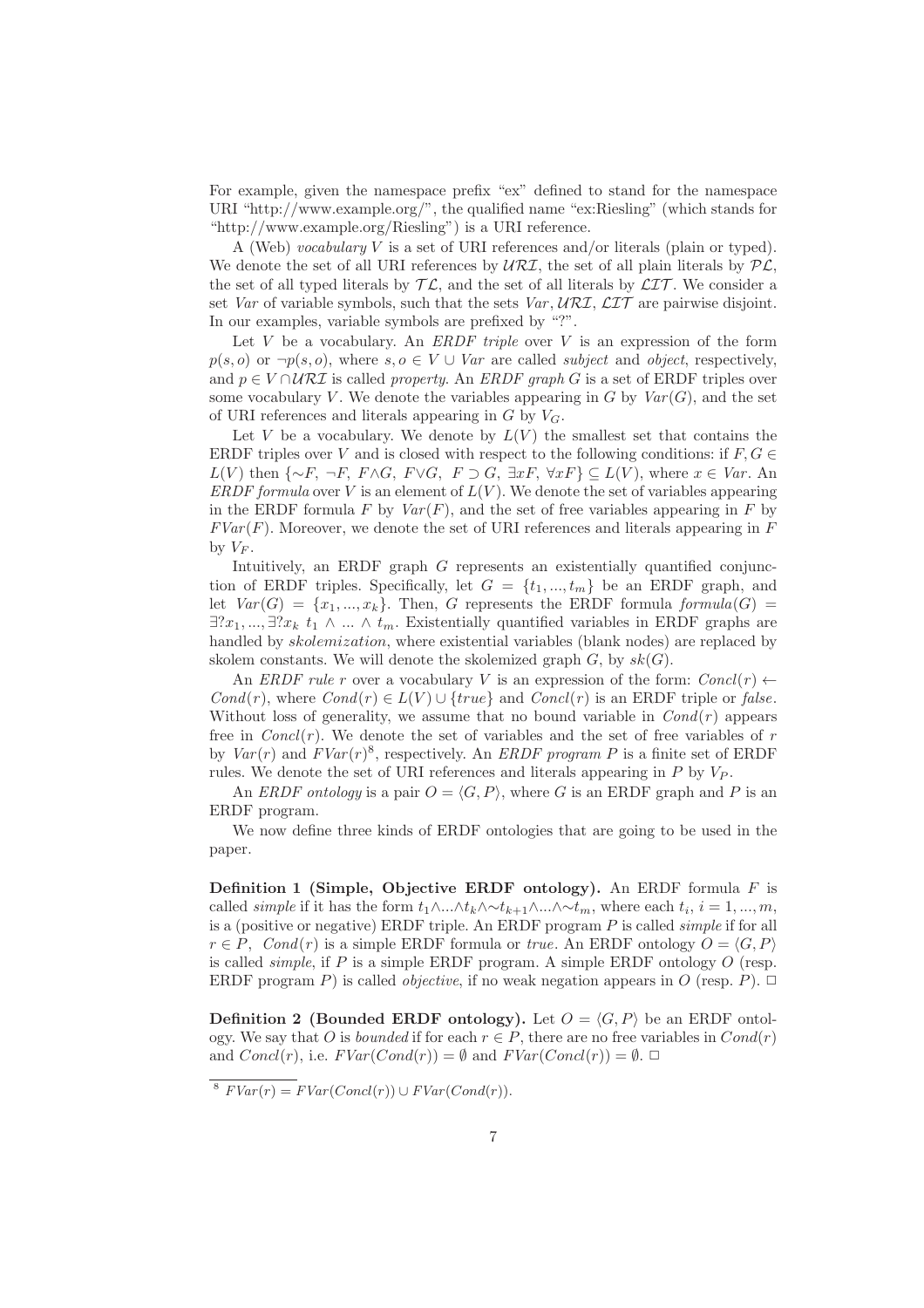For example, given the namespace prefix "ex" defined to stand for the namespace URI "http://www.example.org/", the qualified name "ex:Riesling" (which stands for "http://www.example.org/Riesling") is a URI reference.

A (Web) *vocabulary* $V$ is a set of URI references and/or literals (plain or typed). We denote the set of all URI references by $\mathcal{URI}$, the set of all plain literals by $\mathcal{PL}$, the set of all typed literals by $\mathcal{TL}$, and the set of all literals by $\mathcal{LIT}$. We consider a set *Var* of variable symbols, such that the sets $Var, \mathcal{URI}, \mathcal{LIT}$ are pairwise disjoint. In our examples, variable symbols are prefixed by "?".

Let $V$ be a vocabulary. An *ERDF triple* over $V$ is an expression of the form $p(s, o)$ or $\neg p(s, o)$, where $s, o \in V \cup Var$ are called *subject* and *object*, respectively, and $p \in V \cap \mathcal{URI}$ is called *property*. An *ERDF graph* $G$ is a set of ERDF triples over some vocabulary $V$. We denote the variables appearing in $G$ by $Var(G)$, and the set of URI references and literals appearing in $G$ by $V_G$.

Let $V$ be a vocabulary. We denote by $L(V)$ the smallest set that contains the ERDF triples over $V$ and is closed with respect to the following conditions: if $F, G \in L(V)$ then $\{\sim F,\ \neg F,\ F \wedge G,\ F \vee G,\ F \supset G,\ \exists x F,\ \forall x F\} \subseteq L(V)$, where $x \in Var$. An *ERDF formula* over $V$ is an element of $L(V)$. We denote the set of variables appearing in the ERDF formula $F$ by $Var(F)$, and the set of free variables appearing in $F$ by $FVar(F)$. Moreover, we denote the set of URI references and literals appearing in $F$ by $V_F$.

Intuitively, an ERDF graph $G$ represents an existentially quantified conjunction of ERDF triples. Specifically, let $G = \{t_1, ..., t_m\}$ be an ERDF graph, and let $Var(G) = \{x_1, ..., x_k\}$. Then, $G$ represents the ERDF formula $formula(G) = \exists ?x_1, ..., \exists ?x_k\ t_1 \wedge ... \wedge t_m$. Existentially quantified variables in ERDF graphs are handled by *skolemization*, where existential variables (blank nodes) are replaced by skolem constants. We will denote the skolemized graph $G$, by $sk(G)$.

An *ERDF rule* $r$ over a vocabulary $V$ is an expression of the form: $Concl(r) \leftarrow Cond(r)$, where $Cond(r) \in L(V) \cup \{true\}$ and $Concl(r)$ is an ERDF triple or *false*. Without loss of generality, we assume that no bound variable in $Cond(r)$ appears free in $Concl(r)$. We denote the set of variables and the set of free variables of $r$ by $Var(r)$ and $FVar(r)$[8], respectively. An *ERDF program* $P$ is a finite set of ERDF rules. We denote the set of URI references and literals appearing in $P$ by $V_P$.

An *ERDF ontology* is a pair $O = \langle G, P \rangle$, where $G$ is an ERDF graph and $P$ is an ERDF program.

We now define three kinds of ERDF ontologies that are going to be used in the paper.

**Definition 1 (Simple, Objective ERDF ontology).** An ERDF formula $F$ is called *simple* if it has the form $t_1 \wedge ... \wedge t_k \wedge \sim t_{k+1} \wedge ... \wedge \sim t_m$, where each $t_i$, $i = 1, ..., m$, is a (positive or negative) ERDF triple. An ERDF program $P$ is called *simple* if for all $r \in P$, $Cond(r)$ is a simple ERDF formula or *true*. An ERDF ontology $O = \langle G, P \rangle$ is called *simple*, if $P$ is a simple ERDF program. A simple ERDF ontology $O$ (resp. ERDF program $P$) is called *objective*, if no weak negation appears in $O$ (resp. $P$). $\square$

**Definition 2 (Bounded ERDF ontology).** Let $O = \langle G, P \rangle$ be an ERDF ontology. We say that $O$ is *bounded* if for each $r \in P$, there are no free variables in $Cond(r)$ and $Concl(r)$, i.e. $FVar(Cond(r)) = \emptyset$ and $FVar(Concl(r)) = \emptyset$. $\square$

[8] $FVar(r) = FVar(Concl(r)) \cup FVar(Cond(r))$.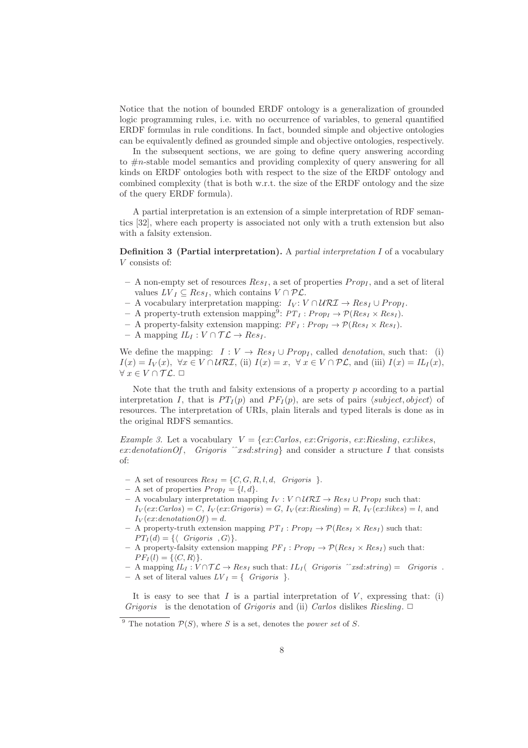Notice that the notion of bounded ERDF ontology is a generalization of grounded logic programming rules, i.e. with no occurrence of variables, to general quantified ERDF formulas in rule conditions. In fact, bounded simple and objective ontologies can be equivalently defined as grounded simple and objective ontologies, respectively.

In the subsequent sections, we are going to define query answering according to $\#n$-stable model semantics and providing complexity of query answering for all kinds on ERDF ontologies both with respect to the size of the ERDF ontology and combined complexity (that is both w.r.t. the size of the ERDF ontology and the size of the query ERDF formula).

A partial interpretation is an extension of a simple interpretation of RDF semantics [32], where each property is associated not only with a truth extension but also with a falsity extension.

**Definition 3 (Partial interpretation).** A *partial interpretation* $I$ of a vocabulary $V$ consists of:

- A non-empty set of resources $Res_I$, a set of properties $Prop_I$, and a set of literal values $LV_I \subseteq Res_I$, which contains $V \cap \mathcal{PL}$.
- A vocabulary interpretation mapping: $I_V \colon V \cap \mathcal{URI} \rightarrow Res_I \cup Prop_I$.
- A property-truth extension mapping[9]: $PT_I : Prop_I \rightarrow \mathcal{P}(Res_I \times Res_I)$.
- A property-falsity extension mapping: $PF_I : Prop_I \rightarrow \mathcal{P}(Res_I \times Res_I)$.
- A mapping $IL_I : V \cap \mathcal{TL} \rightarrow Res_I$.

We define the mapping: $I : V \rightarrow Res_I \cup Prop_I$, called *denotation*, such that: (i) $I(x) = I_V(x),\ \forall x \in V \cap \mathcal{URI}$, (ii) $I(x) = x,\ \forall\, x \in V \cap \mathcal{PL}$, and (iii) $I(x) = IL_I(x)$, $\forall\, x \in V \cap \mathcal{TL}$. □

Note that the truth and falsity extensions of a property $p$ according to a partial interpretation $I$, that is $PT_I(p)$ and $PF_I(p)$, are sets of pairs $\langle subject, object\rangle$ of resources. The interpretation of URIs, plain literals and typed literals is done as in the original RDFS semantics.

*Example 3.* Let a vocabulary $V = \{ex{:}Carlos,\ ex{:}Grigoris,\ ex{:}Riesling,\ ex{:}likes,$ $ex{:}denotationOf,\ \ Grigoris\ \hat{}\hat{}xsd{:}string\}$ and consider a structure $I$ that consists of:

- A set of resources $Res_I = \{C, G, R, l, d,\ \ Grigoris\ \ \}$.
- A set of properties $Prop_I = \{l, d\}$.
- A vocabulary interpretation mapping $I_V : V \cap \mathcal{URI} \rightarrow Res_I \cup Prop_I$ such that: $I_V(ex{:}Carlos) = C$, $I_V(ex{:}Grigoris) = G$, $I_V(ex{:}Riesling) = R$, $I_V(ex{:}likes) = l$, and $I_V(ex{:}denotationOf) = d$.
- A property-truth extension mapping $PT_I : Prop_I \rightarrow \mathcal{P}(Res_I \times Res_I)$ such that: $PT_I(d) = \{\langle\ \ Grigoris\ \ , G\rangle\}$.
- A property-falsity extension mapping $PF_I : Prop_I \rightarrow \mathcal{P}(Res_I \times Res_I)$ such that: $PF_I(l) = \{\langle C, R\rangle\}$.
- A mapping $IL_I : V \cap \mathcal{TL} \rightarrow Res_I$ such that: $IL_I(\ \ Grigoris\ \hat{}\hat{}xsd{:}string) =\ \ Grigoris\ \ $.
- A set of literal values $LV_I = \{\ \ Grigoris\ \ \}$.

It is easy to see that $I$ is a partial interpretation of $V$, expressing that: (i) *Grigoris* is the denotation of *Grigoris* and (ii) *Carlos* dislikes *Riesling*. □

[9] The notation $\mathcal{P}(S)$, where $S$ is a set, denotes the *power set* of $S$.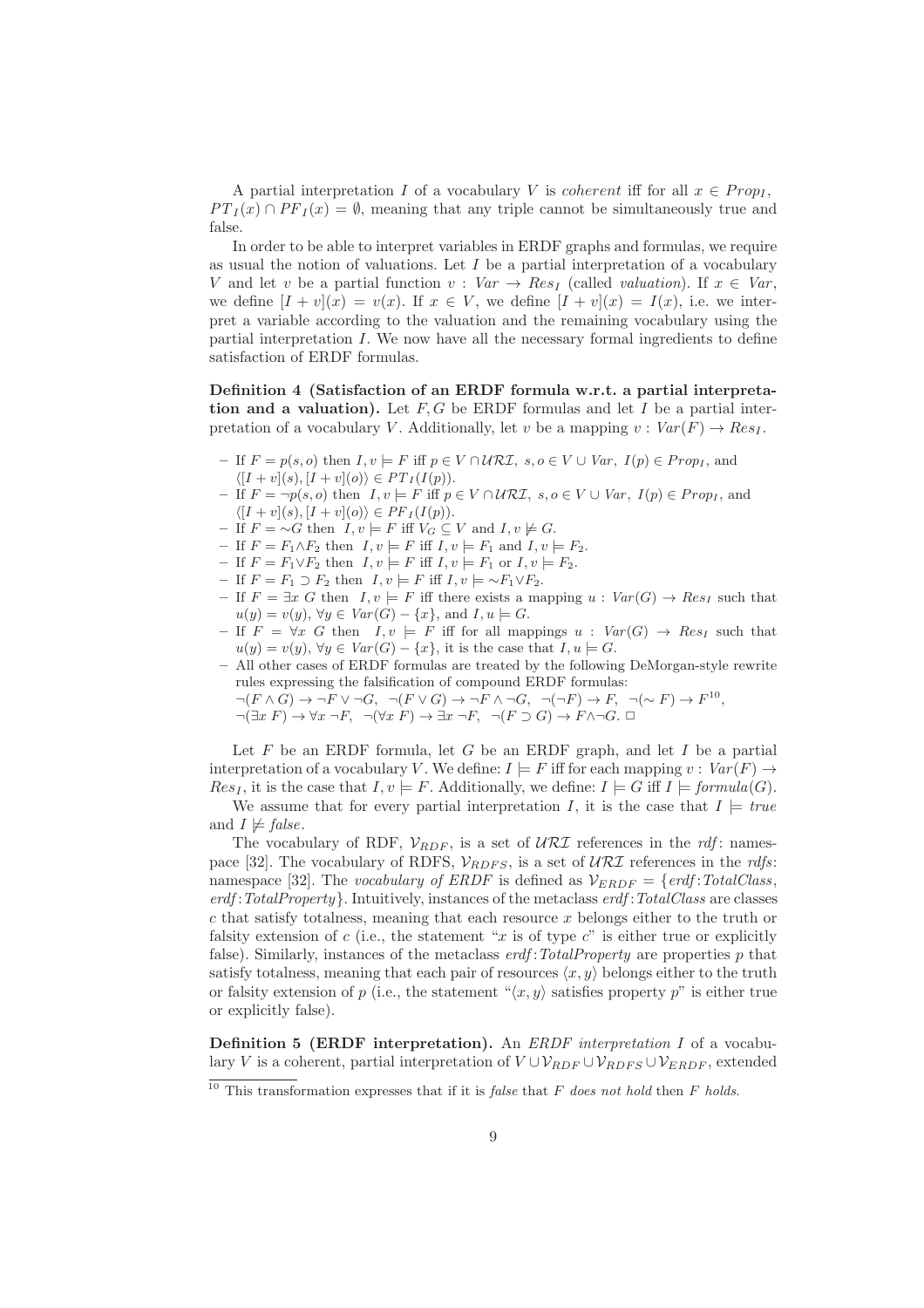A partial interpretation $I$ of a vocabulary $V$ is *coherent* iff for all $x \in Prop_I$, $PT_I(x) \cap PF_I(x) = \emptyset$, meaning that any triple cannot be simultaneously true and false.

In order to be able to interpret variables in ERDF graphs and formulas, we require as usual the notion of valuations. Let $I$ be a partial interpretation of a vocabulary $V$ and let $v$ be a partial function $v : Var \to Res_I$ (called *valuation*). If $x \in Var$, we define $[I + v](x) = v(x)$. If $x \in V$, we define $[I + v](x) = I(x)$, i.e. we interpret a variable according to the valuation and the remaining vocabulary using the partial interpretation $I$. We now have all the necessary formal ingredients to define satisfaction of ERDF formulas.

**Definition 4 (Satisfaction of an ERDF formula w.r.t. a partial interpretation and a valuation).** Let $F, G$ be ERDF formulas and let $I$ be a partial interpretation of a vocabulary $V$. Additionally, let $v$ be a mapping $v : Var(F) \to Res_I$.

- If $F = p(s, o)$ then $I, v \models F$ iff $p \in V \cap \mathcal{URI}$, $s, o \in V \cup Var$, $I(p) \in Prop_I$, and $\langle [I + v](s), [I + v](o) \rangle \in PT_I(I(p))$.
- If $F = \neg p(s, o)$ then $I, v \models F$ iff $p \in V \cap \mathcal{URI}$, $s, o \in V \cup Var$, $I(p) \in Prop_I$, and $\langle [I + v](s), [I + v](o) \rangle \in PF_I(I(p))$.
- If $F = {\sim} G$ then $I, v \models F$ iff $V_G \subseteq V$ and $I, v \not\models G$.
- If $F = F_1 \wedge F_2$ then $I, v \models F$ iff $I, v \models F_1$ and $I, v \models F_2$.
- If $F = F_1 \vee F_2$ then $I, v \models F$ iff $I, v \models F_1$ or $I, v \models F_2$.
- If $F = F_1 \supset F_2$ then $I, v \models F$ iff $I, v \models {\sim} F_1 \vee F_2$.
- If $F = \exists x\ G$ then $I, v \models F$ iff there exists a mapping $u : Var(G) \to Res_I$ such that $u(y) = v(y)$, $\forall y \in Var(G) - \{x\}$, and $I, u \models G$.
- If $F = \forall x\ G$ then $I, v \models F$ iff for all mappings $u : Var(G) \to Res_I$ such that $u(y) = v(y)$, $\forall y \in Var(G) - \{x\}$, it is the case that $I, u \models G$.
- All other cases of ERDF formulas are treated by the following DeMorgan-style rewrite rules expressing the falsification of compound ERDF formulas:
$\neg(F \wedge G) \to \neg F \vee \neg G$, $\neg(F \vee G) \to \neg F \wedge \neg G$, $\neg(\neg F) \to F$, $\neg({\sim} F) \to F$[10],
$\neg(\exists x\ F) \to \forall x\ \neg F$, $\neg(\forall x\ F) \to \exists x\ \neg F$, $\neg(F \supset G) \to F \wedge \neg G$. □

Let $F$ be an ERDF formula, let $G$ be an ERDF graph, and let $I$ be a partial interpretation of a vocabulary $V$. We define: $I \models F$ iff for each mapping $v : Var(F) \to Res_I$, it is the case that $I, v \models F$. Additionally, we define: $I \models G$ iff $I \models formula(G)$.

We assume that for every partial interpretation $I$, it is the case that $I \models true$ and $I \not\models false$.

The vocabulary of RDF, $\mathcal{V}_{RDF}$, is a set of $\mathcal{URI}$ references in the *rdf*: namespace [32]. The vocabulary of RDFS, $\mathcal{V}_{RDFS}$, is a set of $\mathcal{URI}$ references in the *rdfs*: namespace [32]. The *vocabulary of ERDF* is defined as $\mathcal{V}_{ERDF} = \{$*erdf*:*TotalClass*, *erdf*:*TotalProperty*$\}$. Intuitively, instances of the metaclass *erdf*:*TotalClass* are classes $c$ that satisfy totalness, meaning that each resource $x$ belongs either to the truth or falsity extension of $c$ (i.e., the statement "$x$ is of type $c$" is either true or explicitly false). Similarly, instances of the metaclass *erdf*:*TotalProperty* are properties $p$ that satisfy totalness, meaning that each pair of resources $\langle x, y \rangle$ belongs either to the truth or falsity extension of $p$ (i.e., the statement "$\langle x, y \rangle$ satisfies property $p$" is either true or explicitly false).

**Definition 5 (ERDF interpretation).** An *ERDF interpretation* $I$ of a vocabulary $V$ is a coherent, partial interpretation of $V \cup \mathcal{V}_{RDF} \cup \mathcal{V}_{RDFS} \cup \mathcal{V}_{ERDF}$, extended

[10] This transformation expresses that if it is *false* that $F$ *does not hold* then $F$ *holds*.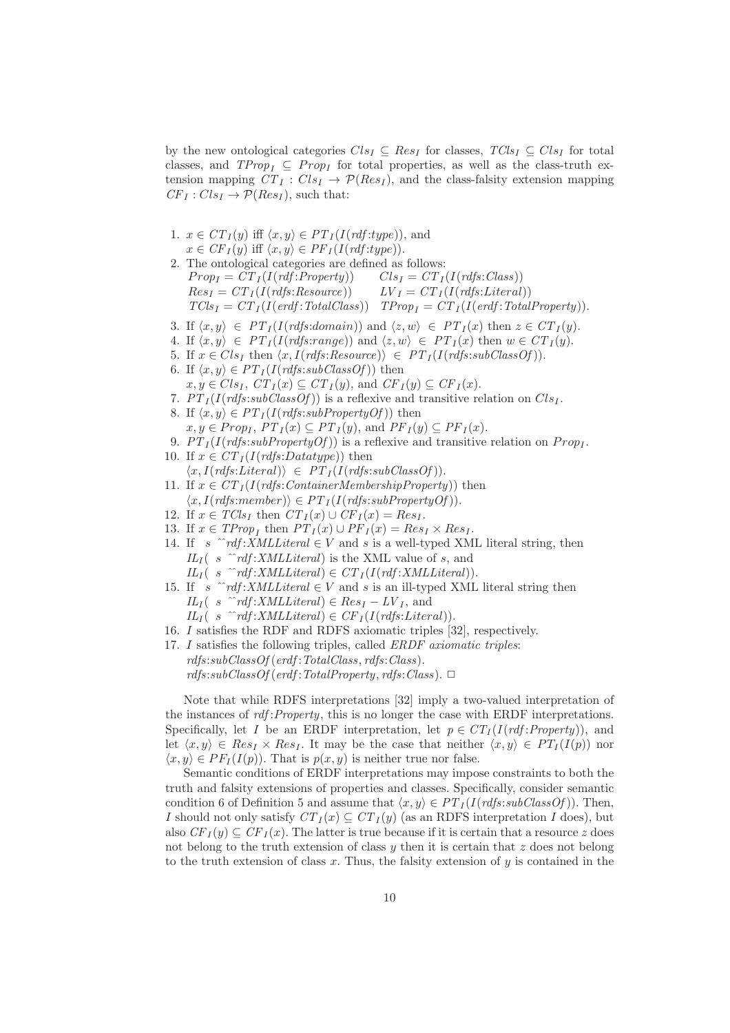by the new ontological categories $Cls_I \subseteq Res_I$ for classes, $TCls_I \subseteq Cls_I$ for total classes, and $TProp_I \subseteq Prop_I$ for total properties, as well as the class-truth extension mapping $CT_I : Cls_I \rightarrow \mathcal{P}(Res_I)$, and the class-falsity extension mapping $CF_I : Cls_I \rightarrow \mathcal{P}(Res_I)$, such that:

1. $x \in CT_I(y)$ iff $\langle x, y\rangle \in PT_I(I(rdf{:}type))$, and
   $x \in CF_I(y)$ iff $\langle x, y\rangle \in PF_I(I(rdf{:}type))$.
2. The ontological categories are defined as follows:
   $Prop_I = CT_I(I(rdf{:}Property))$ $\quad Cls_I = CT_I(I(rdfs{:}Class))$
   $Res_I = CT_I(I(rdfs{:}Resource))$ $\quad LV_I = CT_I(I(rdfs{:}Literal))$
   $TCls_I = CT_I(I(erdf{:}TotalClass))$ $\quad TProp_I = CT_I(I(erdf{:}TotalProperty))$.
3. If $\langle x, y\rangle \in PT_I(I(rdfs{:}domain))$ and $\langle z, w\rangle \in PT_I(x)$ then $z \in CT_I(y)$.
4. If $\langle x, y\rangle \in PT_I(I(rdfs{:}range))$ and $\langle z, w\rangle \in PT_I(x)$ then $w \in CT_I(y)$.
5. If $x \in Cls_I$ then $\langle x, I(rdfs{:}Resource)\rangle \in PT_I(I(rdfs{:}subClassOf))$.
6. If $\langle x, y\rangle \in PT_I(I(rdfs{:}subClassOf))$ then
   $x, y \in Cls_I$, $CT_I(x) \subseteq CT_I(y)$, and $CF_I(y) \subseteq CF_I(x)$.
7. $PT_I(I(rdfs{:}subClassOf))$ is a reflexive and transitive relation on $Cls_I$.
8. If $\langle x, y\rangle \in PT_I(I(rdfs{:}subPropertyOf))$ then
   $x, y \in Prop_I$, $PT_I(x) \subseteq PT_I(y)$, and $PF_I(y) \subseteq PF_I(x)$.
9. $PT_I(I(rdfs{:}subPropertyOf))$ is a reflexive and transitive relation on $Prop_I$.
10. If $x \in CT_I(I(rdfs{:}Datatype))$ then
    $\langle x, I(rdfs{:}Literal)\rangle \in PT_I(I(rdfs{:}subClassOf))$.
11. If $x \in CT_I(I(rdfs{:}ContainerMembershipProperty))$ then
    $\langle x, I(rdfs{:}member)\rangle \in PT_I(I(rdfs{:}subPropertyOf))$.
12. If $x \in TCls_I$ then $CT_I(x) \cup CF_I(x) = Res_I$.
13. If $x \in TProp_I$ then $PT_I(x) \cup PF_I(x) = Res_I \times Res_I$.
14. If "$s$"^^$rdf{:}XMLLiteral \in V$ and $s$ is a well-typed XML literal string, then
    $IL_I($"$s$"^^$rdf{:}XMLLiteral)$ is the XML value of $s$, and
    $IL_I($"$s$"^^$rdf{:}XMLLiteral) \in CT_I(I(rdf{:}XMLLiteral))$.
15. If "$s$"^^$rdf{:}XMLLiteral \in V$ and $s$ is an ill-typed XML literal string then
    $IL_I($"$s$"^^$rdf{:}XMLLiteral) \in Res_I - LV_I$, and
    $IL_I($"$s$"^^$rdf{:}XMLLiteral) \in CF_I(I(rdfs{:}Literal))$.
16. $I$ satisfies the RDF and RDFS axiomatic triples [32], respectively.
17. $I$ satisfies the following triples, called *ERDF axiomatic triples*:
    *rdfs:subClassOf*(*erdf:TotalClass*, *rdfs:Class*).
    *rdfs:subClassOf*(*erdf:TotalProperty*, *rdfs:Class*). □

Note that while RDFS interpretations [32] imply a two-valued interpretation of the instances of *rdf:Property*, this is no longer the case with ERDF interpretations. Specifically, let $I$ be an ERDF interpretation, let $p \in CT_I(I(rdf{:}Property))$, and let $\langle x, y\rangle \in Res_I \times Res_I$. It may be the case that neither $\langle x, y\rangle \in PT_I(I(p))$ nor $\langle x, y\rangle \in PF_I(I(p))$. That is $p(x, y)$ is neither true nor false.

Semantic conditions of ERDF interpretations may impose constraints to both the truth and falsity extensions of properties and classes. Specifically, consider semantic condition 6 of Definition 5 and assume that $\langle x, y\rangle \in PT_I(I(rdfs{:}subClassOf))$. Then, $I$ should not only satisfy $CT_I(x) \subseteq CT_I(y)$ (as an RDFS interpretation $I$ does), but also $CF_I(y) \subseteq CF_I(x)$. The latter is true because if it is certain that a resource $z$ does not belong to the truth extension of class $y$ then it is certain that $z$ does not belong to the truth extension of class $x$. Thus, the falsity extension of $y$ is contained in the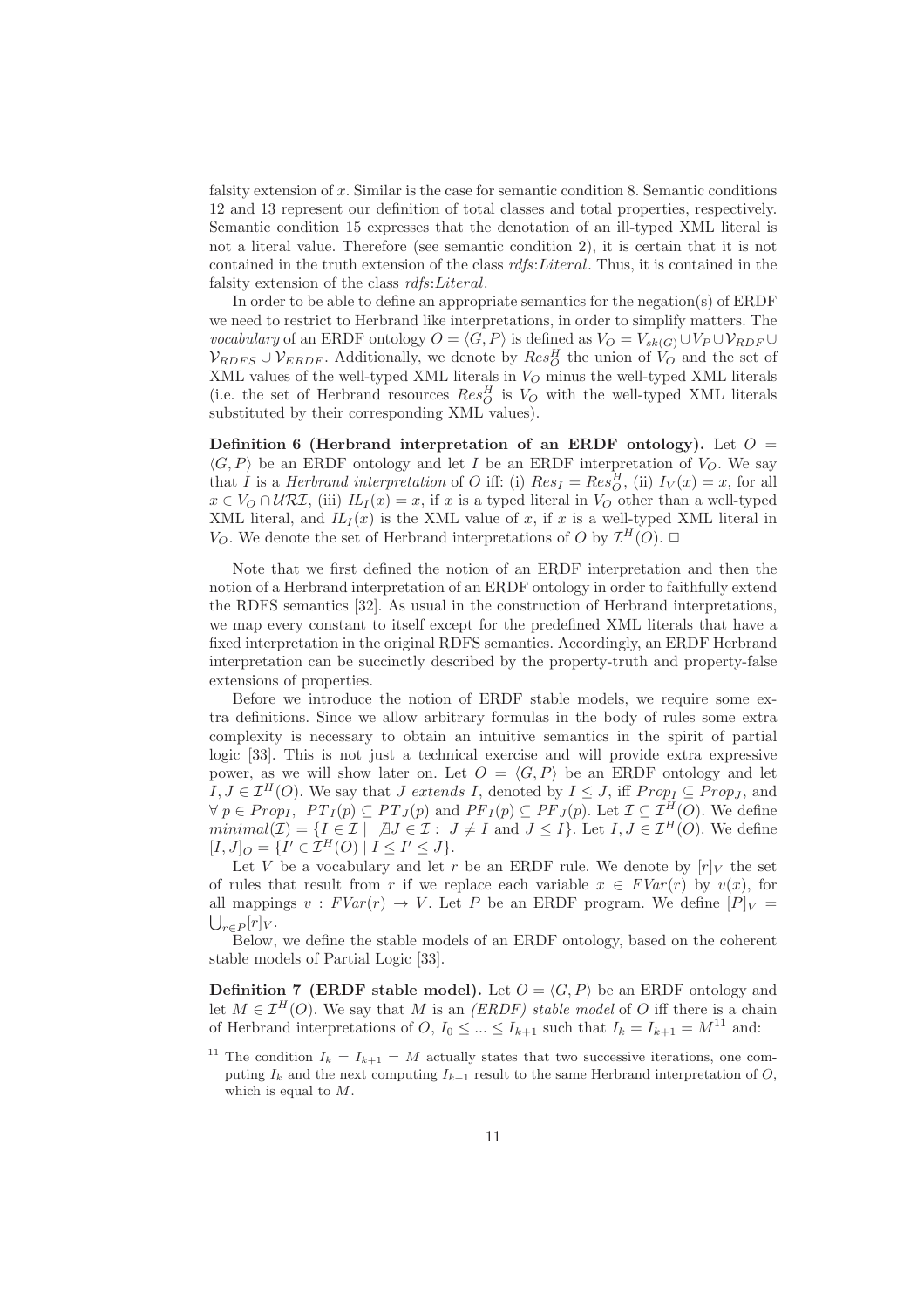falsity extension of $x$. Similar is the case for semantic condition 8. Semantic conditions 12 and 13 represent our definition of total classes and total properties, respectively. Semantic condition 15 expresses that the denotation of an ill-typed XML literal is not a literal value. Therefore (see semantic condition 2), it is certain that it is not contained in the truth extension of the class *rdfs*:*Literal*. Thus, it is contained in the falsity extension of the class *rdfs*:*Literal*.

In order to be able to define an appropriate semantics for the negation(s) of ERDF we need to restrict to Herbrand like interpretations, in order to simplify matters. The *vocabulary* of an ERDF ontology $O = \langle G, P \rangle$ is defined as $V_O = V_{sk(G)} \cup V_P \cup \mathcal{V}_{RDF} \cup \mathcal{V}_{RDFS} \cup \mathcal{V}_{ERDF}$. Additionally, we denote by $Res^H_O$ the union of $V_O$ and the set of XML values of the well-typed XML literals in $V_O$ minus the well-typed XML literals (i.e. the set of Herbrand resources $Res^H_O$ is $V_O$ with the well-typed XML literals substituted by their corresponding XML values).

**Definition 6 (Herbrand interpretation of an ERDF ontology).** Let $O = \langle G, P \rangle$ be an ERDF ontology and let $I$ be an ERDF interpretation of $V_O$. We say that $I$ is a *Herbrand interpretation* of $O$ iff: (i) $Res_I = Res^H_O$, (ii) $I_V(x) = x$, for all $x \in V_O \cap \mathcal{URI}$, (iii) $IL_I(x) = x$, if $x$ is a typed literal in $V_O$ other than a well-typed XML literal, and $IL_I(x)$ is the XML value of $x$, if $x$ is a well-typed XML literal in $V_O$. We denote the set of Herbrand interpretations of $O$ by $\mathcal{I}^H(O)$. $\Box$

Note that we first defined the notion of an ERDF interpretation and then the notion of a Herbrand interpretation of an ERDF ontology in order to faithfully extend the RDFS semantics [32]. As usual in the construction of Herbrand interpretations, we map every constant to itself except for the predefined XML literals that have a fixed interpretation in the original RDFS semantics. Accordingly, an ERDF Herbrand interpretation can be succinctly described by the property-truth and property-false extensions of properties.

Before we introduce the notion of ERDF stable models, we require some extra definitions. Since we allow arbitrary formulas in the body of rules some extra complexity is necessary to obtain an intuitive semantics in the spirit of partial logic [33]. This is not just a technical exercise and will provide extra expressive power, as we will show later on. Let $O = \langle G, P \rangle$ be an ERDF ontology and let $I, J \in \mathcal{I}^H(O)$. We say that $J$ *extends* $I$, denoted by $I \leq J$, iff $Prop_I \subseteq Prop_J$, and $\forall\ p \in Prop_I,\ PT_I(p) \subseteq PT_J(p)$ and $PF_I(p) \subseteq PF_J(p)$. Let $\mathcal{I} \subseteq \mathcal{I}^H(O)$. We define $minimal(\mathcal{I}) = \{I \in \mathcal{I} \mid\ \nexists J \in \mathcal{I} :\ J \neq I \text{ and } J \leq I\}$. Let $I, J \in \mathcal{I}^H(O)$. We define $[I, J]_O = \{I' \in \mathcal{I}^H(O) \mid I \leq I' \leq J\}$.

Let $V$ be a vocabulary and let $r$ be an ERDF rule. We denote by $[r]_V$ the set of rules that result from $r$ if we replace each variable $x \in FVar(r)$ by $v(x)$, for all mappings $v : FVar(r) \to V$. Let $P$ be an ERDF program. We define $[P]_V = \bigcup_{r \in P}[r]_V$.

Below, we define the stable models of an ERDF ontology, based on the coherent stable models of Partial Logic [33].

**Definition 7 (ERDF stable model).** Let $O = \langle G, P \rangle$ be an ERDF ontology and let $M \in \mathcal{I}^H(O)$. We say that $M$ is an *(ERDF) stable model* of $O$ iff there is a chain of Herbrand interpretations of $O$, $I_0 \leq ... \leq I_{k+1}$ such that $I_k = I_{k+1} = M$[11] and:

[11] The condition $I_k = I_{k+1} = M$ actually states that two successive iterations, one computing $I_k$ and the next computing $I_{k+1}$ result to the same Herbrand interpretation of $O$, which is equal to $M$.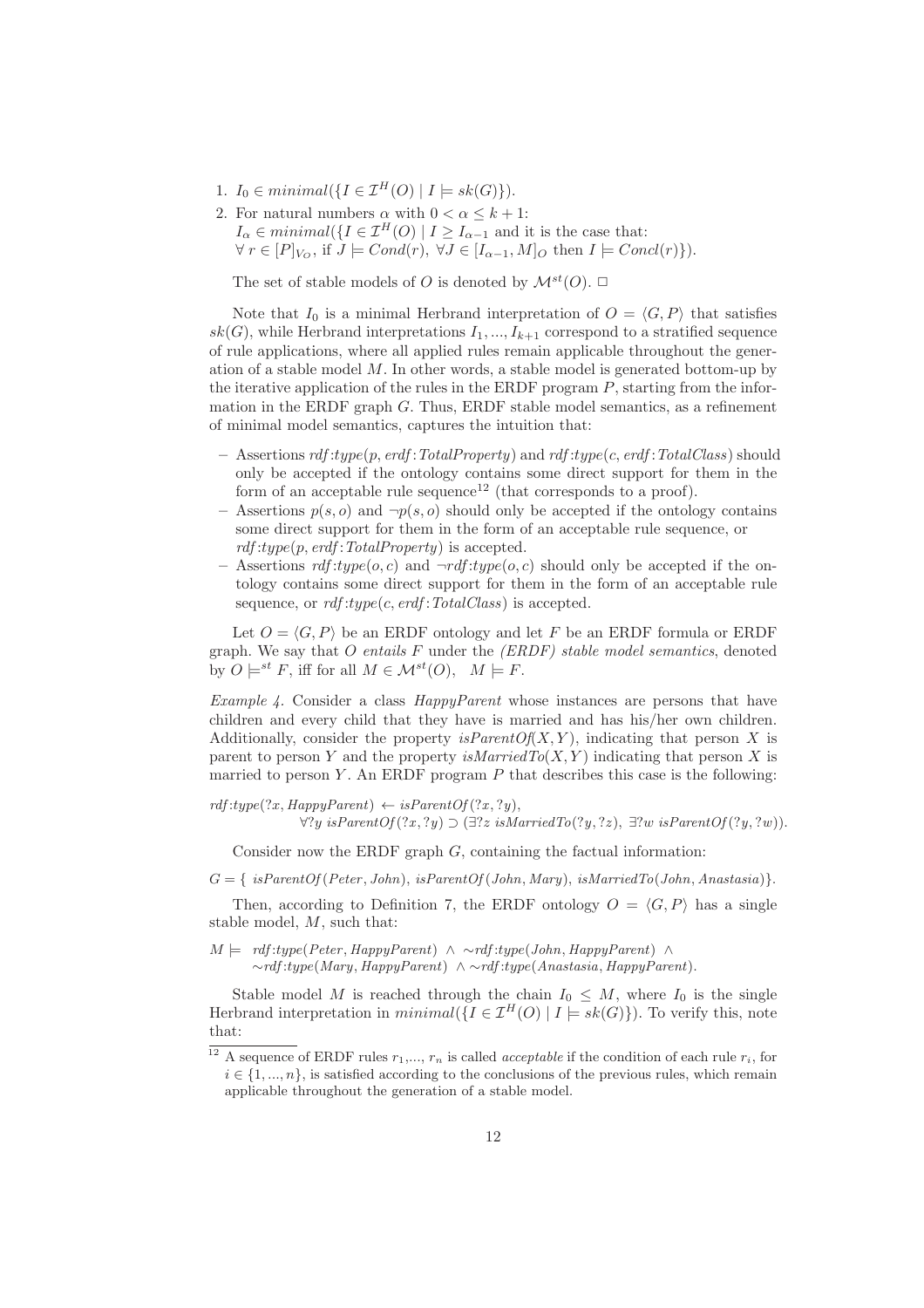1. $I_0 \in minimal(\{I \in \mathcal{I}^H(O) \mid I \models sk(G)\})$.
2. For natural numbers $\alpha$ with $0 < \alpha \leq k+1$:
   $I_\alpha \in minimal(\{I \in \mathcal{I}^H(O) \mid I \geq I_{\alpha-1}$ and it is the case that:
   $\forall\, r \in [P]_{V_O}$, if $J \models Cond(r)$, $\forall J \in [I_{\alpha-1}, M]_O$ then $I \models Concl(r)\})$.

The set of stable models of $O$ is denoted by $\mathcal{M}^{st}(O)$. □

Note that $I_0$ is a minimal Herbrand interpretation of $O = \langle G, P\rangle$ that satisfies $sk(G)$, while Herbrand interpretations $I_1, ..., I_{k+1}$ correspond to a stratified sequence of rule applications, where all applied rules remain applicable throughout the generation of a stable model $M$. In other words, a stable model is generated bottom-up by the iterative application of the rules in the ERDF program $P$, starting from the information in the ERDF graph $G$. Thus, ERDF stable model semantics, as a refinement of minimal model semantics, captures the intuition that:

- Assertions *rdf:type*($p$, *erdf:TotalProperty*) and *rdf:type*($c$, *erdf:TotalClass*) should only be accepted if the ontology contains some direct support for them in the form of an acceptable rule sequence[12] (that corresponds to a proof).
- Assertions $p(s, o)$ and $\neg p(s, o)$ should only be accepted if the ontology contains some direct support for them in the form of an acceptable rule sequence, or *rdf:type*($p$, *erdf:TotalProperty*) is accepted.
- Assertions *rdf:type*($o, c$) and $\neg$*rdf:type*($o, c$) should only be accepted if the ontology contains some direct support for them in the form of an acceptable rule sequence, or *rdf:type*($c$, *erdf:TotalClass*) is accepted.

Let $O = \langle G, P\rangle$ be an ERDF ontology and let $F$ be an ERDF formula or ERDF graph. We say that $O$ *entails* $F$ under the *(ERDF) stable model semantics*, denoted by $O \models^{st} F$, iff for all $M \in \mathcal{M}^{st}(O)$, $M \models F$.

*Example 4.* Consider a class *HappyParent* whose instances are persons that have children and every child that they have is married and has his/her own children. Additionally, consider the property *isParentOf*($X, Y$), indicating that person $X$ is parent to person $Y$ and the property *isMarriedTo*($X, Y$) indicating that person $X$ is married to person $Y$. An ERDF program $P$ that describes this case is the following:

$$
\begin{array}{l}
rdf{:}type(?x, HappyParent) \leftarrow isParentOf(?x, ?y),\\
\qquad \forall ?y\ isParentOf(?x, ?y) \supset (\exists ?z\ isMarriedTo(?y, ?z),\ \exists ?w\ isParentOf(?y, ?w)).
\end{array}
$$

Consider now the ERDF graph $G$, containing the factual information:

$$G = \{\ isParentOf(Peter, John),\ isParentOf(John, Mary),\ isMarriedTo(John, Anastasia)\}.$$

Then, according to Definition 7, the ERDF ontology $O = \langle G, P\rangle$ has a single stable model, $M$, such that:

$$
\begin{array}{rl}
M \models & rdf{:}type(Peter, HappyParent)\ \wedge\ {\sim}rdf{:}type(John, HappyParent)\ \wedge\\
& {\sim}rdf{:}type(Mary, HappyParent)\ \wedge {\sim}rdf{:}type(Anastasia, HappyParent).
\end{array}
$$

Stable model $M$ is reached through the chain $I_0 \leq M$, where $I_0$ is the single Herbrand interpretation in $minimal(\{I \in \mathcal{I}^H(O) \mid I \models sk(G)\})$. To verify this, note that:

[12] A sequence of ERDF rules $r_1, ..., r_n$ is called *acceptable* if the condition of each rule $r_i$, for $i \in \{1, ..., n\}$, is satisfied according to the conclusions of the previous rules, which remain applicable throughout the generation of a stable model.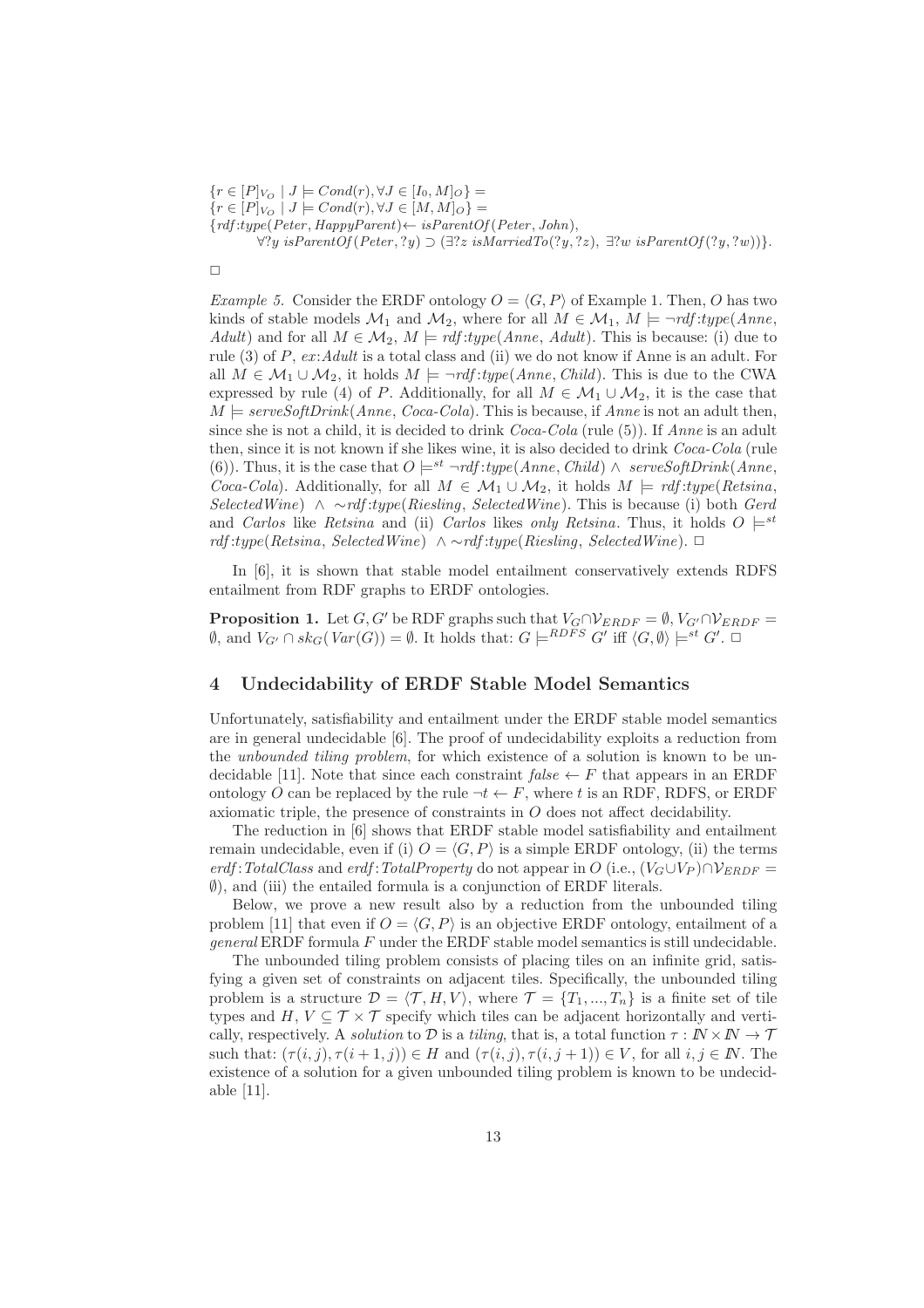$\{r \in [P]_{V_O} \mid J \models Cond(r), \forall J \in [I_0, M]_O\} =$
$\{r \in [P]_{V_O} \mid J \models Cond(r), \forall J \in [M, M]_O\} =$
$\{rdf{:}type(Peter, HappyParent) \leftarrow isParentOf(Peter, John),$
$\quad \forall ?y\ isParentOf(Peter, ?y) \supset (\exists ?z\ isMarriedTo(?y, ?z),\ \exists ?w\ isParentOf(?y, ?w))\}.$

□

*Example 5.* Consider the ERDF ontology $O = \langle G, P \rangle$ of Example 1. Then, $O$ has two kinds of stable models $\mathcal{M}_1$ and $\mathcal{M}_2$, where for all $M \in \mathcal{M}_1$, $M \models \neg rdf{:}type(Anne, Adult)$ and for all $M \in \mathcal{M}_2$, $M \models rdf{:}type(Anne, Adult)$. This is because: (i) due to rule (3) of $P$, $ex{:}Adult$ is a total class and (ii) we do not know if Anne is an adult. For all $M \in \mathcal{M}_1 \cup \mathcal{M}_2$, it holds $M \models \neg rdf{:}type(Anne, Child)$. This is due to the CWA expressed by rule (4) of $P$. Additionally, for all $M \in \mathcal{M}_1 \cup \mathcal{M}_2$, it is the case that $M \models serveSoftDrink(Anne, Coca\text{-}Cola)$. This is because, if *Anne* is not an adult then, since she is not a child, it is decided to drink *Coca-Cola* (rule (5)). If *Anne* is an adult then, since it is not known if she likes wine, it is also decided to drink *Coca-Cola* (rule (6)). Thus, it is the case that $O \models^{st} \neg rdf{:}type(Anne, Child) \wedge serveSoftDrink(Anne, Coca\text{-}Cola)$. Additionally, for all $M \in \mathcal{M}_1 \cup \mathcal{M}_2$, it holds $M \models rdf{:}type(Retsina, SelectedWine) \wedge \sim rdf{:}type(Riesling, SelectedWine)$. This is because (i) both *Gerd* and *Carlos* like *Retsina* and (ii) *Carlos* likes *only Retsina*. Thus, it holds $O \models^{st} rdf{:}type(Retsina, SelectedWine) \wedge \sim rdf{:}type(Riesling, SelectedWine)$. □

In [6], it is shown that stable model entailment conservatively extends RDFS entailment from RDF graphs to ERDF ontologies.

**Proposition 1.** Let $G, G'$ be RDF graphs such that $V_G \cap \mathcal{V}_{ERDF} = \emptyset$, $V_{G'} \cap \mathcal{V}_{ERDF} = \emptyset$, and $V_{G'} \cap sk_G(Var(G)) = \emptyset$. It holds that: $G \models^{RDFS} G'$ iff $\langle G, \emptyset \rangle \models^{st} G'$. □

## 4 Undecidability of ERDF Stable Model Semantics

Unfortunately, satisfiability and entailment under the ERDF stable model semantics are in general undecidable [6]. The proof of undecidability exploits a reduction from the *unbounded tiling problem*, for which existence of a solution is known to be undecidable [11]. Note that since each constraint $false \leftarrow F$ that appears in an ERDF ontology $O$ can be replaced by the rule $\neg t \leftarrow F$, where $t$ is an RDF, RDFS, or ERDF axiomatic triple, the presence of constraints in $O$ does not affect decidability.

The reduction in [6] shows that ERDF stable model satisfiability and entailment remain undecidable, even if (i) $O = \langle G, P \rangle$ is a simple ERDF ontology, (ii) the terms $erdf{:}TotalClass$ and $erdf{:}TotalProperty$ do not appear in $O$ (i.e., $(V_G \cup V_P) \cap \mathcal{V}_{ERDF} = \emptyset$), and (iii) the entailed formula is a conjunction of ERDF literals.

Below, we prove a new result also by a reduction from the unbounded tiling problem [11] that even if $O = \langle G, P \rangle$ is an objective ERDF ontology, entailment of a *general* ERDF formula $F$ under the ERDF stable model semantics is still undecidable.

The unbounded tiling problem consists of placing tiles on an infinite grid, satisfying a given set of constraints on adjacent tiles. Specifically, the unbounded tiling problem is a structure $\mathcal{D} = \langle \mathcal{T}, H, V \rangle$, where $\mathcal{T} = \{T_1, ..., T_n\}$ is a finite set of tile types and $H, V \subseteq \mathcal{T} \times \mathcal{T}$ specify which tiles can be adjacent horizontally and vertically, respectively. A *solution* to $\mathcal{D}$ is a *tiling*, that is, a total function $\tau : I\!N \times I\!N \rightarrow \mathcal{T}$ such that: $(\tau(i,j), \tau(i+1,j)) \in H$ and $(\tau(i,j), \tau(i,j+1)) \in V$, for all $i, j \in I\!N$. The existence of a solution for a given unbounded tiling problem is known to be undecidable [11].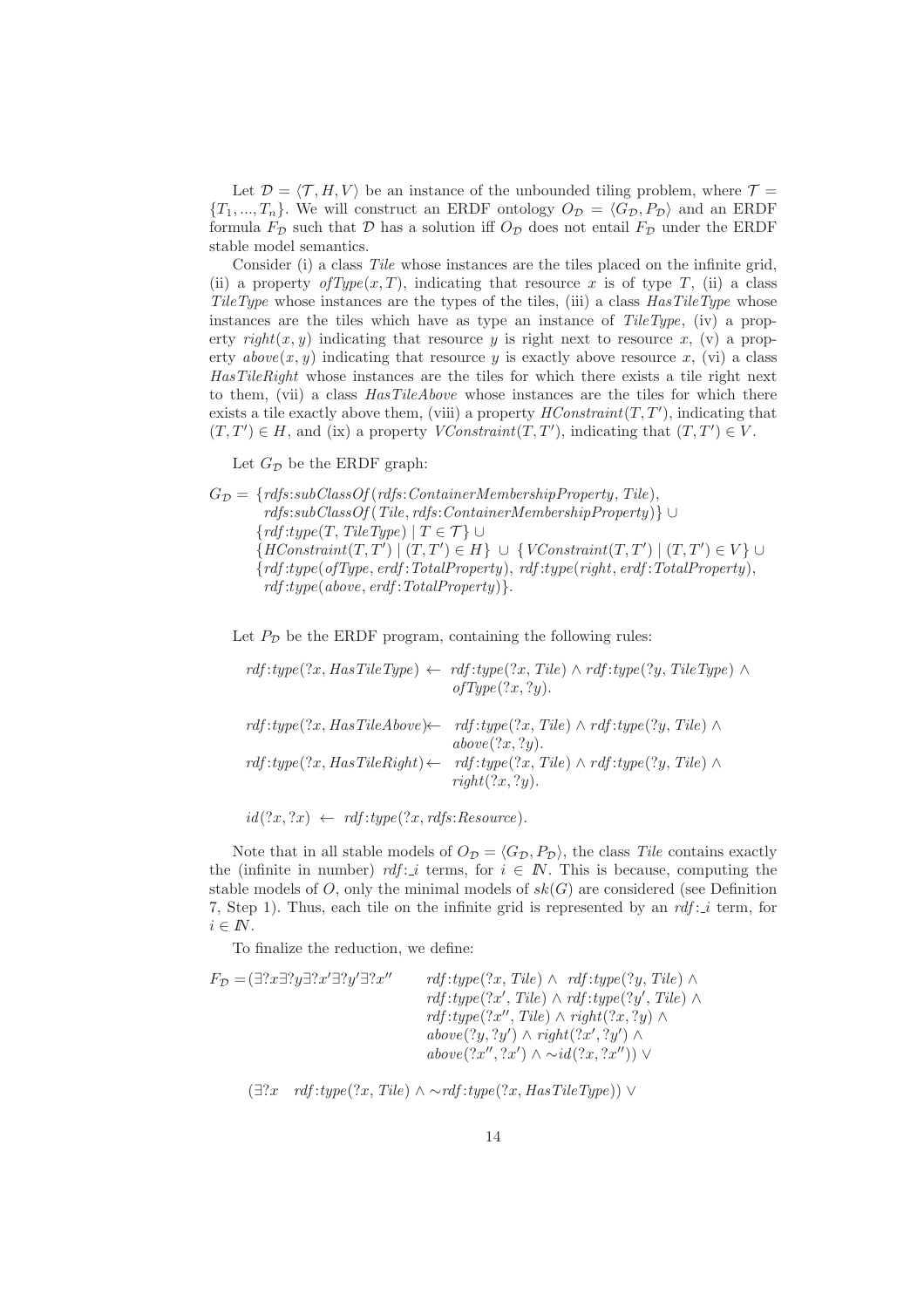Let $\mathcal{D} = \langle \mathcal{T}, H, V \rangle$ be an instance of the unbounded tiling problem, where $\mathcal{T} = \{T_1, ..., T_n\}$. We will construct an ERDF ontology $O_\mathcal{D} = \langle G_\mathcal{D}, P_\mathcal{D} \rangle$ and an ERDF formula $F_\mathcal{D}$ such that $\mathcal{D}$ has a solution iff $O_\mathcal{D}$ does not entail $F_\mathcal{D}$ under the ERDF stable model semantics.

Consider (i) a class *Tile* whose instances are the tiles placed on the infinite grid, (ii) a property $ofType(x, T)$, indicating that resource $x$ is of type $T$, (ii) a class *TileType* whose instances are the types of the tiles, (iii) a class *HasTileType* whose instances are the tiles which have as type an instance of *TileType*, (iv) a property $right(x, y)$ indicating that resource $y$ is right next to resource $x$, (v) a property $above(x, y)$ indicating that resource $y$ is exactly above resource $x$, (vi) a class *HasTileRight* whose instances are the tiles for which there exists a tile right next to them, (vii) a class *HasTileAbove* whose instances are the tiles for which there exists a tile exactly above them, (viii) a property $HConstraint(T, T')$, indicating that $(T, T') \in H$, and (ix) a property $VConstraint(T, T')$, indicating that $(T, T') \in V$.

Let $G_\mathcal{D}$ be the ERDF graph:

$$
\begin{aligned}
G_\mathcal{D} = \; & \{rdfs{:}subClassOf(rdfs{:}ContainerMembershipProperty, Tile), \\
& \quad rdfs{:}subClassOf(Tile, rdfs{:}ContainerMembershipProperty)\} \cup \\
& \{rdf{:}type(T, TileType) \mid T \in \mathcal{T}\} \cup \\
& \{HConstraint(T, T') \mid (T, T') \in H\} \;\cup\; \{VConstraint(T, T') \mid (T, T') \in V\} \cup \\
& \{rdf{:}type(ofType, erdf{:}TotalProperty),\; rdf{:}type(right, erdf{:}TotalProperty), \\
& \quad rdf{:}type(above, erdf{:}TotalProperty)\}.
\end{aligned}
$$

Let $P_\mathcal{D}$ be the ERDF program, containing the following rules:

$$
\begin{aligned}
rdf{:}type(?x, HasTileType) \leftarrow \; & rdf{:}type(?x, Tile) \wedge rdf{:}type(?y, TileType) \wedge \\
& ofType(?x, ?y).
\end{aligned}
$$

$$
\begin{aligned}
rdf{:}type(?x, HasTileAbove) \leftarrow \; & rdf{:}type(?x, Tile) \wedge rdf{:}type(?y, Tile) \wedge \\
& above(?x, ?y). \\
rdf{:}type(?x, HasTileRight) \leftarrow \; & rdf{:}type(?x, Tile) \wedge rdf{:}type(?y, Tile) \wedge \\
& right(?x, ?y).
\end{aligned}
$$

$$
id(?x, ?x) \;\leftarrow\; rdf{:}type(?x, rdfs{:}Resource).
$$

Note that in all stable models of $O_\mathcal{D} = \langle G_\mathcal{D}, P_\mathcal{D} \rangle$, the class *Tile* contains exactly the (infinite in number) $rdf{:}\_i$ terms, for $i \in I\!N$. This is because, computing the stable models of $O$, only the minimal models of $sk(G)$ are considered (see Definition 7, Step 1). Thus, each tile on the infinite grid is represented by an $rdf{:}\_i$ term, for $i \in I\!N$.

To finalize the reduction, we define:

$$
\begin{aligned}
F_\mathcal{D} = (\exists ?x \exists ?y \exists ?x' \exists ?y' \exists ?x'' \quad & rdf{:}type(?x, Tile) \wedge \; rdf{:}type(?y, Tile) \wedge \\
& rdf{:}type(?x', Tile) \wedge rdf{:}type(?y', Tile) \wedge \\
& rdf{:}type(?x'', Tile) \wedge right(?x, ?y) \wedge \\
& above(?y, ?y') \wedge right(?x', ?y') \wedge \\
& above(?x'', ?x') \wedge {\sim}id(?x, ?x'')) \vee
\end{aligned}
$$

$$
(\exists ?x \quad rdf{:}type(?x, Tile) \wedge {\sim}rdf{:}type(?x, HasTileType)) \vee
$$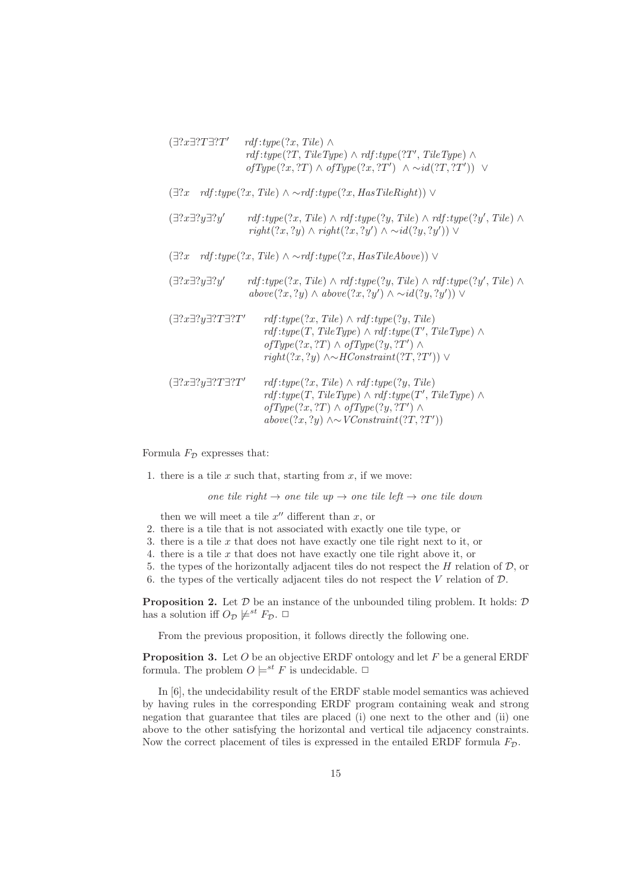$$
\begin{array}{ll}
(\exists ?x \exists ?T \exists ?T' & rdf{:}type(?x, Tile) \wedge \\
& rdf{:}type(?T, TileType) \wedge rdf{:}type(?T', TileType) \wedge \\
& ofType(?x, ?T) \wedge ofType(?x, ?T') \ \wedge \sim id(?T, ?T')) \ \vee
\end{array}
$$

$$
(\exists ?x \quad rdf{:}type(?x, Tile) \wedge \sim rdf{:}type(?x, HasTileRight)) \vee
$$

$$
\begin{array}{ll}
(\exists ?x \exists ?y \exists ?y' & rdf{:}type(?x, Tile) \wedge rdf{:}type(?y, Tile) \wedge rdf{:}type(?y', Tile) \wedge \\
& right(?x, ?y) \wedge right(?x, ?y') \wedge \sim id(?y, ?y')) \vee
\end{array}
$$

$$
(\exists ?x \quad rdf{:}type(?x, Tile) \wedge \sim rdf{:}type(?x, HasTileAbove)) \vee
$$

$$
\begin{array}{ll}
(\exists ?x \exists ?y \exists ?y' & rdf{:}type(?x, Tile) \wedge rdf{:}type(?y, Tile) \wedge rdf{:}type(?y', Tile) \wedge \\
& above(?x, ?y) \wedge above(?x, ?y') \wedge \sim id(?y, ?y')) \vee
\end{array}
$$

$$
\begin{array}{ll}
(\exists ?x \exists ?y \exists ?T \exists ?T' & rdf{:}type(?x, Tile) \wedge rdf{:}type(?y, Tile) \\
& rdf{:}type(T, TileType) \wedge rdf{:}type(T', TileType) \wedge \\
& ofType(?x, ?T) \wedge ofType(?y, ?T') \wedge \\
& right(?x, ?y) \wedge \sim HConstraint(?T, ?T')) \vee
\end{array}
$$

$$
\begin{array}{ll}
(\exists ?x \exists ?y \exists ?T \exists ?T' & rdf{:}type(?x, Tile) \wedge rdf{:}type(?y, Tile) \\
& rdf{:}type(T, TileType) \wedge rdf{:}type(T', TileType) \wedge \\
& ofType(?x, ?T) \wedge ofType(?y, ?T') \wedge \\
& above(?x, ?y) \wedge \sim VConstraint(?T, ?T'))
\end{array}
$$

Formula $F_{\mathcal{D}}$ expresses that:

1. there is a tile $x$ such that, starting from $x$, if we move:

   *one tile right* $\rightarrow$ *one tile up* $\rightarrow$ *one tile left* $\rightarrow$ *one tile down*

   then we will meet a tile $x''$ different than $x$, or
2. there is a tile that is not associated with exactly one tile type, or
3. there is a tile $x$ that does not have exactly one tile right next to it, or
4. there is a tile $x$ that does not have exactly one tile right above it, or
5. the types of the horizontally adjacent tiles do not respect the $H$ relation of $\mathcal{D}$, or
6. the types of the vertically adjacent tiles do not respect the $V$ relation of $\mathcal{D}$.

**Proposition 2.** Let $\mathcal{D}$ be an instance of the unbounded tiling problem. It holds: $\mathcal{D}$ has a solution iff $O_{\mathcal{D}} \not\models^{st} F_{\mathcal{D}}$. □

From the previous proposition, it follows directly the following one.

**Proposition 3.** Let $O$ be an objective ERDF ontology and let $F$ be a general ERDF formula. The problem $O \models^{st} F$ is undecidable. □

In [6], the undecidability result of the ERDF stable model semantics was achieved by having rules in the corresponding ERDF program containing weak and strong negation that guarantee that tiles are placed (i) one next to the other and (ii) one above to the other satisfying the horizontal and vertical tile adjacency constraints. Now the correct placement of tiles is expressed in the entailed ERDF formula $F_{\mathcal{D}}$.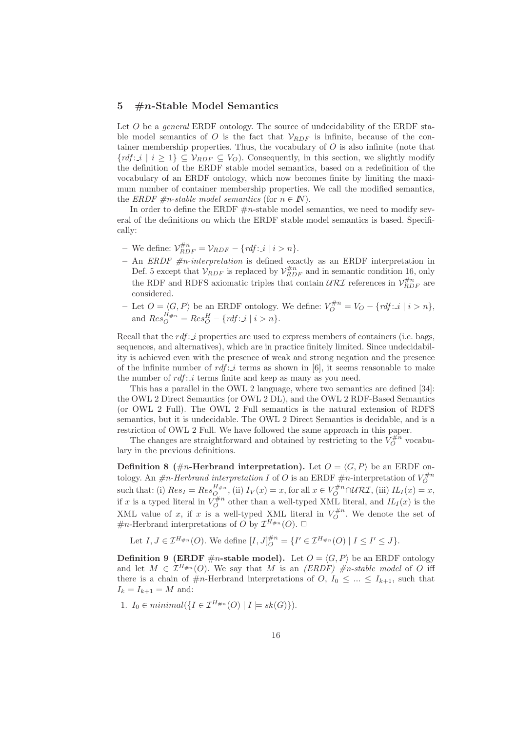## 5 #*n*-Stable Model Semantics

Let $O$ be a *general* ERDF ontology. The source of undecidability of the ERDF stable model semantics of $O$ is the fact that $\mathcal{V}_{RDF}$ is infinite, because of the container membership properties. Thus, the vocabulary of $O$ is also infinite (note that $\{rdf\!:\!\_i \mid i \geq 1\} \subseteq \mathcal{V}_{RDF} \subseteq V_O$). Consequently, in this section, we slightly modify the definition of the ERDF stable model semantics, based on a redefinition of the vocabulary of an ERDF ontology, which now becomes finite by limiting the maximum number of container membership properties. We call the modified semantics, the *ERDF #n-stable model semantics* (for $n \in I\!N$).

In order to define the ERDF $\#n$-stable model semantics, we need to modify several of the definitions on which the ERDF stable model semantics is based. Specifically:

- We define: $\mathcal{V}_{RDF}^{\#n} = \mathcal{V}_{RDF} - \{rdf\!:\!\_i \mid i > n\}$.
- An *ERDF #n-interpretation* is defined exactly as an ERDF interpretation in Def. 5 except that $\mathcal{V}_{RDF}$ is replaced by $\mathcal{V}_{RDF}^{\#n}$ and in semantic condition 16, only the RDF and RDFS axiomatic triples that contain $\mathcal{URI}$ references in $\mathcal{V}_{RDF}^{\#n}$ are considered.
- Let $O = \langle G, P \rangle$ be an ERDF ontology. We define: $V_O^{\#n} = V_O - \{rdf\!:\!\_i \mid i > n\}$, and $Res_O^{H_{\#n}} = Res_O^H - \{rdf\!:\!\_i \mid i > n\}$.

Recall that the $rdf\!:\!\_i$ properties are used to express members of containers (i.e. bags, sequences, and alternatives), which are in practice finitely limited. Since undecidability is achieved even with the presence of weak and strong negation and the presence of the infinite number of $rdf\!:\!\_i$ terms as shown in [6], it seems reasonable to make the number of $rdf\!:\!\_i$ terms finite and keep as many as you need.

This has a parallel in the OWL 2 language, where two semantics are defined [34]: the OWL 2 Direct Semantics (or OWL 2 DL), and the OWL 2 RDF-Based Semantics (or OWL 2 Full). The OWL 2 Full semantics is the natural extension of RDFS semantics, but it is undecidable. The OWL 2 Direct Semantics is decidable, and is a restriction of OWL 2 Full. We have followed the same approach in this paper.

The changes are straightforward and obtained by restricting to the $V_O^{\#n}$ vocabulary in the previous definitions.

**Definition 8 (#*n*-Herbrand interpretation).** Let $O = \langle G, P \rangle$ be an ERDF ontology. An *#n-Herbrand interpretation* $I$ of $O$ is an ERDF $\#n$-interpretation of $V_O^{\#n}$ such that: (i) $Res_I = Res_O^{H_{\#n}}$, (ii) $I_V(x) = x$, for all $x \in V_O^{\#n} \cap \mathcal{URI}$, (iii) $IL_I(x) = x$, if $x$ is a typed literal in $V_O^{\#n}$ other than a well-typed XML literal, and $IL_I(x)$ is the XML value of $x$, if $x$ is a well-typed XML literal in $V_O^{\#n}$. We denote the set of $\#n$-Herbrand interpretations of $O$ by $\mathcal{I}^{H_{\#n}}(O)$. □

Let $I, J \in \mathcal{I}^{H_{\#n}}(O)$. We define $[I, J]_O^{\#n} = \{I' \in \mathcal{I}^{H_{\#n}}(O) \mid I \leq I' \leq J\}$.

**Definition 9 (ERDF #*n*-stable model).** Let $O = \langle G, P \rangle$ be an ERDF ontology and let $M \in \mathcal{I}^{H_{\#n}}(O)$. We say that $M$ is an *(ERDF) #n-stable model* of $O$ iff there is a chain of $\#n$-Herbrand interpretations of $O$, $I_0 \leq \ldots \leq I_{k+1}$, such that $I_k = I_{k+1} = M$ and:

1. $I_0 \in minimal(\{I \in \mathcal{I}^{H_{\#n}}(O) \mid I \models sk(G)\})$.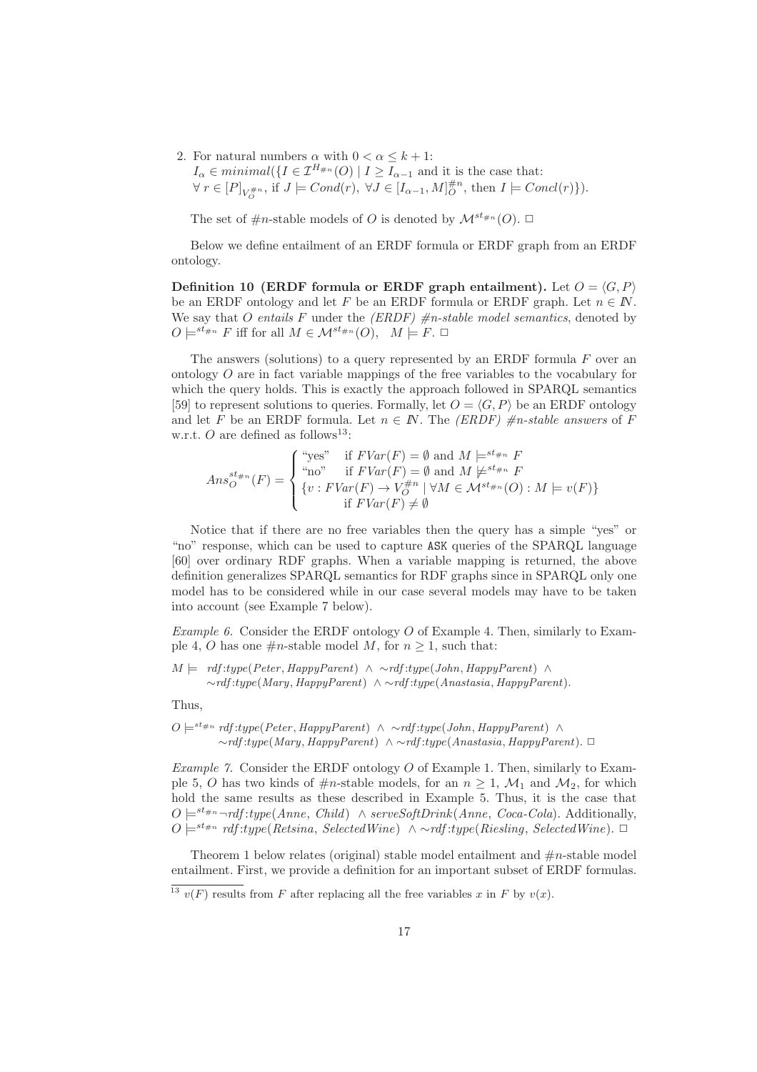2. For natural numbers $\alpha$ with $0 < \alpha \leq k+1$:
   $I_\alpha \in minimal(\{I \in \mathcal{I}^{H_{\#n}}(O) \mid I \geq I_{\alpha-1}$ and it is the case that:
   $\forall\, r \in [P]_{V_O^{\#n}}$, if $J \models Cond(r),\ \forall J \in [I_{\alpha-1}, M]_O^{\#n}$, then $I \models Concl(r)\})$.

   The set of $\#n$-stable models of $O$ is denoted by $\mathcal{M}^{st_{\#n}}(O)$. □

Below we define entailment of an ERDF formula or ERDF graph from an ERDF ontology.

**Definition 10 (ERDF formula or ERDF graph entailment).** Let $O = \langle G, P \rangle$ be an ERDF ontology and let $F$ be an ERDF formula or ERDF graph. Let $n \in I\!N$. We say that $O$ *entails* $F$ under the *(ERDF) $\#n$-stable model semantics*, denoted by $O \models^{st_{\#n}} F$ iff for all $M \in \mathcal{M}^{st_{\#n}}(O)$, $\quad M \models F$. □

The answers (solutions) to a query represented by an ERDF formula $F$ over an ontology $O$ are in fact variable mappings of the free variables to the vocabulary for which the query holds. This is exactly the approach followed in SPARQL semantics [59] to represent solutions to queries. Formally, let $O = \langle G, P \rangle$ be an ERDF ontology and let $F$ be an ERDF formula. Let $n \in I\!N$. The *(ERDF) $\#n$-stable answers* of $F$ w.r.t. $O$ are defined as follows[13]:

$$Ans_O^{st_{\#n}}(F) = \begin{cases} \text{"yes"} & \text{if } FVar(F) = \emptyset \text{ and } M \models^{st_{\#n}} F \\ \text{"no"} & \text{if } FVar(F) = \emptyset \text{ and } M \not\models^{st_{\#n}} F \\ \{v : FVar(F) \to V_O^{\#n} \mid \forall M \in \mathcal{M}^{st_{\#n}}(O) : M \models v(F)\} \\ \qquad \text{if } FVar(F) \neq \emptyset \end{cases}$$

Notice that if there are no free variables then the query has a simple "yes" or "no" response, which can be used to capture `ASK` queries of the SPARQL language [60] over ordinary RDF graphs. When a variable mapping is returned, the above definition generalizes SPARQL semantics for RDF graphs since in SPARQL only one model has to be considered while in our case several models may have to be taken into account (see Example 7 below).

*Example 6.* Consider the ERDF ontology $O$ of Example 4. Then, similarly to Example 4, $O$ has one $\#n$-stable model $M$, for $n \geq 1$, such that:

$M \models$ $rdf{:}type(Peter, HappyParent) \ \wedge \ \sim rdf{:}type(John, HappyParent) \ \wedge$
$\sim rdf{:}type(Mary, HappyParent) \ \wedge \sim rdf{:}type(Anastasia, HappyParent)$.

Thus,

$O \models^{st_{\#n}} rdf{:}type(Peter, HappyParent) \ \wedge \ \sim rdf{:}type(John, HappyParent) \ \wedge$
$\sim rdf{:}type(Mary, HappyParent) \ \wedge \sim rdf{:}type(Anastasia, HappyParent)$. □

*Example 7.* Consider the ERDF ontology $O$ of Example 1. Then, similarly to Example 5, $O$ has two kinds of $\#n$-stable models, for an $n \geq 1$, $\mathcal{M}_1$ and $\mathcal{M}_2$, for which hold the same results as these described in Example 5. Thus, it is the case that $O \models^{st_{\#n}} \neg rdf{:}type(Anne, Child) \ \wedge \ serveSoftDrink(Anne, Coca\text{-}Cola)$. Additionally, $O \models^{st_{\#n}} rdf{:}type(Retsina, SelectedWine) \ \wedge \sim rdf{:}type(Riesling, SelectedWine)$. □

Theorem 1 below relates (original) stable model entailment and $\#n$-stable model entailment. First, we provide a definition for an important subset of ERDF formulas.

[13] $v(F)$ results from $F$ after replacing all the free variables $x$ in $F$ by $v(x)$.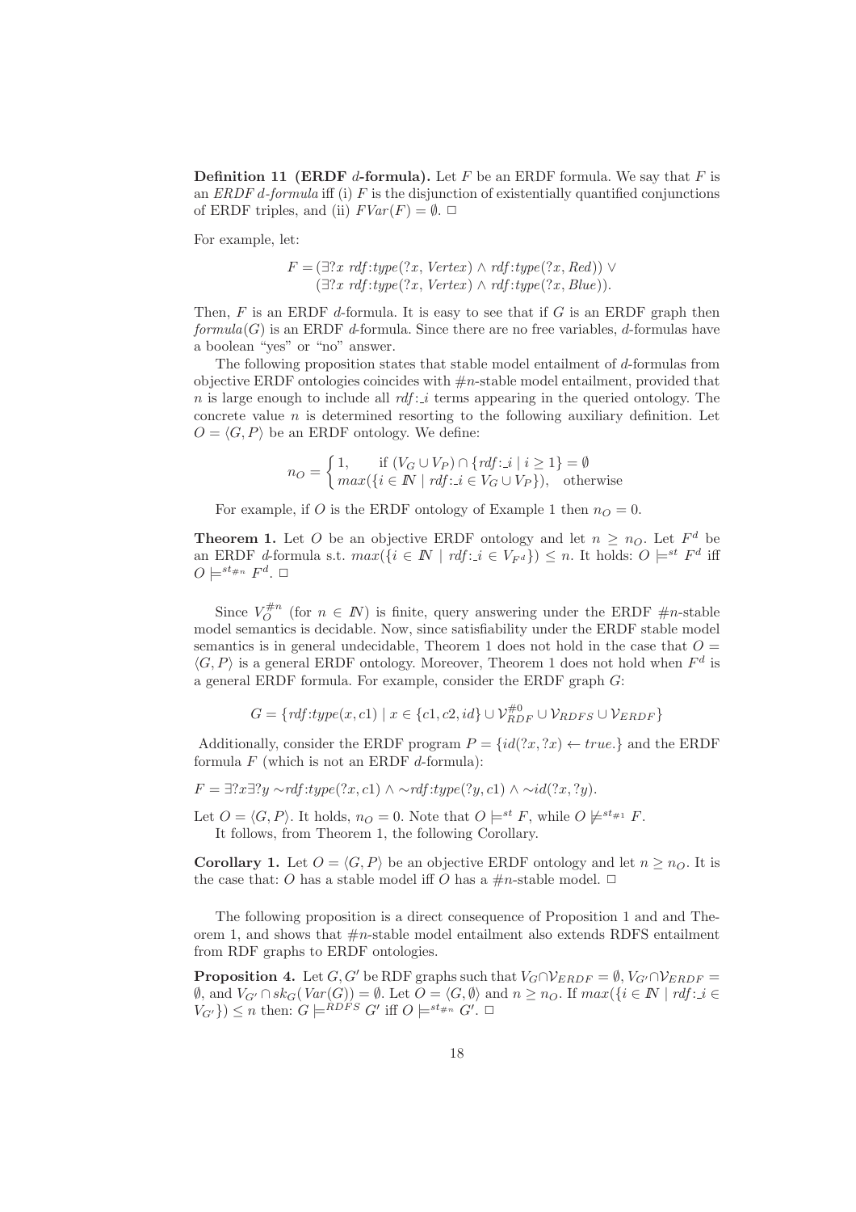**Definition 11 (ERDF $d$-formula).** Let $F$ be an ERDF formula. We say that $F$ is an *ERDF $d$-formula* iff (i) $F$ is the disjunction of existentially quantified conjunctions of ERDF triples, and (ii) $FVar(F) = \emptyset$. □

For example, let:

$$F = (\exists ?x \; rdf{:}type(?x, Vertex) \wedge rdf{:}type(?x, Red)) \vee$$
$$(\exists ?x \; rdf{:}type(?x, Vertex) \wedge rdf{:}type(?x, Blue)).$$

Then, $F$ is an ERDF $d$-formula. It is easy to see that if $G$ is an ERDF graph then $formula(G)$ is an ERDF $d$-formula. Since there are no free variables, $d$-formulas have a boolean "yes" or "no" answer.

The following proposition states that stable model entailment of $d$-formulas from objective ERDF ontologies coincides with $\#n$-stable model entailment, provided that $n$ is large enough to include all $rdf{:}\_i$ terms appearing in the queried ontology. The concrete value $n$ is determined resorting to the following auxiliary definition. Let $O = \langle G, P \rangle$ be an ERDF ontology. We define:

$$n_O = \begin{cases} 1, & \text{if } (V_G \cup V_P) \cap \{rdf{:}\_i \mid i \geq 1\} = \emptyset \\ max(\{i \in I\!N \mid rdf{:}\_i \in V_G \cup V_P\}), & \text{otherwise} \end{cases}$$

For example, if $O$ is the ERDF ontology of Example 1 then $n_O = 0$.

**Theorem 1.** Let $O$ be an objective ERDF ontology and let $n \geq n_O$. Let $F^d$ be an ERDF $d$-formula s.t. $max(\{i \in I\!N \mid rdf{:}\_i \in V_{F^d}\}) \leq n$. It holds: $O \models^{st} F^d$ iff $O \models^{st_{\#n}} F^d$. □

Since $V_O^{\#n}$ (for $n \in I\!N$) is finite, query answering under the ERDF $\#n$-stable model semantics is decidable. Now, since satisfiability under the ERDF stable model semantics is in general undecidable, Theorem 1 does not hold in the case that $O = \langle G, P \rangle$ is a general ERDF ontology. Moreover, Theorem 1 does not hold when $F^d$ is a general ERDF formula. For example, consider the ERDF graph $G$:

$$G = \{rdf{:}type(x, c1) \mid x \in \{c1, c2, id\} \cup \mathcal{V}_{RDF}^{\#0} \cup \mathcal{V}_{RDFS} \cup \mathcal{V}_{ERDF}\}$$

Additionally, consider the ERDF program $P = \{id(?x, ?x) \leftarrow true.\}$ and the ERDF formula $F$ (which is not an ERDF $d$-formula):

$$F = \exists ?x \exists ?y \sim rdf{:}type(?x, c1) \wedge \sim rdf{:}type(?y, c1) \wedge \sim id(?x, ?y).$$

Let $O = \langle G, P \rangle$. It holds, $n_O = 0$. Note that $O \models^{st} F$, while $O \not\models^{st_{\#1}} F$.

It follows, from Theorem 1, the following Corollary.

**Corollary 1.** Let $O = \langle G, P \rangle$ be an objective ERDF ontology and let $n \geq n_O$. It is the case that: $O$ has a stable model iff $O$ has a $\#n$-stable model. □

The following proposition is a direct consequence of Proposition 1 and and Theorem 1, and shows that $\#n$-stable model entailment also extends RDFS entailment from RDF graphs to ERDF ontologies.

**Proposition 4.** Let $G, G'$ be RDF graphs such that $V_G \cap \mathcal{V}_{ERDF} = \emptyset$, $V_{G'} \cap \mathcal{V}_{ERDF} = \emptyset$, and $V_{G'} \cap sk_G(Var(G)) = \emptyset$. Let $O = \langle G, \emptyset \rangle$ and $n \geq n_O$. If $max(\{i \in I\!N \mid rdf{:}\_i \in V_{G'}\}) \leq n$ then: $G \models^{RDFS} G'$ iff $O \models^{st_{\#n}} G'$. □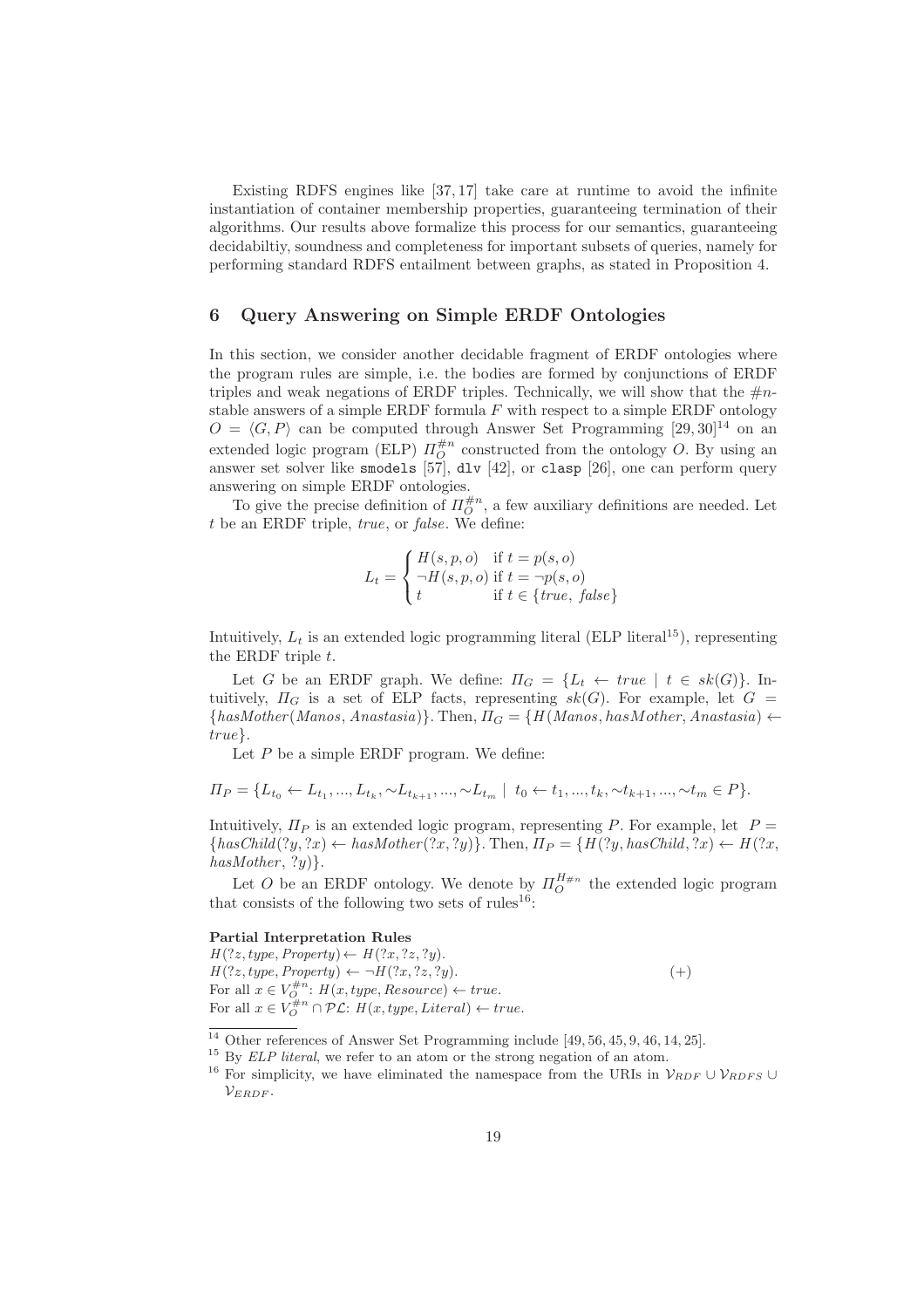Existing RDFS engines like [37, 17] take care at runtime to avoid the infinite instantiation of container membership properties, guaranteeing termination of their algorithms. Our results above formalize this process for our semantics, guaranteeing decidabiltiy, soundness and completeness for important subsets of queries, namely for performing standard RDFS entailment between graphs, as stated in Proposition 4.

## 6 Query Answering on Simple ERDF Ontologies

In this section, we consider another decidable fragment of ERDF ontologies where the program rules are simple, i.e. the bodies are formed by conjunctions of ERDF triples and weak negations of ERDF triples. Technically, we will show that the $\#n$-stable answers of a simple ERDF formula $F$ with respect to a simple ERDF ontology $O = \langle G, P \rangle$ can be computed through Answer Set Programming [29, 30][14] on an extended logic program (ELP) $\Pi_O^{\#n}$ constructed from the ontology $O$. By using an answer set solver like `smodels` [57], `dlv` [42], or `clasp` [26], one can perform query answering on simple ERDF ontologies.

To give the precise definition of $\Pi_O^{\#n}$, a few auxiliary definitions are needed. Let $t$ be an ERDF triple, *true*, or *false*. We define:

$$L_t = \begin{cases} H(s,p,o) & \text{if } t = p(s,o) \\ \neg H(s,p,o) & \text{if } t = \neg p(s,o) \\ t & \text{if } t \in \{true,\ false\} \end{cases}$$

Intuitively, $L_t$ is an extended logic programming literal (ELP literal[15]), representing the ERDF triple $t$.

Let $G$ be an ERDF graph. We define: $\Pi_G = \{L_t \leftarrow true \mid t \in sk(G)\}$. Intuitively, $\Pi_G$ is a set of ELP facts, representing $sk(G)$. For example, let $G = \{hasMother(Manos, Anastasia)\}$. Then, $\Pi_G = \{H(Manos, hasMother, Anastasia) \leftarrow true\}$.

Let $P$ be a simple ERDF program. We define:

$$\Pi_P = \{L_{t_0} \leftarrow L_{t_1}, ..., L_{t_k}, \sim L_{t_{k+1}}, ..., \sim L_{t_m} \mid t_0 \leftarrow t_1, ..., t_k, \sim t_{k+1}, ..., \sim t_m \in P\}.$$

Intuitively, $\Pi_P$ is an extended logic program, representing $P$. For example, let $P = \{hasChild(?y, ?x) \leftarrow hasMother(?x, ?y)\}$. Then, $\Pi_P = \{H(?y, hasChild, ?x) \leftarrow H(?x, hasMother, ?y)\}$.

Let $O$ be an ERDF ontology. We denote by $\Pi_O^{H_{\#n}}$ the extended logic program that consists of the following two sets of rules[16]:

**Partial Interpretation Rules**

$H(?z, type, Property) \leftarrow H(?x, ?z, ?y)$.
$H(?z, type, Property) \leftarrow \neg H(?x, ?z, ?y)$. $\quad (+)$
For all $x \in V_O^{\#n}$: $H(x, type, Resource) \leftarrow true$.
For all $x \in V_O^{\#n} \cap \mathcal{PL}$: $H(x, type, Literal) \leftarrow true$.

[14] Other references of Answer Set Programming include [49, 56, 45, 9, 46, 14, 25].

[15] By *ELP literal*, we refer to an atom or the strong negation of an atom.

[16] For simplicity, we have eliminated the namespace from the URIs in $\mathcal{V}_{RDF} \cup \mathcal{V}_{RDFS} \cup \mathcal{V}_{ERDF}$.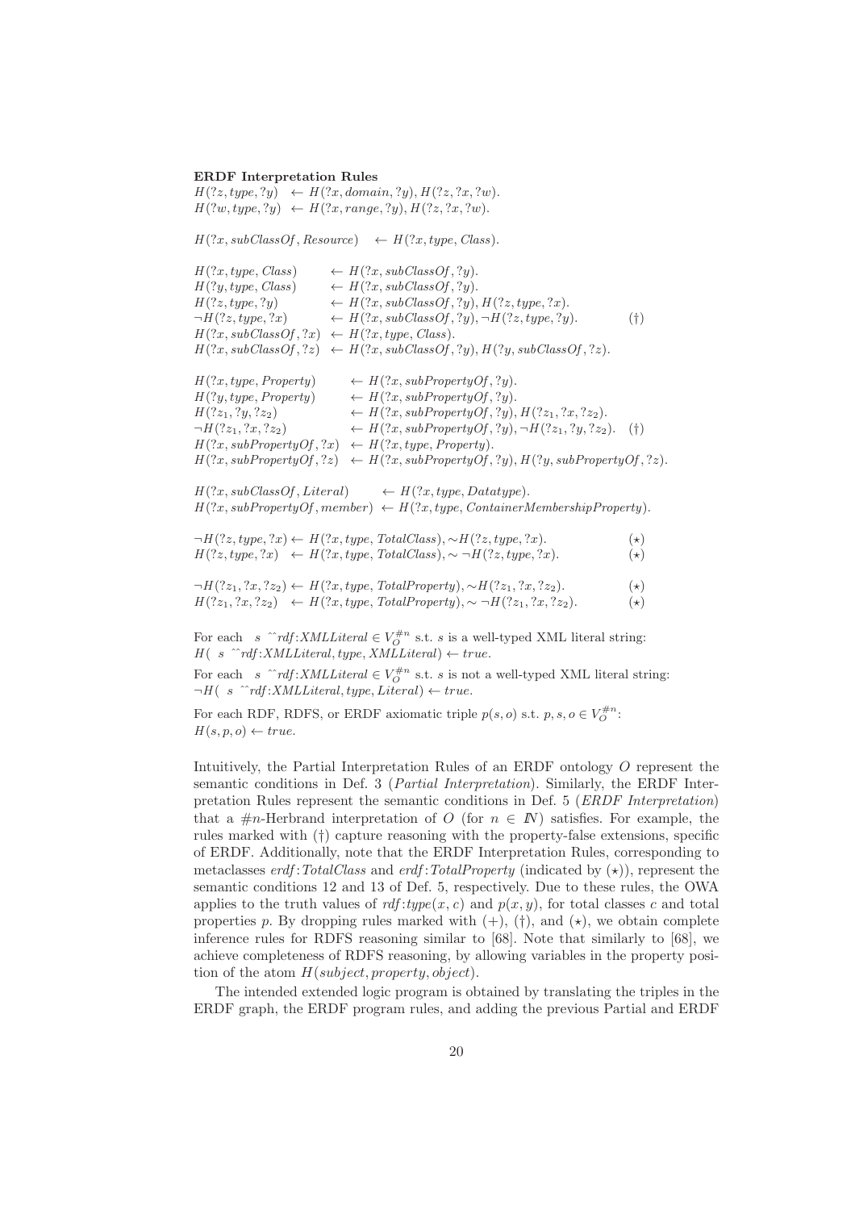**ERDF Interpretation Rules**

$H(?z, type, ?y) \leftarrow H(?x, domain, ?y), H(?z, ?x, ?w).$
$H(?w, type, ?y) \leftarrow H(?x, range, ?y), H(?z, ?x, ?w).$

$H(?x, subClassOf, Resource) \leftarrow H(?x, type, Class).$

$H(?x, type, Class) \leftarrow H(?x, subClassOf, ?y).$
$H(?y, type, Class) \leftarrow H(?x, subClassOf, ?y).$
$H(?z, type, ?y) \leftarrow H(?x, subClassOf, ?y), H(?z, type, ?x).$
$\neg H(?z, type, ?x) \leftarrow H(?x, subClassOf, ?y), \neg H(?z, type, ?y).$ (†)
$H(?x, subClassOf, ?x) \leftarrow H(?x, type, Class).$
$H(?x, subClassOf, ?z) \leftarrow H(?x, subClassOf, ?y), H(?y, subClassOf, ?z).$

$H(?x, type, Property) \leftarrow H(?x, subPropertyOf, ?y).$
$H(?y, type, Property) \leftarrow H(?x, subPropertyOf, ?y).$
$H(?z_1, ?y, ?z_2) \leftarrow H(?x, subPropertyOf, ?y), H(?z_1, ?x, ?z_2).$
$\neg H(?z_1, ?x, ?z_2) \leftarrow H(?x, subPropertyOf, ?y), \neg H(?z_1, ?y, ?z_2).$ (†)
$H(?x, subPropertyOf, ?x) \leftarrow H(?x, type, Property).$
$H(?x, subPropertyOf, ?z) \leftarrow H(?x, subPropertyOf, ?y), H(?y, subPropertyOf, ?z).$

$H(?x, subClassOf, Literal) \leftarrow H(?x, type, Datatype).$
$H(?x, subPropertyOf, member) \leftarrow H(?x, type, ContainerMembershipProperty).$

$\neg H(?z, type, ?x) \leftarrow H(?x, type, TotalClass), \sim H(?z, type, ?x).$ ($\star$)
$H(?z, type, ?x) \leftarrow H(?x, type, TotalClass), \sim \neg H(?z, type, ?x).$ ($\star$)

$\neg H(?z_1, ?x, ?z_2) \leftarrow H(?x, type, TotalProperty), \sim H(?z_1, ?x, ?z_2).$ ($\star$)
$H(?z_1, ?x, ?z_2) \leftarrow H(?x, type, TotalProperty), \sim \neg H(?z_1, ?x, ?z_2).$ ($\star$)

For each $s$ ^^*rdf*:*XMLLiteral* $\in V_O^{\#n}$ s.t. $s$ is a well-typed XML literal string:
$H($ $s$ ^^*rdf*:*XMLLiteral*, *type*, *XMLLiteral*$) \leftarrow true.$

For each $s$ ^^*rdf*:*XMLLiteral* $\in V_O^{\#n}$ s.t. $s$ is not a well-typed XML literal string:
$\neg H($ $s$ ^^*rdf*:*XMLLiteral*, *type*, *Literal*$) \leftarrow true.$

For each RDF, RDFS, or ERDF axiomatic triple $p(s, o)$ s.t. $p, s, o \in V_O^{\#n}$:
$H(s, p, o) \leftarrow true.$

Intuitively, the Partial Interpretation Rules of an ERDF ontology $O$ represent the semantic conditions in Def. 3 (*Partial Interpretation*). Similarly, the ERDF Interpretation Rules represent the semantic conditions in Def. 5 (*ERDF Interpretation*) that a $\#n$-Herbrand interpretation of $O$ (for $n \in \mathbb{N}$) satisfies. For example, the rules marked with (†) capture reasoning with the property-false extensions, specific of ERDF. Additionally, note that the ERDF Interpretation Rules, corresponding to metaclasses *erdf*:*TotalClass* and *erdf*:*TotalProperty* (indicated by ($\star$)), represent the semantic conditions 12 and 13 of Def. 5, respectively. Due to these rules, the OWA applies to the truth values of *rdf*:*type*$(x, c)$ and $p(x, y)$, for total classes $c$ and total properties $p$. By dropping rules marked with (+), (†), and ($\star$), we obtain complete inference rules for RDFS reasoning similar to [68]. Note that similarly to [68], we achieve completeness of RDFS reasoning, by allowing variables in the property position of the atom $H(subject, property, object)$.

The intended extended logic program is obtained by translating the triples in the ERDF graph, the ERDF program rules, and adding the previous Partial and ERDF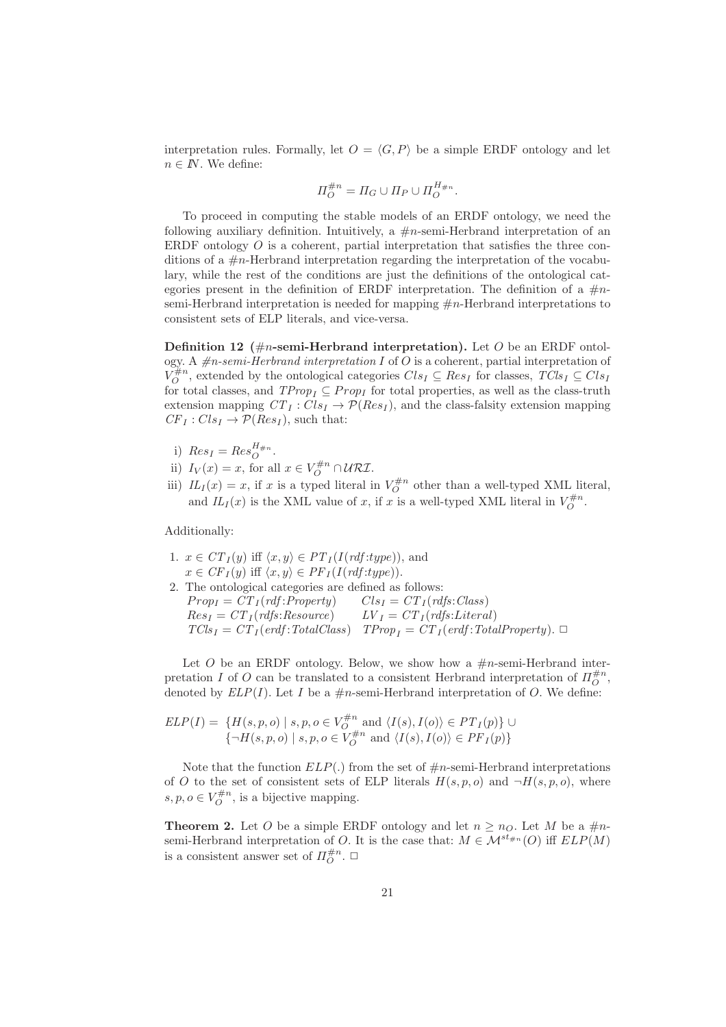interpretation rules. Formally, let $O = \langle G, P \rangle$ be a simple ERDF ontology and let $n \in I\!N$. We define:

$$\Pi_O^{\#n} = \Pi_G \cup \Pi_P \cup \Pi_O^{H_{\#n}}.$$

To proceed in computing the stable models of an ERDF ontology, we need the following auxiliary definition. Intuitively, a $\#n$-semi-Herbrand interpretation of an ERDF ontology $O$ is a coherent, partial interpretation that satisfies the three conditions of a $\#n$-Herbrand interpretation regarding the interpretation of the vocabulary, while the rest of the conditions are just the definitions of the ontological categories present in the definition of ERDF interpretation. The definition of a $\#n$-semi-Herbrand interpretation is needed for mapping $\#n$-Herbrand interpretations to consistent sets of ELP literals, and vice-versa.

**Definition 12 ($\#n$-semi-Herbrand interpretation).** Let $O$ be an ERDF ontology. A *$\#n$-semi-Herbrand interpretation* $I$ of $O$ is a coherent, partial interpretation of $V_O^{\#n}$, extended by the ontological categories $Cls_I \subseteq Res_I$ for classes, $TCls_I \subseteq Cls_I$ for total classes, and $TProp_I \subseteq Prop_I$ for total properties, as well as the class-truth extension mapping $CT_I : Cls_I \rightarrow \mathcal{P}(Res_I)$, and the class-falsity extension mapping $CF_I : Cls_I \rightarrow \mathcal{P}(Res_I)$, such that:

i) $Res_I = Res_O^{H_{\#n}}$.
ii) $I_V(x) = x$, for all $x \in V_O^{\#n} \cap \mathcal{URI}$.
iii) $IL_I(x) = x$, if $x$ is a typed literal in $V_O^{\#n}$ other than a well-typed XML literal, and $IL_I(x)$ is the XML value of $x$, if $x$ is a well-typed XML literal in $V_O^{\#n}$.

Additionally:

1. $x \in CT_I(y)$ iff $\langle x, y \rangle \in PT_I(I(rdf\!:\!type))$, and $x \in CF_I(y)$ iff $\langle x, y \rangle \in PF_I(I(rdf\!:\!type))$.
2. The ontological categories are defined as follows:
$Prop_I = CT_I(rdf\!:\!Property)$ $\quad$ $Cls_I = CT_I(rdfs\!:\!Class)$
$Res_I = CT_I(rdfs\!:\!Resource)$ $\quad$ $LV_I = CT_I(rdfs\!:\!Literal)$
$TCls_I = CT_I(erdf\!:\!TotalClass)$ $\quad$ $TProp_I = CT_I(erdf\!:\!TotalProperty)$. $\Box$

Let $O$ be an ERDF ontology. Below, we show how a $\#n$-semi-Herbrand interpretation $I$ of $O$ can be translated to a consistent Herbrand interpretation of $\Pi_O^{\#n}$, denoted by $ELP(I)$. Let $I$ be a $\#n$-semi-Herbrand interpretation of $O$. We define:

$$\begin{aligned} ELP(I) = \; & \{H(s,p,o) \mid s,p,o \in V_O^{\#n} \text{ and } \langle I(s), I(o) \rangle \in PT_I(p)\} \; \cup \\ & \{\neg H(s,p,o) \mid s,p,o \in V_O^{\#n} \text{ and } \langle I(s), I(o) \rangle \in PF_I(p)\} \end{aligned}$$

Note that the function $ELP(.)$ from the set of $\#n$-semi-Herbrand interpretations of $O$ to the set of consistent sets of ELP literals $H(s,p,o)$ and $\neg H(s,p,o)$, where $s, p, o \in V_O^{\#n}$, is a bijective mapping.

**Theorem 2.** Let $O$ be a simple ERDF ontology and let $n \geq n_O$. Let $M$ be a $\#n$-semi-Herbrand interpretation of $O$. It is the case that: $M \in \mathcal{M}^{st_{\#n}}(O)$ iff $ELP(M)$ is a consistent answer set of $\Pi_O^{\#n}$. $\Box$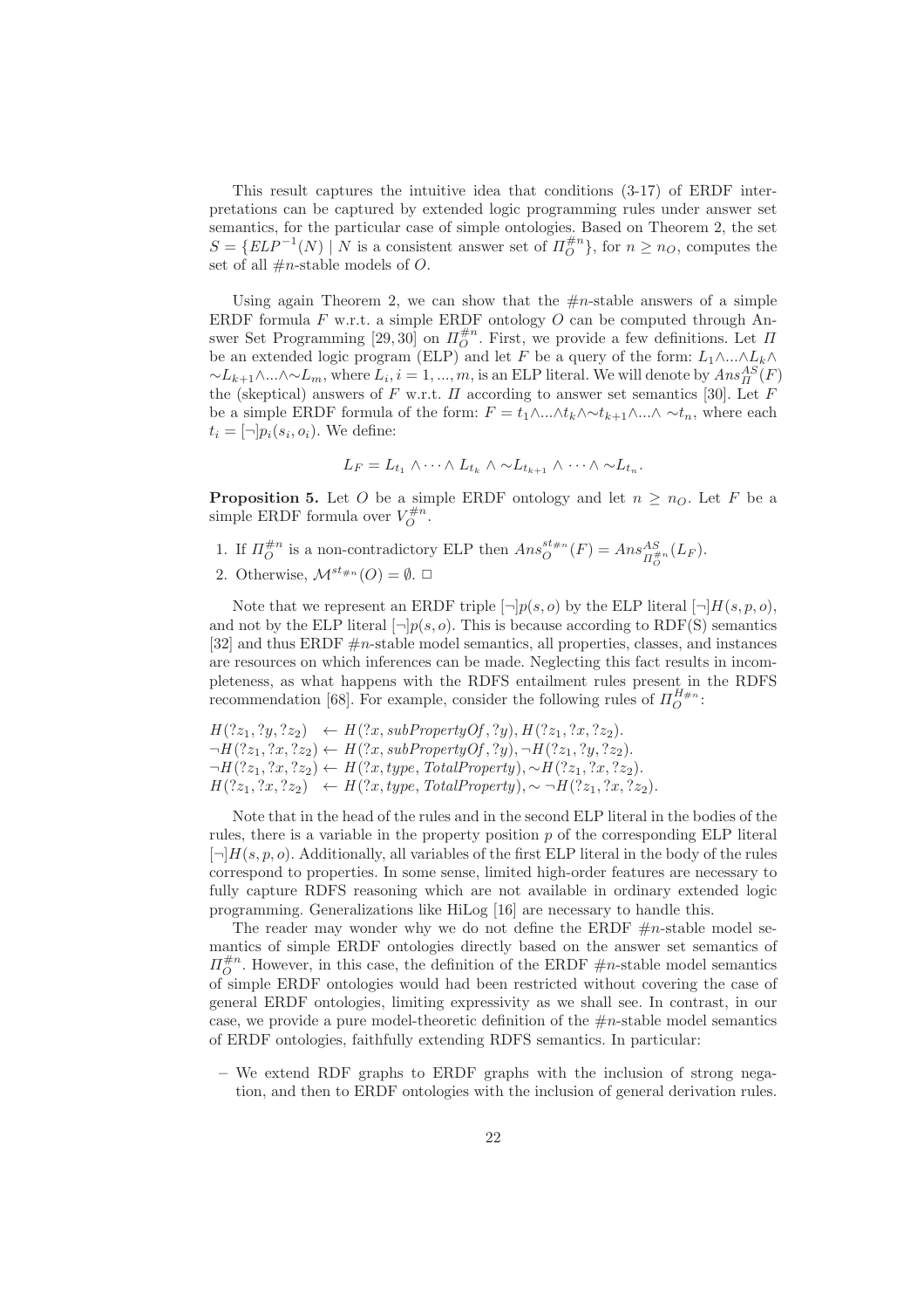This result captures the intuitive idea that conditions (3-17) of ERDF interpretations can be captured by extended logic programming rules under answer set semantics, for the particular case of simple ontologies. Based on Theorem 2, the set $S = \{ELP^{-1}(N) \mid N$ is a consistent answer set of $\Pi_O^{\#n}\}$, for $n \geq n_O$, computes the set of all $\#n$-stable models of $O$.

Using again Theorem 2, we can show that the $\#n$-stable answers of a simple ERDF formula $F$ w.r.t. a simple ERDF ontology $O$ can be computed through Answer Set Programming [29, 30] on $\Pi_O^{\#n}$. First, we provide a few definitions. Let $\Pi$ be an extended logic program (ELP) and let $F$ be a query of the form: $L_1 \wedge ... \wedge L_k \wedge \sim L_{k+1} \wedge ... \wedge \sim L_m$, where $L_i, i = 1, ..., m$, is an ELP literal. We will denote by $Ans_\Pi^{AS}(F)$ the (skeptical) answers of $F$ w.r.t. $\Pi$ according to answer set semantics [30]. Let $F$ be a simple ERDF formula of the form: $F = t_1 \wedge ... \wedge t_k \wedge \sim t_{k+1} \wedge ... \wedge \sim t_n$, where each $t_i = [\neg]p_i(s_i, o_i)$. We define:

$$L_F = L_{t_1} \wedge \cdots \wedge L_{t_k} \wedge \sim L_{t_{k+1}} \wedge \cdots \wedge \sim L_{t_n}.$$

**Proposition 5.** Let $O$ be a simple ERDF ontology and let $n \geq n_O$. Let $F$ be a simple ERDF formula over $V_O^{\#n}$.

1. If $\Pi_O^{\#n}$ is a non-contradictory ELP then $Ans_O^{st_{\#n}}(F) = Ans_{\Pi_O^{\#n}}^{AS}(L_F)$.
2. Otherwise, $\mathcal{M}^{st_{\#n}}(O) = \emptyset$. $\Box$

Note that we represent an ERDF triple $[\neg]p(s, o)$ by the ELP literal $[\neg]H(s, p, o)$, and not by the ELP literal $[\neg]p(s, o)$. This is because according to RDF(S) semantics [32] and thus ERDF $\#n$-stable model semantics, all properties, classes, and instances are resources on which inferences can be made. Neglecting this fact results in incompleteness, as what happens with the RDFS entailment rules present in the RDFS recommendation [68]. For example, consider the following rules of $\Pi_O^{H_{\#n}}$:

$H(?z_1, ?y, ?z_2) \quad \leftarrow H(?x, subPropertyOf, ?y), H(?z_1, ?x, ?z_2).$
$\neg H(?z_1, ?x, ?z_2) \leftarrow H(?x, subPropertyOf, ?y), \neg H(?z_1, ?y, ?z_2).$
$\neg H(?z_1, ?x, ?z_2) \leftarrow H(?x, type, TotalProperty), \sim H(?z_1, ?x, ?z_2).$
$H(?z_1, ?x, ?z_2) \quad \leftarrow H(?x, type, TotalProperty), \sim \neg H(?z_1, ?x, ?z_2).$

Note that in the head of the rules and in the second ELP literal in the bodies of the rules, there is a variable in the property position $p$ of the corresponding ELP literal $[\neg]H(s, p, o)$. Additionally, all variables of the first ELP literal in the body of the rules correspond to properties. In some sense, limited high-order features are necessary to fully capture RDFS reasoning which are not available in ordinary extended logic programming. Generalizations like HiLog [16] are necessary to handle this.

The reader may wonder why we do not define the ERDF $\#n$-stable model semantics of simple ERDF ontologies directly based on the answer set semantics of $\Pi_O^{\#n}$. However, in this case, the definition of the ERDF $\#n$-stable model semantics of simple ERDF ontologies would had been restricted without covering the case of general ERDF ontologies, limiting expressivity as we shall see. In contrast, in our case, we provide a pure model-theoretic definition of the $\#n$-stable model semantics of ERDF ontologies, faithfully extending RDFS semantics. In particular:

- We extend RDF graphs to ERDF graphs with the inclusion of strong negation, and then to ERDF ontologies with the inclusion of general derivation rules.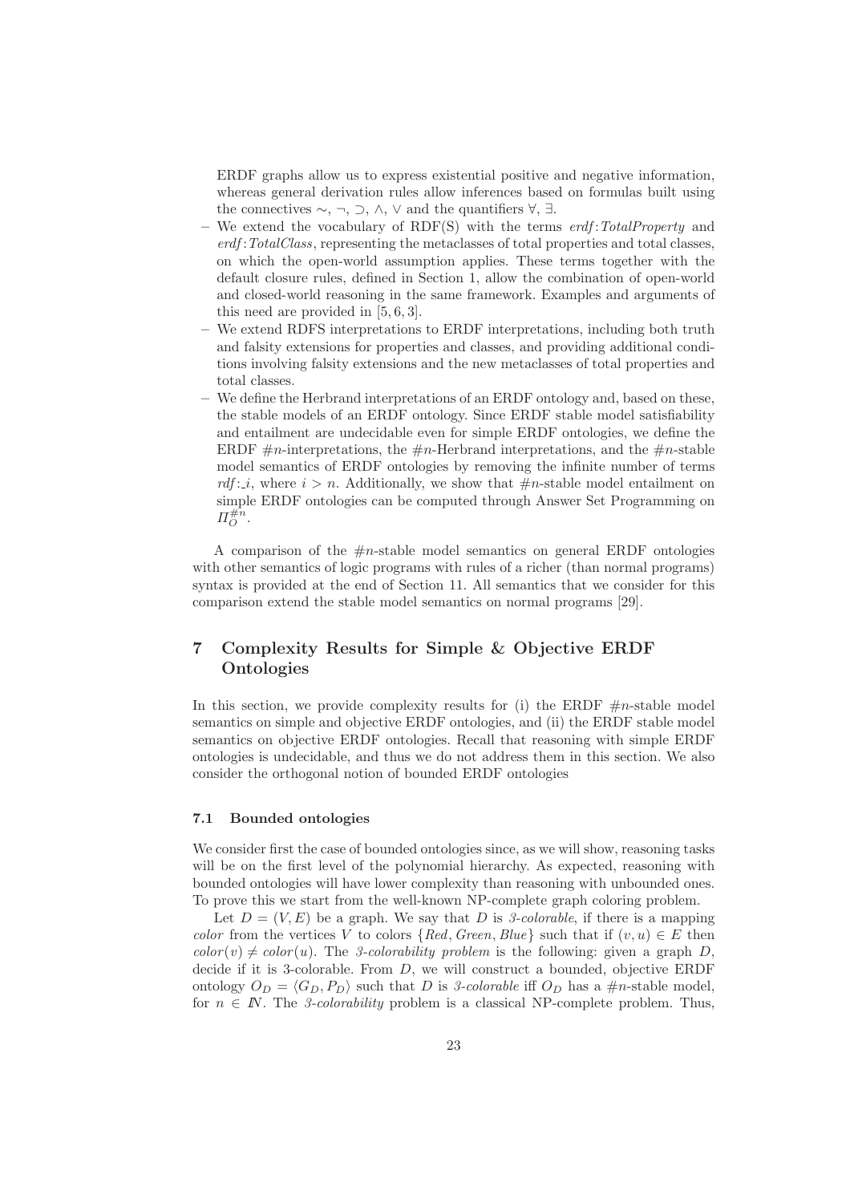ERDF graphs allow us to express existential positive and negative information, whereas general derivation rules allow inferences based on formulas built using the connectives $\sim$, $\neg$, $\supset$, $\wedge$, $\vee$ and the quantifiers $\forall$, $\exists$.

- We extend the vocabulary of RDF(S) with the terms *erdf*:*TotalProperty* and *erdf*:*TotalClass*, representing the metaclasses of total properties and total classes, on which the open-world assumption applies. These terms together with the default closure rules, defined in Section 1, allow the combination of open-world and closed-world reasoning in the same framework. Examples and arguments of this need are provided in [5, 6, 3].
- We extend RDFS interpretations to ERDF interpretations, including both truth and falsity extensions for properties and classes, and providing additional conditions involving falsity extensions and the new metaclasses of total properties and total classes.
- We define the Herbrand interpretations of an ERDF ontology and, based on these, the stable models of an ERDF ontology. Since ERDF stable model satisfiability and entailment are undecidable even for simple ERDF ontologies, we define the ERDF $\#n$-interpretations, the $\#n$-Herbrand interpretations, and the $\#n$-stable model semantics of ERDF ontologies by removing the infinite number of terms *rdf*:_*i*, where $i > n$. Additionally, we show that $\#n$-stable model entailment on simple ERDF ontologies can be computed through Answer Set Programming on $\Pi_O^{\#n}$.

A comparison of the $\#n$-stable model semantics on general ERDF ontologies with other semantics of logic programs with rules of a richer (than normal programs) syntax is provided at the end of Section 11. All semantics that we consider for this comparison extend the stable model semantics on normal programs [29].

## 7 Complexity Results for Simple & Objective ERDF Ontologies

In this section, we provide complexity results for (i) the ERDF $\#n$-stable model semantics on simple and objective ERDF ontologies, and (ii) the ERDF stable model semantics on objective ERDF ontologies. Recall that reasoning with simple ERDF ontologies is undecidable, and thus we do not address them in this section. We also consider the orthogonal notion of bounded ERDF ontologies

### 7.1 Bounded ontologies

We consider first the case of bounded ontologies since, as we will show, reasoning tasks will be on the first level of the polynomial hierarchy. As expected, reasoning with bounded ontologies will have lower complexity than reasoning with unbounded ones. To prove this we start from the well-known NP-complete graph coloring problem.

Let $D = (V, E)$ be a graph. We say that $D$ is *3-colorable*, if there is a mapping *color* from the vertices $V$ to colors $\{Red, Green, Blue\}$ such that if $(v, u) \in E$ then $color(v) \neq color(u)$. The *3-colorability problem* is the following: given a graph $D$, decide if it is 3-colorable. From $D$, we will construct a bounded, objective ERDF ontology $O_D = \langle G_D, P_D \rangle$ such that $D$ is *3-colorable* iff $O_D$ has a $\#n$-stable model, for $n \in \mathbb{N}$. The *3-colorability* problem is a classical NP-complete problem. Thus,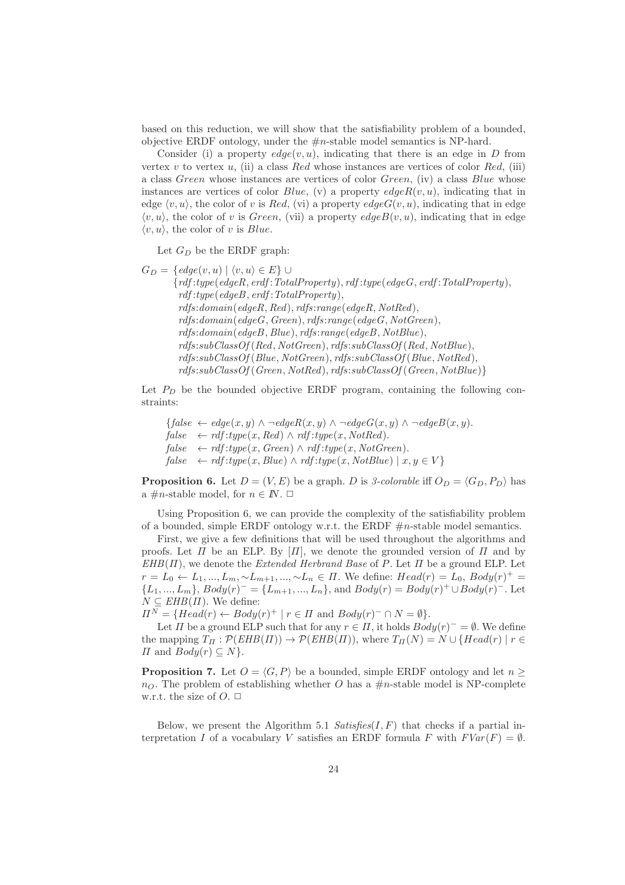based on this reduction, we will show that the satisfiability problem of a bounded, objective ERDF ontology, under the $\#n$-stable model semantics is NP-hard.

Consider (i) a property $edge(v, u)$, indicating that there is an edge in $D$ from vertex $v$ to vertex $u$, (ii) a class $Red$ whose instances are vertices of color $Red$, (iii) a class $Green$ whose instances are vertices of color $Green$, (iv) a class $Blue$ whose instances are vertices of color $Blue$, (v) a property $edgeR(v, u)$, indicating that in edge $\langle v, u \rangle$, the color of $v$ is $Red$, (vi) a property $edgeG(v, u)$, indicating that in edge $\langle v, u \rangle$, the color of $v$ is $Green$, (vii) a property $edgeB(v, u)$, indicating that in edge $\langle v, u \rangle$, the color of $v$ is $Blue$.

Let $G_D$ be the ERDF graph:

$$
\begin{aligned}
G_D = \{ & edge(v, u) \mid \langle v, u \rangle \in E\} \cup \\
& \{rdf{:}type(edgeR, erdf{:}TotalProperty), rdf{:}type(edgeG, erdf{:}TotalProperty), \\
& rdf{:}type(edgeB, erdf{:}TotalProperty), \\
& rdfs{:}domain(edgeR, Red), rdfs{:}range(edgeR, NotRed), \\
& rdfs{:}domain(edgeG, Green), rdfs{:}range(edgeG, NotGreen), \\
& rdfs{:}domain(edgeB, Blue), rdfs{:}range(edgeB, NotBlue), \\
& rdfs{:}subClassOf(Red, NotGreen), rdfs{:}subClassOf(Red, NotBlue), \\
& rdfs{:}subClassOf(Blue, NotGreen), rdfs{:}subClassOf(Blue, NotRed), \\
& rdfs{:}subClassOf(Green, NotRed), rdfs{:}subClassOf(Green, NotBlue)\}
\end{aligned}
$$

Let $P_D$ be the bounded objective ERDF program, containing the following constraints:

$$
\begin{aligned}
\{ & false \leftarrow edge(x, y) \wedge \neg edgeR(x, y) \wedge \neg edgeG(x, y) \wedge \neg edgeB(x, y). \\
& false \leftarrow rdf{:}type(x, Red) \wedge rdf{:}type(x, NotRed). \\
& false \leftarrow rdf{:}type(x, Green) \wedge rdf{:}type(x, NotGreen). \\
& false \leftarrow rdf{:}type(x, Blue) \wedge rdf{:}type(x, NotBlue) \mid x, y \in V\}
\end{aligned}
$$

**Proposition 6.** Let $D = (V, E)$ be a graph. $D$ is *3-colorable* iff $O_D = \langle G_D, P_D \rangle$ has a $\#n$-stable model, for $n \in \mathbb{N}$. $\Box$

Using Proposition 6, we can provide the complexity of the satisfiability problem of a bounded, simple ERDF ontology w.r.t. the ERDF $\#n$-stable model semantics.

First, we give a few definitions that will be used throughout the algorithms and proofs. Let $\Pi$ be an ELP. By $[\Pi]$, we denote the grounded version of $\Pi$ and by $EHB(\Pi)$, we denote the *Extended Herbrand Base* of $P$. Let $\Pi$ be a ground ELP. Let $r = L_0 \leftarrow L_1, ..., L_m, {\sim}L_{m+1}, ..., {\sim}L_n \in \Pi$. We define: $Head(r) = L_0$, $Body(r)^+ = \{L_1, ..., L_m\}$, $Body(r)^- = \{L_{m+1}, ..., L_n\}$, and $Body(r) = Body(r)^+ \cup Body(r)^-$. Let $N \subseteq EHB(\Pi)$. We define:
$\Pi^N = \{Head(r) \leftarrow Body(r)^+ \mid r \in \Pi \text{ and } Body(r)^- \cap N = \emptyset\}$.

Let $\Pi$ be a ground ELP such that for any $r \in \Pi$, it holds $Body(r)^- = \emptyset$. We define the mapping $T_\Pi : \mathcal{P}(EHB(\Pi)) \rightarrow \mathcal{P}(EHB(\Pi))$, where $T_\Pi(N) = N \cup \{Head(r) \mid r \in \Pi \text{ and } Body(r) \subseteq N\}$.

**Proposition 7.** Let $O = \langle G, P \rangle$ be a bounded, simple ERDF ontology and let $n \geq n_O$. The problem of establishing whether $O$ has a $\#n$-stable model is NP-complete w.r.t. the size of $O$. $\Box$

Below, we present the Algorithm 5.1 *Satisfies*$(I, F)$ that checks if a partial interpretation $I$ of a vocabulary $V$ satisfies an ERDF formula $F$ with $FVar(F) = \emptyset$.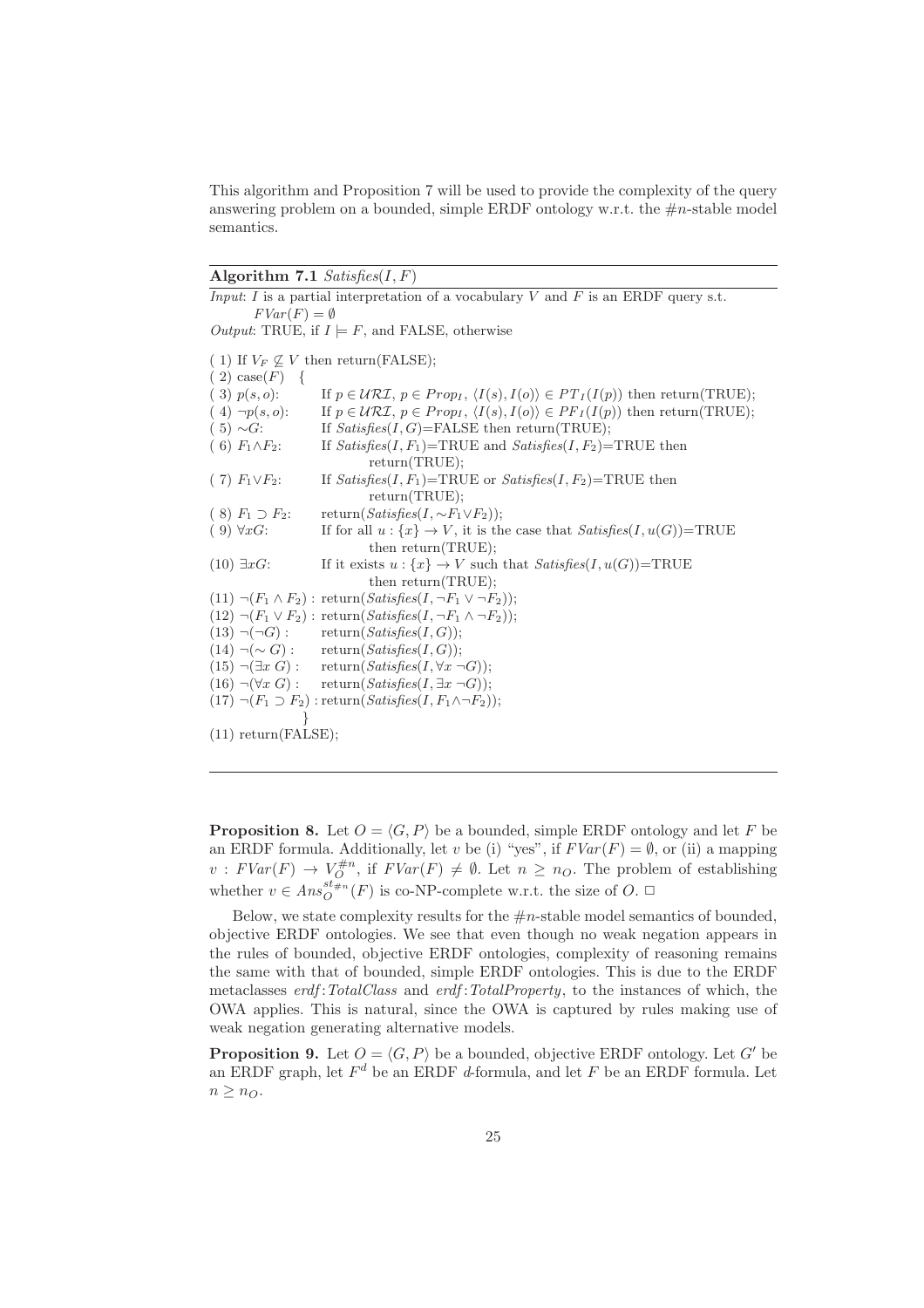This algorithm and Proposition 7 will be used to provide the complexity of the query answering problem on a bounded, simple ERDF ontology w.r.t. the $\#n$-stable model semantics.

---

**Algorithm 7.1** *Satisfies*$(I, F)$

---

*Input*: $I$ is a partial interpretation of a vocabulary $V$ and $F$ is an ERDF query s.t. $FVar(F) = \emptyset$

*Output*: TRUE, if $I \models F$, and FALSE, otherwise

```
( 1) If V_F ⊈ V then return(FALSE);
( 2) case(F)  {
( 3) p(s,o):         If p ∈ URI, p ∈ Prop_I, ⟨I(s),I(o)⟩ ∈ PT_I(I(p)) then return(TRUE);
( 4) ¬p(s,o):        If p ∈ URI, p ∈ Prop_I, ⟨I(s),I(o)⟩ ∈ PF_I(I(p)) then return(TRUE);
( 5) ∼G:             If Satisfies(I,G)=FALSE then return(TRUE);
( 6) F1∧F2:          If Satisfies(I,F1)=TRUE and Satisfies(I,F2)=TRUE then
                         return(TRUE);
( 7) F1∨F2:          If Satisfies(I,F1)=TRUE or Satisfies(I,F2)=TRUE then
                         return(TRUE);
( 8) F1 ⊃ F2:        return(Satisfies(I,∼F1∨F2));
( 9) ∀xG:            If for all u : {x} → V, it is the case that Satisfies(I,u(G))=TRUE
                         then return(TRUE);
(10) ∃xG:            If it exists u : {x} → V such that Satisfies(I,u(G))=TRUE
                         then return(TRUE);
(11) ¬(F1 ∧ F2) : return(Satisfies(I,¬F1 ∨ ¬F2));
(12) ¬(F1 ∨ F2) : return(Satisfies(I,¬F1 ∧ ¬F2));
(13) ¬(¬G) :      return(Satisfies(I,G));
(14) ¬(∼ G) :     return(Satisfies(I,G));
(15) ¬(∃x G) :    return(Satisfies(I,∀x ¬G));
(16) ¬(∀x G) :    return(Satisfies(I,∃x ¬G));
(17) ¬(F1 ⊃ F2) : return(Satisfies(I,F1∧¬F2));
               }
(11) return(FALSE);
```

---

**Proposition 8.** Let $O = \langle G, P \rangle$ be a bounded, simple ERDF ontology and let $F$ be an ERDF formula. Additionally, let $v$ be (i) "yes", if $FVar(F) = \emptyset$, or (ii) a mapping $v : FVar(F) \rightarrow V_O^{\#n}$, if $FVar(F) \neq \emptyset$. Let $n \geq n_O$. The problem of establishing whether $v \in Ans_O^{st_{\#n}}(F)$ is co-NP-complete w.r.t. the size of $O$. $\Box$

Below, we state complexity results for the $\#n$-stable model semantics of bounded, objective ERDF ontologies. We see that even though no weak negation appears in the rules of bounded, objective ERDF ontologies, complexity of reasoning remains the same with that of bounded, simple ERDF ontologies. This is due to the ERDF metaclasses *erdf*:*TotalClass* and *erdf*:*TotalProperty*, to the instances of which, the OWA applies. This is natural, since the OWA is captured by rules making use of weak negation generating alternative models.

**Proposition 9.** Let $O = \langle G, P \rangle$ be a bounded, objective ERDF ontology. Let $G'$ be an ERDF graph, let $F^d$ be an ERDF *d*-formula, and let $F$ be an ERDF formula. Let $n \geq n_O$.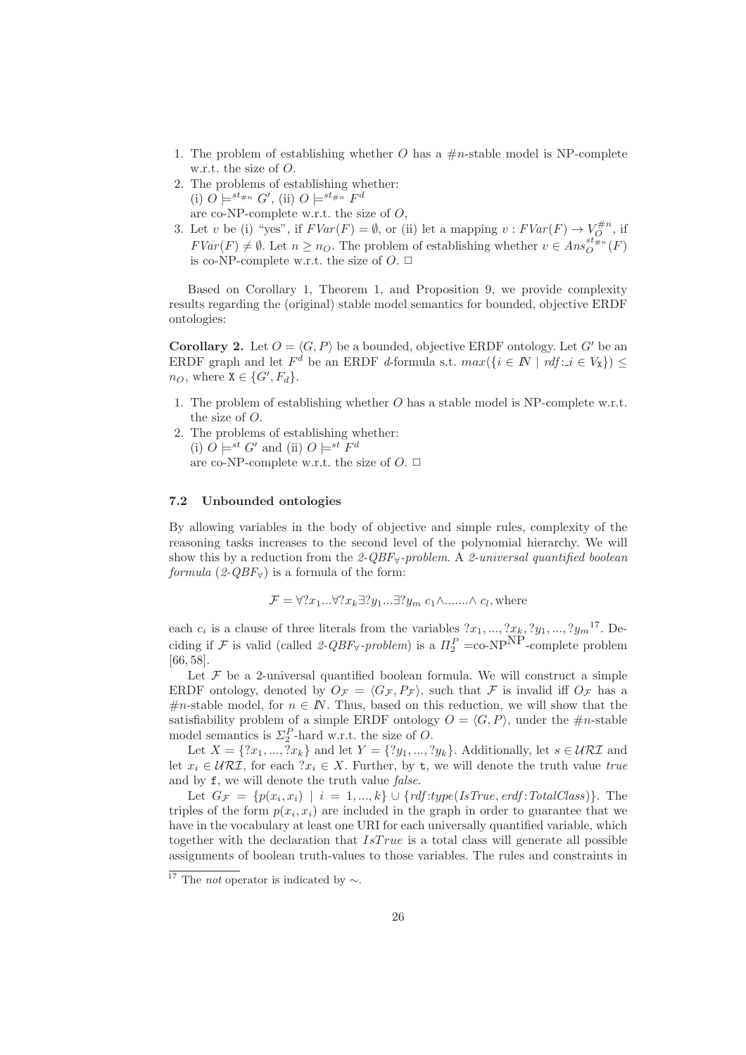1. The problem of establishing whether $O$ has a $\#n$-stable model is NP-complete w.r.t. the size of $O$.
2. The problems of establishing whether:
   (i) $O \models^{st_{\#n}} G'$, (ii) $O \models^{st_{\#n}} F^d$
   are co-NP-complete w.r.t. the size of $O$,
3. Let $v$ be (i) "yes", if $FVar(F) = \emptyset$, or (ii) let a mapping $v : FVar(F) \to V_O^{\#n}$, if $FVar(F) \neq \emptyset$. Let $n \geq n_O$. The problem of establishing whether $v \in Ans_O^{st_{\#n}}(F)$ is co-NP-complete w.r.t. the size of $O$. $\Box$

Based on Corollary 1, Theorem 1, and Proposition 9, we provide complexity results regarding the (original) stable model semantics for bounded, objective ERDF ontologies:

**Corollary 2.** Let $O = \langle G, P \rangle$ be a bounded, objective ERDF ontology. Let $G'$ be an ERDF graph and let $F^d$ be an ERDF $d$-formula s.t. $max(\{i \in I\!N \mid rdf{:}\_i \in V_{\mathtt{X}}\}) \leq n_O$, where $\mathtt{X} \in \{G', F_d\}$.

1. The problem of establishing whether $O$ has a stable model is NP-complete w.r.t. the size of $O$.
2. The problems of establishing whether:
   (i) $O \models^{st} G'$ and (ii) $O \models^{st} F^d$
   are co-NP-complete w.r.t. the size of $O$. $\Box$

### 7.2 Unbounded ontologies

By allowing variables in the body of objective and simple rules, complexity of the reasoning tasks increases to the second level of the polynomial hierarchy. We will show this by a reduction from the *2-QBF$_\forall$-problem*. A *2-universal quantified boolean formula* (*2-QBF$_\forall$*) is a formula of the form:

$$\mathcal{F} = \forall ?x_1 ... \forall ?x_k \exists ?y_1 ... \exists ?y_m \; c_1 \wedge ....... \wedge \, c_l, \text{where}$$

each $c_i$ is a clause of three literals from the variables $?x_1, ..., ?x_k, ?y_1, ..., ?y_m$[17]. Deciding if $\mathcal{F}$ is valid (called *2-QBF$_\forall$-problem*) is a $\Pi_2^P$ =co-NP$^{\text{NP}}$-complete problem [66, 58].

Let $\mathcal{F}$ be a 2-universal quantified boolean formula. We will construct a simple ERDF ontology, denoted by $O_{\mathcal{F}} = \langle G_{\mathcal{F}}, P_{\mathcal{F}} \rangle$, such that $\mathcal{F}$ is invalid iff $O_{\mathcal{F}}$ has a $\#n$-stable model, for $n \in I\!N$. Thus, based on this reduction, we will show that the satisfiability problem of a simple ERDF ontology $O = \langle G, P \rangle$, under the $\#n$-stable model semantics is $\Sigma_2^P$-hard w.r.t. the size of $O$.

Let $X = \{?x_1, ..., ?x_k\}$ and let $Y = \{?y_1, ..., ?y_k\}$. Additionally, let $s \in \mathcal{URI}$ and let $x_i \in \mathcal{URI}$, for each $?x_i \in X$. Further, by $\mathtt{t}$, we will denote the truth value *true* and by $\mathtt{f}$, we will denote the truth value *false*.

Let $G_{\mathcal{F}} = \{p(x_i, x_i) \mid i = 1, ..., k\} \cup \{rdf{:}type(IsTrue, erdf{:}TotalClass)\}$. The triples of the form $p(x_i, x_i)$ are included in the graph in order to guarantee that we have in the vocabulary at least one URI for each universally quantified variable, which together with the declaration that $IsTrue$ is a total class will generate all possible assignments of boolean truth-values to those variables. The rules and constraints in

[17] The *not* operator is indicated by $\sim$.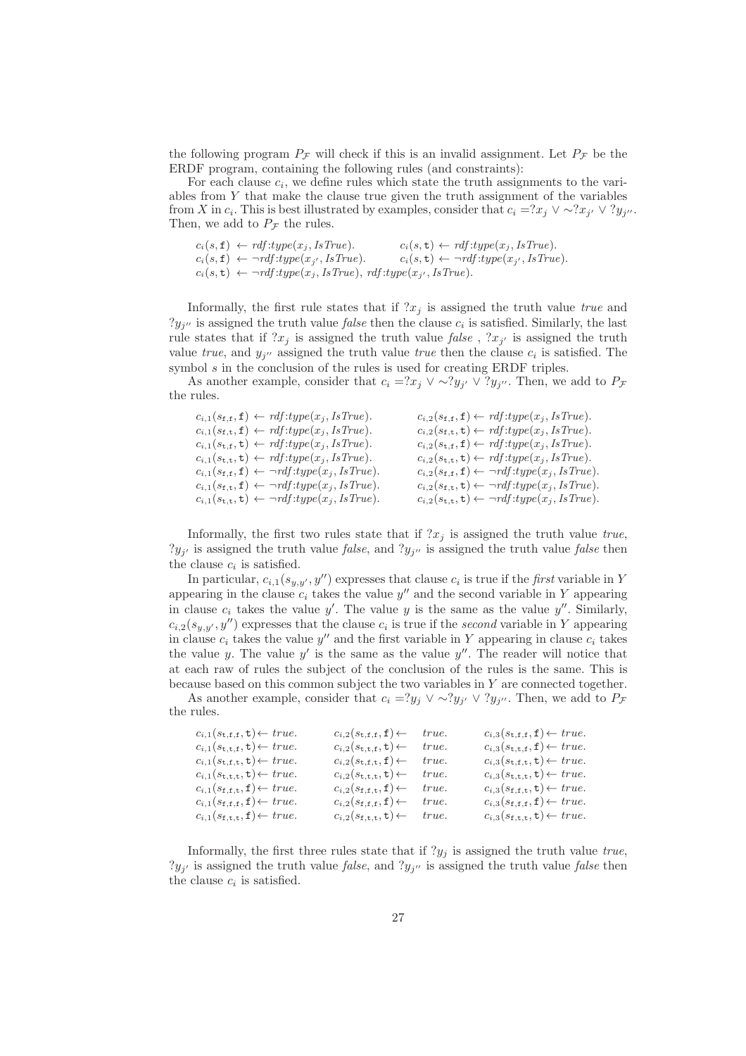the following program $P_{\mathcal{F}}$ will check if this is an invalid assignment. Let $P_{\mathcal{F}}$ be the ERDF program, containing the following rules (and constraints):

For each clause $c_i$, we define rules which state the truth assignments to the variables from $Y$ that make the clause true given the truth assignment of the variables from $X$ in $c_i$. This is best illustrated by examples, consider that $c_i = ?x_j \vee \sim ?x_{j'} \vee ?y_{j''}$. Then, we add to $P_{\mathcal{F}}$ the rules.

$$
\begin{array}{ll}
c_i(s, \mathtt{f}) \leftarrow \mathit{rdf}{:}\mathit{type}(x_j, \mathit{IsTrue}). & c_i(s, \mathtt{t}) \leftarrow \mathit{rdf}{:}\mathit{type}(x_j, \mathit{IsTrue}). \\
c_i(s, \mathtt{f}) \leftarrow \neg \mathit{rdf}{:}\mathit{type}(x_{j'}, \mathit{IsTrue}). & c_i(s, \mathtt{t}) \leftarrow \neg \mathit{rdf}{:}\mathit{type}(x_{j'}, \mathit{IsTrue}). \\
c_i(s, \mathtt{t}) \leftarrow \neg \mathit{rdf}{:}\mathit{type}(x_j, \mathit{IsTrue}),\ \mathit{rdf}{:}\mathit{type}(x_{j'}, \mathit{IsTrue}). &
\end{array}
$$

Informally, the first rule states that if $?x_j$ is assigned the truth value *true* and $?y_{j''}$ is assigned the truth value *false* then the clause $c_i$ is satisfied. Similarly, the last rule states that if $?x_j$ is assigned the truth value *false* , $?x_{j'}$ is assigned the truth value *true*, and $y_{j''}$ assigned the truth value *true* then the clause $c_i$ is satisfied. The symbol $s$ in the conclusion of the rules is used for creating ERDF triples.

As another example, consider that $c_i = ?x_j \vee \sim ?y_{j'} \vee ?y_{j''}$. Then, we add to $P_{\mathcal{F}}$ the rules.

$$
\begin{array}{ll}
c_{i,1}(s_{\mathtt{f},\mathtt{f}}, \mathtt{f}) \leftarrow \mathit{rdf}{:}\mathit{type}(x_j, \mathit{IsTrue}). & c_{i,2}(s_{\mathtt{f},\mathtt{f}}, \mathtt{f}) \leftarrow \mathit{rdf}{:}\mathit{type}(x_j, \mathit{IsTrue}). \\
c_{i,1}(s_{\mathtt{f},\mathtt{t}}, \mathtt{f}) \leftarrow \mathit{rdf}{:}\mathit{type}(x_j, \mathit{IsTrue}). & c_{i,2}(s_{\mathtt{f},\mathtt{t}}, \mathtt{t}) \leftarrow \mathit{rdf}{:}\mathit{type}(x_j, \mathit{IsTrue}). \\
c_{i,1}(s_{\mathtt{t},\mathtt{f}}, \mathtt{t}) \leftarrow \mathit{rdf}{:}\mathit{type}(x_j, \mathit{IsTrue}). & c_{i,2}(s_{\mathtt{t},\mathtt{f}}, \mathtt{f}) \leftarrow \mathit{rdf}{:}\mathit{type}(x_j, \mathit{IsTrue}). \\
c_{i,1}(s_{\mathtt{t},\mathtt{t}}, \mathtt{t}) \leftarrow \mathit{rdf}{:}\mathit{type}(x_j, \mathit{IsTrue}). & c_{i,2}(s_{\mathtt{t},\mathtt{t}}, \mathtt{t}) \leftarrow \mathit{rdf}{:}\mathit{type}(x_j, \mathit{IsTrue}). \\
c_{i,1}(s_{\mathtt{f},\mathtt{f}}, \mathtt{f}) \leftarrow \neg \mathit{rdf}{:}\mathit{type}(x_j, \mathit{IsTrue}). & c_{i,2}(s_{\mathtt{f},\mathtt{f}}, \mathtt{f}) \leftarrow \neg \mathit{rdf}{:}\mathit{type}(x_j, \mathit{IsTrue}). \\
c_{i,1}(s_{\mathtt{f},\mathtt{t}}, \mathtt{f}) \leftarrow \neg \mathit{rdf}{:}\mathit{type}(x_j, \mathit{IsTrue}). & c_{i,2}(s_{\mathtt{f},\mathtt{t}}, \mathtt{t}) \leftarrow \neg \mathit{rdf}{:}\mathit{type}(x_j, \mathit{IsTrue}). \\
c_{i,1}(s_{\mathtt{t},\mathtt{t}}, \mathtt{t}) \leftarrow \neg \mathit{rdf}{:}\mathit{type}(x_j, \mathit{IsTrue}). & c_{i,2}(s_{\mathtt{t},\mathtt{t}}, \mathtt{t}) \leftarrow \neg \mathit{rdf}{:}\mathit{type}(x_j, \mathit{IsTrue}).
\end{array}
$$

Informally, the first two rules state that if $?x_j$ is assigned the truth value *true*, $?y_{j'}$ is assigned the truth value *false*, and $?y_{j''}$ is assigned the truth value *false* then the clause $c_i$ is satisfied.

In particular, $c_{i,1}(s_{y,y'}, y'')$ expresses that clause $c_i$ is true if the *first* variable in $Y$ appearing in the clause $c_i$ takes the value $y''$ and the second variable in $Y$ appearing in clause $c_i$ takes the value $y'$. The value $y$ is the same as the value $y''$. Similarly, $c_{i,2}(s_{y,y'}, y'')$ expresses that the clause $c_i$ is true if the *second* variable in $Y$ appearing in clause $c_i$ takes the value $y''$ and the first variable in $Y$ appearing in clause $c_i$ takes the value $y$. The value $y'$ is the same as the value $y''$. The reader will notice that at each raw of rules the subject of the conclusion of the rules is the same. This is because based on this common subject the two variables in $Y$ are connected together.

As another example, consider that $c_i = ?y_j \vee \sim ?y_{j'} \vee ?y_{j''}$. Then, we add to $P_{\mathcal{F}}$ the rules.

$$
\begin{array}{lll}
c_{i,1}(s_{\mathtt{t},\mathtt{f},\mathtt{f}}, \mathtt{t}) \leftarrow \mathit{true}. & c_{i,2}(s_{\mathtt{t},\mathtt{f},\mathtt{f}}, \mathtt{f}) \leftarrow \mathit{true}. & c_{i,3}(s_{\mathtt{t},\mathtt{f},\mathtt{f}}, \mathtt{f}) \leftarrow \mathit{true}. \\
c_{i,1}(s_{\mathtt{t},\mathtt{t},\mathtt{f}}, \mathtt{t}) \leftarrow \mathit{true}. & c_{i,2}(s_{\mathtt{t},\mathtt{t},\mathtt{f}}, \mathtt{t}) \leftarrow \mathit{true}. & c_{i,3}(s_{\mathtt{t},\mathtt{t},\mathtt{f}}, \mathtt{f}) \leftarrow \mathit{true}. \\
c_{i,1}(s_{\mathtt{t},\mathtt{f},\mathtt{t}}, \mathtt{t}) \leftarrow \mathit{true}. & c_{i,2}(s_{\mathtt{t},\mathtt{f},\mathtt{t}}, \mathtt{f}) \leftarrow \mathit{true}. & c_{i,3}(s_{\mathtt{t},\mathtt{f},\mathtt{t}}, \mathtt{t}) \leftarrow \mathit{true}. \\
c_{i,1}(s_{\mathtt{t},\mathtt{t},\mathtt{t}}, \mathtt{t}) \leftarrow \mathit{true}. & c_{i,2}(s_{\mathtt{t},\mathtt{t},\mathtt{t}}, \mathtt{t}) \leftarrow \mathit{true}. & c_{i,3}(s_{\mathtt{t},\mathtt{t},\mathtt{t}}, \mathtt{t}) \leftarrow \mathit{true}. \\
c_{i,1}(s_{\mathtt{f},\mathtt{f},\mathtt{t}}, \mathtt{f}) \leftarrow \mathit{true}. & c_{i,2}(s_{\mathtt{f},\mathtt{f},\mathtt{t}}, \mathtt{f}) \leftarrow \mathit{true}. & c_{i,3}(s_{\mathtt{f},\mathtt{f},\mathtt{t}}, \mathtt{t}) \leftarrow \mathit{true}. \\
c_{i,1}(s_{\mathtt{f},\mathtt{f},\mathtt{f}}, \mathtt{f}) \leftarrow \mathit{true}. & c_{i,2}(s_{\mathtt{f},\mathtt{f},\mathtt{f}}, \mathtt{f}) \leftarrow \mathit{true}. & c_{i,3}(s_{\mathtt{f},\mathtt{f},\mathtt{f}}, \mathtt{f}) \leftarrow \mathit{true}. \\
c_{i,1}(s_{\mathtt{f},\mathtt{t},\mathtt{t}}, \mathtt{f}) \leftarrow \mathit{true}. & c_{i,2}(s_{\mathtt{f},\mathtt{t},\mathtt{t}}, \mathtt{t}) \leftarrow \mathit{true}. & c_{i,3}(s_{\mathtt{f},\mathtt{t},\mathtt{t}}, \mathtt{t}) \leftarrow \mathit{true}.
\end{array}
$$

Informally, the first three rules state that if $?y_j$ is assigned the truth value *true*, $?y_{j'}$ is assigned the truth value *false*, and $?y_{j''}$ is assigned the truth value *false* then the clause $c_i$ is satisfied.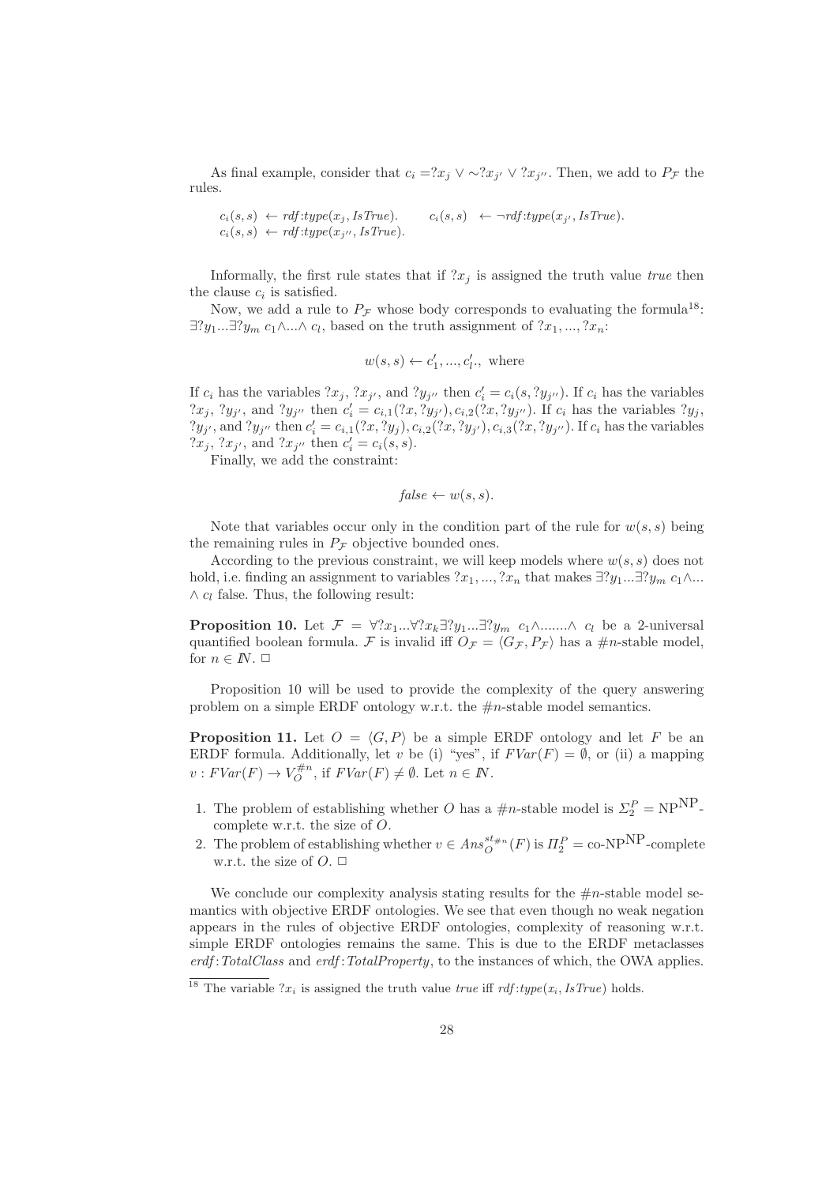As final example, consider that $c_i = ?x_j \vee \sim ?x_{j'} \vee ?x_{j''}$. Then, we add to $P_{\mathcal{F}}$ the rules.

$$c_i(s,s) \leftarrow \textit{rdf:type}(x_j, \textit{IsTrue}). \qquad c_i(s,s) \leftarrow \neg\textit{rdf:type}(x_{j'}, \textit{IsTrue}).$$
$$c_i(s,s) \leftarrow \textit{rdf:type}(x_{j''}, \textit{IsTrue}).$$

Informally, the first rule states that if $?x_j$ is assigned the truth value *true* then the clause $c_i$ is satisfied.

Now, we add a rule to $P_{\mathcal{F}}$ whose body corresponds to evaluating the formula[18]: $\exists ?y_1 ... \exists ?y_m \; c_1 \wedge ... \wedge c_l$, based on the truth assignment of $?x_1, ..., ?x_n$:

$$w(s,s) \leftarrow c'_1, ..., c'_l., \text{ where}$$

If $c_i$ has the variables $?x_j$, $?x_{j'}$, and $?y_{j''}$ then $c'_i = c_i(s, ?y_{j''})$. If $c_i$ has the variables $?x_j$, $?y_{j'}$, and $?y_{j''}$ then $c'_i = c_{i,1}(?x, ?y_{j'}), c_{i,2}(?x, ?y_{j''})$. If $c_i$ has the variables $?y_j$, $?y_{j'}$, and $?y_{j''}$ then $c'_i = c_{i,1}(?x, ?y_j), c_{i,2}(?x, ?y_{j'}), c_{i,3}(?x, ?y_{j''})$. If $c_i$ has the variables $?x_j$, $?x_{j'}$, and $?x_{j''}$ then $c'_i = c_i(s,s)$.

Finally, we add the constraint:

$$\textit{false} \leftarrow w(s,s).$$

Note that variables occur only in the condition part of the rule for $w(s,s)$ being the remaining rules in $P_{\mathcal{F}}$ objective bounded ones.

According to the previous constraint, we will keep models where $w(s,s)$ does not hold, i.e. finding an assignment to variables $?x_1, ..., ?x_n$ that makes $\exists ?y_1 ... \exists ?y_m \; c_1 \wedge ... \wedge c_l$ false. Thus, the following result:

**Proposition 10.** Let $\mathcal{F} = \forall ?x_1 ... \forall ?x_k \exists ?y_1 ... \exists ?y_m \; c_1 \wedge ....... \wedge \; c_l$ be a 2-universal quantified boolean formula. $\mathcal{F}$ is invalid iff $O_{\mathcal{F}} = \langle G_{\mathcal{F}}, P_{\mathcal{F}} \rangle$ has a $\#n$-stable model, for $n \in \mathbb{N}$. $\square$

Proposition 10 will be used to provide the complexity of the query answering problem on a simple ERDF ontology w.r.t. the $\#n$-stable model semantics.

**Proposition 11.** Let $O = \langle G, P \rangle$ be a simple ERDF ontology and let $F$ be an ERDF formula. Additionally, let $v$ be (i) "yes", if $FVar(F) = \emptyset$, or (ii) a mapping $v : FVar(F) \rightarrow V_O^{\#n}$, if $FVar(F) \neq \emptyset$. Let $n \in \mathbb{N}$.

1. The problem of establishing whether $O$ has a $\#n$-stable model is $\Sigma_2^P = \mathrm{NP}^{\mathrm{NP}}$-complete w.r.t. the size of $O$.
2. The problem of establishing whether $v \in Ans_O^{st_{\#n}}(F)$ is $\Pi_2^P = \text{co-}\mathrm{NP}^{\mathrm{NP}}$-complete w.r.t. the size of $O$. $\square$

We conclude our complexity analysis stating results for the $\#n$-stable model semantics with objective ERDF ontologies. We see that even though no weak negation appears in the rules of objective ERDF ontologies, complexity of reasoning w.r.t. simple ERDF ontologies remains the same. This is due to the ERDF metaclasses *erdf:TotalClass* and *erdf:TotalProperty*, to the instances of which, the OWA applies.

---

[18] The variable $?x_i$ is assigned the truth value *true* iff $\textit{rdf:type}(x_i, \textit{IsTrue})$ holds.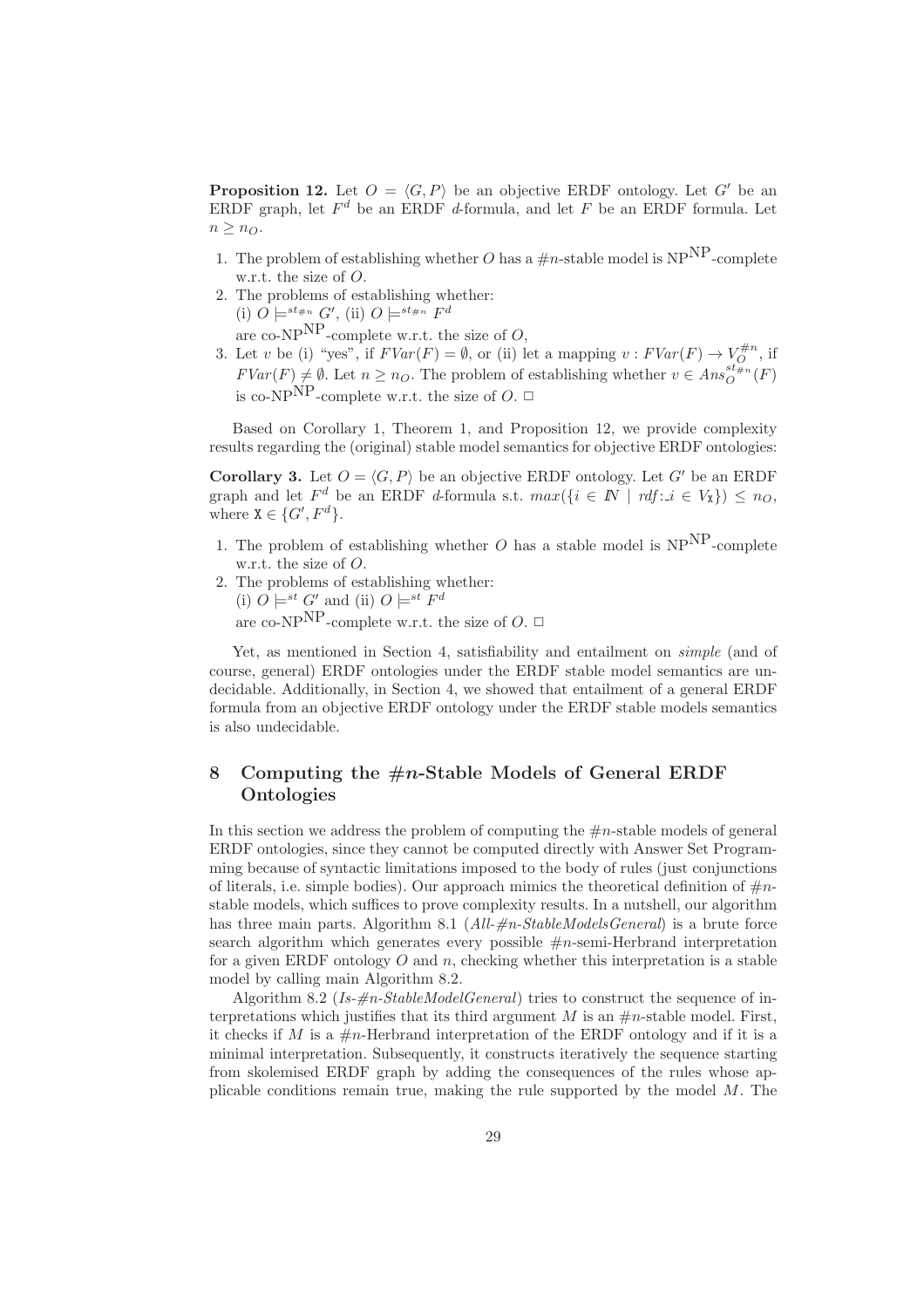**Proposition 12.** Let $O = \langle G, P \rangle$ be an objective ERDF ontology. Let $G'$ be an ERDF graph, let $F^d$ be an ERDF *d*-formula, and let $F$ be an ERDF formula. Let $n \geq n_O$.

1. The problem of establishing whether $O$ has a $\#n$-stable model is $\mathrm{NP}^{\mathrm{NP}}$-complete w.r.t. the size of $O$.
2. The problems of establishing whether:
   (i) $O \models^{st_{\#n}} G'$, (ii) $O \models^{st_{\#n}} F^d$
   are co-$\mathrm{NP}^{\mathrm{NP}}$-complete w.r.t. the size of $O$,
3. Let $v$ be (i) "yes", if $FVar(F) = \emptyset$, or (ii) let a mapping $v : FVar(F) \to V_O^{\#n}$, if $FVar(F) \neq \emptyset$. Let $n \geq n_O$. The problem of establishing whether $v \in Ans_O^{st_{\#n}}(F)$ is co-$\mathrm{NP}^{\mathrm{NP}}$-complete w.r.t. the size of $O$. $\Box$

Based on Corollary 1, Theorem 1, and Proposition 12, we provide complexity results regarding the (original) stable model semantics for objective ERDF ontologies:

**Corollary 3.** Let $O = \langle G, P \rangle$ be an objective ERDF ontology. Let $G'$ be an ERDF graph and let $F^d$ be an ERDF *d*-formula s.t. $max(\{i \in I\!N \mid rdf\!:\!\_i \in V_{\mathtt{X}}\}) \leq n_O$, where $\mathtt{X} \in \{G', F^d\}$.

1. The problem of establishing whether $O$ has a stable model is $\mathrm{NP}^{\mathrm{NP}}$-complete w.r.t. the size of $O$.
2. The problems of establishing whether:
   (i) $O \models^{st} G'$ and (ii) $O \models^{st} F^d$
   are co-$\mathrm{NP}^{\mathrm{NP}}$-complete w.r.t. the size of $O$. $\Box$

Yet, as mentioned in Section 4, satisfiability and entailment on *simple* (and of course, general) ERDF ontologies under the ERDF stable model semantics are undecidable. Additionally, in Section 4, we showed that entailment of a general ERDF formula from an objective ERDF ontology under the ERDF stable models semantics is also undecidable.

## 8 Computing the $\#n$-Stable Models of General ERDF Ontologies

In this section we address the problem of computing the $\#n$-stable models of general ERDF ontologies, since they cannot be computed directly with Answer Set Programming because of syntactic limitations imposed to the body of rules (just conjunctions of literals, i.e. simple bodies). Our approach mimics the theoretical definition of $\#n$-stable models, which suffices to prove complexity results. In a nutshell, our algorithm has three main parts. Algorithm 8.1 (*All-$\#n$-StableModelsGeneral*) is a brute force search algorithm which generates every possible $\#n$-semi-Herbrand interpretation for a given ERDF ontology $O$ and $n$, checking whether this interpretation is a stable model by calling main Algorithm 8.2.

Algorithm 8.2 (*Is-$\#n$-StableModelGeneral*) tries to construct the sequence of interpretations which justifies that its third argument $M$ is an $\#n$-stable model. First, it checks if $M$ is a $\#n$-Herbrand interpretation of the ERDF ontology and if it is a minimal interpretation. Subsequently, it constructs iteratively the sequence starting from skolemised ERDF graph by adding the consequences of the rules whose applicable conditions remain true, making the rule supported by the model $M$. The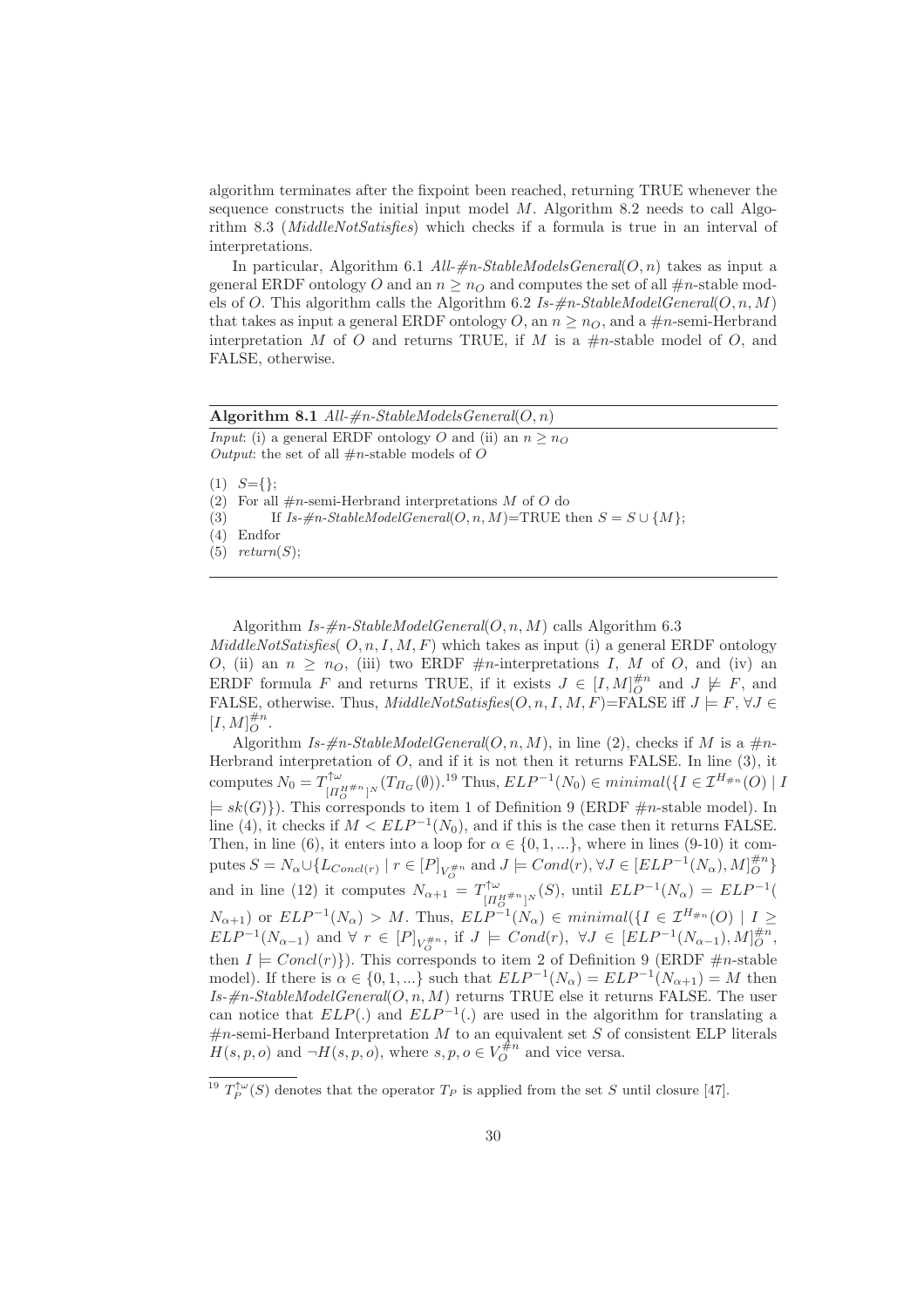algorithm terminates after the fixpoint been reached, returning TRUE whenever the sequence constructs the initial input model $M$. Algorithm 8.2 needs to call Algorithm 8.3 (*MiddleNotSatisfies*) which checks if a formula is true in an interval of interpretations.

In particular, Algorithm 6.1 *All-#n-StableModelsGeneral*$(O, n)$ takes as input a general ERDF ontology $O$ and an $n \geq n_O$ and computes the set of all $\#n$-stable models of $O$. This algorithm calls the Algorithm 6.2 *Is-#n-StableModelGeneral*$(O, n, M)$ that takes as input a general ERDF ontology $O$, an $n \geq n_O$, and a $\#n$-semi-Herbrand interpretation $M$ of $O$ and returns TRUE, if $M$ is a $\#n$-stable model of $O$, and FALSE, otherwise.

**Algorithm 8.1** *All-#n-StableModelsGeneral*$(O, n)$

*Input*: (i) a general ERDF ontology $O$ and (ii) an $n \geq n_O$
*Output*: the set of all $\#n$-stable models of $O$

(1) $S$={};
(2) For all $\#n$-semi-Herbrand interpretations $M$ of $O$ do
(3) If *Is-#n-StableModelGeneral*$(O, n, M)$=TRUE then $S = S \cup \{M\}$;
(4) Endfor
(5) *return*$(S)$;

Algorithm *Is-#n-StableModelGeneral*$(O, n, M)$ calls Algorithm 6.3 *MiddleNotSatisfies*$(O, n, I, M, F)$ which takes as input (i) a general ERDF ontology $O$, (ii) an $n \geq n_O$, (iii) two ERDF $\#n$-interpretations $I$, $M$ of $O$, and (iv) an ERDF formula $F$ and returns TRUE, if it exists $J \in [I, M]_O^{\#n}$ and $J \not\models F$, and FALSE, otherwise. Thus, *MiddleNotSatisfies*$(O, n, I, M, F)$=FALSE iff $J \models F$, $\forall J \in [I, M]_O^{\#n}$.

Algorithm *Is-#n-StableModelGeneral*$(O, n, M)$, in line (2), checks if $M$ is a $\#n$-Herbrand interpretation of $O$, and if it is not then it returns FALSE. In line (3), it computes $N_0 = T^{\uparrow\omega}_{[\Pi_O^{H^{\#n}}]^N}(T_{\Pi_G}(\emptyset))$.[19] Thus, $ELP^{-1}(N_0) \in minimal(\{I \in \mathcal{I}^{H_{\#n}}(O) \mid I \models sk(G)\})$. This corresponds to item 1 of Definition 9 (ERDF $\#n$-stable model). In line (4), it checks if $M < ELP^{-1}(N_0)$, and if this is the case then it returns FALSE. Then, in line (6), it enters into a loop for $\alpha \in \{0, 1, ...\}$, where in lines (9-10) it computes $S = N_\alpha \cup \{L_{Concl(r)} \mid r \in [P]_{V_O^{\#n}}$ and $J \models Cond(r), \forall J \in [ELP^{-1}(N_\alpha), M]_O^{\#n}\}$ and in line (12) it computes $N_{\alpha+1} = T^{\uparrow\omega}_{[\Pi_O^{H^{\#n}}]^N}(S)$, until $ELP^{-1}(N_\alpha) = ELP^{-1}(N_{\alpha+1})$ or $ELP^{-1}(N_\alpha) > M$. Thus, $ELP^{-1}(N_\alpha) \in minimal(\{I \in \mathcal{I}^{H_{\#n}}(O) \mid I \geq ELP^{-1}(N_{\alpha-1})$ and $\forall\ r \in [P]_{V_O^{\#n}}$, if $J \models Cond(r),\ \forall J \in [ELP^{-1}(N_{\alpha-1}), M]_O^{\#n}$, then $I \models Concl(r)\})$. This corresponds to item 2 of Definition 9 (ERDF $\#n$-stable model). If there is $\alpha \in \{0, 1, ...\}$ such that $ELP^{-1}(N_\alpha) = ELP^{-1}(N_{\alpha+1}) = M$ then *Is-#n-StableModelGeneral*$(O, n, M)$ returns TRUE else it returns FALSE. The user can notice that $ELP(.)$ and $ELP^{-1}(.)$ are used in the algorithm for translating a $\#n$-semi-Herband Interpretation $M$ to an equivalent set $S$ of consistent ELP literals $H(s, p, o)$ and $\neg H(s, p, o)$, where $s, p, o \in V_O^{\#n}$ and vice versa.

[19] $T_P^{\uparrow\omega}(S)$ denotes that the operator $T_P$ is applied from the set $S$ until closure [47].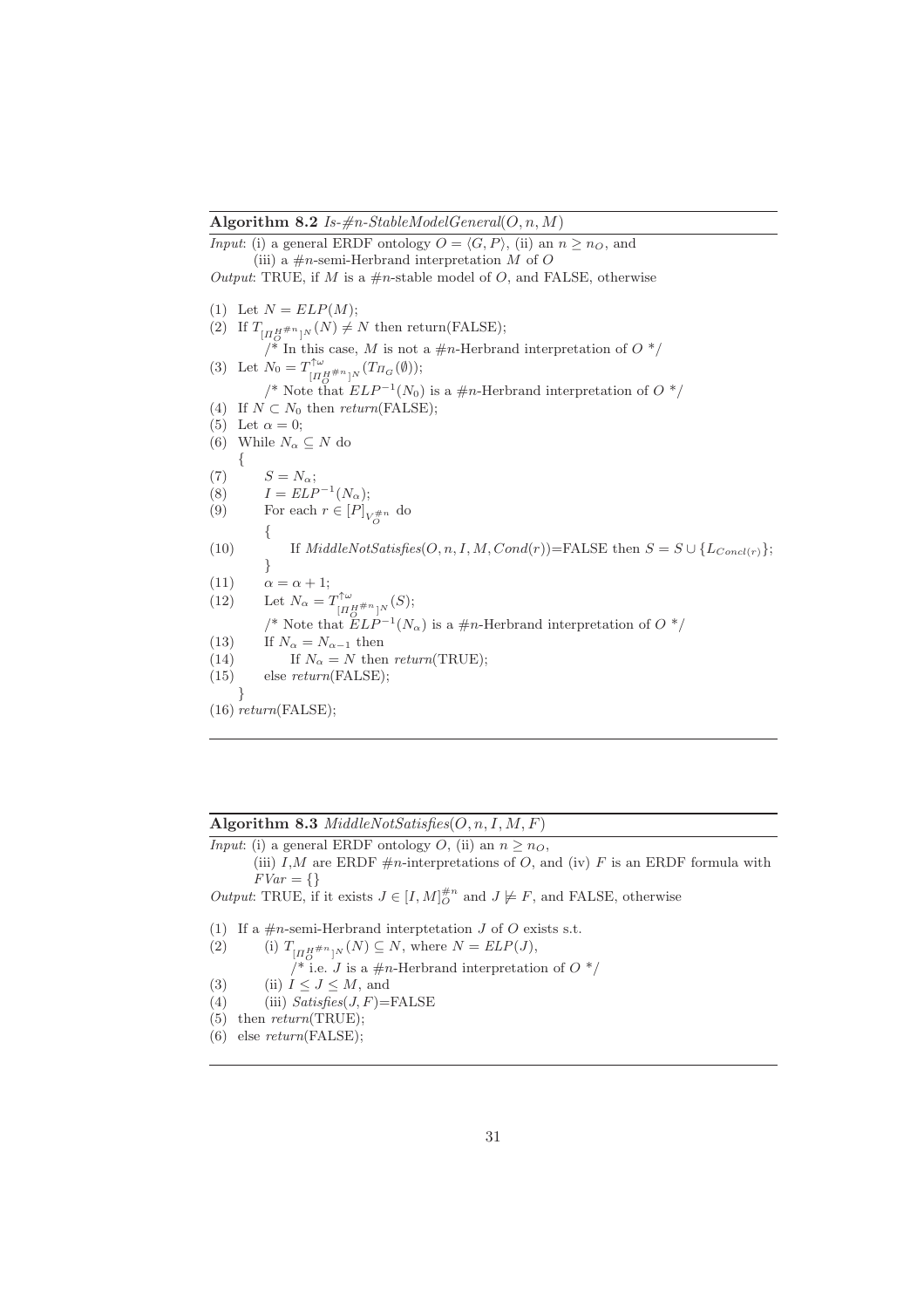**Algorithm 8.2** *Is-#n-StableModelGeneral*$(O, n, M)$

*Input*: (i) a general ERDF ontology $O = \langle G, P \rangle$, (ii) an $n \geq n_O$, and
(iii) a $\#n$-semi-Herbrand interpretation $M$ of $O$

*Output*: TRUE, if $M$ is a $\#n$-stable model of $O$, and FALSE, otherwise

(1) Let $N = ELP(M)$;
(2) If $T_{[\Pi_O^{H\#n}]^N}(N) \neq N$ then return(FALSE);
  /* In this case, $M$ is not a $\#n$-Herbrand interpretation of $O$ */
(3) Let $N_0 = T^{\uparrow\omega}_{[\Pi_O^{H\#n}]^N}(T_{\Pi_G}(\emptyset))$;
  /* Note that $ELP^{-1}(N_0)$ is a $\#n$-Herbrand interpretation of $O$ */
(4) If $N \subset N_0$ then *return*(FALSE);
(5) Let $\alpha = 0$;
(6) While $N_\alpha \subseteq N$ do
  {
(7)   $S = N_\alpha$;
(8)   $I = ELP^{-1}(N_\alpha)$;
(9)   For each $r \in [P]_{V_O^{\#n}}$ do
    {
(10)     If *MiddleNotSatisfies*$(O, n, I, M, Cond(r))$=FALSE then $S = S \cup \{L_{Concl(r)}\}$;
    }
(11)   $\alpha = \alpha + 1$;
(12)   Let $N_\alpha = T^{\uparrow\omega}_{[\Pi_O^{H\#n}]^N}(S)$;
    /* Note that $ELP^{-1}(N_\alpha)$ is a $\#n$-Herbrand interpretation of $O$ */
(13)   If $N_\alpha = N_{\alpha-1}$ then
(14)     If $N_\alpha = N$ then *return*(TRUE);
(15)   else *return*(FALSE);
  }
(16) *return*(FALSE);

---

**Algorithm 8.3** *MiddleNotSatisfies*$(O, n, I, M, F)$

*Input*: (i) a general ERDF ontology $O$, (ii) an $n \geq n_O$,
(iii) $I$,$M$ are ERDF $\#n$-interpretations of $O$, and (iv) $F$ is an ERDF formula with $FVar = \{\}$

*Output*: TRUE, if it exists $J \in [I, M]_O^{\#n}$ and $J \not\models F$, and FALSE, otherwise

(1) If a $\#n$-semi-Herbrand interptetation $J$ of $O$ exists s.t.
(2)   (i) $T_{[\Pi_O^{H\#n}]^N}(N) \subseteq N$, where $N = ELP(J)$,
    /* i.e. $J$ is a $\#n$-Herbrand interpretation of $O$ */
(3)   (ii) $I \leq J \leq M$, and
(4)   (iii) *Satisfies*$(J, F)$=FALSE
(5) then *return*(TRUE);
(6) else *return*(FALSE);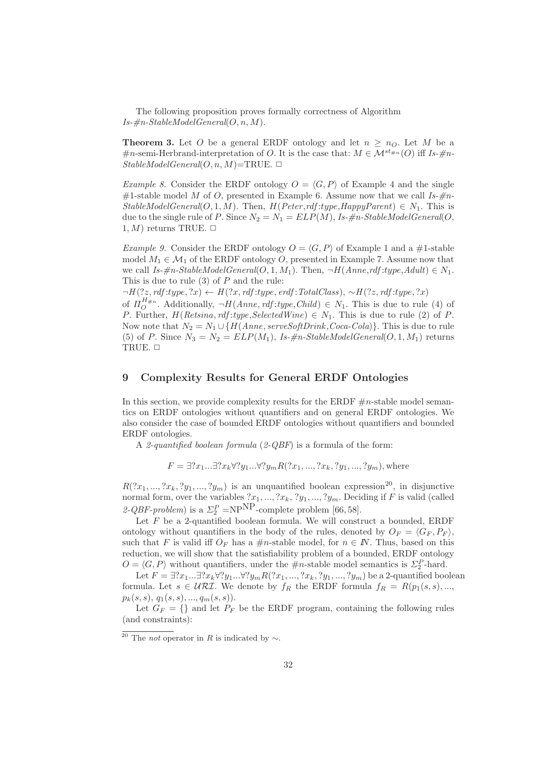The following proposition proves formally correctness of Algorithm *Is-#n-StableModelGeneral*$(O, n, M)$.

**Theorem 3.** Let $O$ be a general ERDF ontology and let $n \geq n_O$. Let $M$ be a $\#n$-semi-Herbrand-interpretation of $O$. It is the case that: $M \in \mathcal{M}^{st_{\#n}}(O)$ iff *Is-#n-StableModelGeneral*$(O, n, M)$=TRUE. □

*Example 8.* Consider the ERDF ontology $O = \langle G, P \rangle$ of Example 4 and the single #1-stable model $M$ of $O$, presented in Example 6. Assume now that we call *Is-#n-StableModelGeneral*$(O, 1, M)$. Then, $H(Peter, rdf{:}type, HappyParent) \in N_1$. This is due to the single rule of $P$. Since $N_2 = N_1 = ELP(M)$, *Is-#n-StableModelGeneral*$(O, 1, M)$ returns TRUE. □

*Example 9.* Consider the ERDF ontology $O = \langle G, P \rangle$ of Example 1 and a #1-stable model $M_1 \in \mathcal{M}_1$ of the ERDF ontology $O$, presented in Example 7. Assume now that we call *Is-#n-StableModelGeneral*$(O, 1, M_1)$. Then, $\neg H(Anne, rdf{:}type, Adult) \in N_1$. This is due to rule (3) of $P$ and the rule:
$\neg H(?z, rdf{:}type, ?x) \leftarrow H(?x, rdf{:}type, erdf{:}TotalClass), \sim H(?z, rdf{:}type, ?x)$
of $\Pi_O^{H_{\#n}}$. Additionally, $\neg H(Anne, rdf{:}type, Child) \in N_1$. This is due to rule (4) of $P$. Further, $H(Retsina, rdf{:}type, SelectedWine) \in N_1$. This is due to rule (2) of $P$. Now note that $N_2 = N_1 \cup \{H(Anne, serveSoftDrink, Coca\text{-}Cola)\}$. This is due to rule (5) of $P$. Since $N_3 = N_2 = ELP(M_1)$, *Is-#n-StableModelGeneral*$(O, 1, M_1)$ returns TRUE. □

## 9 Complexity Results for General ERDF Ontologies

In this section, we provide complexity results for the ERDF $\#n$-stable model semantics on ERDF ontologies without quantifiers and on general ERDF ontologies. We also consider the case of bounded ERDF ontologies without quantifiers and bounded ERDF ontologies.

A *2-quantified boolean formula* (*2-QBF*) is a formula of the form:

$$F = \exists ?x_1 ... \exists ?x_k \forall ?y_1 ... \forall ?y_m R(?x_1, ..., ?x_k, ?y_1, ..., ?y_m), \text{where}$$

$R(?x_1, ..., ?x_k, ?y_1, ..., ?y_m)$ is an unquantified boolean expression[20], in disjunctive normal form, over the variables $?x_1, ..., ?x_k$, $?y_1, ..., ?y_m$. Deciding if $F$ is valid (called *2-QBF-problem*) is a $\Sigma_2^P = \text{NP}^{\text{NP}}$-complete problem [66, 58].

Let $F$ be a 2-quantified boolean formula. We will construct a bounded, ERDF ontology without quantifiers in the body of the rules, denoted by $O_F = \langle G_F, P_F \rangle$, such that $F$ is valid iff $O_F$ has a $\#n$-stable model, for $n \in \mathbb{N}$. Thus, based on this reduction, we will show that the satisfiability problem of a bounded, ERDF ontology $O = \langle G, P \rangle$ without quantifiers, under the $\#n$-stable model semantics is $\Sigma_2^P$-hard.

Let $F = \exists ?x_1 ... \exists ?x_k \forall ?y_1 ... \forall ?y_m R(?x_1, ..., ?x_k, ?y_1, ..., ?y_m)$ be a 2-quantified boolean formula. Let $s \in \mathcal{URI}$. We denote by $f_R$ the ERDF formula $f_R = R(p_1(s, s), ..., p_k(s, s), q_1(s, s), ..., q_m(s, s))$.

Let $G_F = \{\}$ and let $P_F$ be the ERDF program, containing the following rules (and constraints):

[20] The *not* operator in $R$ is indicated by $\sim$.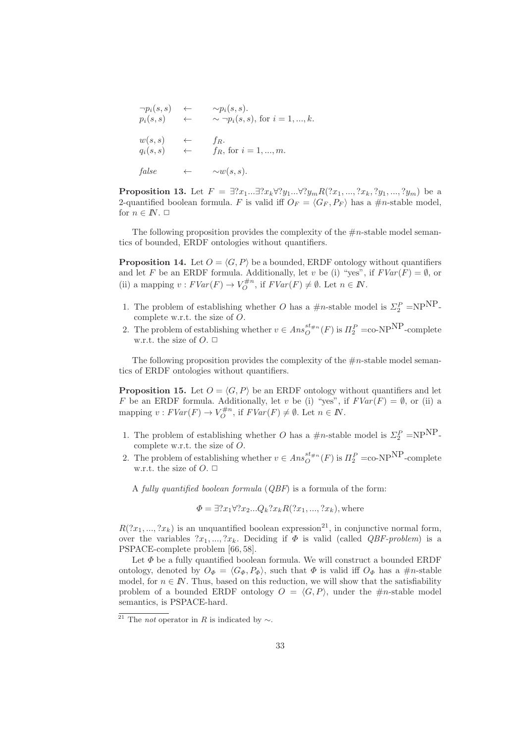$$\neg p_i(s,s) \quad \leftarrow \quad \sim p_i(s,s).$$
$$p_i(s,s) \quad \leftarrow \quad \sim \neg p_i(s,s), \text{ for } i = 1, ..., k.$$

$$w(s,s) \quad \leftarrow \quad f_R.$$
$$q_i(s,s) \quad \leftarrow \quad f_R, \text{ for } i = 1, ..., m.$$

$$\mathit{false} \quad \leftarrow \quad \sim w(s,s).$$

**Proposition 13.** Let $F = \exists ?x_1 ... \exists ?x_k \forall ?y_1 ... \forall ?y_m R(?x_1, ..., ?x_k, ?y_1, ..., ?y_m)$ be a 2-quantified boolean formula. $F$ is valid iff $O_F = \langle G_F, P_F \rangle$ has a $\#n$-stable model, for $n \in \mathbb{N}$. □

The following proposition provides the complexity of the $\#n$-stable model semantics of bounded, ERDF ontologies without quantifiers.

**Proposition 14.** Let $O = \langle G, P \rangle$ be a bounded, ERDF ontology without quantifiers and let $F$ be an ERDF formula. Additionally, let $v$ be (i) "yes", if $FVar(F) = \emptyset$, or (ii) a mapping $v : FVar(F) \to V_O^{\#n}$, if $FVar(F) \neq \emptyset$. Let $n \in \mathbb{N}$.

1. The problem of establishing whether $O$ has a $\#n$-stable model is $\Sigma_2^P = \mathrm{NP}^{\mathrm{NP}}$-complete w.r.t. the size of $O$.
2. The problem of establishing whether $v \in Ans_O^{st_{\#n}}(F)$ is $\Pi_2^P = \text{co-NP}^{\mathrm{NP}}$-complete w.r.t. the size of $O$. □

The following proposition provides the complexity of the $\#n$-stable model semantics of ERDF ontologies without quantifiers.

**Proposition 15.** Let $O = \langle G, P \rangle$ be an ERDF ontology without quantifiers and let $F$ be an ERDF formula. Additionally, let $v$ be (i) "yes", if $FVar(F) = \emptyset$, or (ii) a mapping $v : FVar(F) \to V_O^{\#n}$, if $FVar(F) \neq \emptyset$. Let $n \in \mathbb{N}$.

1. The problem of establishing whether $O$ has a $\#n$-stable model is $\Sigma_2^P = \mathrm{NP}^{\mathrm{NP}}$-complete w.r.t. the size of $O$.
2. The problem of establishing whether $v \in Ans_O^{st_{\#n}}(F)$ is $\Pi_2^P = \text{co-NP}^{\mathrm{NP}}$-complete w.r.t. the size of $O$. □

A *fully quantified boolean formula* (*QBF*) is a formula of the form:

$$\Phi = \exists ?x_1 \forall ?x_2 ... Q_k ?x_k R(?x_1, ..., ?x_k), \text{where}$$

$R(?x_1, ..., ?x_k)$ is an unquantified boolean expression[21], in conjunctive normal form, over the variables $?x_1, ..., ?x_k$. Deciding if $\Phi$ is valid (called *QBF-problem*) is a PSPACE-complete problem [66, 58].

Let $\Phi$ be a fully quantified boolean formula. We will construct a bounded ERDF ontology, denoted by $O_\Phi = \langle G_\Phi, P_\Phi \rangle$, such that $\Phi$ is valid iff $O_\Phi$ has a $\#n$-stable model, for $n \in \mathbb{N}$. Thus, based on this reduction, we will show that the satisfiability problem of a bounded ERDF ontology $O = \langle G, P \rangle$, under the $\#n$-stable model semantics, is PSPACE-hard.

[21] The *not* operator in $R$ is indicated by $\sim$.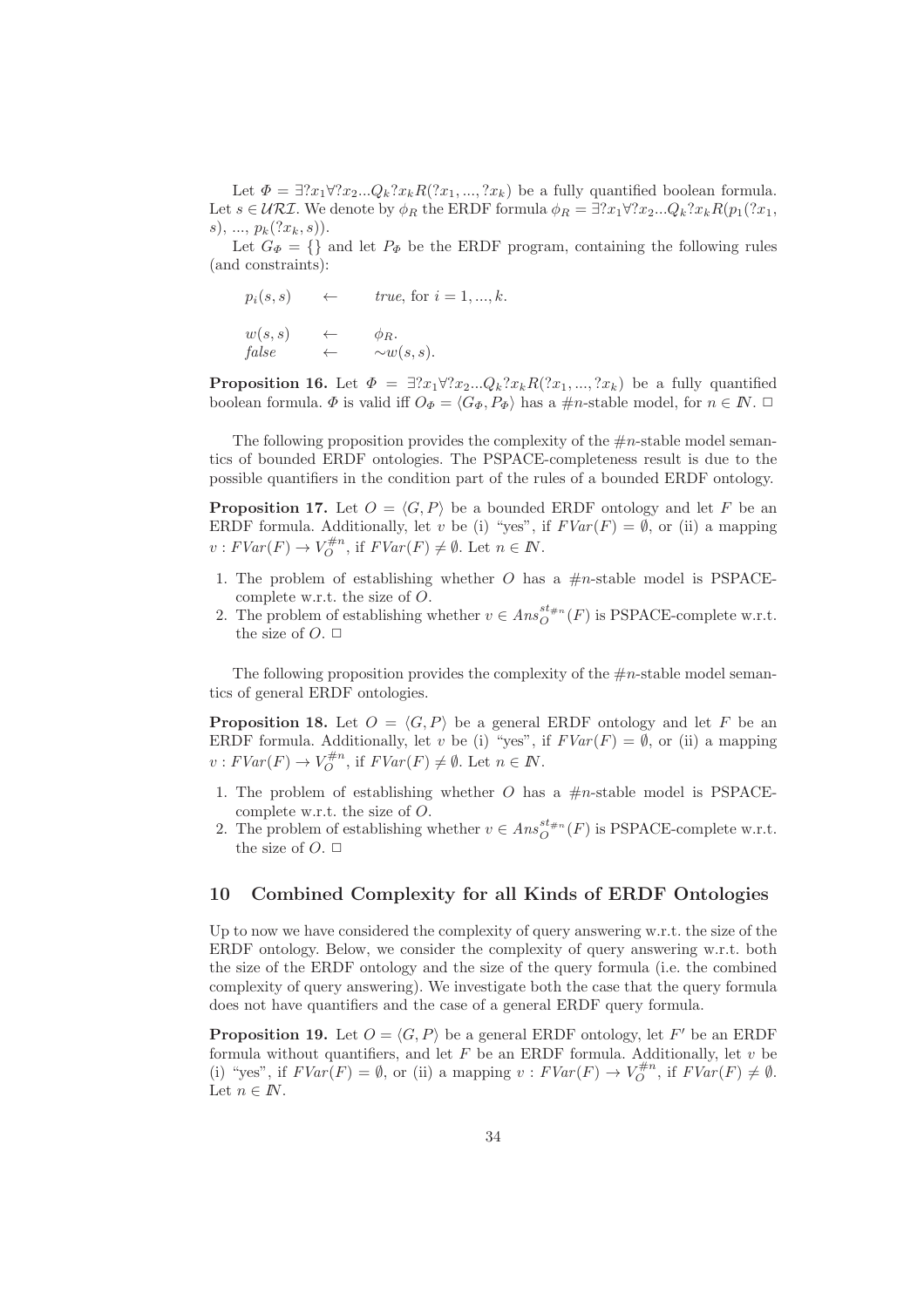Let $\Phi = \exists ?x_1 \forall ?x_2 ... Q_k ?x_k R(?x_1, ..., ?x_k)$ be a fully quantified boolean formula. Let $s \in \mathcal{URI}$. We denote by $\phi_R$ the ERDF formula $\phi_R = \exists ?x_1 \forall ?x_2 ... Q_k ?x_k R(p_1(?x_1, s), ..., p_k(?x_k, s))$.

Let $G_\Phi = \{\}$ and let $P_\Phi$ be the ERDF program, containing the following rules (and constraints):

$$p_i(s, s) \quad \leftarrow \quad true, \text{ for } i = 1, ..., k.$$

$$w(s, s) \quad \leftarrow \quad \phi_R.$$
$$false \quad \leftarrow \quad \sim w(s, s).$$

**Proposition 16.** Let $\Phi = \exists ?x_1 \forall ?x_2 ... Q_k ?x_k R(?x_1, ..., ?x_k)$ be a fully quantified boolean formula. $\Phi$ is valid iff $O_\Phi = \langle G_\Phi, P_\Phi \rangle$ has a $\#n$-stable model, for $n \in I\!N$. $\Box$

The following proposition provides the complexity of the $\#n$-stable model semantics of bounded ERDF ontologies. The PSPACE-completeness result is due to the possible quantifiers in the condition part of the rules of a bounded ERDF ontology.

**Proposition 17.** Let $O = \langle G, P \rangle$ be a bounded ERDF ontology and let $F$ be an ERDF formula. Additionally, let $v$ be (i) "yes", if $FVar(F) = \emptyset$, or (ii) a mapping $v : FVar(F) \rightarrow V_O^{\#n}$, if $FVar(F) \neq \emptyset$. Let $n \in I\!N$.

1. The problem of establishing whether $O$ has a $\#n$-stable model is PSPACE-complete w.r.t. the size of $O$.
2. The problem of establishing whether $v \in Ans_O^{st_{\#n}}(F)$ is PSPACE-complete w.r.t. the size of $O$. $\Box$

The following proposition provides the complexity of the $\#n$-stable model semantics of general ERDF ontologies.

**Proposition 18.** Let $O = \langle G, P \rangle$ be a general ERDF ontology and let $F$ be an ERDF formula. Additionally, let $v$ be (i) "yes", if $FVar(F) = \emptyset$, or (ii) a mapping $v : FVar(F) \rightarrow V_O^{\#n}$, if $FVar(F) \neq \emptyset$. Let $n \in I\!N$.

1. The problem of establishing whether $O$ has a $\#n$-stable model is PSPACE-complete w.r.t. the size of $O$.
2. The problem of establishing whether $v \in Ans_O^{st_{\#n}}(F)$ is PSPACE-complete w.r.t. the size of $O$. $\Box$

## 10 Combined Complexity for all Kinds of ERDF Ontologies

Up to now we have considered the complexity of query answering w.r.t. the size of the ERDF ontology. Below, we consider the complexity of query answering w.r.t. both the size of the ERDF ontology and the size of the query formula (i.e. the combined complexity of query answering). We investigate both the case that the query formula does not have quantifiers and the case of a general ERDF query formula.

**Proposition 19.** Let $O = \langle G, P \rangle$ be a general ERDF ontology, let $F'$ be an ERDF formula without quantifiers, and let $F$ be an ERDF formula. Additionally, let $v$ be (i) "yes", if $FVar(F) = \emptyset$, or (ii) a mapping $v : FVar(F) \rightarrow V_O^{\#n}$, if $FVar(F) \neq \emptyset$. Let $n \in I\!N$.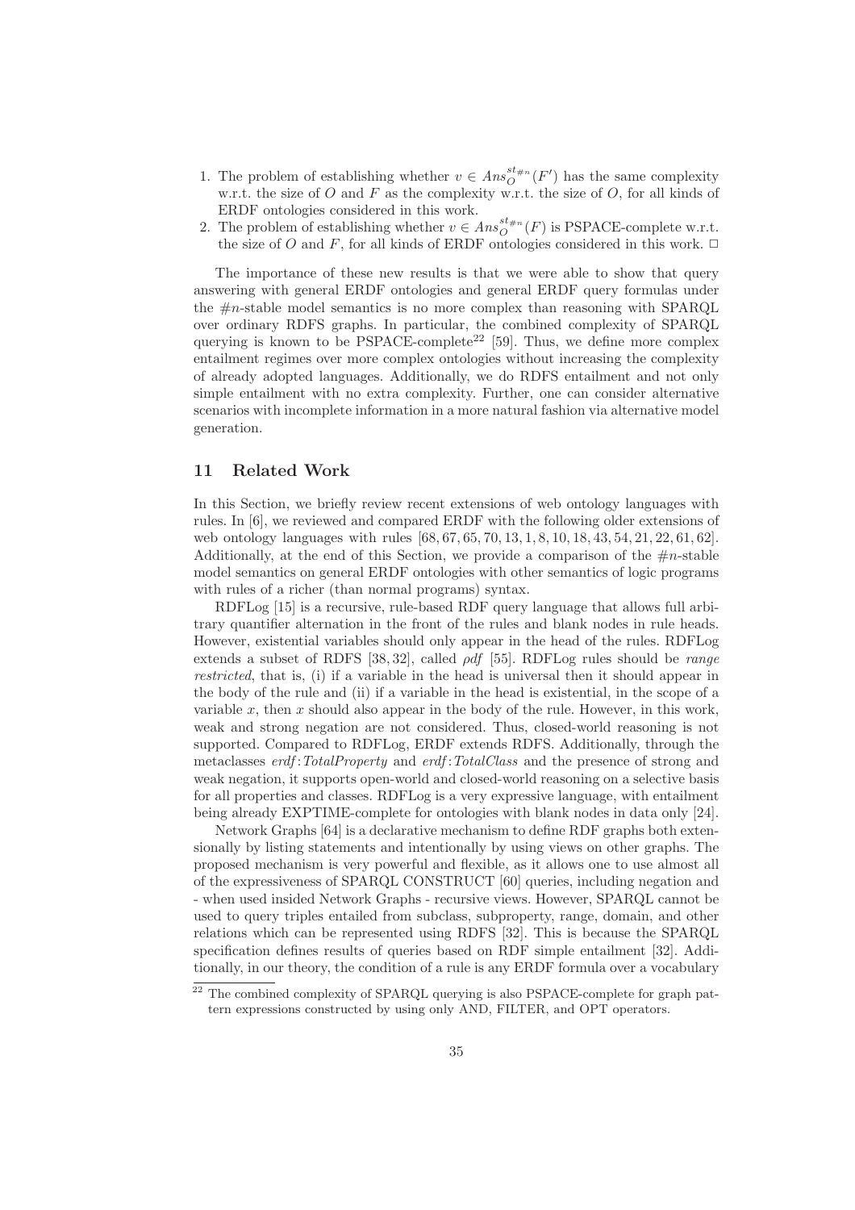1. The problem of establishing whether $v \in Ans_O^{st_{\#n}}(F')$ has the same complexity w.r.t. the size of $O$ and $F$ as the complexity w.r.t. the size of $O$, for all kinds of ERDF ontologies considered in this work.
2. The problem of establishing whether $v \in Ans_O^{st_{\#n}}(F)$ is PSPACE-complete w.r.t. the size of $O$ and $F$, for all kinds of ERDF ontologies considered in this work. $\Box$

The importance of these new results is that we were able to show that query answering with general ERDF ontologies and general ERDF query formulas under the $\#n$-stable model semantics is no more complex than reasoning with SPARQL over ordinary RDFS graphs. In particular, the combined complexity of SPARQL querying is known to be PSPACE-complete[22] [59]. Thus, we define more complex entailment regimes over more complex ontologies without increasing the complexity of already adopted languages. Additionally, we do RDFS entailment and not only simple entailment with no extra complexity. Further, one can consider alternative scenarios with incomplete information in a more natural fashion via alternative model generation.

## 11 Related Work

In this Section, we briefly review recent extensions of web ontology languages with rules. In [6], we reviewed and compared ERDF with the following older extensions of web ontology languages with rules [68, 67, 65, 70, 13, 1, 8, 10, 18, 43, 54, 21, 22, 61, 62]. Additionally, at the end of this Section, we provide a comparison of the $\#n$-stable model semantics on general ERDF ontologies with other semantics of logic programs with rules of a richer (than normal programs) syntax.

RDFLog [15] is a recursive, rule-based RDF query language that allows full arbitrary quantifier alternation in the front of the rules and blank nodes in rule heads. However, existential variables should only appear in the head of the rules. RDFLog extends a subset of RDFS [38, 32], called *ρdf* [55]. RDFLog rules should be *range restricted*, that is, (i) if a variable in the head is universal then it should appear in the body of the rule and (ii) if a variable in the head is existential, in the scope of a variable $x$, then $x$ should also appear in the body of the rule. However, in this work, weak and strong negation are not considered. Thus, closed-world reasoning is not supported. Compared to RDFLog, ERDF extends RDFS. Additionally, through the metaclasses *erdf*:*TotalProperty* and *erdf*:*TotalClass* and the presence of strong and weak negation, it supports open-world and closed-world reasoning on a selective basis for all properties and classes. RDFLog is a very expressive language, with entailment being already EXPTIME-complete for ontologies with blank nodes in data only [24].

Network Graphs [64] is a declarative mechanism to define RDF graphs both extensionally by listing statements and intentionally by using views on other graphs. The proposed mechanism is very powerful and flexible, as it allows one to use almost all of the expressiveness of SPARQL CONSTRUCT [60] queries, including negation and - when used insided Network Graphs - recursive views. However, SPARQL cannot be used to query triples entailed from subclass, subproperty, range, domain, and other relations which can be represented using RDFS [32]. This is because the SPARQL specification defines results of queries based on RDF simple entailment [32]. Additionally, in our theory, the condition of a rule is any ERDF formula over a vocabulary

[22] The combined complexity of SPARQL querying is also PSPACE-complete for graph pattern expressions constructed by using only AND, FILTER, and OPT operators.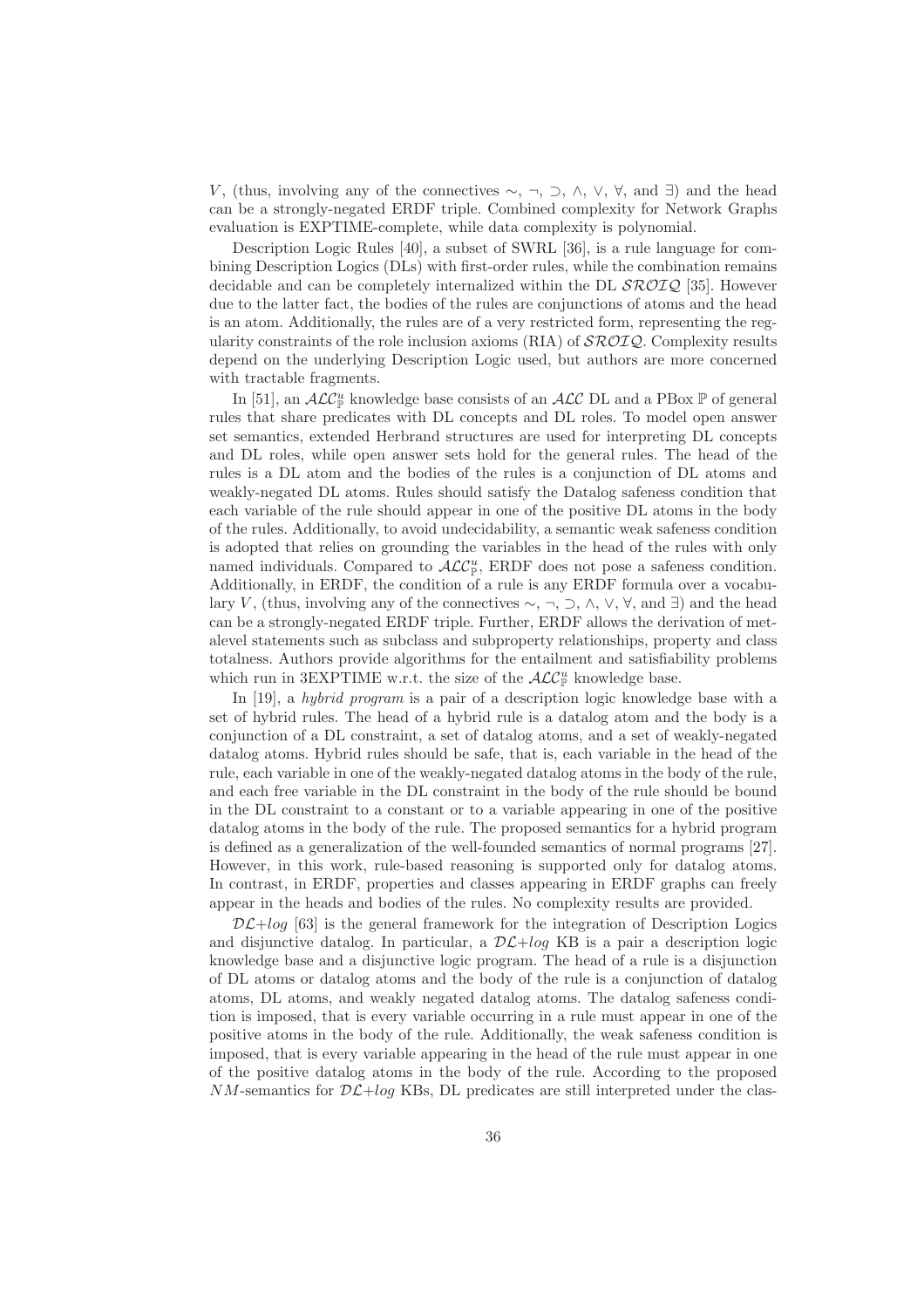$V$, (thus, involving any of the connectives $\sim$, $\neg$, $\supset$, $\wedge$, $\vee$, $\forall$, and $\exists$) and the head can be a strongly-negated ERDF triple. Combined complexity for Network Graphs evaluation is EXPTIME-complete, while data complexity is polynomial.

Description Logic Rules [40], a subset of SWRL [36], is a rule language for combining Description Logics (DLs) with first-order rules, while the combination remains decidable and can be completely internalized within the DL $\mathcal{SROIQ}$ [35]. However due to the latter fact, the bodies of the rules are conjunctions of atoms and the head is an atom. Additionally, the rules are of a very restricted form, representing the regularity constraints of the role inclusion axioms (RIA) of $\mathcal{SROIQ}$. Complexity results depend on the underlying Description Logic used, but authors are more concerned with tractable fragments.

In [51], an $\mathcal{ALC}^u_{\mathbb{P}}$ knowledge base consists of an $\mathcal{ALC}$ DL and a PBox $\mathbb{P}$ of general rules that share predicates with DL concepts and DL roles. To model open answer set semantics, extended Herbrand structures are used for interpreting DL concepts and DL roles, while open answer sets hold for the general rules. The head of the rules is a DL atom and the bodies of the rules is a conjunction of DL atoms and weakly-negated DL atoms. Rules should satisfy the Datalog safeness condition that each variable of the rule should appear in one of the positive DL atoms in the body of the rules. Additionally, to avoid undecidability, a semantic weak safeness condition is adopted that relies on grounding the variables in the head of the rules with only named individuals. Compared to $\mathcal{ALC}^u_{\mathbb{P}}$, ERDF does not pose a safeness condition. Additionally, in ERDF, the condition of a rule is any ERDF formula over a vocabulary $V$, (thus, involving any of the connectives $\sim$, $\neg$, $\supset$, $\wedge$, $\vee$, $\forall$, and $\exists$) and the head can be a strongly-negated ERDF triple. Further, ERDF allows the derivation of metalevel statements such as subclass and subproperty relationships, property and class totalness. Authors provide algorithms for the entailment and satisfiability problems which run in 3EXPTIME w.r.t. the size of the $\mathcal{ALC}^u_{\mathbb{P}}$ knowledge base.

In [19], a *hybrid program* is a pair of a description logic knowledge base with a set of hybrid rules. The head of a hybrid rule is a datalog atom and the body is a conjunction of a DL constraint, a set of datalog atoms, and a set of weakly-negated datalog atoms. Hybrid rules should be safe, that is, each variable in the head of the rule, each variable in one of the weakly-negated datalog atoms in the body of the rule, and each free variable in the DL constraint in the body of the rule should be bound in the DL constraint to a constant or to a variable appearing in one of the positive datalog atoms in the body of the rule. The proposed semantics for a hybrid program is defined as a generalization of the well-founded semantics of normal programs [27]. However, in this work, rule-based reasoning is supported only for datalog atoms. In contrast, in ERDF, properties and classes appearing in ERDF graphs can freely appear in the heads and bodies of the rules. No complexity results are provided.

$\mathcal{DL}$+*log* [63] is the general framework for the integration of Description Logics and disjunctive datalog. In particular, a $\mathcal{DL}$+*log* KB is a pair a description logic knowledge base and a disjunctive logic program. The head of a rule is a disjunction of DL atoms or datalog atoms and the body of the rule is a conjunction of datalog atoms, DL atoms, and weakly negated datalog atoms. The datalog safeness condition is imposed, that is every variable occurring in a rule must appear in one of the positive atoms in the body of the rule. Additionally, the weak safeness condition is imposed, that is every variable appearing in the head of the rule must appear in one of the positive datalog atoms in the body of the rule. According to the proposed $NM$-semantics for $\mathcal{DL}$+*log* KBs, DL predicates are still interpreted under the clas-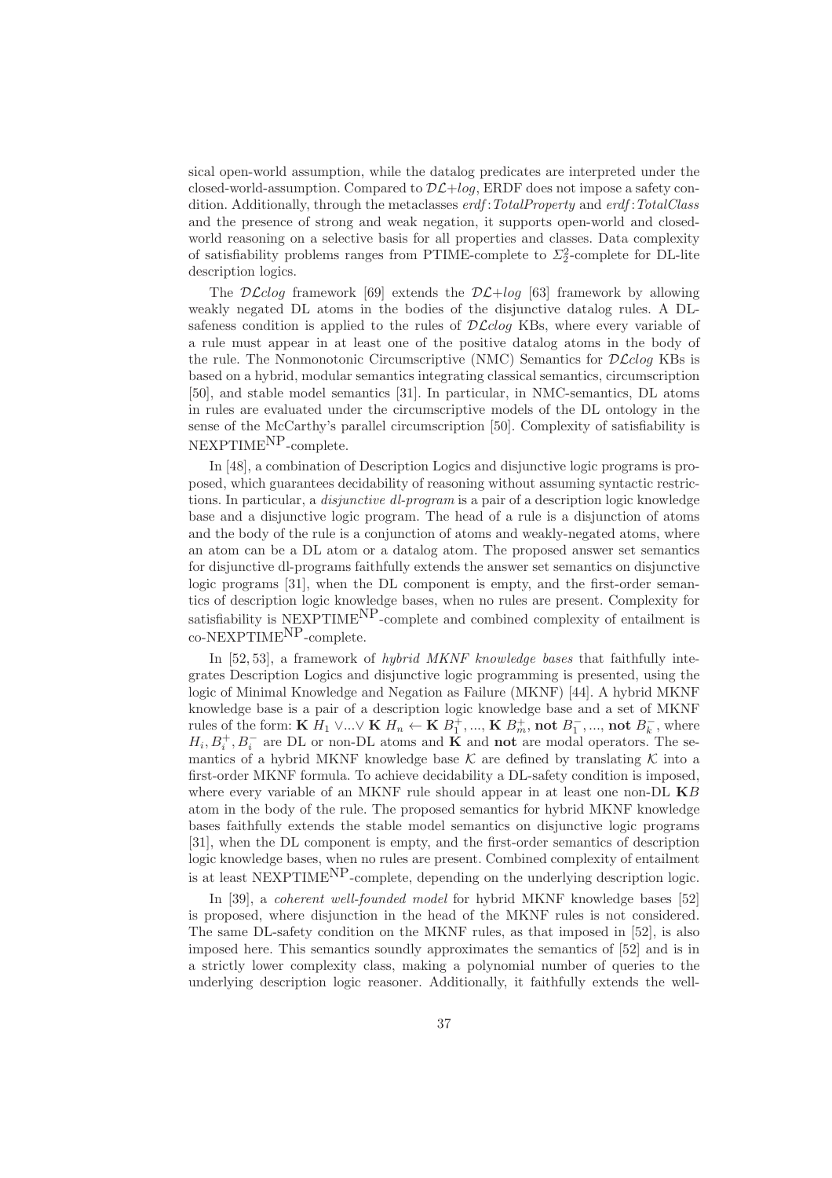sical open-world assumption, while the datalog predicates are interpreted under the closed-world-assumption. Compared to $\mathcal{DL}$+*log*, ERDF does not impose a safety condition. Additionally, through the metaclasses *erdf*:*TotalProperty* and *erdf*:*TotalClass* and the presence of strong and weak negation, it supports open-world and closed-world reasoning on a selective basis for all properties and classes. Data complexity of satisfiability problems ranges from PTIME-complete to $\Sigma_2^2$-complete for DL-lite description logics.

The $\mathcal{DL}$*clog* framework [69] extends the $\mathcal{DL}$+*log* [63] framework by allowing weakly negated DL atoms in the bodies of the disjunctive datalog rules. A DL-safeness condition is applied to the rules of $\mathcal{DL}$*clog* KBs, where every variable of a rule must appear in at least one of the positive datalog atoms in the body of the rule. The Nonmonotonic Circumscriptive (NMC) Semantics for $\mathcal{DL}$*clog* KBs is based on a hybrid, modular semantics integrating classical semantics, circumscription [50], and stable model semantics [31]. In particular, in NMC-semantics, DL atoms in rules are evaluated under the circumscriptive models of the DL ontology in the sense of the McCarthy's parallel circumscription [50]. Complexity of satisfiability is $\text{NEXPTIME}^{\text{NP}}$-complete.

In [48], a combination of Description Logics and disjunctive logic programs is proposed, which guarantees decidability of reasoning without assuming syntactic restrictions. In particular, a *disjunctive dl-program* is a pair of a description logic knowledge base and a disjunctive logic program. The head of a rule is a disjunction of atoms and the body of the rule is a conjunction of atoms and weakly-negated atoms, where an atom can be a DL atom or a datalog atom. The proposed answer set semantics for disjunctive dl-programs faithfully extends the answer set semantics on disjunctive logic programs [31], when the DL component is empty, and the first-order semantics of description logic knowledge bases, when no rules are present. Complexity for satisfiability is $\text{NEXPTIME}^{\text{NP}}$-complete and combined complexity of entailment is co-$\text{NEXPTIME}^{\text{NP}}$-complete.

In [52, 53], a framework of *hybrid MKNF knowledge bases* that faithfully integrates Description Logics and disjunctive logic programming is presented, using the logic of Minimal Knowledge and Negation as Failure (MKNF) [44]. A hybrid MKNF knowledge base is a pair of a description logic knowledge base and a set of MKNF rules of the form: $\mathbf{K}\ H_1 \vee ... \vee \mathbf{K}\ H_n \leftarrow \mathbf{K}\ B_1^+, ..., \mathbf{K}\ B_m^+, \mathbf{not}\ B_1^-, ..., \mathbf{not}\ B_k^-$, where $H_i, B_i^+, B_i^-$ are DL or non-DL atoms and $\mathbf{K}$ and $\mathbf{not}$ are modal operators. The semantics of a hybrid MKNF knowledge base $\mathcal{K}$ are defined by translating $\mathcal{K}$ into a first-order MKNF formula. To achieve decidability a DL-safety condition is imposed, where every variable of an MKNF rule should appear in at least one non-DL $\mathbf{K}B$ atom in the body of the rule. The proposed semantics for hybrid MKNF knowledge bases faithfully extends the stable model semantics on disjunctive logic programs [31], when the DL component is empty, and the first-order semantics of description logic knowledge bases, when no rules are present. Combined complexity of entailment is at least $\text{NEXPTIME}^{\text{NP}}$-complete, depending on the underlying description logic.

In [39], a *coherent well-founded model* for hybrid MKNF knowledge bases [52] is proposed, where disjunction in the head of the MKNF rules is not considered. The same DL-safety condition on the MKNF rules, as that imposed in [52], is also imposed here. This semantics soundly approximates the semantics of [52] and is in a strictly lower complexity class, making a polynomial number of queries to the underlying description logic reasoner. Additionally, it faithfully extends the well-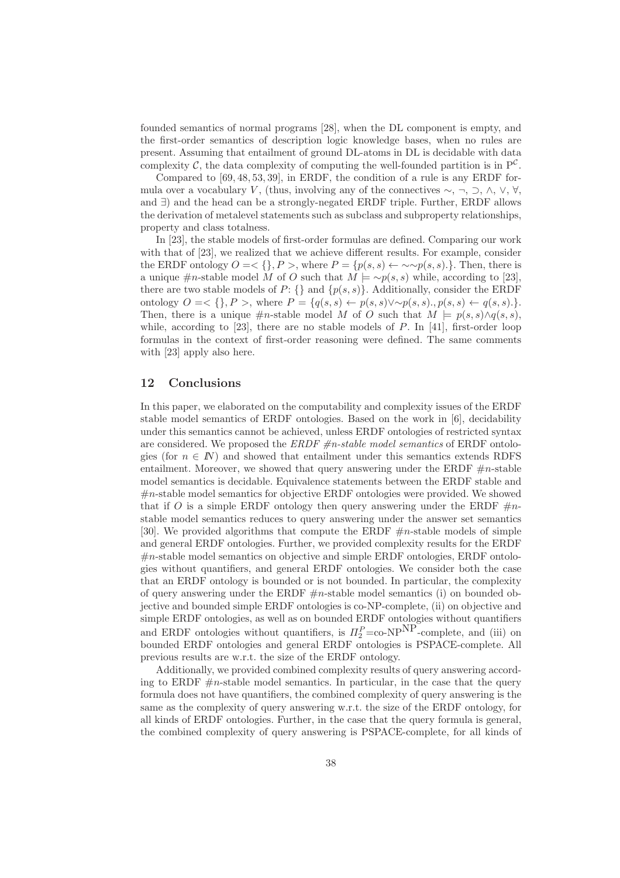founded semantics of normal programs [28], when the DL component is empty, and the first-order semantics of description logic knowledge bases, when no rules are present. Assuming that entailment of ground DL-atoms in DL is decidable with data complexity $\mathcal{C}$, the data complexity of computing the well-founded partition is in $\mathrm{P}^{\mathcal{C}}$.

Compared to [69, 48, 53, 39], in ERDF, the condition of a rule is any ERDF formula over a vocabulary $V$, (thus, involving any of the connectives $\sim$, $\neg$, $\supset$, $\wedge$, $\vee$, $\forall$, and $\exists$) and the head can be a strongly-negated ERDF triple. Further, ERDF allows the derivation of metalevel statements such as subclass and subproperty relationships, property and class totalness.

In [23], the stable models of first-order formulas are defined. Comparing our work with that of [23], we realized that we achieve different results. For example, consider the ERDF ontology $O = <\{\}, P>$, where $P = \{p(s,s) \leftarrow \sim\sim p(s,s).\}$. Then, there is a unique $\#n$-stable model $M$ of $O$ such that $M \models \sim p(s,s)$ while, according to [23], there are two stable models of $P$: $\{\}$ and $\{p(s,s)\}$. Additionally, consider the ERDF ontology $O = <\{\}, P>$, where $P = \{q(s,s) \leftarrow p(s,s) \vee \sim p(s,s)., p(s,s) \leftarrow q(s,s).\}$. Then, there is a unique $\#n$-stable model $M$ of $O$ such that $M \models p(s,s) \wedge q(s,s)$, while, according to [23], there are no stable models of $P$. In [41], first-order loop formulas in the context of first-order reasoning were defined. The same comments with [23] apply also here.

## 12 Conclusions

In this paper, we elaborated on the computability and complexity issues of the ERDF stable model semantics of ERDF ontologies. Based on the work in [6], decidability under this semantics cannot be achieved, unless ERDF ontologies of restricted syntax are considered. We proposed the *ERDF #n-stable model semantics* of ERDF ontologies (for $n \in \mathbb{N}$) and showed that entailment under this semantics extends RDFS entailment. Moreover, we showed that query answering under the ERDF $\#n$-stable model semantics is decidable. Equivalence statements between the ERDF stable and $\#n$-stable model semantics for objective ERDF ontologies were provided. We showed that if $O$ is a simple ERDF ontology then query answering under the ERDF $\#n$-stable model semantics reduces to query answering under the answer set semantics [30]. We provided algorithms that compute the ERDF $\#n$-stable models of simple and general ERDF ontologies. Further, we provided complexity results for the ERDF $\#n$-stable model semantics on objective and simple ERDF ontologies, ERDF ontologies without quantifiers, and general ERDF ontologies. We consider both the case that an ERDF ontology is bounded or is not bounded. In particular, the complexity of query answering under the ERDF $\#n$-stable model semantics (i) on bounded objective and bounded simple ERDF ontologies is co-NP-complete, (ii) on objective and simple ERDF ontologies, as well as on bounded ERDF ontologies without quantifiers and ERDF ontologies without quantifiers, is $\Pi_2^P$=co-$\mathrm{NP}^{\mathrm{NP}}$-complete, and (iii) on bounded ERDF ontologies and general ERDF ontologies is PSPACE-complete. All previous results are w.r.t. the size of the ERDF ontology.

Additionally, we provided combined complexity results of query answering according to ERDF $\#n$-stable model semantics. In particular, in the case that the query formula does not have quantifiers, the combined complexity of query answering is the same as the complexity of query answering w.r.t. the size of the ERDF ontology, for all kinds of ERDF ontologies. Further, in the case that the query formula is general, the combined complexity of query answering is PSPACE-complete, for all kinds of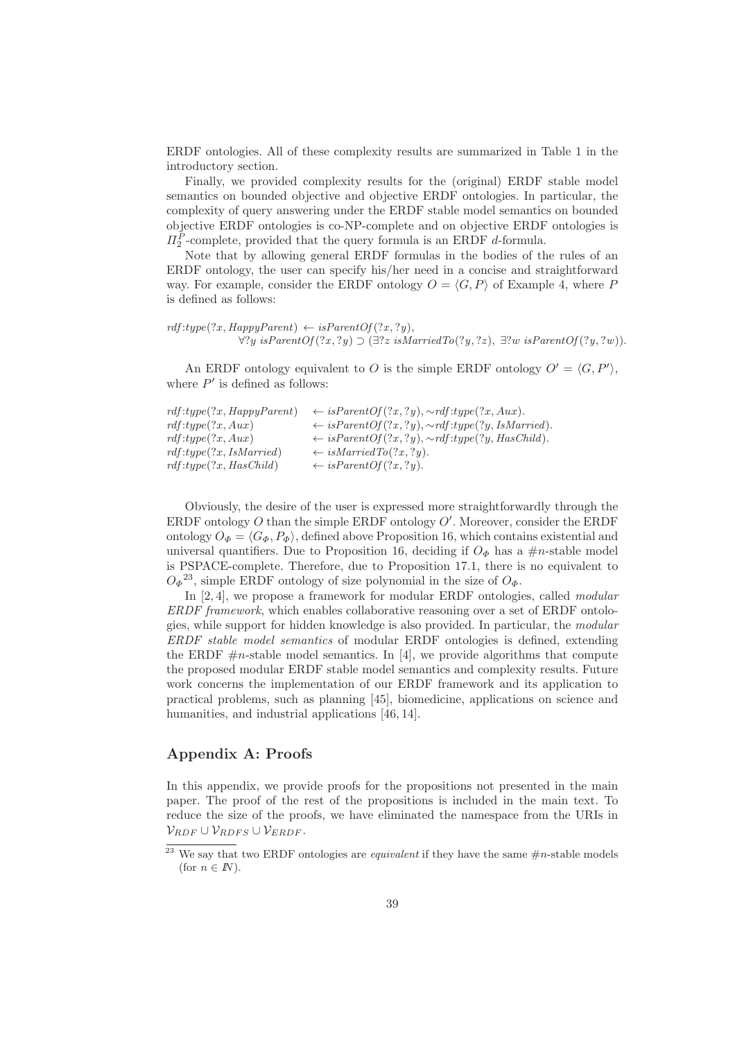ERDF ontologies. All of these complexity results are summarized in Table 1 in the introductory section.

Finally, we provided complexity results for the (original) ERDF stable model semantics on bounded objective and objective ERDF ontologies. In particular, the complexity of query answering under the ERDF stable model semantics on bounded objective ERDF ontologies is co-NP-complete and on objective ERDF ontologies is $\Pi_2^P$-complete, provided that the query formula is an ERDF *d*-formula.

Note that by allowing general ERDF formulas in the bodies of the rules of an ERDF ontology, the user can specify his/her need in a concise and straightforward way. For example, consider the ERDF ontology $O = \langle G, P \rangle$ of Example 4, where $P$ is defined as follows:

$$
\begin{aligned}
& rdf{:}type(?x, HappyParent) \leftarrow isParentOf(?x, ?y), \\
& \qquad \forall ?y\ isParentOf(?x, ?y) \supset (\exists ?z\ isMarriedTo(?y, ?z),\ \exists ?w\ isParentOf(?y, ?w)).
\end{aligned}
$$

An ERDF ontology equivalent to $O$ is the simple ERDF ontology $O' = \langle G, P' \rangle$, where $P'$ is defined as follows:

$$
\begin{aligned}
& rdf{:}type(?x, HappyParent) && \leftarrow isParentOf(?x, ?y), \sim rdf{:}type(?x, Aux). \\
& rdf{:}type(?x, Aux) && \leftarrow isParentOf(?x, ?y), \sim rdf{:}type(?y, IsMarried). \\
& rdf{:}type(?x, Aux) && \leftarrow isParentOf(?x, ?y), \sim rdf{:}type(?y, HasChild). \\
& rdf{:}type(?x, IsMarried) && \leftarrow isMarriedTo(?x, ?y). \\
& rdf{:}type(?x, HasChild) && \leftarrow isParentOf(?x, ?y).
\end{aligned}
$$

Obviously, the desire of the user is expressed more straightforwardly through the ERDF ontology $O$ than the simple ERDF ontology $O'$. Moreover, consider the ERDF ontology $O_\Phi = \langle G_\Phi, P_\Phi \rangle$, defined above Proposition 16, which contains existential and universal quantifiers. Due to Proposition 16, deciding if $O_\Phi$ has a $\#n$-stable model is PSPACE-complete. Therefore, due to Proposition 17.1, there is no equivalent to $O_\Phi$[23], simple ERDF ontology of size polynomial in the size of $O_\Phi$.

In [2, 4], we propose a framework for modular ERDF ontologies, called *modular ERDF framework*, which enables collaborative reasoning over a set of ERDF ontologies, while support for hidden knowledge is also provided. In particular, the *modular ERDF stable model semantics* of modular ERDF ontologies is defined, extending the ERDF $\#n$-stable model semantics. In [4], we provide algorithms that compute the proposed modular ERDF stable model semantics and complexity results. Future work concerns the implementation of our ERDF framework and its application to practical problems, such as planning [45], biomedicine, applications on science and humanities, and industrial applications [46, 14].

## Appendix A: Proofs

In this appendix, we provide proofs for the propositions not presented in the main paper. The proof of the rest of the propositions is included in the main text. To reduce the size of the proofs, we have eliminated the namespace from the URIs in $\mathcal{V}_{RDF} \cup \mathcal{V}_{RDFS} \cup \mathcal{V}_{ERDF}$.

[23] We say that two ERDF ontologies are *equivalent* if they have the same $\#n$-stable models (for $n \in \mathbb{N}$).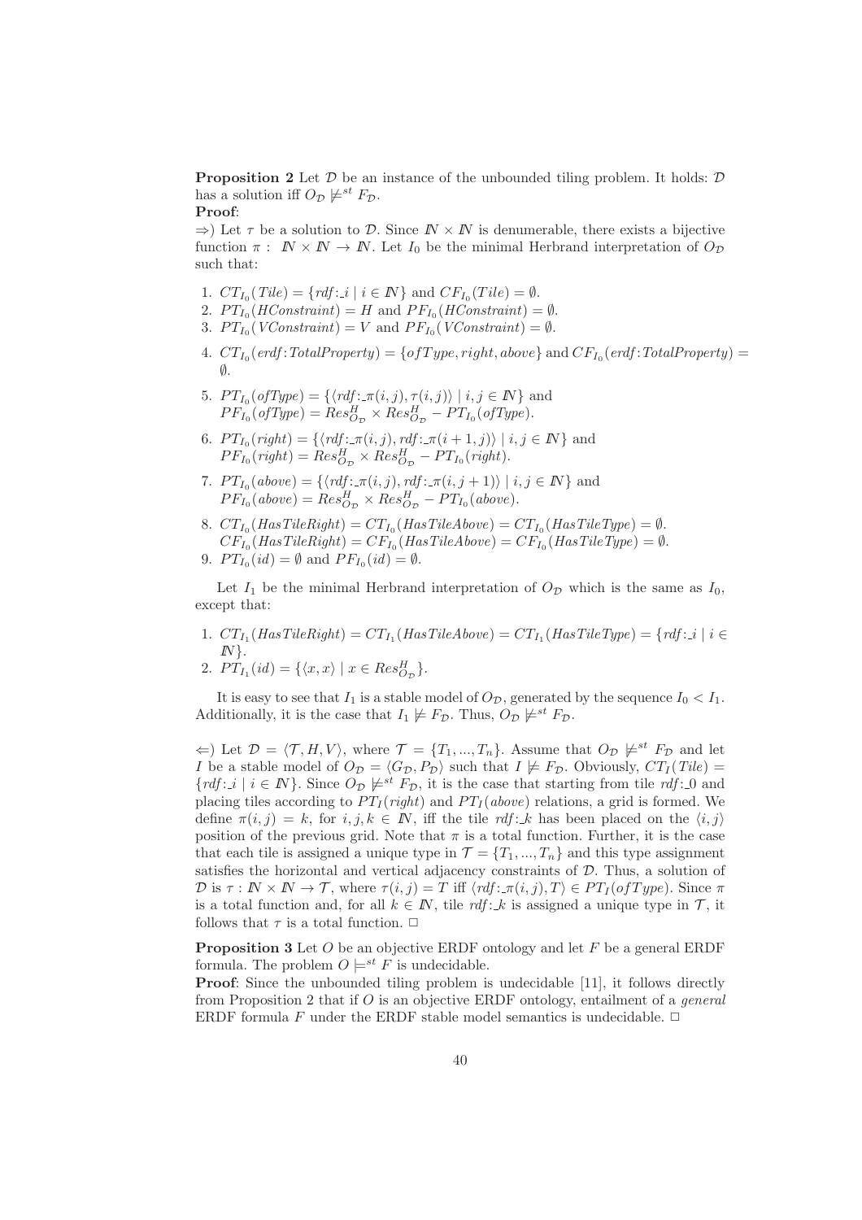**Proposition 2** Let $\mathcal{D}$ be an instance of the unbounded tiling problem. It holds: $\mathcal{D}$ has a solution iff $O_{\mathcal{D}} \not\models^{st} F_{\mathcal{D}}$.

**Proof**:

$\Rightarrow$) Let $\tau$ be a solution to $\mathcal{D}$. Since $\mathbb{N} \times \mathbb{N}$ is denumerable, there exists a bijective function $\pi : \mathbb{N} \times \mathbb{N} \rightarrow \mathbb{N}$. Let $I_0$ be the minimal Herbrand interpretation of $O_{\mathcal{D}}$ such that:

1. $CT_{I_0}(Tile) = \{rdf{:}\_i \mid i \in \mathbb{N}\}$ and $CF_{I_0}(Tile) = \emptyset$.
2. $PT_{I_0}(HConstraint) = H$ and $PF_{I_0}(HConstraint) = \emptyset$.
3. $PT_{I_0}(VConstraint) = V$ and $PF_{I_0}(VConstraint) = \emptyset$.
4. $CT_{I_0}(erdf{:}TotalProperty) = \{ofType, right, above\}$ and $CF_{I_0}(erdf{:}TotalProperty) = \emptyset$.
5. $PT_{I_0}(ofType) = \{\langle rdf{:}\_\pi(i,j), \tau(i,j)\rangle \mid i,j \in \mathbb{N}\}$ and $PF_{I_0}(ofType) = Res^H_{O_{\mathcal{D}}} \times Res^H_{O_{\mathcal{D}}} - PT_{I_0}(ofType)$.
6. $PT_{I_0}(right) = \{\langle rdf{:}\_\pi(i,j), rdf{:}\_\pi(i+1,j)\rangle \mid i,j \in \mathbb{N}\}$ and $PF_{I_0}(right) = Res^H_{O_{\mathcal{D}}} \times Res^H_{O_{\mathcal{D}}} - PT_{I_0}(right)$.
7. $PT_{I_0}(above) = \{\langle rdf{:}\_\pi(i,j), rdf{:}\_\pi(i,j+1)\rangle \mid i,j \in \mathbb{N}\}$ and $PF_{I_0}(above) = Res^H_{O_{\mathcal{D}}} \times Res^H_{O_{\mathcal{D}}} - PT_{I_0}(above)$.
8. $CT_{I_0}(HasTileRight) = CT_{I_0}(HasTileAbove) = CT_{I_0}(HasTileType) = \emptyset$.
   $CF_{I_0}(HasTileRight) = CF_{I_0}(HasTileAbove) = CF_{I_0}(HasTileType) = \emptyset$.
9. $PT_{I_0}(id) = \emptyset$ and $PF_{I_0}(id) = \emptyset$.

Let $I_1$ be the minimal Herbrand interpretation of $O_{\mathcal{D}}$ which is the same as $I_0$, except that:

1. $CT_{I_1}(HasTileRight) = CT_{I_1}(HasTileAbove) = CT_{I_1}(HasTileType) = \{rdf{:}\_i \mid i \in \mathbb{N}\}$.
2. $PT_{I_1}(id) = \{\langle x, x\rangle \mid x \in Res^H_{O_{\mathcal{D}}}\}$.

It is easy to see that $I_1$ is a stable model of $O_{\mathcal{D}}$, generated by the sequence $I_0 < I_1$. Additionally, it is the case that $I_1 \not\models F_{\mathcal{D}}$. Thus, $O_{\mathcal{D}} \not\models^{st} F_{\mathcal{D}}$.

$\Leftarrow$) Let $\mathcal{D} = \langle \mathcal{T}, H, V\rangle$, where $\mathcal{T} = \{T_1, ..., T_n\}$. Assume that $O_{\mathcal{D}} \not\models^{st} F_{\mathcal{D}}$ and let $I$ be a stable model of $O_{\mathcal{D}} = \langle G_{\mathcal{D}}, P_{\mathcal{D}}\rangle$ such that $I \not\models F_{\mathcal{D}}$. Obviously, $CT_I(Tile) = \{rdf{:}\_i \mid i \in \mathbb{N}\}$. Since $O_{\mathcal{D}} \not\models^{st} F_{\mathcal{D}}$, it is the case that starting from tile $rdf{:}\_0$ and placing tiles according to $PT_I(right)$ and $PT_I(above)$ relations, a grid is formed. We define $\pi(i,j) = k$, for $i,j,k \in \mathbb{N}$, iff the tile $rdf{:}\_k$ has been placed on the $\langle i,j\rangle$ position of the previous grid. Note that $\pi$ is a total function. Further, it is the case that each tile is assigned a unique type in $\mathcal{T} = \{T_1, ..., T_n\}$ and this type assignment satisfies the horizontal and vertical adjacency constraints of $\mathcal{D}$. Thus, a solution of $\mathcal{D}$ is $\tau : \mathbb{N} \times \mathbb{N} \rightarrow \mathcal{T}$, where $\tau(i,j) = T$ iff $\langle rdf{:}\_\pi(i,j), T\rangle \in PT_I(ofType)$. Since $\pi$ is a total function and, for all $k \in \mathbb{N}$, tile $rdf{:}\_k$ is assigned a unique type in $\mathcal{T}$, it follows that $\tau$ is a total function. $\Box$

**Proposition 3** Let $O$ be an objective ERDF ontology and let $F$ be a general ERDF formula. The problem $O \models^{st} F$ is undecidable.

**Proof**: Since the unbounded tiling problem is undecidable [11], it follows directly from Proposition 2 that if $O$ is an objective ERDF ontology, entailment of a *general* ERDF formula $F$ under the ERDF stable model semantics is undecidable. $\Box$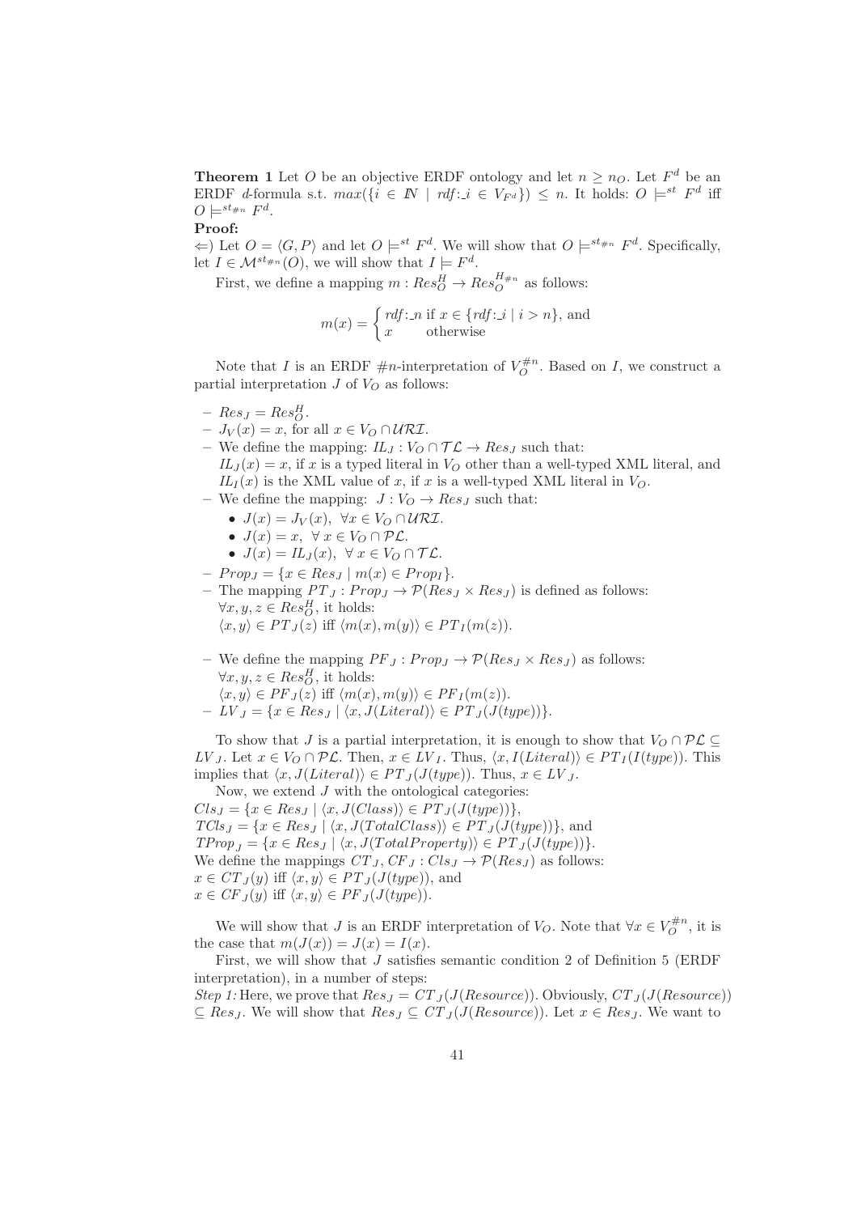**Theorem 1** Let $O$ be an objective ERDF ontology and let $n \geq n_O$. Let $F^d$ be an ERDF $d$-formula s.t. $max(\{i \in I\!N \mid rdf{:}\_i \in V_{F^d}\}) \leq n$. It holds: $O \models^{st} F^d$ iff $O \models^{st_{\#n}} F^d$.

**Proof:**

$\Leftarrow$) Let $O = \langle G, P \rangle$ and let $O \models^{st} F^d$. We will show that $O \models^{st_{\#n}} F^d$. Specifically, let $I \in \mathcal{M}^{st_{\#n}}(O)$, we will show that $I \models F^d$.

First, we define a mapping $m : Res^H_O \rightarrow Res^{H_{\#n}}_O$ as follows:

$$m(x) = \begin{cases} rdf{:}\_n \text{ if } x \in \{rdf{:}\_i \mid i > n\}, \text{ and} \\ x \quad\quad \text{otherwise} \end{cases}$$

Note that $I$ is an ERDF $\#n$-interpretation of $V^{\#n}_O$. Based on $I$, we construct a partial interpretation $J$ of $V_O$ as follows:

- $Res_J = Res^H_O$.
- $J_V(x) = x$, for all $x \in V_O \cap \mathcal{URI}$.
- We define the mapping: $IL_J : V_O \cap \mathcal{TL} \rightarrow Res_J$ such that:
  $IL_J(x) = x$, if $x$ is a typed literal in $V_O$ other than a well-typed XML literal, and $IL_I(x)$ is the XML value of $x$, if $x$ is a well-typed XML literal in $V_O$.
- We define the mapping: $J : V_O \rightarrow Res_J$ such that:
  - $J(x) = J_V(x),\ \forall x \in V_O \cap \mathcal{URI}$.
  - $J(x) = x,\ \forall\, x \in V_O \cap \mathcal{PL}$.
  - $J(x) = IL_J(x),\ \forall\, x \in V_O \cap \mathcal{TL}$.
- $Prop_J = \{x \in Res_J \mid m(x) \in Prop_I\}$.
- The mapping $PT_J : Prop_J \rightarrow \mathcal{P}(Res_J \times Res_J)$ is defined as follows:
  $\forall x, y, z \in Res^H_O$, it holds:
  $\langle x, y \rangle \in PT_J(z)$ iff $\langle m(x), m(y) \rangle \in PT_I(m(z))$.
- We define the mapping $PF_J : Prop_J \rightarrow \mathcal{P}(Res_J \times Res_J)$ as follows:
  $\forall x, y, z \in Res^H_O$, it holds:
  $\langle x, y \rangle \in PF_J(z)$ iff $\langle m(x), m(y) \rangle \in PF_I(m(z))$.
- $LV_J = \{x \in Res_J \mid \langle x, J(Literal) \rangle \in PT_J(J(type))\}$.

To show that $J$ is a partial interpretation, it is enough to show that $V_O \cap \mathcal{PL} \subseteq LV_J$. Let $x \in V_O \cap \mathcal{PL}$. Then, $x \in LV_I$. Thus, $\langle x, I(Literal) \rangle \in PT_I(I(type))$. This implies that $\langle x, J(Literal) \rangle \in PT_J(J(type))$. Thus, $x \in LV_J$.

Now, we extend $J$ with the ontological categories:
$Cls_J = \{x \in Res_J \mid \langle x, J(Class) \rangle \in PT_J(J(type))\}$,
$TCls_J = \{x \in Res_J \mid \langle x, J(TotalClass) \rangle \in PT_J(J(type))\}$, and
$TProp_J = \{x \in Res_J \mid \langle x, J(TotalProperty) \rangle \in PT_J(J(type))\}$.
We define the mappings $CT_J, CF_J : Cls_J \rightarrow \mathcal{P}(Res_J)$ as follows:
$x \in CT_J(y)$ iff $\langle x, y \rangle \in PT_J(J(type))$, and
$x \in CF_J(y)$ iff $\langle x, y \rangle \in PF_J(J(type))$.

We will show that $J$ is an ERDF interpretation of $V_O$. Note that $\forall x \in V^{\#n}_O$, it is the case that $m(J(x)) = J(x) = I(x)$.

First, we will show that $J$ satisfies semantic condition 2 of Definition 5 (ERDF interpretation), in a number of steps:

*Step 1:* Here, we prove that $Res_J = CT_J(J(Resource))$. Obviously, $CT_J(J(Resource)) \subseteq Res_J$. We will show that $Res_J \subseteq CT_J(J(Resource))$. Let $x \in Res_J$. We want to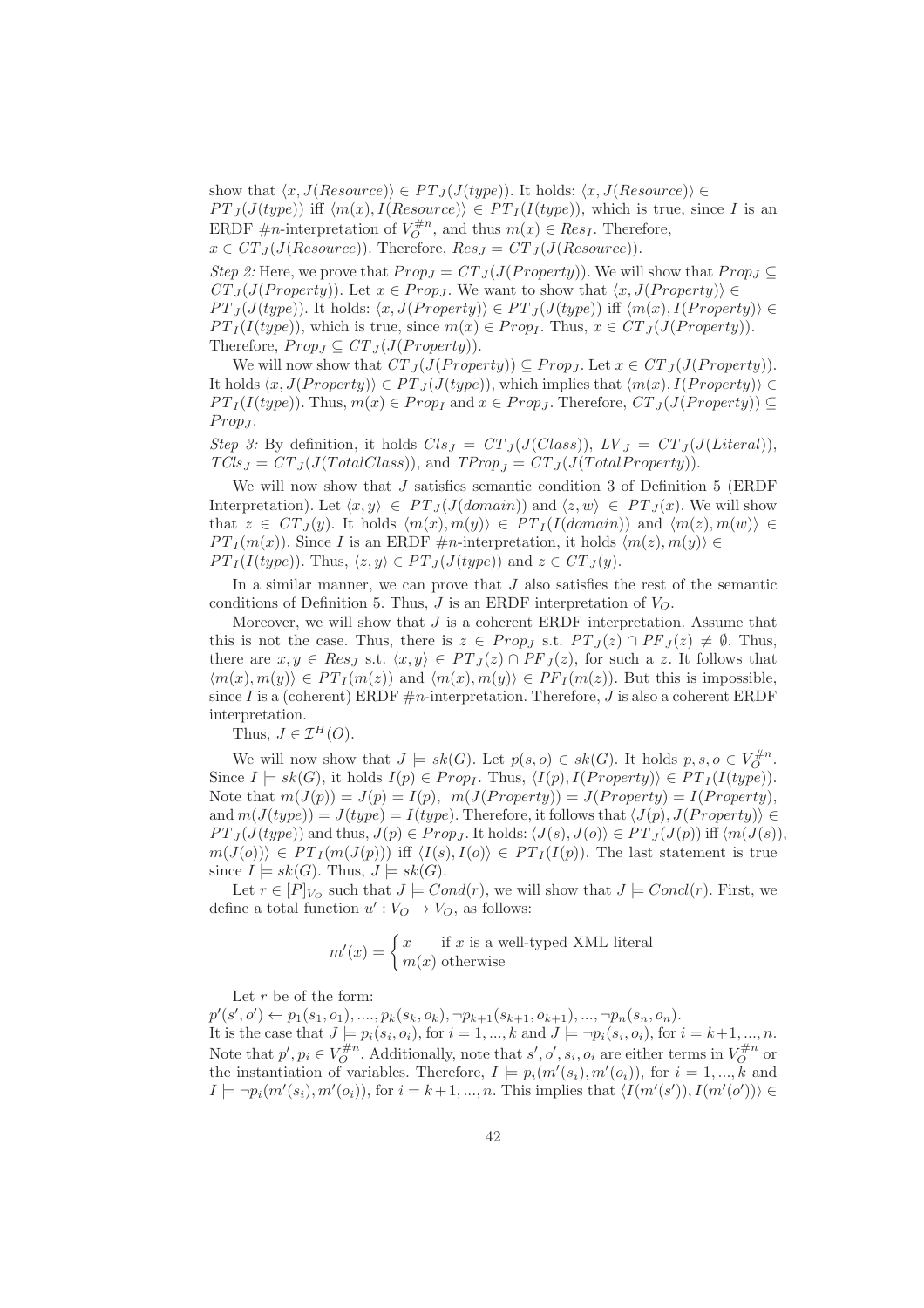show that $\langle x, J(Resource)\rangle \in PT_J(J(type))$. It holds: $\langle x, J(Resource)\rangle \in PT_J(J(type))$ iff $\langle m(x), I(Resource)\rangle \in PT_I(I(type))$, which is true, since $I$ is an ERDF $\#n$-interpretation of $V_O^{\#n}$, and thus $m(x) \in Res_I$. Therefore, $x \in CT_J(J(Resource))$. Therefore, $Res_J = CT_J(J(Resource))$.

*Step 2:* Here, we prove that $Prop_J = CT_J(J(Property))$. We will show that $Prop_J \subseteq CT_J(J(Property))$. Let $x \in Prop_J$. We want to show that $\langle x, J(Property)\rangle \in PT_J(J(type))$. It holds: $\langle x, J(Property)\rangle \in PT_J(J(type))$ iff $\langle m(x), I(Property)\rangle \in PT_I(I(type))$, which is true, since $m(x) \in Prop_I$. Thus, $x \in CT_J(J(Property))$. Therefore, $Prop_J \subseteq CT_J(J(Property))$.

We will now show that $CT_J(J(Property)) \subseteq Prop_J$. Let $x \in CT_J(J(Property))$. It holds $\langle x, J(Property)\rangle \in PT_J(J(type))$, which implies that $\langle m(x), I(Property)\rangle \in PT_I(I(type))$. Thus, $m(x) \in Prop_I$ and $x \in Prop_J$. Therefore, $CT_J(J(Property)) \subseteq Prop_J$.

*Step 3:* By definition, it holds $Cls_J = CT_J(J(Class))$, $LV_J = CT_J(J(Literal))$, $TCls_J = CT_J(J(TotalClass))$, and $TProp_J = CT_J(J(TotalProperty))$.

We will now show that $J$ satisfies semantic condition 3 of Definition 5 (ERDF Interpretation). Let $\langle x, y\rangle \in PT_J(J(domain))$ and $\langle z, w\rangle \in PT_J(x)$. We will show that $z \in CT_J(y)$. It holds $\langle m(x), m(y)\rangle \in PT_I(I(domain))$ and $\langle m(z), m(w)\rangle \in PT_I(m(x))$. Since $I$ is an ERDF $\#n$-interpretation, it holds $\langle m(z), m(y)\rangle \in PT_I(I(type))$. Thus, $\langle z, y\rangle \in PT_J(J(type))$ and $z \in CT_J(y)$.

In a similar manner, we can prove that $J$ also satisfies the rest of the semantic conditions of Definition 5. Thus, $J$ is an ERDF interpretation of $V_O$.

Moreover, we will show that $J$ is a coherent ERDF interpretation. Assume that this is not the case. Thus, there is $z \in Prop_J$ s.t. $PT_J(z) \cap PF_J(z) \neq \emptyset$. Thus, there are $x, y \in Res_J$ s.t. $\langle x, y\rangle \in PT_J(z) \cap PF_J(z)$, for such a $z$. It follows that $\langle m(x), m(y)\rangle \in PT_I(m(z))$ and $\langle m(x), m(y)\rangle \in PF_I(m(z))$. But this is impossible, since $I$ is a (coherent) ERDF $\#n$-interpretation. Therefore, $J$ is also a coherent ERDF interpretation.

Thus, $J \in \mathcal{I}^H(O)$.

We will now show that $J \models sk(G)$. Let $p(s, o) \in sk(G)$. It holds $p, s, o \in V_O^{\#n}$. Since $I \models sk(G)$, it holds $I(p) \in Prop_I$. Thus, $\langle I(p), I(Property)\rangle \in PT_I(I(type))$. Note that $m(J(p)) = J(p) = I(p)$, $m(J(Property)) = J(Property) = I(Property)$, and $m(J(type)) = J(type) = I(type)$. Therefore, it follows that $\langle J(p), J(Property)\rangle \in PT_J(J(type))$ and thus, $J(p) \in Prop_J$. It holds: $\langle J(s), J(o)\rangle \in PT_J(J(p))$ iff $\langle m(J(s)), m(J(o))\rangle \in PT_I(m(J(p)))$ iff $\langle I(s), I(o)\rangle \in PT_I(I(p))$. The last statement is true since $I \models sk(G)$. Thus, $J \models sk(G)$.

Let $r \in [P]_{V_O}$ such that $J \models Cond(r)$, we will show that $J \models Concl(r)$. First, we define a total function $u' : V_O \to V_O$, as follows:

$$m'(x) = \begin{cases} x & \text{if } x \text{ is a well-typed XML literal} \\ m(x) & \text{otherwise} \end{cases}$$

Let $r$ be of the form:
$p'(s', o') \leftarrow p_1(s_1, o_1), ...., p_k(s_k, o_k), \neg p_{k+1}(s_{k+1}, o_{k+1}), ..., \neg p_n(s_n, o_n)$.
It is the case that $J \models p_i(s_i, o_i)$, for $i = 1, ..., k$ and $J \models \neg p_i(s_i, o_i)$, for $i = k+1, ..., n$. Note that $p', p_i \in V_O^{\#n}$. Additionally, note that $s', o', s_i, o_i$ are either terms in $V_O^{\#n}$ or the instantiation of variables. Therefore, $I \models p_i(m'(s_i), m'(o_i))$, for $i = 1, ..., k$ and $I \models \neg p_i(m'(s_i), m'(o_i))$, for $i = k+1, ..., n$. This implies that $\langle I(m'(s')), I(m'(o'))\rangle \in$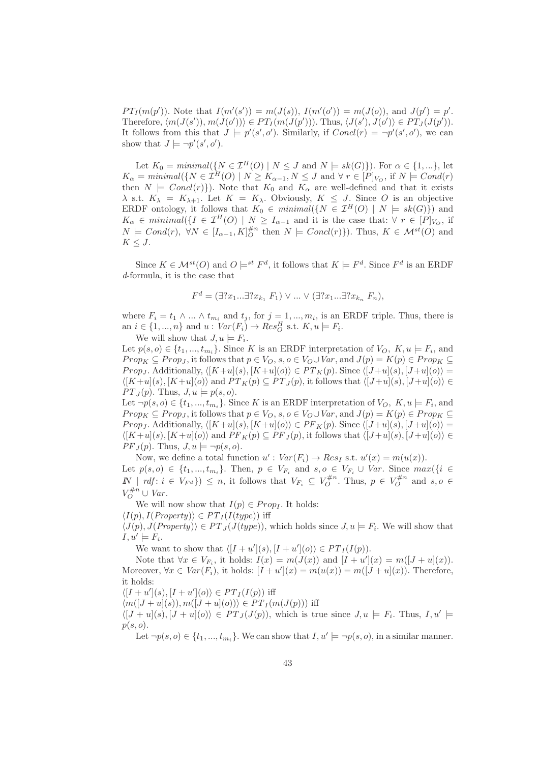$PT_I(m(p'))$. Note that $I(m'(s')) = m(J(s))$, $I(m'(o')) = m(J(o))$, and $J(p') = p'$. Therefore, $\langle m(J(s')), m(J(o')) \rangle \in PT_I(m(J(p')))$. Thus, $\langle J(s'), J(o') \rangle \in PT_J(J(p'))$. It follows from this that $J \models p'(s', o')$. Similarly, if $Concl(r) = \neg p'(s', o')$, we can show that $J \models \neg p'(s', o')$.

Let $K_0 = minimal(\{N \in \mathcal{I}^H(O) \mid N \leq J \text{ and } N \models sk(G)\})$. For $\alpha \in \{1, ...\}$, let $K_\alpha = minimal(\{N \in \mathcal{I}^H(O) \mid N \geq K_{\alpha-1}, N \leq J \text{ and } \forall\ r \in [P]_{V_O}, \text{ if } N \models Cond(r) \text{ then } N \models Concl(r)\})$. Note that $K_0$ and $K_\alpha$ are well-defined and that it exists $\lambda$ s.t. $K_\lambda = K_{\lambda+1}$. Let $K = K_\lambda$. Obviously, $K \leq J$. Since $O$ is an objective ERDF ontology, it follows that $K_0 \in minimal(\{N \in \mathcal{I}^H(O) \mid N \models sk(G)\})$ and $K_\alpha \in minimal(\{I \in \mathcal{I}^H(O) \mid N \geq I_{\alpha-1} \text{ and it is the case that: } \forall\ r \in [P]_{V_O}, \text{ if } N \models Cond(r),\ \forall N \in [I_{\alpha-1}, K]_O^{\#n} \text{ then } N \models Concl(r)\})$. Thus, $K \in \mathcal{M}^{st}(O)$ and $K \leq J$.

Since $K \in \mathcal{M}^{st}(O)$ and $O \models^{st} F^d$, it follows that $K \models F^d$. Since $F^d$ is an ERDF $d$-formula, it is the case that

$$F^d = (\exists ?x_1 ... \exists ?x_{k_1}\ F_1) \vee ... \vee (\exists ?x_1 ... \exists ?x_{k_n}\ F_n),$$

where $F_i = t_1 \wedge ... \wedge t_{m_i}$ and $t_j$, for $j = 1, ..., m_i$, is an ERDF triple. Thus, there is an $i \in \{1, ..., n\}$ and $u : Var(F_i) \rightarrow Res_O^H$ s.t. $K, u \models F_i$.

We will show that $J, u \models F_i$.

Let $p(s, o) \in \{t_1, ..., t_{m_i}\}$. Since $K$ is an ERDF interpretation of $V_O$, $K, u \models F_i$, and $Prop_K \subseteq Prop_J$, it follows that $p \in V_O$, $s, o \in V_O \cup Var$, and $J(p) = K(p) \in Prop_K \subseteq Prop_J$. Additionally, $\langle [K+u](s), [K+u](o) \rangle \in PT_K(p)$. Since $\langle [J+u](s), [J+u](o) \rangle = \langle [K+u](s), [K+u](o) \rangle$ and $PT_K(p) \subseteq PT_J(p)$, it follows that $\langle [J+u](s), [J+u](o) \rangle \in PT_J(p)$. Thus, $J, u \models p(s, o)$.

Let $\neg p(s, o) \in \{t_1, ..., t_{m_i}\}$. Since $K$ is an ERDF interpretation of $V_O$, $K, u \models F_i$, and $Prop_K \subseteq Prop_J$, it follows that $p \in V_O$, $s, o \in V_O \cup Var$, and $J(p) = K(p) \in Prop_K \subseteq Prop_J$. Additionally, $\langle [K+u](s), [K+u](o) \rangle \in PF_K(p)$. Since $\langle [J+u](s), [J+u](o) \rangle = \langle [K+u](s), [K+u](o) \rangle$ and $PF_K(p) \subseteq PF_J(p)$, it follows that $\langle [J+u](s), [J+u](o) \rangle \in PF_J(p)$. Thus, $J, u \models \neg p(s, o)$.

Now, we define a total function $u' : Var(F_i) \rightarrow Res_I$ s.t. $u'(x) = m(u(x))$.

Let $p(s, o) \in \{t_1, ..., t_{m_i}\}$. Then, $p \in V_{F_i}$ and $s, o \in V_{F_i} \cup Var$. Since $max(\{i \in \mathbb{N} \mid rdf{:}\_i \in V_{F^d}\}) \leq n$, it follows that $V_{F_i} \subseteq V_O^{\#n}$. Thus, $p \in V_O^{\#n}$ and $s, o \in V_O^{\#n} \cup Var$.

We will now show that $I(p) \in Prop_I$. It holds:

$\langle I(p), I(Property) \rangle \in PT_I(I(type))$ iff

$\langle J(p), J(Property) \rangle \in PT_J(J(type))$, which holds since $J, u \models F_i$. We will show that $I, u' \models F_i$.

We want to show that $\langle [I+u'](s), [I+u'](o) \rangle \in PT_I(I(p))$.

Note that $\forall x \in V_{F_i}$, it holds: $I(x) = m(J(x))$ and $[I+u'](x) = m([J+u](x))$. Moreover, $\forall x \in Var(F_i)$, it holds: $[I+u'](x) = m(u(x)) = m([J+u](x))$. Therefore, it holds:

$\langle [I+u'](s), [I+u'](o) \rangle \in PT_I(I(p))$ iff

$\langle m([J+u](s)), m([J+u](o)) \rangle \in PT_I(m(J(p)))$ iff

$\langle [J+u](s), [J+u](o) \rangle \in PT_J(J(p))$, which is true since $J, u \models F_i$. Thus, $I, u' \models p(s, o)$.

Let $\neg p(s, o) \in \{t_1, ..., t_{m_i}\}$. We can show that $I, u' \models \neg p(s, o)$, in a similar manner.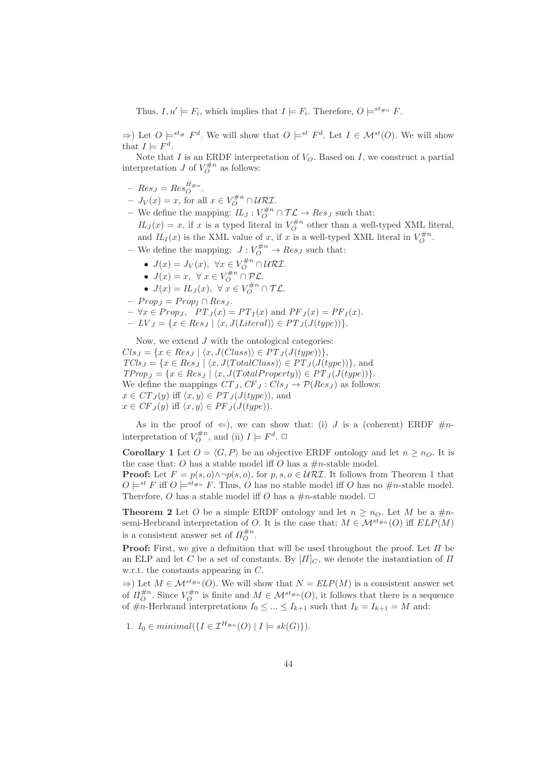Thus, $I, u' \models F_i$, which implies that $I \models F_i$. Therefore, $O \models^{st_{\#n}} F$.

$\Rightarrow$) Let $O \models^{st_\#} F^d$. We will show that $O \models^{st} F^d$. Let $I \in \mathcal{M}^{st}(O)$. We will show that $I \models F^d$.

Note that $I$ is an ERDF interpretation of $V_O$. Based on $I$, we construct a partial interpretation $J$ of $V_O^{\#n}$ as follows:

- $Res_J = Res_O^{H_{\#n}}$.
- $J_V(x) = x$, for all $x \in V_O^{\#n} \cap \mathcal{URI}$.
- We define the mapping: $IL_J : V_O^{\#n} \cap \mathcal{TL} \to Res_J$ such that: $IL_J(x) = x$, if $x$ is a typed literal in $V_O^{\#n}$ other than a well-typed XML literal, and $IL_I(x)$ is the XML value of $x$, if $x$ is a well-typed XML literal in $V_O^{\#n}$.
- We define the mapping: $J : V_O^{\#n} \to Res_J$ such that:
  - $J(x) = J_V(x), \ \forall x \in V_O^{\#n} \cap \mathcal{URI}$.
  - $J(x) = x, \ \forall \, x \in V_O^{\#n} \cap \mathcal{PL}$.
  - $J(x) = IL_J(x), \ \forall \, x \in V_O^{\#n} \cap \mathcal{TL}$.
- $Prop_J = Prop_I \cap Res_J$.
- $\forall x \in Prop_J, \quad PT_J(x) = PT_I(x)$ and $PF_J(x) = PF_I(x)$.
- $LV_J = \{x \in Res_J \mid \langle x, J(Literal) \rangle \in PT_J(J(type))\}$.

Now, we extend $J$ with the ontological categories:
$Cls_J = \{x \in Res_J \mid \langle x, J(Class) \rangle \in PT_J(J(type))\}$,
$TCls_J = \{x \in Res_J \mid \langle x, J(TotalClass) \rangle \in PT_J(J(type))\}$, and
$TProp_J = \{x \in Res_J \mid \langle x, J(TotalProperty) \rangle \in PT_J(J(type))\}$.
We define the mappings $CT_J, CF_J : Cls_J \to \mathcal{P}(Res_J)$ as follows:
$x \in CT_J(y)$ iff $\langle x, y \rangle \in PT_J(J(type))$, and
$x \in CF_J(y)$ iff $\langle x, y \rangle \in PF_J(J(type))$.

As in the proof of $\Leftarrow$), we can show that: (i) $J$ is a (coherent) ERDF $\#n$-interpretation of $V_O^{\#n}$, and (ii) $I \models F^d$. $\Box$

**Corollary 1** Let $O = \langle G, P \rangle$ be an objective ERDF ontology and let $n \geq n_O$. It is the case that: $O$ has a stable model iff $O$ has a $\#n$-stable model.
**Proof:** Let $F = p(s, o) \wedge \neg p(s, o)$, for $p, s, o \in \mathcal{URI}$. It follows from Theorem 1 that $O \models^{st} F$ iff $O \models^{st_{\#n}} F$. Thus, $O$ has no stable model iff $O$ has no $\#n$-stable model. Therefore, $O$ has a stable model iff $O$ has a $\#n$-stable model. $\Box$

**Theorem 2** Let $O$ be a simple ERDF ontology and let $n \geq n_O$. Let $M$ be a $\#n$-semi-Herbrand interpretation of $O$. It is the case that: $M \in \mathcal{M}^{st_{\#n}}(O)$ iff $ELP(M)$ is a consistent answer set of $\Pi_O^{\#n}$.
**Proof:** First, we give a definition that will be used throughout the proof. Let $\Pi$ be an ELP and let $C$ be a set of constants. By $[\Pi]_C$, we denote the instantiation of $\Pi$ w.r.t. the constants appearing in $C$.

$\Rightarrow$) Let $M \in \mathcal{M}^{st_{\#n}}(O)$. We will show that $N = ELP(M)$ is a consistent answer set of $\Pi_O^{\#n}$. Since $V_O^{\#n}$ is finite and $M \in \mathcal{M}^{st_{\#n}}(O)$, it follows that there is a sequence of $\#n$-Herbrand interpretations $I_0 \leq ... \leq I_{k+1}$ such that $I_k = I_{k+1} = M$ and:

1. $I_0 \in minimal(\{I \in \mathcal{I}^{H_{\#n}}(O) \mid I \models sk(G)\})$.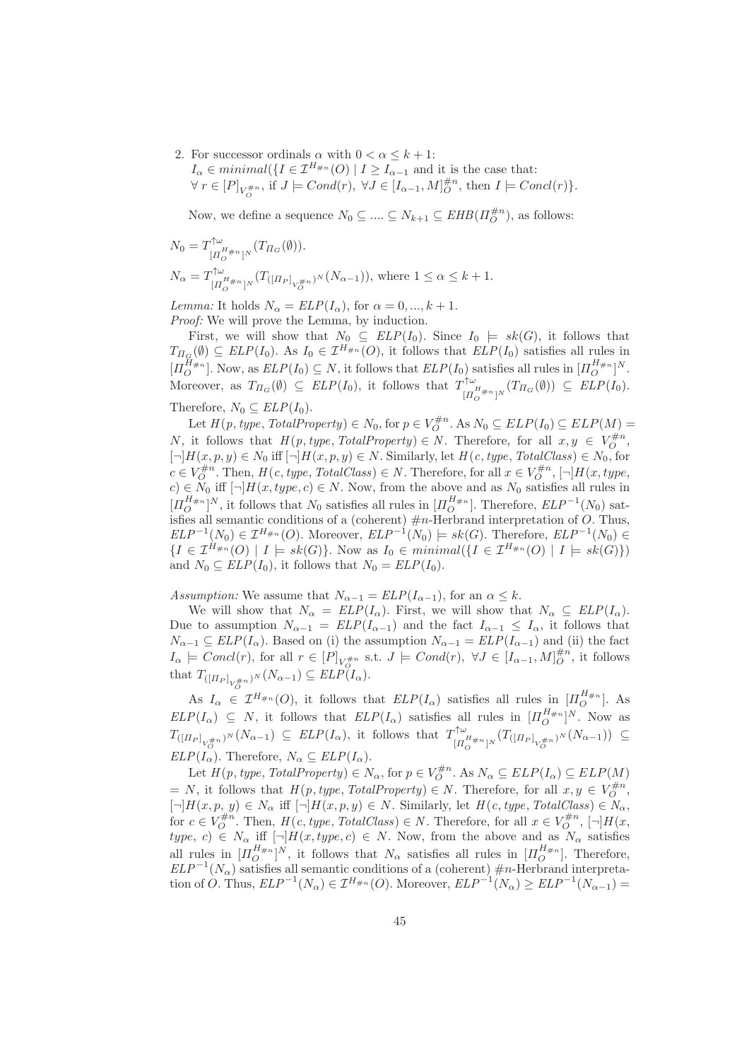2. For successor ordinals $\alpha$ with $0 < \alpha \leq k+1$:
   $I_\alpha \in minimal(\{I \in \mathcal{I}^{H_{\#n}}(O) \mid I \geq I_{\alpha-1}$ and it is the case that:
   $\forall\, r \in [P]_{V_O^{\#n}}$, if $J \models Cond(r)$, $\forall J \in [I_{\alpha-1}, M]_O^{\#n}$, then $I \models Concl(r)\}$.

   Now, we define a sequence $N_0 \subseteq .... \subseteq N_{k+1} \subseteq EHB(\Pi_O^{\#n})$, as follows:

$N_0 = T^{\uparrow\omega}_{[\Pi_O^{H_{\#n}}]^N}(T_{\Pi_G}(\emptyset))$.

$N_\alpha = T^{\uparrow\omega}_{[\Pi_O^{H_{\#n}}]^N}(T_{([\Pi_P]_{V_O^{\#n}})^N}(N_{\alpha-1}))$, where $1 \leq \alpha \leq k+1$.

*Lemma:* It holds $N_\alpha = ELP(I_\alpha)$, for $\alpha = 0, ..., k+1$.
*Proof:* We will prove the Lemma, by induction.

First, we will show that $N_0 \subseteq ELP(I_0)$. Since $I_0 \models sk(G)$, it follows that $T_{\Pi_G}(\emptyset) \subseteq ELP(I_0)$. As $I_0 \in \mathcal{I}^{H_{\#n}}(O)$, it follows that $ELP(I_0)$ satisfies all rules in $[\Pi_O^{H_{\#n}}]$. Now, as $ELP(I_0) \subseteq N$, it follows that $ELP(I_0)$ satisfies all rules in $[\Pi_O^{H_{\#n}}]^N$. Moreover, as $T_{\Pi_G}(\emptyset) \subseteq ELP(I_0)$, it follows that $T^{\uparrow\omega}_{[\Pi_O^{H_{\#n}}]^N}(T_{\Pi_G}(\emptyset)) \subseteq ELP(I_0)$. Therefore, $N_0 \subseteq ELP(I_0)$.

Let $H(p, type, TotalProperty) \in N_0$, for $p \in V_O^{\#n}$. As $N_0 \subseteq ELP(I_0) \subseteq ELP(M) = N$, it follows that $H(p, type, TotalProperty) \in N$. Therefore, for all $x, y \in V_O^{\#n}$, $[\neg]H(x,p,y) \in N_0$ iff $[\neg]H(x,p,y) \in N$. Similarly, let $H(c, type, TotalClass) \in N_0$, for $c \in V_O^{\#n}$. Then, $H(c, type, TotalClass) \in N$. Therefore, for all $x \in V_O^{\#n}$, $[\neg]H(x, type, c) \in N_0$ iff $[\neg]H(x, type, c) \in N$. Now, from the above and as $N_0$ satisfies all rules in $[\Pi_O^{H_{\#n}}]^N$, it follows that $N_0$ satisfies all rules in $[\Pi_O^{H_{\#n}}]$. Therefore, $ELP^{-1}(N_0)$ satisfies all semantic conditions of a (coherent) $\#n$-Herbrand interpretation of $O$. Thus, $ELP^{-1}(N_0) \in \mathcal{I}^{H_{\#n}}(O)$. Moreover, $ELP^{-1}(N_0) \models sk(G)$. Therefore, $ELP^{-1}(N_0) \in \{I \in \mathcal{I}^{H_{\#n}}(O) \mid I \models sk(G)\}$. Now as $I_0 \in minimal(\{I \in \mathcal{I}^{H_{\#n}}(O) \mid I \models sk(G)\})$ and $N_0 \subseteq ELP(I_0)$, it follows that $N_0 = ELP(I_0)$.

*Assumption:* We assume that $N_{\alpha-1} = ELP(I_{\alpha-1})$, for an $\alpha \leq k$.

We will show that $N_\alpha = ELP(I_\alpha)$. First, we will show that $N_\alpha \subseteq ELP(I_\alpha)$. Due to assumption $N_{\alpha-1} = ELP(I_{\alpha-1})$ and the fact $I_{\alpha-1} \leq I_\alpha$, it follows that $N_{\alpha-1} \subseteq ELP(I_\alpha)$. Based on (i) the assumption $N_{\alpha-1} = ELP(I_{\alpha-1})$ and (ii) the fact $I_\alpha \models Concl(r)$, for all $r \in [P]_{V_O^{\#n}}$ s.t. $J \models Cond(r)$, $\forall J \in [I_{\alpha-1}, M]_O^{\#n}$, it follows that $T_{([\Pi_P]_{V_O^{\#n}})^N}(N_{\alpha-1}) \subseteq ELP(I_\alpha)$.

As $I_\alpha \in \mathcal{I}^{H_{\#n}}(O)$, it follows that $ELP(I_\alpha)$ satisfies all rules in $[\Pi_O^{H_{\#n}}]$. As $ELP(I_\alpha) \subseteq N$, it follows that $ELP(I_\alpha)$ satisfies all rules in $[\Pi_O^{H_{\#n}}]^N$. Now as $T_{([\Pi_P]_{V_O^{\#n}})^N}(N_{\alpha-1}) \subseteq ELP(I_\alpha)$, it follows that $T^{\uparrow\omega}_{[\Pi_O^{H_{\#n}}]^N}(T_{([\Pi_P]_{V_O^{\#n}})^N}(N_{\alpha-1})) \subseteq ELP(I_\alpha)$. Therefore, $N_\alpha \subseteq ELP(I_\alpha)$.

Let $H(p, type, TotalProperty) \in N_\alpha$, for $p \in V_O^{\#n}$. As $N_\alpha \subseteq ELP(I_\alpha) \subseteq ELP(M) = N$, it follows that $H(p, type, TotalProperty) \in N$. Therefore, for all $x, y \in V_O^{\#n}$, $[\neg]H(x, p, y) \in N_\alpha$ iff $[\neg]H(x,p,y) \in N$. Similarly, let $H(c, type, TotalClass) \in N_\alpha$, for $c \in V_O^{\#n}$. Then, $H(c, type, TotalClass) \in N$. Therefore, for all $x \in V_O^{\#n}$, $[\neg]H(x, type, c) \in N_\alpha$ iff $[\neg]H(x, type, c) \in N$. Now, from the above and as $N_\alpha$ satisfies all rules in $[\Pi_O^{H_{\#n}}]^N$, it follows that $N_\alpha$ satisfies all rules in $[\Pi_O^{H_{\#n}}]$. Therefore, $ELP^{-1}(N_\alpha)$ satisfies all semantic conditions of a (coherent) $\#n$-Herbrand interpretation of $O$. Thus, $ELP^{-1}(N_\alpha) \in \mathcal{I}^{H_{\#n}}(O)$. Moreover, $ELP^{-1}(N_\alpha) \geq ELP^{-1}(N_{\alpha-1}) =$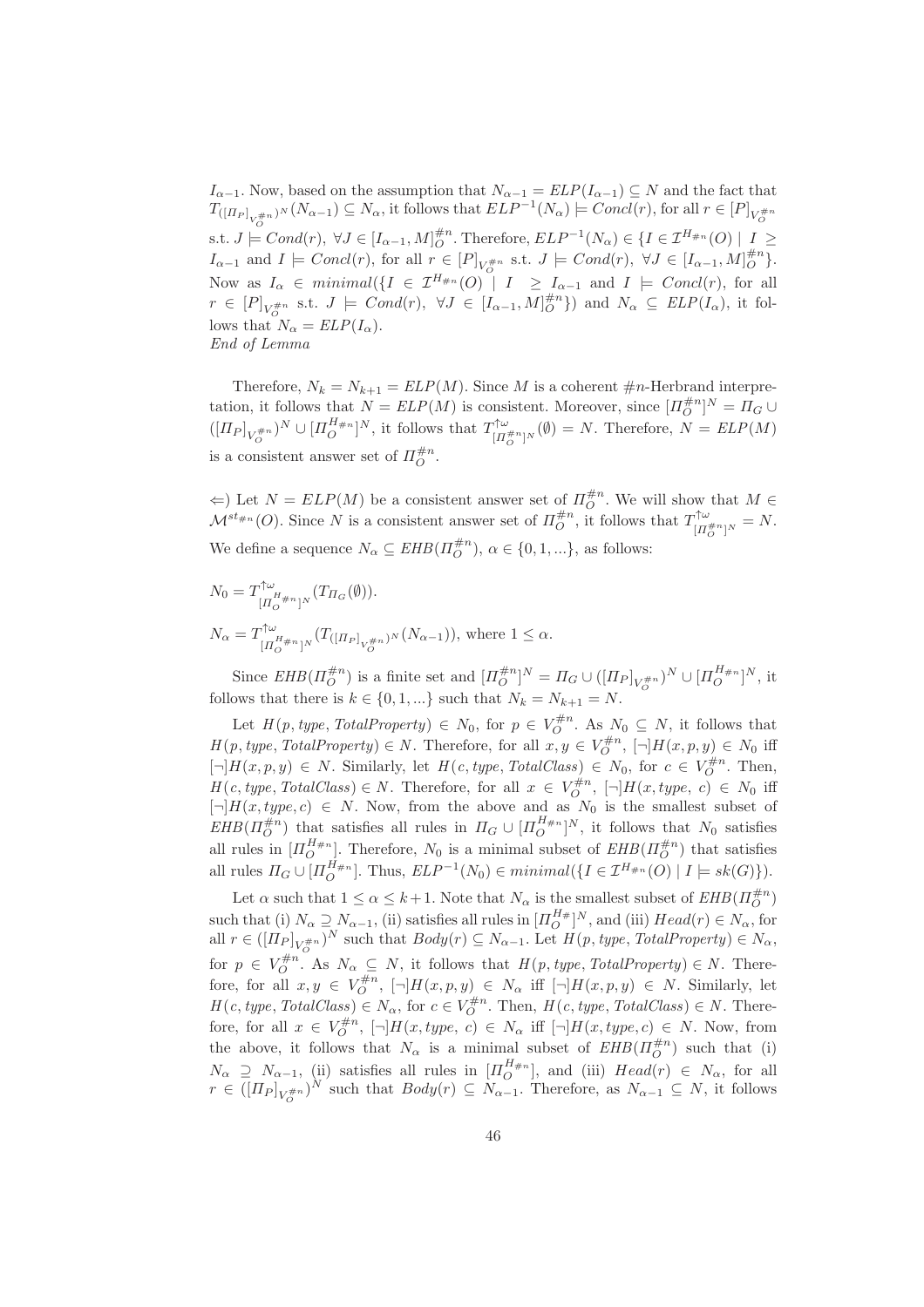$I_{\alpha-1}$. Now, based on the assumption that $N_{\alpha-1} = ELP(I_{\alpha-1}) \subseteq N$ and the fact that $T_{([\Pi_P]_{V_O^{\#n}})^N}(N_{\alpha-1}) \subseteq N_\alpha$, it follows that $ELP^{-1}(N_\alpha) \models Concl(r)$, for all $r \in [P]_{V_O^{\#n}}$ s.t. $J \models Cond(r)$, $\forall J \in [I_{\alpha-1}, M]_O^{\#n}$. Therefore, $ELP^{-1}(N_\alpha) \in \{I \in \mathcal{I}^{H_{\#n}}(O) \mid I \geq I_{\alpha-1}$ and $I \models Concl(r)$, for all $r \in [P]_{V_O^{\#n}}$ s.t. $J \models Cond(r)$, $\forall J \in [I_{\alpha-1}, M]_O^{\#n}\}$. Now as $I_\alpha \in minimal(\{I \in \mathcal{I}^{H_{\#n}}(O) \mid I \geq I_{\alpha-1}$ and $I \models Concl(r)$, for all $r \in [P]_{V_O^{\#n}}$ s.t. $J \models Cond(r)$, $\forall J \in [I_{\alpha-1}, M]_O^{\#n}\})$ and $N_\alpha \subseteq ELP(I_\alpha)$, it follows that $N_\alpha = ELP(I_\alpha)$.
*End of Lemma*

Therefore, $N_k = N_{k+1} = ELP(M)$. Since $M$ is a coherent $\#n$-Herbrand interpretation, it follows that $N = ELP(M)$ is consistent. Moreover, since $[\Pi_O^{\#n}]^N = \Pi_G \cup ([\Pi_P]_{V_O^{\#n}})^N \cup [\Pi_O^{H_{\#n}}]^N$, it follows that $T^{\uparrow\omega}_{[\Pi_O^{\#n}]^N}(\emptyset) = N$. Therefore, $N = ELP(M)$ is a consistent answer set of $\Pi_O^{\#n}$.

$\Leftarrow$) Let $N = ELP(M)$ be a consistent answer set of $\Pi_O^{\#n}$. We will show that $M \in \mathcal{M}^{st_{\#n}}(O)$. Since $N$ is a consistent answer set of $\Pi_O^{\#n}$, it follows that $T^{\uparrow\omega}_{[\Pi_O^{\#n}]^N} = N$. We define a sequence $N_\alpha \subseteq EHB(\Pi_O^{\#n})$, $\alpha \in \{0, 1, ...\}$, as follows:

$N_0 = T^{\uparrow\omega}_{[\Pi_O^{H_{\#n}}]^N}(T_{\Pi_G}(\emptyset))$.

$N_\alpha = T^{\uparrow\omega}_{[\Pi_O^{H_{\#n}}]^N}(T_{([\Pi_P]_{V_O^{\#n}})^N}(N_{\alpha-1}))$, where $1 \leq \alpha$.

Since $EHB(\Pi_O^{\#n})$ is a finite set and $[\Pi_O^{\#n}]^N = \Pi_G \cup ([\Pi_P]_{V_O^{\#n}})^N \cup [\Pi_O^{H_{\#n}}]^N$, it follows that there is $k \in \{0, 1, ...\}$ such that $N_k = N_{k+1} = N$.

Let $H(p, type, TotalProperty) \in N_0$, for $p \in V_O^{\#n}$. As $N_0 \subseteq N$, it follows that $H(p, type, TotalProperty) \in N$. Therefore, for all $x, y \in V_O^{\#n}$, $[\neg]H(x, p, y) \in N_0$ iff $[\neg]H(x, p, y) \in N$. Similarly, let $H(c, type, TotalClass) \in N_0$, for $c \in V_O^{\#n}$. Then, $H(c, type, TotalClass) \in N$. Therefore, for all $x \in V_O^{\#n}$, $[\neg]H(x, type, c) \in N_0$ iff $[\neg]H(x, type, c) \in N$. Now, from the above and as $N_0$ is the smallest subset of $EHB(\Pi_O^{\#n})$ that satisfies all rules in $\Pi_G \cup [\Pi_O^{H_{\#n}}]^N$, it follows that $N_0$ satisfies all rules in $[\Pi_O^{H_{\#n}}]$. Therefore, $N_0$ is a minimal subset of $EHB(\Pi_O^{\#n})$ that satisfies all rules $\Pi_G \cup [\Pi_O^{H_{\#n}}]$. Thus, $ELP^{-1}(N_0) \in minimal(\{I \in \mathcal{I}^{H_{\#n}}(O) \mid I \models sk(G)\})$.

Let $\alpha$ such that $1 \leq \alpha \leq k+1$. Note that $N_\alpha$ is the smallest subset of $EHB(\Pi_O^{\#n})$ such that (i) $N_\alpha \supseteq N_{\alpha-1}$, (ii) satisfies all rules in $[\Pi_O^{H_{\#}}]^N$, and (iii) $Head(r) \in N_\alpha$, for all $r \in ([\Pi_P]_{V_O^{\#n}})^N$ such that $Body(r) \subseteq N_{\alpha-1}$. Let $H(p, type, TotalProperty) \in N_\alpha$, for $p \in V_O^{\#n}$. As $N_\alpha \subseteq N$, it follows that $H(p, type, TotalProperty) \in N$. Therefore, for all $x, y \in V_O^{\#n}$, $[\neg]H(x, p, y) \in N_\alpha$ iff $[\neg]H(x, p, y) \in N$. Similarly, let $H(c, type, TotalClass) \in N_\alpha$, for $c \in V_O^{\#n}$. Then, $H(c, type, TotalClass) \in N$. Therefore, for all $x \in V_O^{\#n}$, $[\neg]H(x, type, c) \in N_\alpha$ iff $[\neg]H(x, type, c) \in N$. Now, from the above, it follows that $N_\alpha$ is a minimal subset of $EHB(\Pi_O^{\#n})$ such that (i) $N_\alpha \supseteq N_{\alpha-1}$, (ii) satisfies all rules in $[\Pi_O^{H_{\#n}}]$, and (iii) $Head(r) \in N_\alpha$, for all $r \in ([\Pi_P]_{V_O^{\#n}})^N$ such that $Body(r) \subseteq N_{\alpha-1}$. Therefore, as $N_{\alpha-1} \subseteq N$, it follows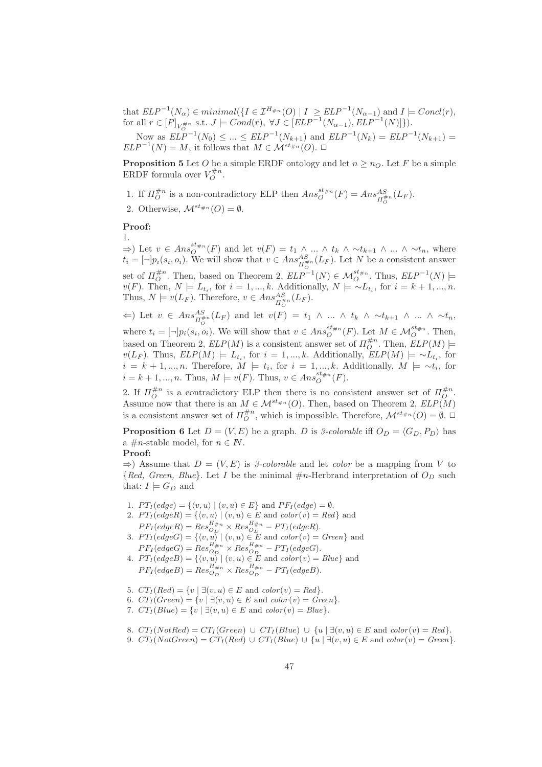that $ELP^{-1}(N_\alpha) \in minimal(\{I \in \mathcal{I}^{H_{\#n}}(O) \mid I \geq ELP^{-1}(N_{\alpha-1})$ and $I \models Concl(r)$, for all $r \in [P]_{V_O^{\#n}}$ s.t. $J \models Cond(r)$, $\forall J \in [ELP^{-1}(N_{\alpha-1}), ELP^{-1}(N)]\})$.

Now as $ELP^{-1}(N_0) \leq ... \leq ELP^{-1}(N_{k+1})$ and $ELP^{-1}(N_k) = ELP^{-1}(N_{k+1}) = ELP^{-1}(N) = M$, it follows that $M \in \mathcal{M}^{st_{\#n}}(O)$. $\Box$

**Proposition 5** Let $O$ be a simple ERDF ontology and let $n \geq n_O$. Let $F$ be a simple ERDF formula over $V_O^{\#n}$.

1. If $\Pi_O^{\#n}$ is a non-contradictory ELP then $Ans_O^{st_{\#n}}(F) = Ans_{\Pi_O^{\#n}}^{AS}(L_F)$.
2. Otherwise, $\mathcal{M}^{st_{\#n}}(O) = \emptyset$.

**Proof:**

1.

$\Rightarrow$) Let $v \in Ans_O^{st_{\#n}}(F)$ and let $v(F) = t_1 \wedge ... \wedge t_k \wedge \sim t_{k+1} \wedge ... \wedge \sim t_n$, where $t_i = [\neg]p_i(s_i, o_i)$. We will show that $v \in Ans_{\Pi_O^{\#n}}^{AS}(L_F)$. Let $N$ be a consistent answer set of $\Pi_O^{\#n}$. Then, based on Theorem 2, $ELP^{-1}(N) \in \mathcal{M}_O^{st_{\#n}}$. Thus, $ELP^{-1}(N) \models v(F)$. Then, $N \models L_{t_i}$, for $i = 1, ..., k$. Additionally, $N \models \sim L_{t_i}$, for $i = k+1, ..., n$. Thus, $N \models v(L_F)$. Therefore, $v \in Ans_{\Pi_O^{\#n}}^{AS}(L_F)$.

$\Leftarrow$) Let $v \in Ans_{\Pi_O^{\#n}}^{AS}(L_F)$ and let $v(F) = t_1 \wedge ... \wedge t_k \wedge \sim t_{k+1} \wedge ... \wedge \sim t_n$, where $t_i = [\neg]p_i(s_i, o_i)$. We will show that $v \in Ans_O^{st_{\#n}}(F)$. Let $M \in \mathcal{M}_O^{st_{\#n}}$. Then, based on Theorem 2, $ELP(M)$ is a consistent answer set of $\Pi_O^{\#n}$. Then, $ELP(M) \models v(L_F)$. Thus, $ELP(M) \models L_{t_i}$, for $i = 1, ..., k$. Additionally, $ELP(M) \models \sim L_{t_i}$, for $i = k+1, ..., n$. Therefore, $M \models t_i$, for $i = 1, ..., k$. Additionally, $M \models \sim t_i$, for $i = k+1, ..., n$. Thus, $M \models v(F)$. Thus, $v \in Ans_O^{st_{\#n}}(F)$.

2. If $\Pi_O^{\#n}$ is a contradictory ELP then there is no consistent answer set of $\Pi_O^{\#n}$. Assume now that there is an $M \in \mathcal{M}^{st_{\#n}}(O)$. Then, based on Theorem 2, $ELP(M)$ is a consistent answer set of $\Pi_O^{\#n}$, which is impossible. Therefore, $\mathcal{M}^{st_{\#n}}(O) = \emptyset$. $\Box$

**Proposition 6** Let $D = (V, E)$ be a graph. $D$ is *3-colorable* iff $O_D = \langle G_D, P_D \rangle$ has a $\#n$-stable model, for $n \in \mathbb{N}$.

**Proof:**

$\Rightarrow$) Assume that $D = (V, E)$ is *3-colorable* and let *color* be a mapping from $V$ to $\{Red, Green, Blue\}$. Let $I$ be the minimal $\#n$-Herbrand interpretation of $O_D$ such that: $I \models G_D$ and

1. $PT_I(edge) = \{\langle v, u \rangle \mid (v, u) \in E\}$ and $PF_I(edge) = \emptyset$.
2. $PT_I(edgeR) = \{\langle v, u \rangle \mid (v, u) \in E$ and $color(v) = Red\}$ and $PF_I(edgeR) = Res_{O_D}^{H_{\#n}} \times Res_{O_D}^{H_{\#n}} - PT_I(edgeR)$.
3. $PT_I(edgeG) = \{\langle v, u \rangle \mid (v, u) \in E$ and $color(v) = Green\}$ and $PF_I(edgeG) = Res_{O_D}^{H_{\#n}} \times Res_{O_D}^{H_{\#n}} - PT_I(edgeG)$.
4. $PT_I(edgeB) = \{\langle v, u \rangle \mid (v, u) \in E$ and $color(v) = Blue\}$ and $PF_I(edgeB) = Res_{O_D}^{H_{\#n}} \times Res_{O_D}^{H_{\#n}} - PT_I(edgeB)$.
5. $CT_I(Red) = \{v \mid \exists (v, u) \in E$ and $color(v) = Red\}$.
6. $CT_I(Green) = \{v \mid \exists (v, u) \in E$ and $color(v) = Green\}$.
7. $CT_I(Blue) = \{v \mid \exists (v, u) \in E$ and $color(v) = Blue\}$.
8. $CT_I(NotRed) = CT_I(Green) \cup CT_I(Blue) \cup \{u \mid \exists (v, u) \in E$ and $color(v) = Red\}$.
9. $CT_I(NotGreen) = CT_I(Red) \cup CT_I(Blue) \cup \{u \mid \exists (v, u) \in E$ and $color(v) = Green\}$.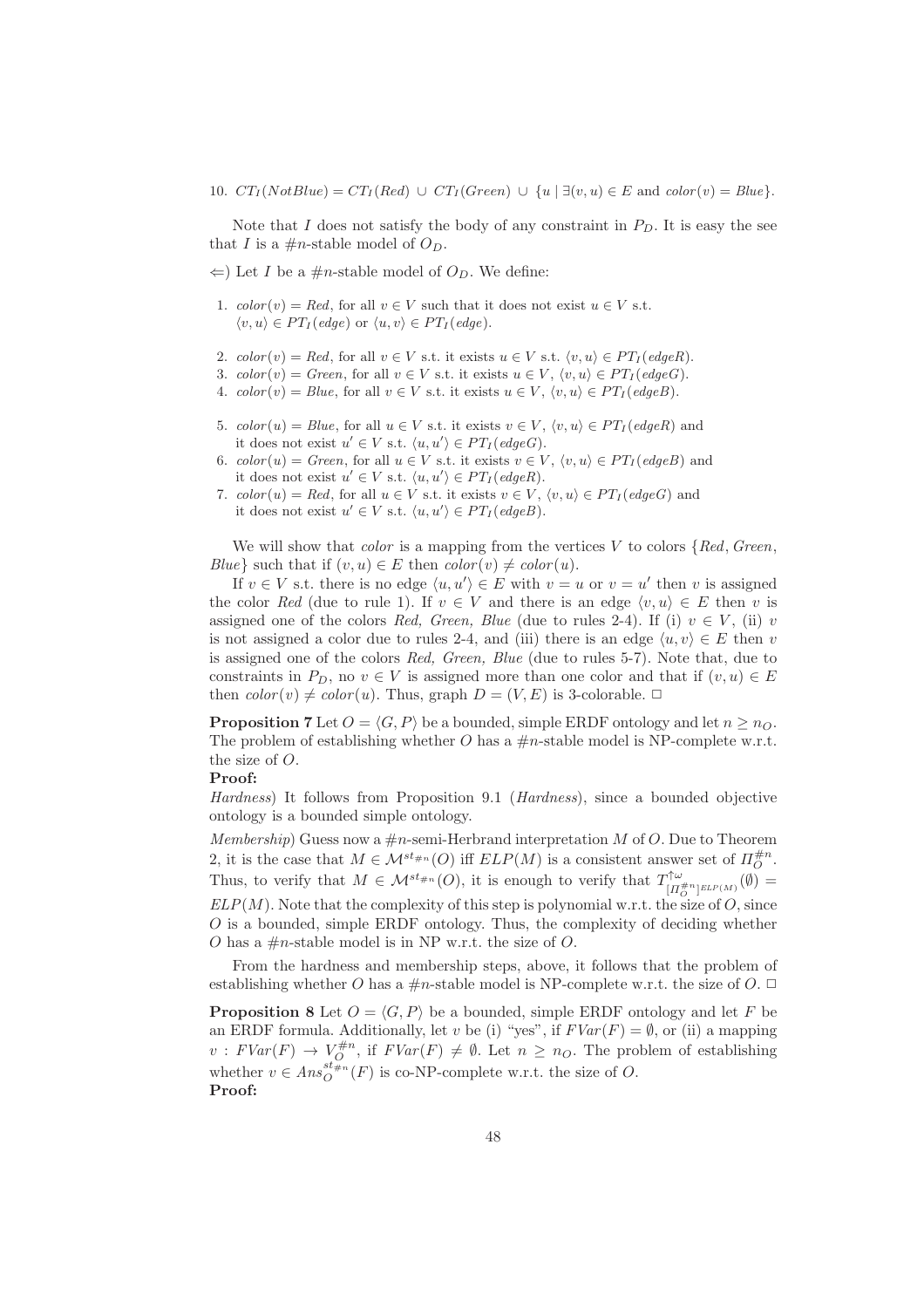10. $CT_I(NotBlue) = CT_I(Red) \cup CT_I(Green) \cup \{u \mid \exists (v, u) \in E \text{ and } color(v) = Blue\}$.

Note that $I$ does not satisfy the body of any constraint in $P_D$. It is easy the see that $I$ is a $\#n$-stable model of $O_D$.

$\Leftarrow$) Let $I$ be a $\#n$-stable model of $O_D$. We define:

1. $color(v) = Red$, for all $v \in V$ such that it does not exist $u \in V$ s.t. $\langle v, u\rangle \in PT_I(edge)$ or $\langle u, v\rangle \in PT_I(edge)$.

2. $color(v) = Red$, for all $v \in V$ s.t. it exists $u \in V$ s.t. $\langle v, u\rangle \in PT_I(edgeR)$.
3. $color(v) = Green$, for all $v \in V$ s.t. it exists $u \in V$, $\langle v, u\rangle \in PT_I(edgeG)$.
4. $color(v) = Blue$, for all $v \in V$ s.t. it exists $u \in V$, $\langle v, u\rangle \in PT_I(edgeB)$.

5. $color(u) = Blue$, for all $u \in V$ s.t. it exists $v \in V$, $\langle v, u\rangle \in PT_I(edgeR)$ and it does not exist $u' \in V$ s.t. $\langle u, u'\rangle \in PT_I(edgeG)$.
6. $color(u) = Green$, for all $u \in V$ s.t. it exists $v \in V$, $\langle v, u\rangle \in PT_I(edgeB)$ and it does not exist $u' \in V$ s.t. $\langle u, u'\rangle \in PT_I(edgeR)$.
7. $color(u) = Red$, for all $u \in V$ s.t. it exists $v \in V$, $\langle v, u\rangle \in PT_I(edgeG)$ and it does not exist $u' \in V$ s.t. $\langle u, u'\rangle \in PT_I(edgeB)$.

We will show that *color* is a mapping from the vertices $V$ to colors $\{Red, Green, Blue\}$ such that if $(v, u) \in E$ then $color(v) \neq color(u)$.

If $v \in V$ s.t. there is no edge $\langle u, u'\rangle \in E$ with $v = u$ or $v = u'$ then $v$ is assigned the color *Red* (due to rule 1). If $v \in V$ and there is an edge $\langle v, u\rangle \in E$ then $v$ is assigned one of the colors *Red, Green, Blue* (due to rules 2-4). If (i) $v \in V$, (ii) $v$ is not assigned a color due to rules 2-4, and (iii) there is an edge $\langle u, v\rangle \in E$ then $v$ is assigned one of the colors *Red, Green, Blue* (due to rules 5-7). Note that, due to constraints in $P_D$, no $v \in V$ is assigned more than one color and that if $(v, u) \in E$ then $color(v) \neq color(u)$. Thus, graph $D = (V, E)$ is 3-colorable. $\Box$

**Proposition 7** Let $O = \langle G, P\rangle$ be a bounded, simple ERDF ontology and let $n \geq n_O$. The problem of establishing whether $O$ has a $\#n$-stable model is NP-complete w.r.t. the size of $O$.

**Proof:**

*Hardness*) It follows from Proposition 9.1 (*Hardness*), since a bounded objective ontology is a bounded simple ontology.

*Membership*) Guess now a $\#n$-semi-Herbrand interpretation $M$ of $O$. Due to Theorem 2, it is the case that $M \in \mathcal{M}^{st_{\#n}}(O)$ iff $ELP(M)$ is a consistent answer set of $\Pi_O^{\#n}$. Thus, to verify that $M \in \mathcal{M}^{st_{\#n}}(O)$, it is enough to verify that $T^{\uparrow\omega}_{[\Pi_O^{\#n}]^{ELP(M)}}(\emptyset) = ELP(M)$. Note that the complexity of this step is polynomial w.r.t. the size of $O$, since $O$ is a bounded, simple ERDF ontology. Thus, the complexity of deciding whether $O$ has a $\#n$-stable model is in NP w.r.t. the size of $O$.

From the hardness and membership steps, above, it follows that the problem of establishing whether $O$ has a $\#n$-stable model is NP-complete w.r.t. the size of $O$. $\Box$

**Proposition 8** Let $O = \langle G, P\rangle$ be a bounded, simple ERDF ontology and let $F$ be an ERDF formula. Additionally, let $v$ be (i) "yes", if $FVar(F) = \emptyset$, or (ii) a mapping $v : FVar(F) \rightarrow V_O^{\#n}$, if $FVar(F) \neq \emptyset$. Let $n \geq n_O$. The problem of establishing whether $v \in Ans_O^{st_{\#n}}(F)$ is co-NP-complete w.r.t. the size of $O$.

**Proof:**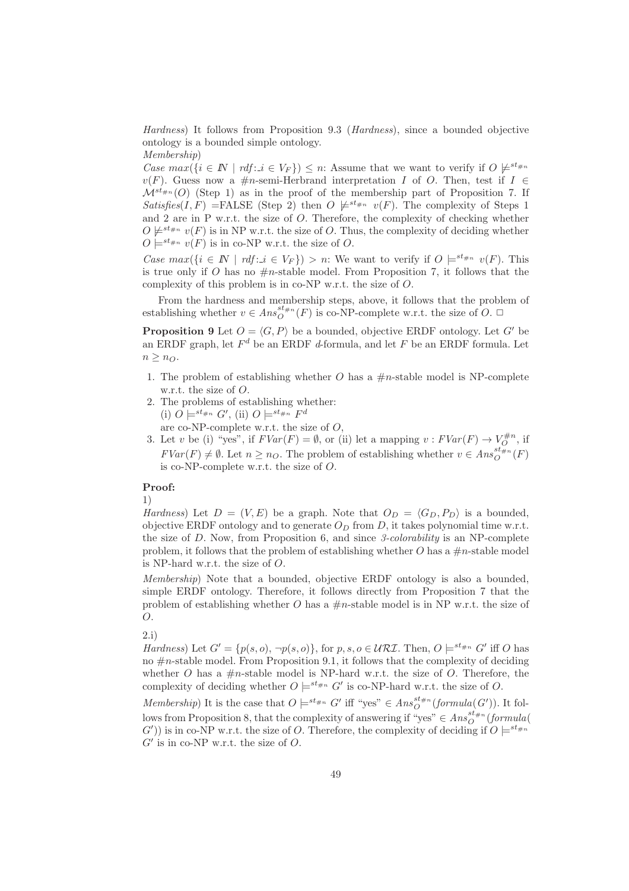*Hardness*) It follows from Proposition 9.3 (*Hardness*), since a bounded objective ontology is a bounded simple ontology.

*Membership*)

*Case* $max(\{i \in I\!N \mid rdf{:}\_i \in V_F\}) \leq n$: Assume that we want to verify if $O \not\models^{st_{\#n}} v(F)$. Guess now a $\#n$-semi-Herbrand interpretation $I$ of $O$. Then, test if $I \in \mathcal{M}^{st_{\#n}}(O)$ (Step 1) as in the proof of the membership part of Proposition 7. If $Satisfies(I, F)$ =FALSE (Step 2) then $O \not\models^{st_{\#n}} v(F)$. The complexity of Steps 1 and 2 are in P w.r.t. the size of $O$. Therefore, the complexity of checking whether $O \not\models^{st_{\#n}} v(F)$ is in NP w.r.t. the size of $O$. Thus, the complexity of deciding whether $O \models^{st_{\#n}} v(F)$ is in co-NP w.r.t. the size of $O$.

*Case* $max(\{i \in I\!N \mid rdf{:}\_i \in V_F\}) > n$: We want to verify if $O \models^{st_{\#n}} v(F)$. This is true only if $O$ has no $\#n$-stable model. From Proposition 7, it follows that the complexity of this problem is in co-NP w.r.t. the size of $O$.

From the hardness and membership steps, above, it follows that the problem of establishing whether $v \in Ans_O^{st_{\#n}}(F)$ is co-NP-complete w.r.t. the size of $O$. □

**Proposition 9** Let $O = \langle G, P \rangle$ be a bounded, objective ERDF ontology. Let $G'$ be an ERDF graph, let $F^d$ be an ERDF *d*-formula, and let $F$ be an ERDF formula. Let $n \geq n_O$.

1. The problem of establishing whether $O$ has a $\#n$-stable model is NP-complete w.r.t. the size of $O$.
2. The problems of establishing whether:
   (i) $O \models^{st_{\#n}} G'$, (ii) $O \models^{st_{\#n}} F^d$
   are co-NP-complete w.r.t. the size of $O$,
3. Let $v$ be (i) "yes", if $FVar(F) = \emptyset$, or (ii) let a mapping $v : FVar(F) \to V_O^{\#n}$, if $FVar(F) \neq \emptyset$. Let $n \geq n_O$. The problem of establishing whether $v \in Ans_O^{st_{\#n}}(F)$ is co-NP-complete w.r.t. the size of $O$.

**Proof:**

1)

*Hardness*) Let $D = (V, E)$ be a graph. Note that $O_D = \langle G_D, P_D \rangle$ is a bounded, objective ERDF ontology and to generate $O_D$ from $D$, it takes polynomial time w.r.t. the size of $D$. Now, from Proposition 6, and since *3-colorability* is an NP-complete problem, it follows that the problem of establishing whether $O$ has a $\#n$-stable model is NP-hard w.r.t. the size of $O$.

*Membership*) Note that a bounded, objective ERDF ontology is also a bounded, simple ERDF ontology. Therefore, it follows directly from Proposition 7 that the problem of establishing whether $O$ has a $\#n$-stable model is in NP w.r.t. the size of $O$.

2.i)

*Hardness*) Let $G' = \{p(s, o), \neg p(s, o)\}$, for $p, s, o \in \mathcal{URI}$. Then, $O \models^{st_{\#n}} G'$ iff $O$ has no $\#n$-stable model. From Proposition 9.1, it follows that the complexity of deciding whether $O$ has a $\#n$-stable model is NP-hard w.r.t. the size of $O$. Therefore, the complexity of deciding whether $O \models^{st_{\#n}} G'$ is co-NP-hard w.r.t. the size of $O$.

*Membership*) It is the case that $O \models^{st_{\#n}} G'$ iff "yes" $\in Ans_O^{st_{\#n}}(formula(G'))$. It follows from Proposition 8, that the complexity of answering if "yes" $\in Ans_O^{st_{\#n}}(formula(G'))$ is in co-NP w.r.t. the size of $O$. Therefore, the complexity of deciding if $O \models^{st_{\#n}} G'$ is in co-NP w.r.t. the size of $O$.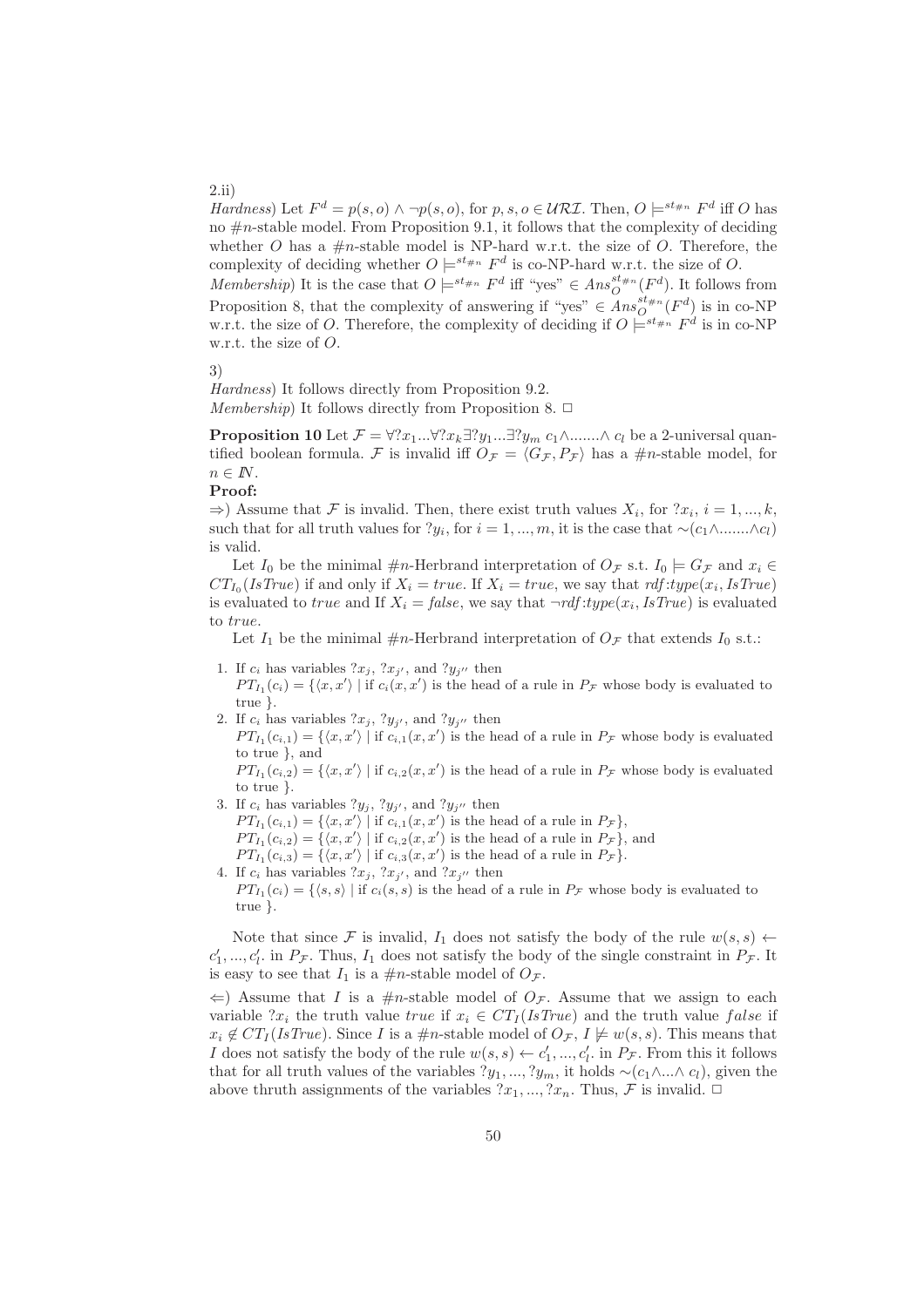2.ii)

*Hardness*) Let $F^d = p(s,o) \wedge \neg p(s,o)$, for $p, s, o \in \mathcal{URI}$. Then, $O \models^{st_{\#n}} F^d$ iff $O$ has no $\#n$-stable model. From Proposition 9.1, it follows that the complexity of deciding whether $O$ has a $\#n$-stable model is NP-hard w.r.t. the size of $O$. Therefore, the complexity of deciding whether $O \models^{st_{\#n}} F^d$ is co-NP-hard w.r.t. the size of $O$.

*Membership*) It is the case that $O \models^{st_{\#n}} F^d$ iff "yes" $\in Ans_O^{st_{\#n}}(F^d)$. It follows from Proposition 8, that the complexity of answering if "yes" $\in Ans_O^{st_{\#n}}(F^d)$ is in co-NP w.r.t. the size of $O$. Therefore, the complexity of deciding if $O \models^{st_{\#n}} F^d$ is in co-NP w.r.t. the size of $O$.

3)

*Hardness*) It follows directly from Proposition 9.2.

*Membership*) It follows directly from Proposition 8. □

**Proposition 10** Let $\mathcal{F} = \forall ?x_1 ... \forall ?x_k \exists ?y_1 ... \exists ?y_m \; c_1 \wedge ....... \wedge \; c_l$ be a 2-universal quantified boolean formula. $\mathcal{F}$ is invalid iff $O_\mathcal{F} = \langle G_\mathcal{F}, P_\mathcal{F} \rangle$ has a $\#n$-stable model, for $n \in I\!N$.

**Proof:**

$\Rightarrow$) Assume that $\mathcal{F}$ is invalid. Then, there exist truth values $X_i$, for $?x_i$, $i = 1, ..., k$, such that for all truth values for $?y_i$, for $i = 1, ..., m$, it is the case that $\sim(c_1 \wedge ....... \wedge c_l)$ is valid.

Let $I_0$ be the minimal $\#n$-Herbrand interpretation of $O_\mathcal{F}$ s.t. $I_0 \models G_\mathcal{F}$ and $x_i \in CT_{I_0}(IsTrue)$ if and only if $X_i = true$. If $X_i = true$, we say that $rdf{:}type(x_i, IsTrue)$ is evaluated to $true$ and If $X_i = false$, we say that $\neg rdf{:}type(x_i, IsTrue)$ is evaluated to $true$.

Let $I_1$ be the minimal $\#n$-Herbrand interpretation of $O_\mathcal{F}$ that extends $I_0$ s.t.:

1. If $c_i$ has variables $?x_j$, $?x_{j'}$, and $?y_{j''}$ then
   $PT_{I_1}(c_i) = \{\langle x, x' \rangle \mid$ if $c_i(x, x')$ is the head of a rule in $P_\mathcal{F}$ whose body is evaluated to true $\}$.
2. If $c_i$ has variables $?x_j$, $?y_{j'}$, and $?y_{j''}$ then
   $PT_{I_1}(c_{i,1}) = \{\langle x, x' \rangle \mid$ if $c_{i,1}(x, x')$ is the head of a rule in $P_\mathcal{F}$ whose body is evaluated to true $\}$, and
   $PT_{I_1}(c_{i,2}) = \{\langle x, x' \rangle \mid$ if $c_{i,2}(x, x')$ is the head of a rule in $P_\mathcal{F}$ whose body is evaluated to true $\}$.
3. If $c_i$ has variables $?y_j$, $?y_{j'}$, and $?y_{j''}$ then
   $PT_{I_1}(c_{i,1}) = \{\langle x, x' \rangle \mid$ if $c_{i,1}(x, x')$ is the head of a rule in $P_\mathcal{F}\}$,
   $PT_{I_1}(c_{i,2}) = \{\langle x, x' \rangle \mid$ if $c_{i,2}(x, x')$ is the head of a rule in $P_\mathcal{F}\}$, and
   $PT_{I_1}(c_{i,3}) = \{\langle x, x' \rangle \mid$ if $c_{i,3}(x, x')$ is the head of a rule in $P_\mathcal{F}\}$.
4. If $c_i$ has variables $?x_j$, $?x_{j'}$, and $?x_{j''}$ then
   $PT_{I_1}(c_i) = \{\langle s, s \rangle \mid$ if $c_i(s, s)$ is the head of a rule in $P_\mathcal{F}$ whose body is evaluated to true $\}$.

Note that since $\mathcal{F}$ is invalid, $I_1$ does not satisfy the body of the rule $w(s,s) \leftarrow c'_1, ..., c'_l.$ in $P_\mathcal{F}$. Thus, $I_1$ does not satisfy the body of the single constraint in $P_\mathcal{F}$. It is easy to see that $I_1$ is a $\#n$-stable model of $O_\mathcal{F}$.

$\Leftarrow$) Assume that $I$ is a $\#n$-stable model of $O_\mathcal{F}$. Assume that we assign to each variable $?x_i$ the truth value $true$ if $x_i \in CT_I(IsTrue)$ and the truth value $false$ if $x_i \notin CT_I(IsTrue)$. Since $I$ is a $\#n$-stable model of $O_\mathcal{F}$, $I \not\models w(s,s)$. This means that $I$ does not satisfy the body of the rule $w(s,s) \leftarrow c'_1, ..., c'_l.$ in $P_\mathcal{F}$. From this it follows that for all truth values of the variables $?y_1, ..., ?y_m$, it holds $\sim(c_1 \wedge ... \wedge \; c_l)$, given the above thruth assignments of the variables $?x_1, ..., ?x_n$. Thus, $\mathcal{F}$ is invalid. □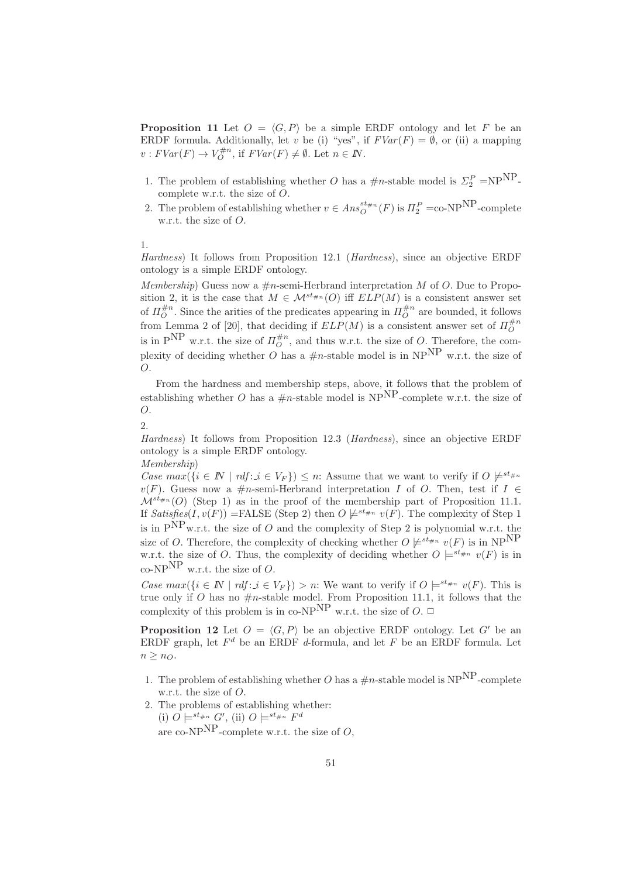**Proposition 11** Let $O = \langle G, P \rangle$ be a simple ERDF ontology and let $F$ be an ERDF formula. Additionally, let $v$ be (i) "yes", if $FVar(F) = \emptyset$, or (ii) a mapping $v : FVar(F) \rightarrow V_O^{\#n}$, if $FVar(F) \neq \emptyset$. Let $n \in I\!N$.

1. The problem of establishing whether $O$ has a $\#n$-stable model is $\Sigma_2^P = \mathrm{NP}^{\mathrm{NP}}$-complete w.r.t. the size of $O$.
2. The problem of establishing whether $v \in Ans_O^{st_{\#n}}(F)$ is $\Pi_2^P =$co-$\mathrm{NP}^{\mathrm{NP}}$-complete w.r.t. the size of $O$.

1.
*Hardness*) It follows from Proposition 12.1 (*Hardness*), since an objective ERDF ontology is a simple ERDF ontology.

*Membership*) Guess now a $\#n$-semi-Herbrand interpretation $M$ of $O$. Due to Proposition 2, it is the case that $M \in \mathcal{M}^{st_{\#n}}(O)$ iff $ELP(M)$ is a consistent answer set of $\Pi_O^{\#n}$. Since the arities of the predicates appearing in $\Pi_O^{\#n}$ are bounded, it follows from Lemma 2 of [20], that deciding if $ELP(M)$ is a consistent answer set of $\Pi_O^{\#n}$ is in $\mathrm{P}^{\mathrm{NP}}$ w.r.t. the size of $\Pi_O^{\#n}$, and thus w.r.t. the size of $O$. Therefore, the complexity of deciding whether $O$ has a $\#n$-stable model is in $\mathrm{NP}^{\mathrm{NP}}$ w.r.t. the size of $O$.

From the hardness and membership steps, above, it follows that the problem of establishing whether $O$ has a $\#n$-stable model is $\mathrm{NP}^{\mathrm{NP}}$-complete w.r.t. the size of $O$.

2.
*Hardness*) It follows from Proposition 12.3 (*Hardness*), since an objective ERDF ontology is a simple ERDF ontology.

*Membership*)

*Case* $max(\{i \in I\!N \mid rdf{:}\_i \in V_F\}) \leq n$: Assume that we want to verify if $O \not\models^{st_{\#n}} v(F)$. Guess now a $\#n$-semi-Herbrand interpretation $I$ of $O$. Then, test if $I \in \mathcal{M}^{st_{\#n}}(O)$ (Step 1) as in the proof of the membership part of Proposition 11.1. If *Satisfies*$(I, v(F))$ =FALSE (Step 2) then $O \not\models^{st_{\#n}} v(F)$. The complexity of Step 1 is in $\mathrm{P}^{\mathrm{NP}}$ w.r.t. the size of $O$ and the complexity of Step 2 is polynomial w.r.t. the size of $O$. Therefore, the complexity of checking whether $O \not\models^{st_{\#n}} v(F)$ is in $\mathrm{NP}^{\mathrm{NP}}$ w.r.t. the size of $O$. Thus, the complexity of deciding whether $O \models^{st_{\#n}} v(F)$ is in co-$\mathrm{NP}^{\mathrm{NP}}$ w.r.t. the size of $O$.

*Case* $max(\{i \in I\!N \mid rdf{:}\_i \in V_F\}) > n$: We want to verify if $O \models^{st_{\#n}} v(F)$. This is true only if $O$ has no $\#n$-stable model. From Proposition 11.1, it follows that the complexity of this problem is in co-$\mathrm{NP}^{\mathrm{NP}}$ w.r.t. the size of $O$. □

**Proposition 12** Let $O = \langle G, P \rangle$ be an objective ERDF ontology. Let $G'$ be an ERDF graph, let $F^d$ be an ERDF $d$-formula, and let $F$ be an ERDF formula. Let $n \geq n_O$.

1. The problem of establishing whether $O$ has a $\#n$-stable model is $\mathrm{NP}^{\mathrm{NP}}$-complete w.r.t. the size of $O$.
2. The problems of establishing whether:
   (i) $O \models^{st_{\#n}} G'$, (ii) $O \models^{st_{\#n}} F^d$
   are co-$\mathrm{NP}^{\mathrm{NP}}$-complete w.r.t. the size of $O$,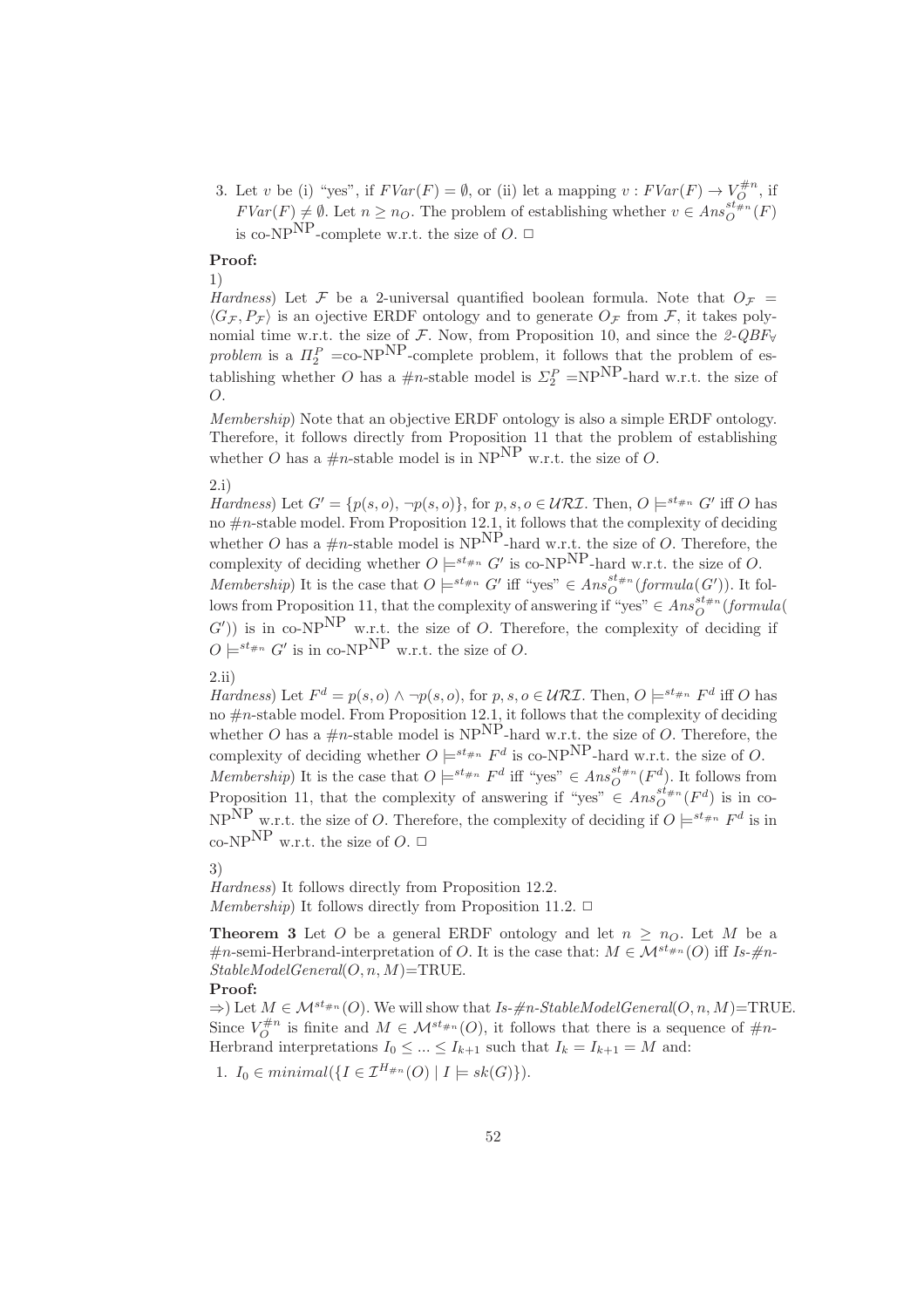3. Let $v$ be (i) "yes", if $FVar(F) = \emptyset$, or (ii) let a mapping $v : FVar(F) \rightarrow V_O^{\#n}$, if $FVar(F) \neq \emptyset$. Let $n \geq n_O$. The problem of establishing whether $v \in Ans_O^{st_{\#n}}(F)$ is co-NP$^{\text{NP}}$-complete w.r.t. the size of $O$. □

**Proof:**

1)

*Hardness*) Let $\mathcal{F}$ be a 2-universal quantified boolean formula. Note that $O_{\mathcal{F}} = \langle G_{\mathcal{F}}, P_{\mathcal{F}} \rangle$ is an ojective ERDF ontology and to generate $O_{\mathcal{F}}$ from $\mathcal{F}$, it takes polynomial time w.r.t. the size of $\mathcal{F}$. Now, from Proposition 10, and since the *2-QBF$_\forall$ problem* is a $\Pi_2^P$ =co-NP$^{\text{NP}}$-complete problem, it follows that the problem of establishing whether $O$ has a $\#n$-stable model is $\Sigma_2^P$ =NP$^{\text{NP}}$-hard w.r.t. the size of $O$.

*Membership*) Note that an objective ERDF ontology is also a simple ERDF ontology. Therefore, it follows directly from Proposition 11 that the problem of establishing whether $O$ has a $\#n$-stable model is in NP$^{\text{NP}}$ w.r.t. the size of $O$.

2.i)

*Hardness*) Let $G' = \{p(s, o), \neg p(s, o)\}$, for $p, s, o \in \mathcal{URI}$. Then, $O \models^{st_{\#n}} G'$ iff $O$ has no $\#n$-stable model. From Proposition 12.1, it follows that the complexity of deciding whether $O$ has a $\#n$-stable model is NP$^{\text{NP}}$-hard w.r.t. the size of $O$. Therefore, the complexity of deciding whether $O \models^{st_{\#n}} G'$ is co-NP$^{\text{NP}}$-hard w.r.t. the size of $O$.

*Membership*) It is the case that $O \models^{st_{\#n}} G'$ iff "yes" $\in Ans_O^{st_{\#n}}(formula(G'))$. It follows from Proposition 11, that the complexity of answering if "yes" $\in Ans_O^{st_{\#n}}(formula(G'))$ is in co-NP$^{\text{NP}}$ w.r.t. the size of $O$. Therefore, the complexity of deciding if $O \models^{st_{\#n}} G'$ is in co-NP$^{\text{NP}}$ w.r.t. the size of $O$.

2.ii)

*Hardness*) Let $F^d = p(s, o) \wedge \neg p(s, o)$, for $p, s, o \in \mathcal{URI}$. Then, $O \models^{st_{\#n}} F^d$ iff $O$ has no $\#n$-stable model. From Proposition 12.1, it follows that the complexity of deciding whether $O$ has a $\#n$-stable model is NP$^{\text{NP}}$-hard w.r.t. the size of $O$. Therefore, the complexity of deciding whether $O \models^{st_{\#n}} F^d$ is co-NP$^{\text{NP}}$-hard w.r.t. the size of $O$.

*Membership*) It is the case that $O \models^{st_{\#n}} F^d$ iff "yes" $\in Ans_O^{st_{\#n}}(F^d)$. It follows from Proposition 11, that the complexity of answering if "yes" $\in Ans_O^{st_{\#n}}(F^d)$ is in co-NP$^{\text{NP}}$ w.r.t. the size of $O$. Therefore, the complexity of deciding if $O \models^{st_{\#n}} F^d$ is in co-NP$^{\text{NP}}$ w.r.t. the size of $O$. □

3)

*Hardness*) It follows directly from Proposition 12.2.

*Membership*) It follows directly from Proposition 11.2. □

**Theorem 3** Let $O$ be a general ERDF ontology and let $n \geq n_O$. Let $M$ be a $\#n$-semi-Herbrand-interpretation of $O$. It is the case that: $M \in \mathcal{M}^{st_{\#n}}(O)$ iff *Is-#n-StableModelGeneral*$(O, n, M)$=TRUE.

**Proof:**

$\Rightarrow$) Let $M \in \mathcal{M}^{st_{\#n}}(O)$. We will show that *Is-#n-StableModelGeneral*$(O, n, M)$=TRUE. Since $V_O^{\#n}$ is finite and $M \in \mathcal{M}^{st_{\#n}}(O)$, it follows that there is a sequence of $\#n$-Herbrand interpretations $I_0 \leq ... \leq I_{k+1}$ such that $I_k = I_{k+1} = M$ and:

1. $I_0 \in minimal(\{I \in \mathcal{I}^{H_{\#n}}(O) \mid I \models sk(G)\})$.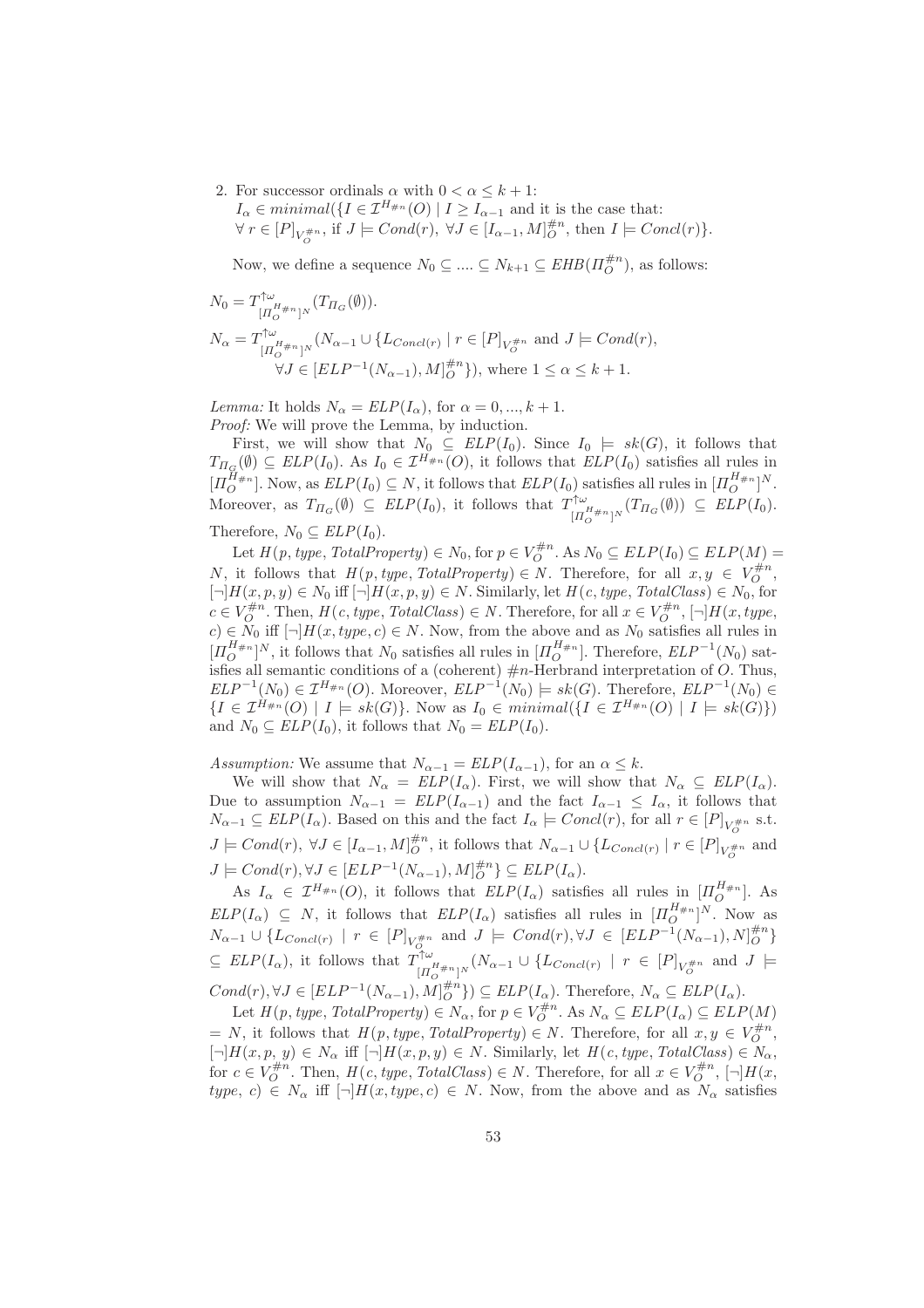2. For successor ordinals $\alpha$ with $0 < \alpha \leq k+1$:
   $I_\alpha \in minimal(\{I \in \mathcal{I}^{H_{\#n}}(O) \mid I \geq I_{\alpha-1}$ and it is the case that:
   $\forall\, r \in [P]_{V_O^{\#n}}$, if $J \models Cond(r)$, $\forall J \in [I_{\alpha-1}, M]_O^{\#n}$, then $I \models Concl(r)\}$.

   Now, we define a sequence $N_0 \subseteq .... \subseteq N_{k+1} \subseteq EHB(\Pi_O^{\#n})$, as follows:

$N_0 = T^{\uparrow\omega}_{[\Pi_O^{H_{\#n}}]^N}(T_{\Pi_G}(\emptyset))$.

$N_\alpha = T^{\uparrow\omega}_{[\Pi_O^{H_{\#n}}]^N}(N_{\alpha-1} \cup \{L_{Concl(r)} \mid r \in [P]_{V_O^{\#n}}$ and $J \models Cond(r)$,
$\forall J \in [ELP^{-1}(N_{\alpha-1}), M]_O^{\#n}\})$, where $1 \leq \alpha \leq k+1$.

*Lemma:* It holds $N_\alpha = ELP(I_\alpha)$, for $\alpha = 0, ..., k+1$.
*Proof:* We will prove the Lemma, by induction.

First, we will show that $N_0 \subseteq ELP(I_0)$. Since $I_0 \models sk(G)$, it follows that $T_{\Pi_G}(\emptyset) \subseteq ELP(I_0)$. As $I_0 \in \mathcal{I}^{H_{\#n}}(O)$, it follows that $ELP(I_0)$ satisfies all rules in $[\Pi_O^{H_{\#n}}]$. Now, as $ELP(I_0) \subseteq N$, it follows that $ELP(I_0)$ satisfies all rules in $[\Pi_O^{H_{\#n}}]^N$. Moreover, as $T_{\Pi_G}(\emptyset) \subseteq ELP(I_0)$, it follows that $T^{\uparrow\omega}_{[\Pi_O^{H_{\#n}}]^N}(T_{\Pi_G}(\emptyset)) \subseteq ELP(I_0)$. Therefore, $N_0 \subseteq ELP(I_0)$.

Let $H(p, type, TotalProperty) \in N_0$, for $p \in V_O^{\#n}$. As $N_0 \subseteq ELP(I_0) \subseteq ELP(M) = N$, it follows that $H(p, type, TotalProperty) \in N$. Therefore, for all $x, y \in V_O^{\#n}$, $[\neg]H(x, p, y) \in N_0$ iff $[\neg]H(x, p, y) \in N$. Similarly, let $H(c, type, TotalClass) \in N_0$, for $c \in V_O^{\#n}$. Then, $H(c, type, TotalClass) \in N$. Therefore, for all $x \in V_O^{\#n}$, $[\neg]H(x, type, c) \in N_0$ iff $[\neg]H(x, type, c) \in N$. Now, from the above and as $N_0$ satisfies all rules in $[\Pi_O^{H_{\#n}}]^N$, it follows that $N_0$ satisfies all rules in $[\Pi_O^{H_{\#n}}]$. Therefore, $ELP^{-1}(N_0)$ satisfies all semantic conditions of a (coherent) $\#n$-Herbrand interpretation of $O$. Thus, $ELP^{-1}(N_0) \in \mathcal{I}^{H_{\#n}}(O)$. Moreover, $ELP^{-1}(N_0) \models sk(G)$. Therefore, $ELP^{-1}(N_0) \in \{I \in \mathcal{I}^{H_{\#n}}(O) \mid I \models sk(G)\}$. Now as $I_0 \in minimal(\{I \in \mathcal{I}^{H_{\#n}}(O) \mid I \models sk(G)\})$ and $N_0 \subseteq ELP(I_0)$, it follows that $N_0 = ELP(I_0)$.

*Assumption:* We assume that $N_{\alpha-1} = ELP(I_{\alpha-1})$, for an $\alpha \leq k$.

We will show that $N_\alpha = ELP(I_\alpha)$. First, we will show that $N_\alpha \subseteq ELP(I_\alpha)$. Due to assumption $N_{\alpha-1} = ELP(I_{\alpha-1})$ and the fact $I_{\alpha-1} \leq I_\alpha$, it follows that $N_{\alpha-1} \subseteq ELP(I_\alpha)$. Based on this and the fact $I_\alpha \models Concl(r)$, for all $r \in [P]_{V_O^{\#n}}$ s.t. $J \models Cond(r)$, $\forall J \in [I_{\alpha-1}, M]_O^{\#n}$, it follows that $N_{\alpha-1} \cup \{L_{Concl(r)} \mid r \in [P]_{V_O^{\#n}}$ and $J \models Cond(r), \forall J \in [ELP^{-1}(N_{\alpha-1}), M]_O^{\#n}\} \subseteq ELP(I_\alpha)$.

As $I_\alpha \in \mathcal{I}^{H_{\#n}}(O)$, it follows that $ELP(I_\alpha)$ satisfies all rules in $[\Pi_O^{H_{\#n}}]$. As $ELP(I_\alpha) \subseteq N$, it follows that $ELP(I_\alpha)$ satisfies all rules in $[\Pi_O^{H_{\#n}}]^N$. Now as $N_{\alpha-1} \cup \{L_{Concl(r)} \mid r \in [P]_{V_O^{\#n}}$ and $J \models Cond(r), \forall J \in [ELP^{-1}(N_{\alpha-1}), N]_O^{\#n}\}$ $\subseteq ELP(I_\alpha)$, it follows that $T^{\uparrow\omega}_{[\Pi_O^{H_{\#n}}]^N}(N_{\alpha-1} \cup \{L_{Concl(r)} \mid r \in [P]_{V_O^{\#n}}$ and $J \models Cond(r), \forall J \in [ELP^{-1}(N_{\alpha-1}), M]_O^{\#n}\}) \subseteq ELP(I_\alpha)$. Therefore, $N_\alpha \subseteq ELP(I_\alpha)$.

Let $H(p, type, TotalProperty) \in N_\alpha$, for $p \in V_O^{\#n}$. As $N_\alpha \subseteq ELP(I_\alpha) \subseteq ELP(M) = N$, it follows that $H(p, type, TotalProperty) \in N$. Therefore, for all $x, y \in V_O^{\#n}$, $[\neg]H(x, p, y) \in N_\alpha$ iff $[\neg]H(x, p, y) \in N$. Similarly, let $H(c, type, TotalClass) \in N_\alpha$, for $c \in V_O^{\#n}$. Then, $H(c, type, TotalClass) \in N$. Therefore, for all $x \in V_O^{\#n}$, $[\neg]H(x, type, c) \in N_\alpha$ iff $[\neg]H(x, type, c) \in N$. Now, from the above and as $N_\alpha$ satisfies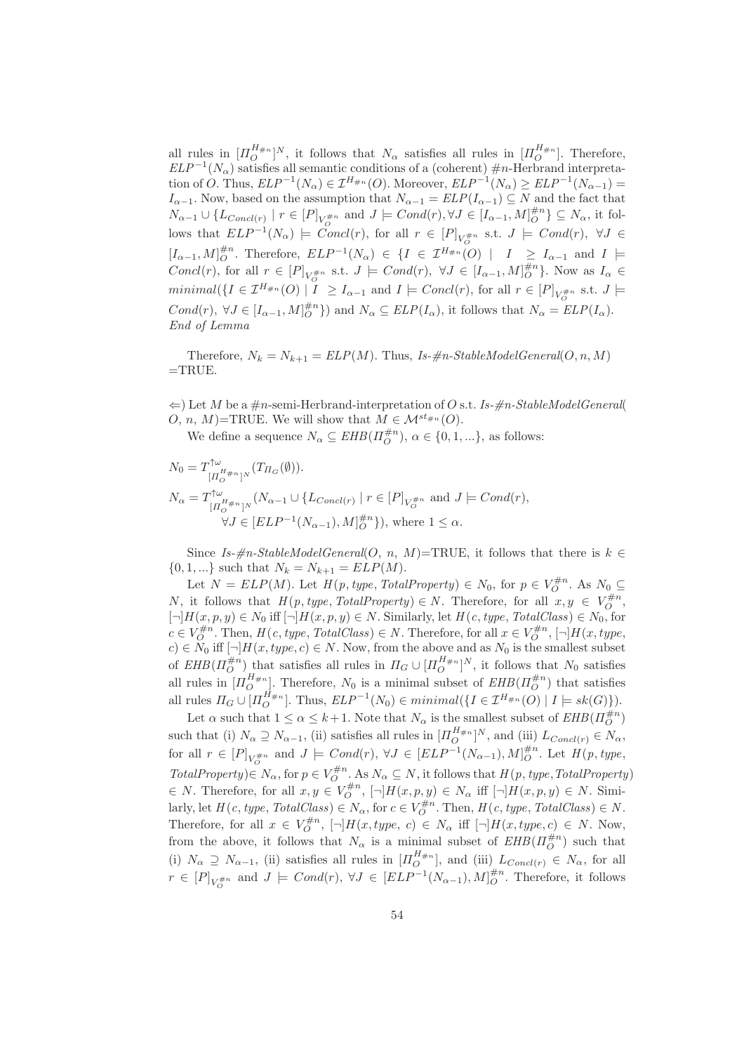all rules in $[\Pi_O^{H_{\#n}}]^N$, it follows that $N_\alpha$ satisfies all rules in $[\Pi_O^{H_{\#n}}]$. Therefore, $ELP^{-1}(N_\alpha)$ satisfies all semantic conditions of a (coherent) $\#n$-Herbrand interpretation of $O$. Thus, $ELP^{-1}(N_\alpha) \in \mathcal{I}^{H_{\#n}}(O)$. Moreover, $ELP^{-1}(N_\alpha) \geq ELP^{-1}(N_{\alpha-1}) = I_{\alpha-1}$. Now, based on the assumption that $N_{\alpha-1} = ELP(I_{\alpha-1}) \subseteq N$ and the fact that $N_{\alpha-1} \cup \{L_{Concl(r)} \mid r \in [P]_{V_O^{\#n}}$ and $J \models Cond(r), \forall J \in [I_{\alpha-1}, M]_O^{\#n}\} \subseteq N_\alpha$, it follows that $ELP^{-1}(N_\alpha) \models Concl(r)$, for all $r \in [P]_{V_O^{\#n}}$ s.t. $J \models Cond(r)$, $\forall J \in [I_{\alpha-1}, M]_O^{\#n}$. Therefore, $ELP^{-1}(N_\alpha) \in \{I \in \mathcal{I}^{H_{\#n}}(O) \mid I \geq I_{\alpha-1}$ and $I \models Concl(r)$, for all $r \in [P]_{V_O^{\#n}}$ s.t. $J \models Cond(r)$, $\forall J \in [I_{\alpha-1}, M]_O^{\#n}\}$. Now as $I_\alpha \in minimal(\{I \in \mathcal{I}^{H_{\#n}}(O) \mid I \geq I_{\alpha-1}$ and $I \models Concl(r)$, for all $r \in [P]_{V_O^{\#n}}$ s.t. $J \models Cond(r)$, $\forall J \in [I_{\alpha-1}, M]_O^{\#n}\})$ and $N_\alpha \subseteq ELP(I_\alpha)$, it follows that $N_\alpha = ELP(I_\alpha)$.
*End of Lemma*

Therefore, $N_k = N_{k+1} = ELP(M)$. Thus, *Is-#n-StableModelGeneral*$(O, n, M)$ =TRUE.

$\Leftarrow$) Let $M$ be a $\#n$-semi-Herbrand-interpretation of $O$ s.t. *Is-#n-StableModelGeneral*( $O$, $n$, $M$)=TRUE. We will show that $M \in \mathcal{M}^{st_{\#n}}(O)$.

We define a sequence $N_\alpha \subseteq EHB(\Pi_O^{\#n})$, $\alpha \in \{0, 1, ...\}$, as follows:

$$N_0 = T^{\uparrow\omega}_{[\Pi_O^{H_{\#n}}]^N}(T_{\Pi_G}(\emptyset)).$$

$$N_\alpha = T^{\uparrow\omega}_{[\Pi_O^{H_{\#n}}]^N}(N_{\alpha-1} \cup \{L_{Concl(r)} \mid r \in [P]_{V_O^{\#n}} \text{ and } J \models Cond(r),$$
$$\forall J \in [ELP^{-1}(N_{\alpha-1}), M]_O^{\#n}\}), \text{ where } 1 \leq \alpha.$$

Since *Is-#n-StableModelGeneral*($O$, $n$, $M$)=TRUE, it follows that there is $k \in \{0, 1, ...\}$ such that $N_k = N_{k+1} = ELP(M)$.

Let $N = ELP(M)$. Let $H(p, type, TotalProperty) \in N_0$, for $p \in V_O^{\#n}$. As $N_0 \subseteq N$, it follows that $H(p, type, TotalProperty) \in N$. Therefore, for all $x, y \in V_O^{\#n}$, $[\neg]H(x, p, y) \in N_0$ iff $[\neg]H(x, p, y) \in N$. Similarly, let $H(c, type, TotalClass) \in N_0$, for $c \in V_O^{\#n}$. Then, $H(c, type, TotalClass) \in N$. Therefore, for all $x \in V_O^{\#n}$, $[\neg]H(x, type, c) \in N_0$ iff $[\neg]H(x, type, c) \in N$. Now, from the above and as $N_0$ is the smallest subset of $EHB(\Pi_O^{\#n})$ that satisfies all rules in $\Pi_G \cup [\Pi_O^{H_{\#n}}]^N$, it follows that $N_0$ satisfies all rules in $[\Pi_O^{H_{\#n}}]$. Therefore, $N_0$ is a minimal subset of $EHB(\Pi_O^{\#n})$ that satisfies all rules $\Pi_G \cup [\Pi_O^{H_{\#n}}]$. Thus, $ELP^{-1}(N_0) \in minimal(\{I \in \mathcal{I}^{H_{\#n}}(O) \mid I \models sk(G)\})$.

Let $\alpha$ such that $1 \leq \alpha \leq k+1$. Note that $N_\alpha$ is the smallest subset of $EHB(\Pi_O^{\#n})$ such that (i) $N_\alpha \supseteq N_{\alpha-1}$, (ii) satisfies all rules in $[\Pi_O^{H_{\#n}}]^N$, and (iii) $L_{Concl(r)} \in N_\alpha$, for all $r \in [P]_{V_O^{\#n}}$ and $J \models Cond(r)$, $\forall J \in [ELP^{-1}(N_{\alpha-1}), M]_O^{\#n}$. Let $H(p, type, TotalProperty) \in N_\alpha$, for $p \in V_O^{\#n}$. As $N_\alpha \subseteq N$, it follows that $H(p, type, TotalProperty) \in N$. Therefore, for all $x, y \in V_O^{\#n}$, $[\neg]H(x, p, y) \in N_\alpha$ iff $[\neg]H(x, p, y) \in N$. Similarly, let $H(c, type, TotalClass) \in N_\alpha$, for $c \in V_O^{\#n}$. Then, $H(c, type, TotalClass) \in N$. Therefore, for all $x \in V_O^{\#n}$, $[\neg]H(x, type, c) \in N_\alpha$ iff $[\neg]H(x, type, c) \in N$. Now, from the above, it follows that $N_\alpha$ is a minimal subset of $EHB(\Pi_O^{\#n})$ such that (i) $N_\alpha \supseteq N_{\alpha-1}$, (ii) satisfies all rules in $[\Pi_O^{H_{\#n}}]$, and (iii) $L_{Concl(r)} \in N_\alpha$, for all $r \in [P]_{V_O^{\#n}}$ and $J \models Cond(r)$, $\forall J \in [ELP^{-1}(N_{\alpha-1}), M]_O^{\#n}$. Therefore, it follows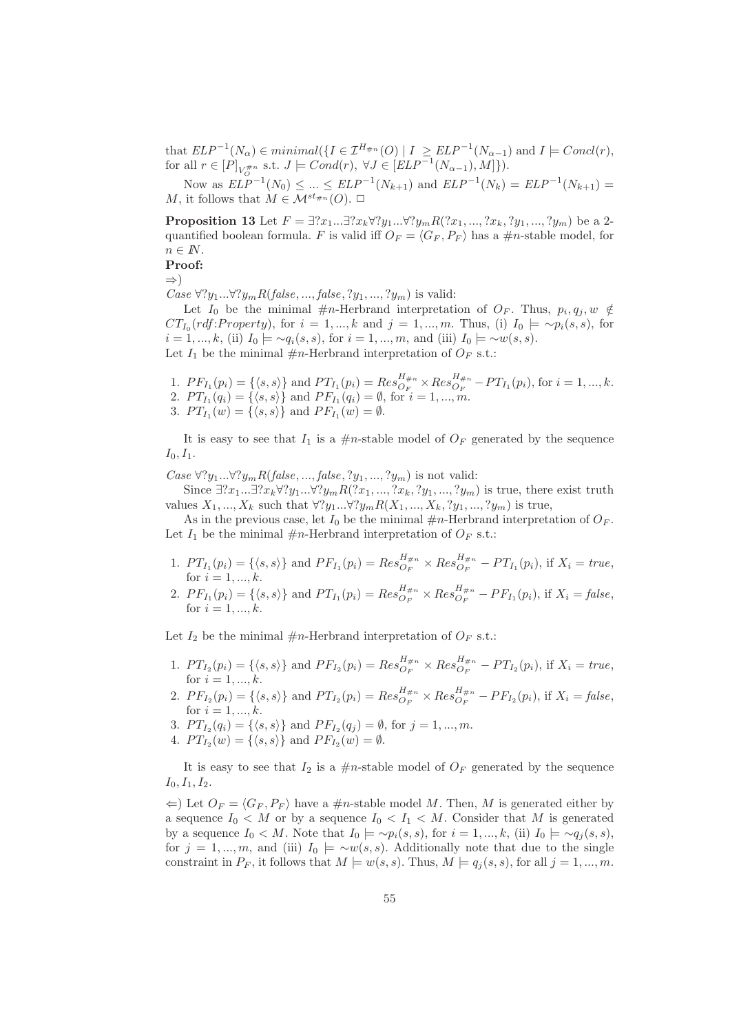that $ELP^{-1}(N_\alpha) \in minimal(\{I \in \mathcal{I}^{H_{\#n}}(O) \mid I \geq ELP^{-1}(N_{\alpha-1})$ and $I \models Concl(r)$, for all $r \in [P]_{V_O^{\#n}}$ s.t. $J \models Cond(r)$, $\forall J \in [ELP^{-1}(N_{\alpha-1}), M]\})$.

Now as $ELP^{-1}(N_0) \leq ... \leq ELP^{-1}(N_{k+1})$ and $ELP^{-1}(N_k) = ELP^{-1}(N_{k+1}) = M$, it follows that $M \in \mathcal{M}^{st_{\#n}}(O)$. □

**Proposition 13** Let $F = \exists ?x_1 ... \exists ?x_k \forall ?y_1 ... \forall ?y_m R(?x_1, ..., ?x_k, ?y_1, ..., ?y_m)$ be a 2-quantified boolean formula. $F$ is valid iff $O_F = \langle G_F, P_F \rangle$ has a $\#n$-stable model, for $n \in \mathbb{N}$.

**Proof:**

$\Rightarrow$)

*Case* $\forall ?y_1 ... \forall ?y_m R(false, ..., false, ?y_1, ..., ?y_m)$ is valid:

Let $I_0$ be the minimal $\#n$-Herbrand interpretation of $O_F$. Thus, $p_i, q_j, w \notin CT_{I_0}(rdf{:}Property)$, for $i = 1, ..., k$ and $j = 1, ..., m$. Thus, (i) $I_0 \models \sim p_i(s, s)$, for $i = 1, ..., k$, (ii) $I_0 \models \sim q_i(s, s)$, for $i = 1, ..., m$, and (iii) $I_0 \models \sim w(s, s)$.

Let $I_1$ be the minimal $\#n$-Herbrand interpretation of $O_F$ s.t.:

1. $PF_{I_1}(p_i) = \{\langle s, s \rangle\}$ and $PT_{I_1}(p_i) = Res_{O_F}^{H_{\#n}} \times Res_{O_F}^{H_{\#n}} - PT_{I_1}(p_i)$, for $i = 1, ..., k$.
2. $PT_{I_1}(q_i) = \{\langle s, s \rangle\}$ and $PF_{I_1}(q_i) = \emptyset$, for $i = 1, ..., m$.
3. $PT_{I_1}(w) = \{\langle s, s \rangle\}$ and $PF_{I_1}(w) = \emptyset$.

It is easy to see that $I_1$ is a $\#n$-stable model of $O_F$ generated by the sequence $I_0, I_1$.

*Case* $\forall ?y_1 ... \forall ?y_m R(false, ..., false, ?y_1, ..., ?y_m)$ is not valid:

Since $\exists ?x_1 ... \exists ?x_k \forall ?y_1 ... \forall ?y_m R(?x_1, ..., ?x_k, ?y_1, ..., ?y_m)$ is true, there exist truth values $X_1, ..., X_k$ such that $\forall ?y_1 ... \forall ?y_m R(X_1, ..., X_k, ?y_1, ..., ?y_m)$ is true,

As in the previous case, let $I_0$ be the minimal $\#n$-Herbrand interpretation of $O_F$. Let $I_1$ be the minimal $\#n$-Herbrand interpretation of $O_F$ s.t.:

1. $PT_{I_1}(p_i) = \{\langle s, s \rangle\}$ and $PF_{I_1}(p_i) = Res_{O_F}^{H_{\#n}} \times Res_{O_F}^{H_{\#n}} - PT_{I_1}(p_i)$, if $X_i = true$, for $i = 1, ..., k$.
2. $PF_{I_1}(p_i) = \{\langle s, s \rangle\}$ and $PT_{I_1}(p_i) = Res_{O_F}^{H_{\#n}} \times Res_{O_F}^{H_{\#n}} - PF_{I_1}(p_i)$, if $X_i = false$, for $i = 1, ..., k$.

Let $I_2$ be the minimal $\#n$-Herbrand interpretation of $O_F$ s.t.:

1. $PT_{I_2}(p_i) = \{\langle s, s \rangle\}$ and $PF_{I_2}(p_i) = Res_{O_F}^{H_{\#n}} \times Res_{O_F}^{H_{\#n}} - PT_{I_2}(p_i)$, if $X_i = true$, for $i = 1, ..., k$.
2. $PF_{I_2}(p_i) = \{\langle s, s \rangle\}$ and $PT_{I_2}(p_i) = Res_{O_F}^{H_{\#n}} \times Res_{O_F}^{H_{\#n}} - PF_{I_2}(p_i)$, if $X_i = false$, for $i = 1, ..., k$.
3. $PT_{I_2}(q_i) = \{\langle s, s \rangle\}$ and $PF_{I_2}(q_j) = \emptyset$, for $j = 1, ..., m$.
4. $PT_{I_2}(w) = \{\langle s, s \rangle\}$ and $PF_{I_2}(w) = \emptyset$.

It is easy to see that $I_2$ is a $\#n$-stable model of $O_F$ generated by the sequence $I_0, I_1, I_2$.

$\Leftarrow$) Let $O_F = \langle G_F, P_F \rangle$ have a $\#n$-stable model $M$. Then, $M$ is generated either by a sequence $I_0 < M$ or by a sequence $I_0 < I_1 < M$. Consider that $M$ is generated by a sequence $I_0 < M$. Note that $I_0 \models \sim p_i(s, s)$, for $i = 1, ..., k$, (ii) $I_0 \models \sim q_j(s, s)$, for $j = 1, ..., m$, and (iii) $I_0 \models \sim w(s, s)$. Additionally note that due to the single constraint in $P_F$, it follows that $M \models w(s, s)$. Thus, $M \models q_j(s, s)$, for all $j = 1, ..., m$.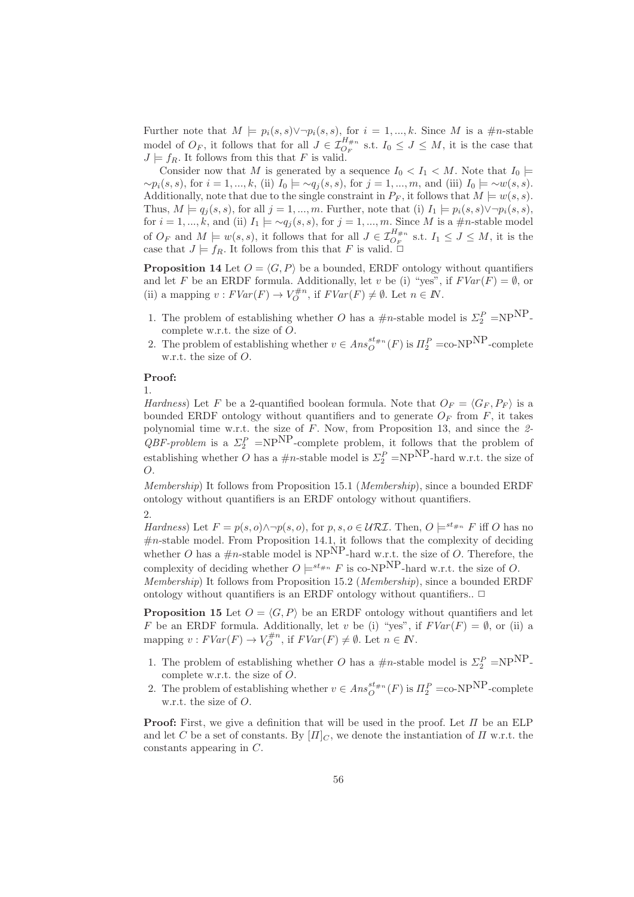Further note that $M \models p_i(s,s) \vee \neg p_i(s,s)$, for $i = 1, ..., k$. Since $M$ is a $\#n$-stable model of $O_F$, it follows that for all $J \in \mathcal{I}^{H_{\#n}}_{O_F}$ s.t. $I_0 \leq J \leq M$, it is the case that $J \models f_R$. It follows from this that $F$ is valid.

Consider now that $M$ is generated by a sequence $I_0 < I_1 < M$. Note that $I_0 \models \sim p_i(s,s)$, for $i = 1, ..., k$, (ii) $I_0 \models \sim q_j(s,s)$, for $j = 1, ..., m$, and (iii) $I_0 \models \sim w(s,s)$. Additionally, note that due to the single constraint in $P_F$, it follows that $M \models w(s,s)$. Thus, $M \models q_j(s,s)$, for all $j = 1, ..., m$. Further, note that (i) $I_1 \models p_i(s,s) \vee \neg p_i(s,s)$, for $i = 1, ..., k$, and (ii) $I_1 \models \sim q_j(s,s)$, for $j = 1, ..., m$. Since $M$ is a $\#n$-stable model of $O_F$ and $M \models w(s,s)$, it follows that for all $J \in \mathcal{I}^{H_{\#n}}_{O_F}$ s.t. $I_1 \leq J \leq M$, it is the case that $J \models f_R$. It follows from this that $F$ is valid. $\Box$

**Proposition 14** Let $O = \langle G, P \rangle$ be a bounded, ERDF ontology without quantifiers and let $F$ be an ERDF formula. Additionally, let $v$ be (i) "yes", if $FVar(F) = \emptyset$, or (ii) a mapping $v : FVar(F) \rightarrow V^{\#n}_O$, if $FVar(F) \neq \emptyset$. Let $n \in I\!N$.

1. The problem of establishing whether $O$ has a $\#n$-stable model is $\Sigma^P_2 = \mathrm{NP}^{\mathrm{NP}}$-complete w.r.t. the size of $O$.
2. The problem of establishing whether $v \in Ans^{st_{\#n}}_O(F)$ is $\Pi^P_2 = \text{co-NP}^{\mathrm{NP}}$-complete w.r.t. the size of $O$.

**Proof:**
1.
*Hardness*) Let $F$ be a 2-quantified boolean formula. Note that $O_F = \langle G_F, P_F \rangle$ is a bounded ERDF ontology without quantifiers and to generate $O_F$ from $F$, it takes polynomial time w.r.t. the size of $F$. Now, from Proposition 13, and since the *2-QBF-problem* is a $\Sigma^P_2 = \mathrm{NP}^{\mathrm{NP}}$-complete problem, it follows that the problem of establishing whether $O$ has a $\#n$-stable model is $\Sigma^P_2 = \mathrm{NP}^{\mathrm{NP}}$-hard w.r.t. the size of $O$.
*Membership*) It follows from Proposition 15.1 (*Membership*), since a bounded ERDF ontology without quantifiers is an ERDF ontology without quantifiers.
2.
*Hardness*) Let $F = p(s,o) \wedge \neg p(s,o)$, for $p, s, o \in \mathcal{URI}$. Then, $O \models^{st_{\#n}} F$ iff $O$ has no $\#n$-stable model. From Proposition 14.1, it follows that the complexity of deciding whether $O$ has a $\#n$-stable model is $\mathrm{NP}^{\mathrm{NP}}$-hard w.r.t. the size of $O$. Therefore, the complexity of deciding whether $O \models^{st_{\#n}} F$ is co-$\mathrm{NP}^{\mathrm{NP}}$-hard w.r.t. the size of $O$.
*Membership*) It follows from Proposition 15.2 (*Membership*), since a bounded ERDF ontology without quantifiers is an ERDF ontology without quantifiers.. $\Box$

**Proposition 15** Let $O = \langle G, P \rangle$ be an ERDF ontology without quantifiers and let $F$ be an ERDF formula. Additionally, let $v$ be (i) "yes", if $FVar(F) = \emptyset$, or (ii) a mapping $v : FVar(F) \rightarrow V^{\#n}_O$, if $FVar(F) \neq \emptyset$. Let $n \in I\!N$.

1. The problem of establishing whether $O$ has a $\#n$-stable model is $\Sigma^P_2 = \mathrm{NP}^{\mathrm{NP}}$-complete w.r.t. the size of $O$.
2. The problem of establishing whether $v \in Ans^{st_{\#n}}_O(F)$ is $\Pi^P_2 = \text{co-NP}^{\mathrm{NP}}$-complete w.r.t. the size of $O$.

**Proof:** First, we give a definition that will be used in the proof. Let $\Pi$ be an ELP and let $C$ be a set of constants. By $[\Pi]_C$, we denote the instantiation of $\Pi$ w.r.t. the constants appearing in $C$.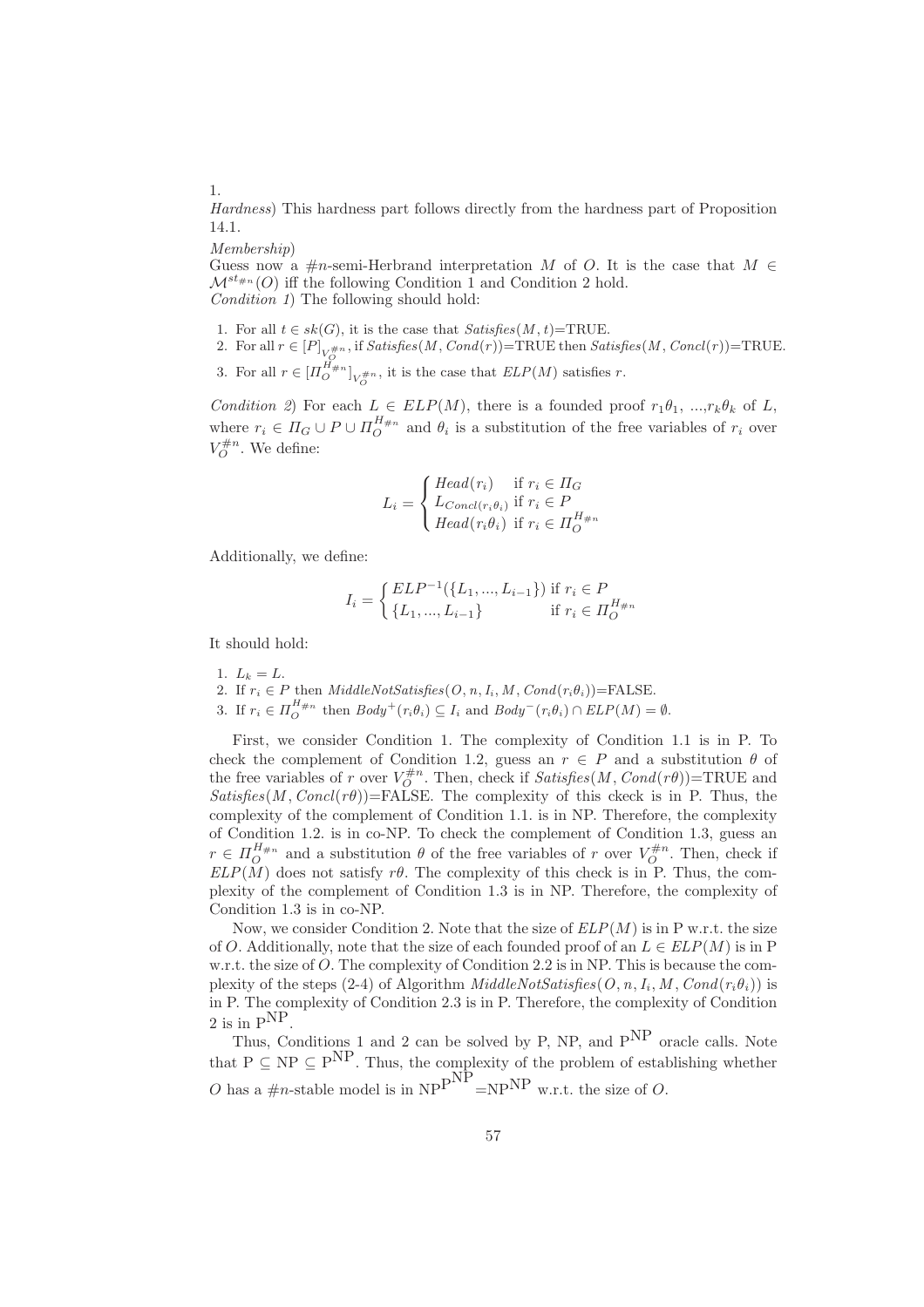1.

*Hardness*) This hardness part follows directly from the hardness part of Proposition 14.1.

*Membership*)

Guess now a $\#n$-semi-Herbrand interpretation $M$ of $O$. It is the case that $M \in \mathcal{M}^{st_{\#n}}(O)$ iff the following Condition 1 and Condition 2 hold.

*Condition 1*) The following should hold:

1. For all $t \in sk(G)$, it is the case that *Satisfies*$(M, t)$=TRUE.
2. For all $r \in [P]_{V_O^{\#n}}$, if *Satisfies*$(M, Cond(r))$=TRUE then *Satisfies*$(M, Concl(r))$=TRUE.
3. For all $r \in [\Pi_O^{H_{\#n}}]_{V_O^{\#n}}$, it is the case that $ELP(M)$ satisfies $r$.

*Condition 2*) For each $L \in ELP(M)$, there is a founded proof $r_1\theta_1$, ...,$r_k\theta_k$ of $L$, where $r_i \in \Pi_G \cup P \cup \Pi_O^{H_{\#n}}$ and $\theta_i$ is a substitution of the free variables of $r_i$ over $V_O^{\#n}$. We define:

$$L_i = \begin{cases} Head(r_i) & \text{if } r_i \in \Pi_G \\ L_{Concl(r_i\theta_i)} & \text{if } r_i \in P \\ Head(r_i\theta_i) & \text{if } r_i \in \Pi_O^{H_{\#n}} \end{cases}$$

Additionally, we define:

$$I_i = \begin{cases} ELP^{-1}(\{L_1, ..., L_{i-1}\}) & \text{if } r_i \in P \\ \{L_1, ..., L_{i-1}\} & \text{if } r_i \in \Pi_O^{H_{\#n}} \end{cases}$$

It should hold:

1. $L_k = L$.
2. If $r_i \in P$ then *MiddleNotSatisfies*$(O, n, I_i, M, Cond(r_i\theta_i))$=FALSE.
3. If $r_i \in \Pi_O^{H_{\#n}}$ then $Body^+(r_i\theta_i) \subseteq I_i$ and $Body^-(r_i\theta_i) \cap ELP(M) = \emptyset$.

First, we consider Condition 1. The complexity of Condition 1.1 is in P. To check the complement of Condition 1.2, guess an $r \in P$ and a substitution $\theta$ of the free variables of $r$ over $V_O^{\#n}$. Then, check if *Satisfies*$(M, Cond(r\theta))$=TRUE and *Satisfies*$(M, Concl(r\theta))$=FALSE. The complexity of this ckeck is in P. Thus, the complexity of the complement of Condition 1.1. is in NP. Therefore, the complexity of Condition 1.2. is in co-NP. To check the complement of Condition 1.3, guess an $r \in \Pi_O^{H_{\#n}}$ and a substitution $\theta$ of the free variables of $r$ over $V_O^{\#n}$. Then, check if $ELP(M)$ does not satisfy $r\theta$. The complexity of this check is in P. Thus, the complexity of the complement of Condition 1.3 is in NP. Therefore, the complexity of Condition 1.3 is in co-NP.

Now, we consider Condition 2. Note that the size of $ELP(M)$ is in P w.r.t. the size of $O$. Additionally, note that the size of each founded proof of an $L \in ELP(M)$ is in P w.r.t. the size of $O$. The complexity of Condition 2.2 is in NP. This is because the complexity of the steps (2-4) of Algorithm *MiddleNotSatisfies*$(O, n, I_i, M, Cond(r_i\theta_i))$ is in P. The complexity of Condition 2.3 is in P. Therefore, the complexity of Condition 2 is in $\text{P}^{\text{NP}}$.

Thus, Conditions 1 and 2 can be solved by P, NP, and $\text{P}^{\text{NP}}$ oracle calls. Note that $\text{P} \subseteq \text{NP} \subseteq \text{P}^{\text{NP}}$. Thus, the complexity of the problem of establishing whether $O$ has a $\#n$-stable model is in $\text{NP}^{\text{P}^{\text{NP}}} = \text{NP}^{\text{NP}}$ w.r.t. the size of $O$.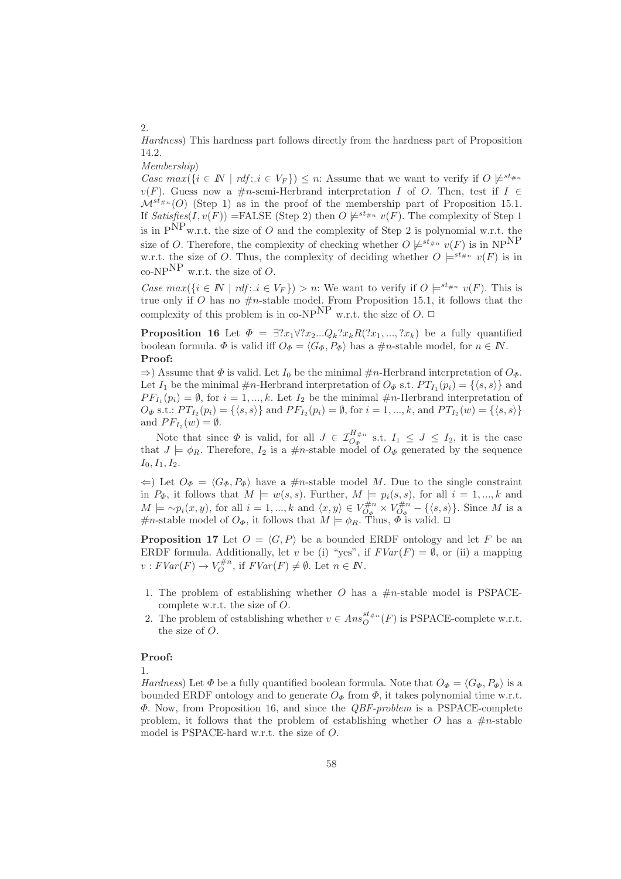2.

*Hardness*) This hardness part follows directly from the hardness part of Proposition 14.2.

*Membership*)

*Case* $max(\{i \in I\!N \mid rdf\!:\!\_i \in V_F\}) \leq n$: Assume that we want to verify if $O \not\models^{st_{\#n}} v(F)$. Guess now a $\#n$-semi-Herbrand interpretation $I$ of $O$. Then, test if $I \in \mathcal{M}^{st_{\#n}}(O)$ (Step 1) as in the proof of the membership part of Proposition 15.1. If $Satisfies(I, v(F))$ =FALSE (Step 2) then $O \not\models^{st_{\#n}} v(F)$. The complexity of Step 1 is in $\mathrm{P}^{\mathrm{NP}}$ w.r.t. the size of $O$ and the complexity of Step 2 is polynomial w.r.t. the size of $O$. Therefore, the complexity of checking whether $O \not\models^{st_{\#n}} v(F)$ is in $\mathrm{NP}^{\mathrm{NP}}$ w.r.t. the size of $O$. Thus, the complexity of deciding whether $O \models^{st_{\#n}} v(F)$ is in co-$\mathrm{NP}^{\mathrm{NP}}$ w.r.t. the size of $O$.

*Case* $max(\{i \in I\!N \mid rdf\!:\!\_i \in V_F\}) > n$: We want to verify if $O \models^{st_{\#n}} v(F)$. This is true only if $O$ has no $\#n$-stable model. From Proposition 15.1, it follows that the complexity of this problem is in co-$\mathrm{NP}^{\mathrm{NP}}$ w.r.t. the size of $O$. □

**Proposition 16** Let $\Phi = \exists ?x_1 \forall ?x_2 ... Q_k ?x_k R(?x_1, ..., ?x_k)$ be a fully quantified boolean formula. $\Phi$ is valid iff $O_\Phi = \langle G_\Phi, P_\Phi \rangle$ has a $\#n$-stable model, for $n \in I\!N$.

**Proof:**

$\Rightarrow$) Assume that $\Phi$ is valid. Let $I_0$ be the minimal $\#n$-Herbrand interpretation of $O_\Phi$. Let $I_1$ be the minimal $\#n$-Herbrand interpretation of $O_\Phi$ s.t. $PT_{I_1}(p_i) = \{\langle s, s \rangle\}$ and $PF_{I_1}(p_i) = \emptyset$, for $i = 1, ..., k$. Let $I_2$ be the minimal $\#n$-Herbrand interpretation of $O_\Phi$ s.t.: $PT_{I_2}(p_i) = \{\langle s, s \rangle\}$ and $PF_{I_2}(p_i) = \emptyset$, for $i = 1, ..., k$, and $PT_{I_2}(w) = \{\langle s, s \rangle\}$ and $PF_{I_2}(w) = \emptyset$.

Note that since $\Phi$ is valid, for all $J \in \mathcal{I}^{H_{\#n}}_{O_\Phi}$ s.t. $I_1 \leq J \leq I_2$, it is the case that $J \models \phi_R$. Therefore, $I_2$ is a $\#n$-stable model of $O_\Phi$ generated by the sequence $I_0, I_1, I_2$.

$\Leftarrow$) Let $O_\Phi = \langle G_\Phi, P_\Phi \rangle$ have a $\#n$-stable model $M$. Due to the single constraint in $P_\Phi$, it follows that $M \models w(s, s)$. Further, $M \models p_i(s, s)$, for all $i = 1, ..., k$ and $M \models \sim p_i(x, y)$, for all $i = 1, ..., k$ and $\langle x, y \rangle \in V^{\#n}_{O_\Phi} \times V^{\#n}_{O_\Phi} - \{\langle s, s \rangle\}$. Since $M$ is a $\#n$-stable model of $O_\Phi$, it follows that $M \models \phi_R$. Thus, $\Phi$ is valid. □

**Proposition 17** Let $O = \langle G, P \rangle$ be a bounded ERDF ontology and let $F$ be an ERDF formula. Additionally, let $v$ be (i) "yes", if $FVar(F) = \emptyset$, or (ii) a mapping $v : FVar(F) \rightarrow V^{\#n}_O$, if $FVar(F) \neq \emptyset$. Let $n \in I\!N$.

1. The problem of establishing whether $O$ has a $\#n$-stable model is PSPACE-complete w.r.t. the size of $O$.
2. The problem of establishing whether $v \in Ans^{st_{\#n}}_O(F)$ is PSPACE-complete w.r.t. the size of $O$.

**Proof:**

1.

*Hardness*) Let $\Phi$ be a fully quantified boolean formula. Note that $O_\Phi = \langle G_\Phi, P_\Phi \rangle$ is a bounded ERDF ontology and to generate $O_\Phi$ from $\Phi$, it takes polynomial time w.r.t. $\Phi$. Now, from Proposition 16, and since the *QBF-problem* is a PSPACE-complete problem, it follows that the problem of establishing whether $O$ has a $\#n$-stable model is PSPACE-hard w.r.t. the size of $O$.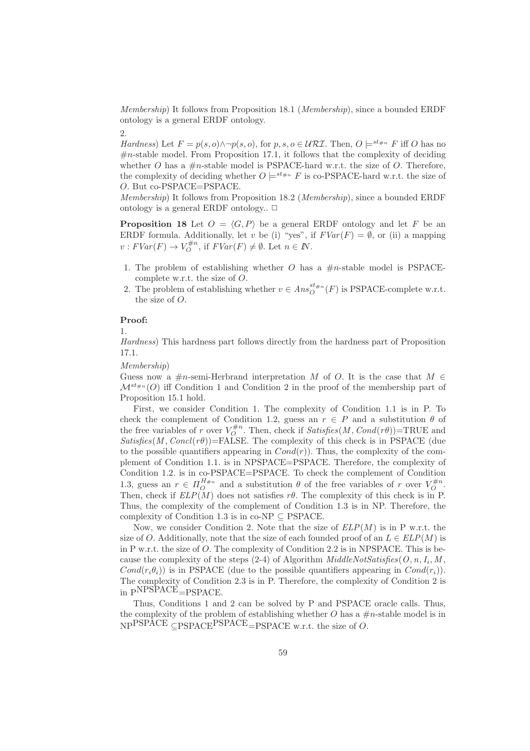*Membership*) It follows from Proposition 18.1 (*Membership*), since a bounded ERDF ontology is a general ERDF ontology.

2.

*Hardness*) Let $F = p(s,o) \wedge \neg p(s,o)$, for $p, s, o \in \mathcal{URI}$. Then, $O \models^{st_{\#n}} F$ iff $O$ has no $\#n$-stable model. From Proposition 17.1, it follows that the complexity of deciding whether $O$ has a $\#n$-stable model is PSPACE-hard w.r.t. the size of $O$. Therefore, the complexity of deciding whether $O \models^{st_{\#n}} F$ is co-PSPACE-hard w.r.t. the size of $O$. But co-PSPACE=PSPACE.

*Membership*) It follows from Proposition 18.2 (*Membership*), since a bounded ERDF ontology is a general ERDF ontology.. $\Box$

**Proposition 18** Let $O = \langle G, P \rangle$ be a general ERDF ontology and let $F$ be an ERDF formula. Additionally, let $v$ be (i) "yes", if $FVar(F) = \emptyset$, or (ii) a mapping $v : FVar(F) \to V_O^{\#n}$, if $FVar(F) \neq \emptyset$. Let $n \in I\!N$.

1. The problem of establishing whether $O$ has a $\#n$-stable model is PSPACE-complete w.r.t. the size of $O$.
2. The problem of establishing whether $v \in Ans_O^{st_{\#n}}(F)$ is PSPACE-complete w.r.t. the size of $O$.

**Proof:**

1.

*Hardness*) This hardness part follows directly from the hardness part of Proposition 17.1.

*Membership*)

Guess now a $\#n$-semi-Herbrand interpretation $M$ of $O$. It is the case that $M \in \mathcal{M}^{st_{\#n}}(O)$ iff Condition 1 and Condition 2 in the proof of the membership part of Proposition 15.1 hold.

First, we consider Condition 1. The complexity of Condition 1.1 is in P. To check the complement of Condition 1.2, guess an $r \in P$ and a substitution $\theta$ of the free variables of $r$ over $V_O^{\#n}$. Then, check if *Satisfies*$(M, Cond(r\theta))$=TRUE and *Satisfies*$(M, Concl(r\theta))$=FALSE. The complexity of this check is in PSPACE (due to the possible quantifiers appearing in $Cond(r)$). Thus, the complexity of the complement of Condition 1.1. is in NPSPACE=PSPACE. Therefore, the complexity of Condition 1.2. is in co-PSPACE=PSPACE. To check the complement of Condition 1.3, guess an $r \in \Pi_O^{H_{\#n}}$ and a substitution $\theta$ of the free variables of $r$ over $V_O^{\#n}$. Then, check if $ELP(M)$ does not satisfies $r\theta$. The complexity of this check is in P. Thus, the complexity of the complement of Condition 1.3 is in NP. Therefore, the complexity of Condition 1.3 is in co-NP $\subseteq$ PSPACE.

Now, we consider Condition 2. Note that the size of $ELP(M)$ is in P w.r.t. the size of $O$. Additionally, note that the size of each founded proof of an $L \in ELP(M)$ is in P w.r.t. the size of $O$. The complexity of Condition 2.2 is in NPSPACE. This is because the complexity of the steps (2-4) of Algorithm *MiddleNotSatisfies*$(O, n, I_i, M, Cond(r_i\theta_i))$ is in PSPACE (due to the possible quantifiers appearing in $Cond(r_i)$). The complexity of Condition 2.3 is in P. Therefore, the complexity of Condition 2 is in $\mathrm{P}^{\mathrm{NPSPACE}}$=PSPACE.

Thus, Conditions 1 and 2 can be solved by P and PSPACE oracle calls. Thus, the complexity of the problem of establishing whether $O$ has a $\#n$-stable model is in $\mathrm{NP}^{\mathrm{PSPACE}} \subseteq \mathrm{PSPACE}^{\mathrm{PSPACE}}$=PSPACE w.r.t. the size of $O$.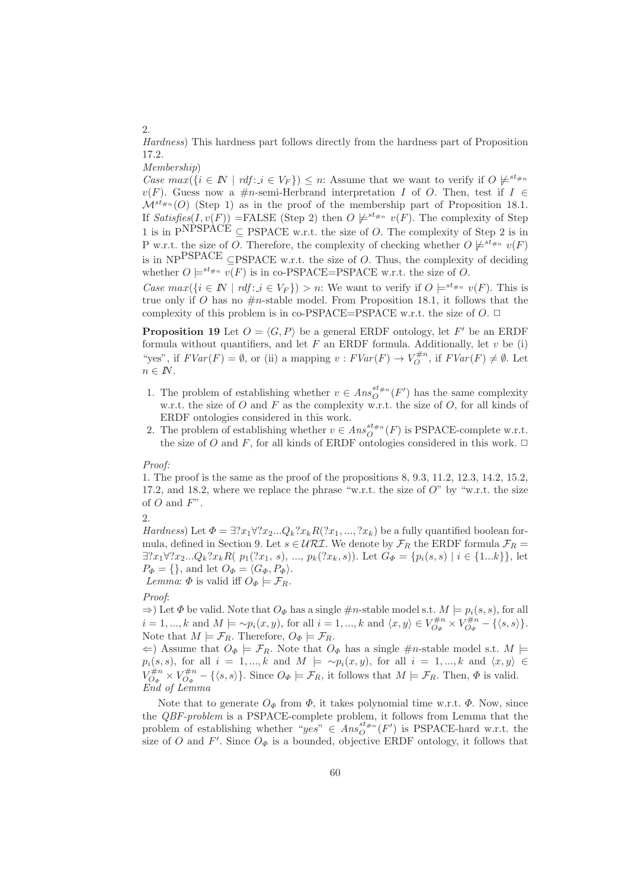2.

*Hardness*) This hardness part follows directly from the hardness part of Proposition 17.2.

*Membership*)

*Case* $max(\{i \in I\!N \mid rdf{:}\_i \in V_F\}) \leq n$: Assume that we want to verify if $O \not\models^{st_{\#n}} v(F)$. Guess now a $\#n$-semi-Herbrand interpretation $I$ of $O$. Then, test if $I \in \mathcal{M}^{st_{\#n}}(O)$ (Step 1) as in the proof of the membership part of Proposition 18.1. If $Satisfies(I, v(F))$ =FALSE (Step 2) then $O \not\models^{st_{\#n}} v(F)$. The complexity of Step 1 is in $\mathrm{P}^{\mathrm{NPSPACE}} \subseteq$ PSPACE w.r.t. the size of $O$. The complexity of Step 2 is in P w.r.t. the size of $O$. Therefore, the complexity of checking whether $O \not\models^{st_{\#n}} v(F)$ is in $\mathrm{NP}^{\mathrm{PSPACE}} \subseteq$PSPACE w.r.t. the size of $O$. Thus, the complexity of deciding whether $O \models^{st_{\#n}} v(F)$ is in co-PSPACE=PSPACE w.r.t. the size of $O$.

*Case* $max(\{i \in I\!N \mid rdf{:}\_i \in V_F\}) > n$: We want to verify if $O \models^{st_{\#n}} v(F)$. This is true only if $O$ has no $\#n$-stable model. From Proposition 18.1, it follows that the complexity of this problem is in co-PSPACE=PSPACE w.r.t. the size of $O$. □

**Proposition 19** Let $O = \langle G, P \rangle$ be a general ERDF ontology, let $F'$ be an ERDF formula without quantifiers, and let $F$ an ERDF formula. Additionally, let $v$ be (i) "yes", if $FVar(F) = \emptyset$, or (ii) a mapping $v : FVar(F) \rightarrow V_O^{\#n}$, if $FVar(F) \neq \emptyset$. Let $n \in I\!N$.

1. The problem of establishing whether $v \in Ans_O^{st_{\#n}}(F')$ has the same complexity w.r.t. the size of $O$ and $F$ as the complexity w.r.t. the size of $O$, for all kinds of ERDF ontologies considered in this work.
2. The problem of establishing whether $v \in Ans_O^{st_{\#n}}(F)$ is PSPACE-complete w.r.t. the size of $O$ and $F$, for all kinds of ERDF ontologies considered in this work. □

*Proof:*

1. The proof is the same as the proof of the propositions 8, 9.3, 11.2, 12.3, 14.2, 15.2, 17.2, and 18.2, where we replace the phrase "w.r.t. the size of $O$" by "w.r.t. the size of $O$ and $F$".

2.

*Hardness*) Let $\Phi = \exists ?x_1 \forall ?x_2 ... Q_k ?x_k R(?x_1, ..., ?x_k)$ be a fully quantified boolean formula, defined in Section 9. Let $s \in \mathcal{URI}$. We denote by $\mathcal{F}_R$ the ERDF formula $\mathcal{F}_R = \exists ?x_1 \forall ?x_2 ... Q_k ?x_k R(\ p_1(?x_1,\ s),\ ...,\ p_k(?x_k, s))$. Let $G_\Phi = \{p_i(s, s) \mid i \in \{1...k\}\}$, let $P_\Phi = \{\}$, and let $O_\Phi = \langle G_\Phi, P_\Phi \rangle$.

*Lemma*: $\Phi$ is valid iff $O_\Phi \models \mathcal{F}_R$.

*Proof*:

$\Rightarrow$) Let $\Phi$ be valid. Note that $O_\Phi$ has a single $\#n$-stable model s.t. $M \models p_i(s, s)$, for all $i = 1, ..., k$ and $M \models \sim p_i(x, y)$, for all $i = 1, ..., k$ and $\langle x, y \rangle \in V_{O_\Phi}^{\#n} \times V_{O_\Phi}^{\#n} - \{\langle s, s \rangle\}$. Note that $M \models \mathcal{F}_R$. Therefore, $O_\Phi \models \mathcal{F}_R$.

$\Leftarrow$) Assume that $O_\Phi \models \mathcal{F}_R$. Note that $O_\Phi$ has a single $\#n$-stable model s.t. $M \models p_i(s, s)$, for all $i = 1, ..., k$ and $M \models \sim p_i(x, y)$, for all $i = 1, ..., k$ and $\langle x, y \rangle \in V_{O_\Phi}^{\#n} \times V_{O_\Phi}^{\#n} - \{\langle s, s \rangle\}$. Since $O_\Phi \models \mathcal{F}_R$, it follows that $M \models \mathcal{F}_R$. Then, $\Phi$ is valid.

*End of Lemma*

Note that to generate $O_\Phi$ from $\Phi$, it takes polynomial time w.r.t. $\Phi$. Now, since the *QBF-problem* is a PSPACE-complete problem, it follows from Lemma that the problem of establishing whether "*yes*" $\in Ans_O^{st_{\#n}}(F')$ is PSPACE-hard w.r.t. the size of $O$ and $F'$. Since $O_\Phi$ is a bounded, objective ERDF ontology, it follows that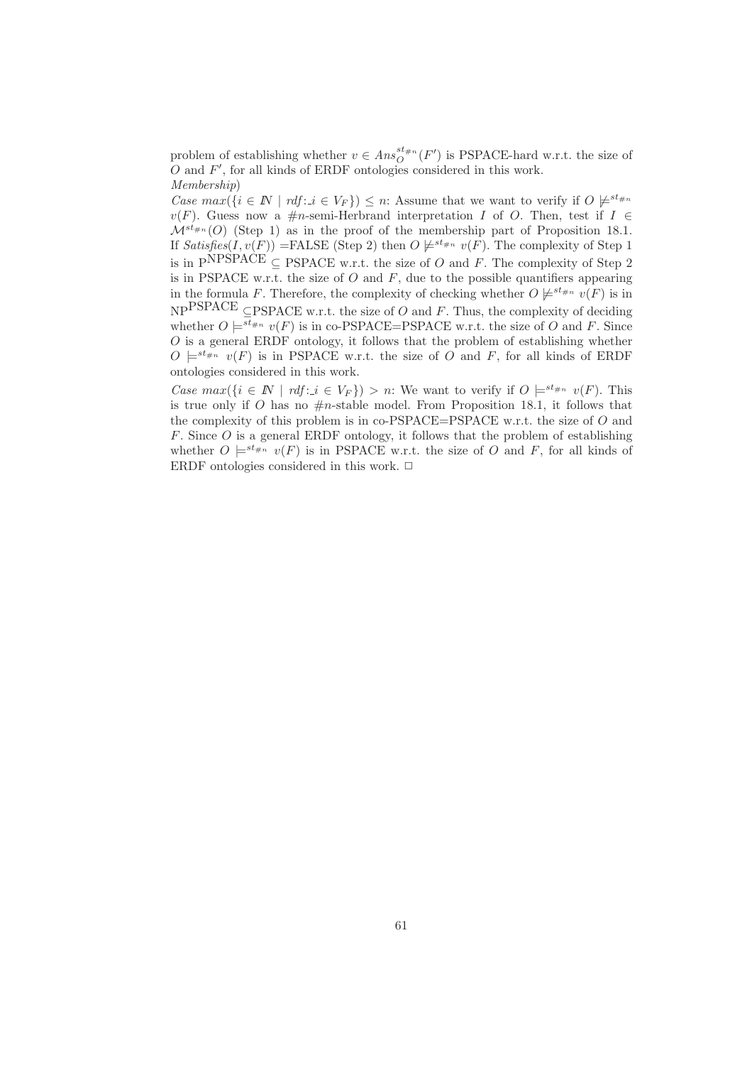problem of establishing whether $v \in Ans_O^{st_{\#n}}(F')$ is PSPACE-hard w.r.t. the size of $O$ and $F'$, for all kinds of ERDF ontologies considered in this work.

*Membership*)

*Case* $max(\{i \in I\!N \mid rdf\!:\_i \in V_F\}) \leq n$: Assume that we want to verify if $O \not\models^{st_{\#n}} v(F)$. Guess now a $\#n$-semi-Herbrand interpretation $I$ of $O$. Then, test if $I \in \mathcal{M}^{st_{\#n}}(O)$ (Step 1) as in the proof of the membership part of Proposition 18.1. If *Satisfies*$(I, v(F))$ =FALSE (Step 2) then $O \not\models^{st_{\#n}} v(F)$. The complexity of Step 1 is in $\mathrm{P}^{\mathrm{NPSPACE}} \subseteq$ PSPACE w.r.t. the size of $O$ and $F$. The complexity of Step 2 is in PSPACE w.r.t. the size of $O$ and $F$, due to the possible quantifiers appearing in the formula $F$. Therefore, the complexity of checking whether $O \not\models^{st_{\#n}} v(F)$ is in $\mathrm{NP}^{\mathrm{PSPACE}} \subseteq$PSPACE w.r.t. the size of $O$ and $F$. Thus, the complexity of deciding whether $O \models^{st_{\#n}} v(F)$ is in co-PSPACE=PSPACE w.r.t. the size of $O$ and $F$. Since $O$ is a general ERDF ontology, it follows that the problem of establishing whether $O \models^{st_{\#n}} v(F)$ is in PSPACE w.r.t. the size of $O$ and $F$, for all kinds of ERDF ontologies considered in this work.

*Case* $max(\{i \in I\!N \mid rdf\!:\_i \in V_F\}) > n$: We want to verify if $O \models^{st_{\#n}} v(F)$. This is true only if $O$ has no $\#n$-stable model. From Proposition 18.1, it follows that the complexity of this problem is in co-PSPACE=PSPACE w.r.t. the size of $O$ and $F$. Since $O$ is a general ERDF ontology, it follows that the problem of establishing whether $O \models^{st_{\#n}} v(F)$ is in PSPACE w.r.t. the size of $O$ and $F$, for all kinds of ERDF ontologies considered in this work. $\Box$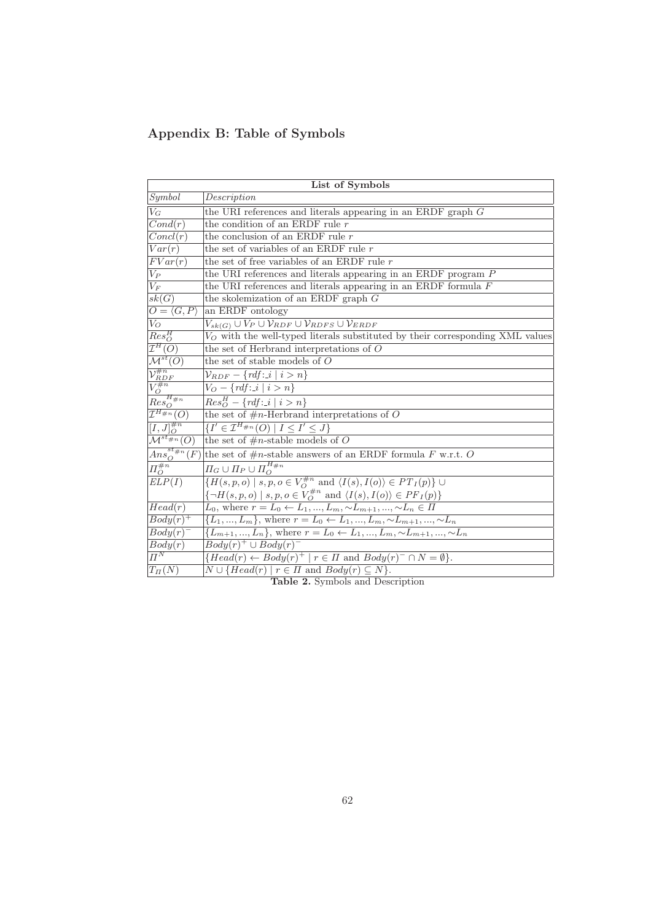## Appendix B: Table of Symbols

| List of Symbols | |
|---|---|
| *Symbol* | *Description* |
| $V_G$ | the URI references and literals appearing in an ERDF graph $G$ |
| $Cond(r)$ | the condition of an ERDF rule $r$ |
| $Concl(r)$ | the conclusion of an ERDF rule $r$ |
| $Var(r)$ | the set of variables of an ERDF rule $r$ |
| $FVar(r)$ | the set of free variables of an ERDF rule $r$ |
| $V_P$ | the URI references and literals appearing in an ERDF program $P$ |
| $V_F$ | the URI references and literals appearing in an ERDF formula $F$ |
| $sk(G)$ | the skolemization of an ERDF graph $G$ |
| $O = \langle G, P \rangle$ | an ERDF ontology |
| $V_O$ | $V_{sk(G)} \cup V_P \cup \mathcal{V}_{RDF} \cup \mathcal{V}_{RDFS} \cup \mathcal{V}_{ERDF}$ |
| $Res^H_O$ | $V_O$ with the well-typed literals substituted by their corresponding XML values |
| $\mathcal{I}^H(O)$ | the set of Herbrand interpretations of $O$ |
| $\mathcal{M}^{st}(O)$ | the set of stable models of $O$ |
| $\mathcal{V}^{\#n}_{RDF}$ | $\mathcal{V}_{RDF} - \{rdf\!:\!\_i \mid i > n\}$ |
| $V^{\#n}_O$ | $V_O - \{rdf\!:\!\_i \mid i > n\}$ |
| ${Res_O^H}_{\#n}$ | $Res^H_O - \{rdf\!:\!\_i \mid i > n\}$ |
| $\mathcal{I}^{H_{\#n}}(O)$ | the set of $\#n$-Herbrand interpretations of $O$ |
| $[I, J]^{\#n}_O$ | $\{I' \in \mathcal{I}^{H_{\#n}}(O) \mid I \leq I' \leq J\}$ |
| $\mathcal{M}^{st_{\#n}}(O)$ | the set of $\#n$-stable models of $O$ |
| $Ans^{st_{\#n}}_O(F)$ | the set of $\#n$-stable answers of an ERDF formula $F$ w.r.t. $O$ |
| $\Pi^{\#n}_O$ | $\Pi_G \cup \Pi_P \cup \Pi^{H_{\#n}}_O$ |
| $ELP(I)$ | $\{H(s,p,o) \mid s,p,o \in V^{\#n}_O \text{ and } \langle I(s), I(o) \rangle \in PT_I(p)\} \cup$ $\{\neg H(s,p,o) \mid s,p,o \in V^{\#n}_O \text{ and } \langle I(s), I(o) \rangle \in PF_I(p)\}$ |
| $Head(r)$ | $L_0$, where $r = L_0 \leftarrow L_1, ..., L_m, {\sim}L_{m+1}, ..., {\sim}L_n \in \Pi$ |
| $Body(r)^+$ | $\{L_1, ..., L_m\}$, where $r = L_0 \leftarrow L_1, ..., L_m, {\sim}L_{m+1}, ..., {\sim}L_n$ |
| $Body(r)^-$ | $\{L_{m+1}, ..., L_n\}$, where $r = L_0 \leftarrow L_1, ..., L_m, {\sim}L_{m+1}, ..., {\sim}L_n$ |
| $Body(r)$ | $Body(r)^+ \cup Body(r)^-$ |
| $\Pi^N$ | $\{Head(r) \leftarrow Body(r)^+ \mid r \in \Pi \text{ and } Body(r)^- \cap N = \emptyset\}$. |
| $T_\Pi(N)$ | $N \cup \{Head(r) \mid r \in \Pi \text{ and } Body(r) \subseteq N\}$. |

**Table 2.** Symbols and Description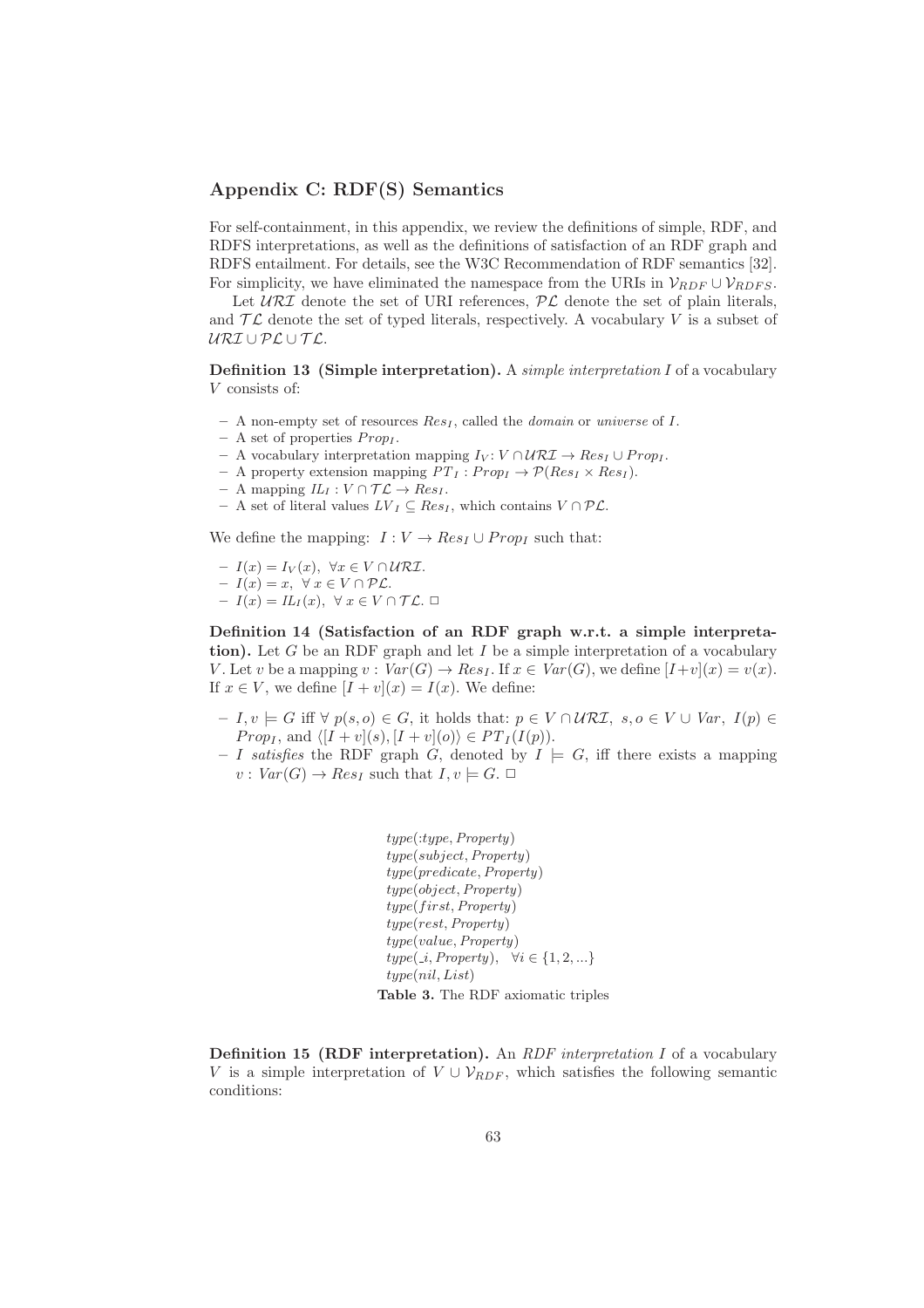## Appendix C: RDF(S) Semantics

For self-containment, in this appendix, we review the definitions of simple, RDF, and RDFS interpretations, as well as the definitions of satisfaction of an RDF graph and RDFS entailment. For details, see the W3C Recommendation of RDF semantics [32]. For simplicity, we have eliminated the namespace from the URIs in $\mathcal{V}_{RDF} \cup \mathcal{V}_{RDFS}$.

Let $\mathcal{URI}$ denote the set of URI references, $\mathcal{PL}$ denote the set of plain literals, and $\mathcal{TL}$ denote the set of typed literals, respectively. A vocabulary $V$ is a subset of $\mathcal{URI} \cup \mathcal{PL} \cup \mathcal{TL}$.

**Definition 13 (Simple interpretation).** A *simple interpretation* $I$ of a vocabulary $V$ consists of:

- A non-empty set of resources $Res_I$, called the *domain* or *universe* of $I$.
- A set of properties $Prop_I$.
- A vocabulary interpretation mapping $I_V : V \cap \mathcal{URI} \rightarrow Res_I \cup Prop_I$.
- A property extension mapping $PT_I : Prop_I \rightarrow \mathcal{P}(Res_I \times Res_I)$.
- A mapping $IL_I : V \cap \mathcal{TL} \rightarrow Res_I$.
- A set of literal values $LV_I \subseteq Res_I$, which contains $V \cap \mathcal{PL}$.

We define the mapping: $I : V \rightarrow Res_I \cup Prop_I$ such that:

- $I(x) = I_V(x), \ \forall x \in V \cap \mathcal{URI}$.
- $I(x) = x, \ \forall\, x \in V \cap \mathcal{PL}$.
- $I(x) = IL_I(x), \ \forall\, x \in V \cap \mathcal{TL}$. $\Box$

**Definition 14 (Satisfaction of an RDF graph w.r.t. a simple interpretation).** Let $G$ be an RDF graph and let $I$ be a simple interpretation of a vocabulary $V$. Let $v$ be a mapping $v : Var(G) \rightarrow Res_I$. If $x \in Var(G)$, we define $[I+v](x) = v(x)$. If $x \in V$, we define $[I + v](x) = I(x)$. We define:

- $I, v \models G$ iff $\forall\, p(s, o) \in G$, it holds that: $p \in V \cap \mathcal{URI}$, $s, o \in V \cup Var$, $I(p) \in Prop_I$, and $\langle [I + v](s), [I + v](o) \rangle \in PT_I(I(p))$.
- $I$ *satisfies* the RDF graph $G$, denoted by $I \models G$, iff there exists a mapping $v : Var(G) \rightarrow Res_I$ such that $I, v \models G$. $\Box$

$type(:type, Property)$
$type(subject, Property)$
$type(predicate, Property)$
$type(object, Property)$
$type(first, Property)$
$type(rest, Property)$
$type(value, Property)$
$type(\_i, Property), \quad \forall i \in \{1, 2, ...\}$
$type(nil, List)$

**Table 3.** The RDF axiomatic triples

**Definition 15 (RDF interpretation).** An *RDF interpretation* $I$ of a vocabulary $V$ is a simple interpretation of $V \cup \mathcal{V}_{RDF}$, which satisfies the following semantic conditions: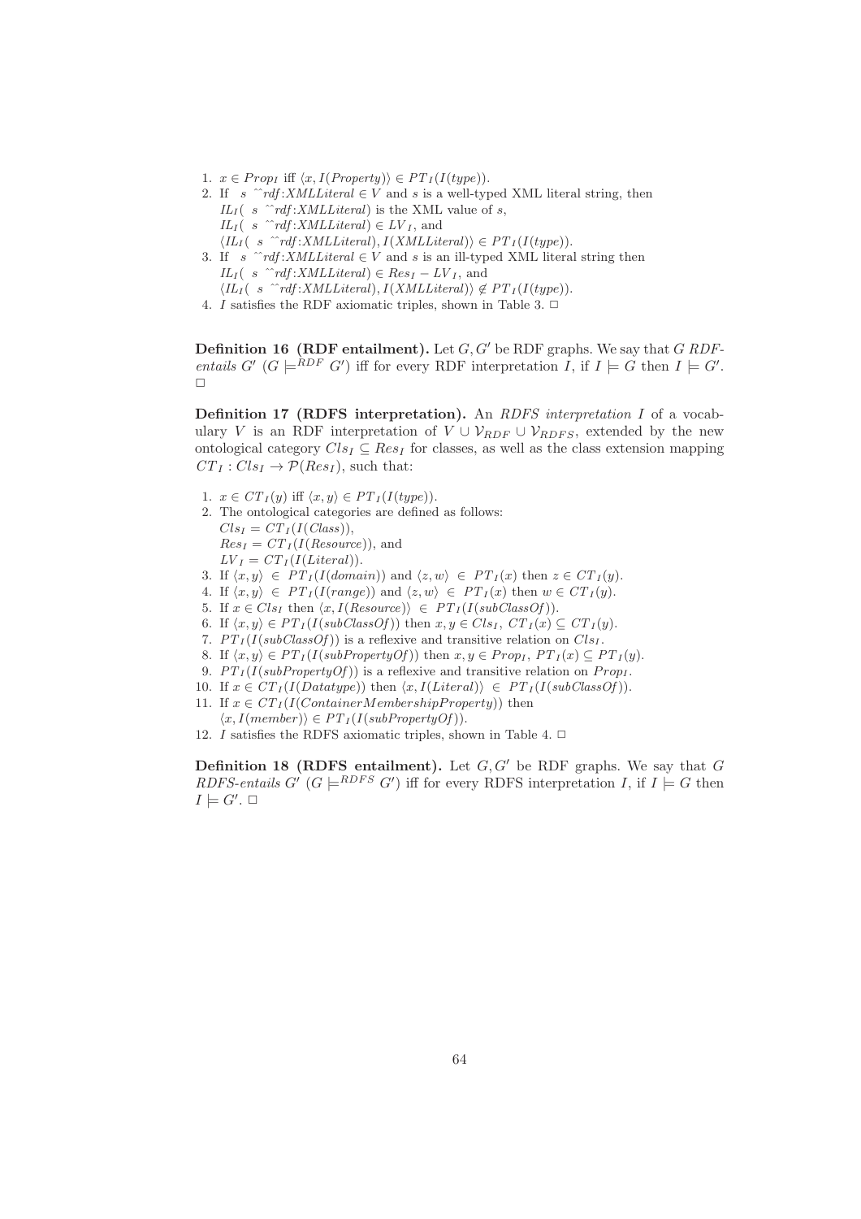1. $x \in Prop_I$ iff $\langle x, I(Property)\rangle \in PT_I(I(type))$.
2. If $s$ ^^$rdf{:}XMLLiteral \in V$ and $s$ is a well-typed XML literal string, then
   $IL_I($ $s$ ^^$rdf{:}XMLLiteral)$ is the XML value of $s$,
   $IL_I($ $s$ ^^$rdf{:}XMLLiteral) \in LV_I$, and
   $\langle IL_I($ $s$ ^^$rdf{:}XMLLiteral), I(XMLLiteral)\rangle \in PT_I(I(type))$.
3. If $s$ ^^$rdf{:}XMLLiteral \in V$ and $s$ is an ill-typed XML literal string then
   $IL_I($ $s$ ^^$rdf{:}XMLLiteral) \in Res_I - LV_I$, and
   $\langle IL_I($ $s$ ^^$rdf{:}XMLLiteral), I(XMLLiteral)\rangle \notin PT_I(I(type))$.
4. $I$ satisfies the RDF axiomatic triples, shown in Table 3. □

**Definition 16 (RDF entailment).** Let $G, G'$ be RDF graphs. We say that $G$ *RDF-entails* $G'$ ($G \models^{RDF} G'$) iff for every RDF interpretation $I$, if $I \models G$ then $I \models G'$. □

**Definition 17 (RDFS interpretation).** An *RDFS interpretation* $I$ of a vocabulary $V$ is an RDF interpretation of $V \cup \mathcal{V}_{RDF} \cup \mathcal{V}_{RDFS}$, extended by the new ontological category $Cls_I \subseteq Res_I$ for classes, as well as the class extension mapping $CT_I : Cls_I \rightarrow \mathcal{P}(Res_I)$, such that:

1. $x \in CT_I(y)$ iff $\langle x, y\rangle \in PT_I(I(type))$.
2. The ontological categories are defined as follows:
   $Cls_I = CT_I(I(Class))$,
   $Res_I = CT_I(I(Resource))$, and
   $LV_I = CT_I(I(Literal))$.
3. If $\langle x, y\rangle \in PT_I(I(domain))$ and $\langle z, w\rangle \in PT_I(x)$ then $z \in CT_I(y)$.
4. If $\langle x, y\rangle \in PT_I(I(range))$ and $\langle z, w\rangle \in PT_I(x)$ then $w \in CT_I(y)$.
5. If $x \in Cls_I$ then $\langle x, I(Resource)\rangle \in PT_I(I(subClassOf))$.
6. If $\langle x, y\rangle \in PT_I(I(subClassOf))$ then $x, y \in Cls_I$, $CT_I(x) \subseteq CT_I(y)$.
7. $PT_I(I(subClassOf))$ is a reflexive and transitive relation on $Cls_I$.
8. If $\langle x, y\rangle \in PT_I(I(subPropertyOf))$ then $x, y \in Prop_I$, $PT_I(x) \subseteq PT_I(y)$.
9. $PT_I(I(subPropertyOf))$ is a reflexive and transitive relation on $Prop_I$.
10. If $x \in CT_I(I(Datatype))$ then $\langle x, I(Literal)\rangle \in PT_I(I(subClassOf))$.
11. If $x \in CT_I(I(ContainerMembershipProperty))$ then
    $\langle x, I(member)\rangle \in PT_I(I(subPropertyOf))$.
12. $I$ satisfies the RDFS axiomatic triples, shown in Table 4. □

**Definition 18 (RDFS entailment).** Let $G, G'$ be RDF graphs. We say that $G$ *RDFS-entails* $G'$ ($G \models^{RDFS} G'$) iff for every RDFS interpretation $I$, if $I \models G$ then $I \models G'$. □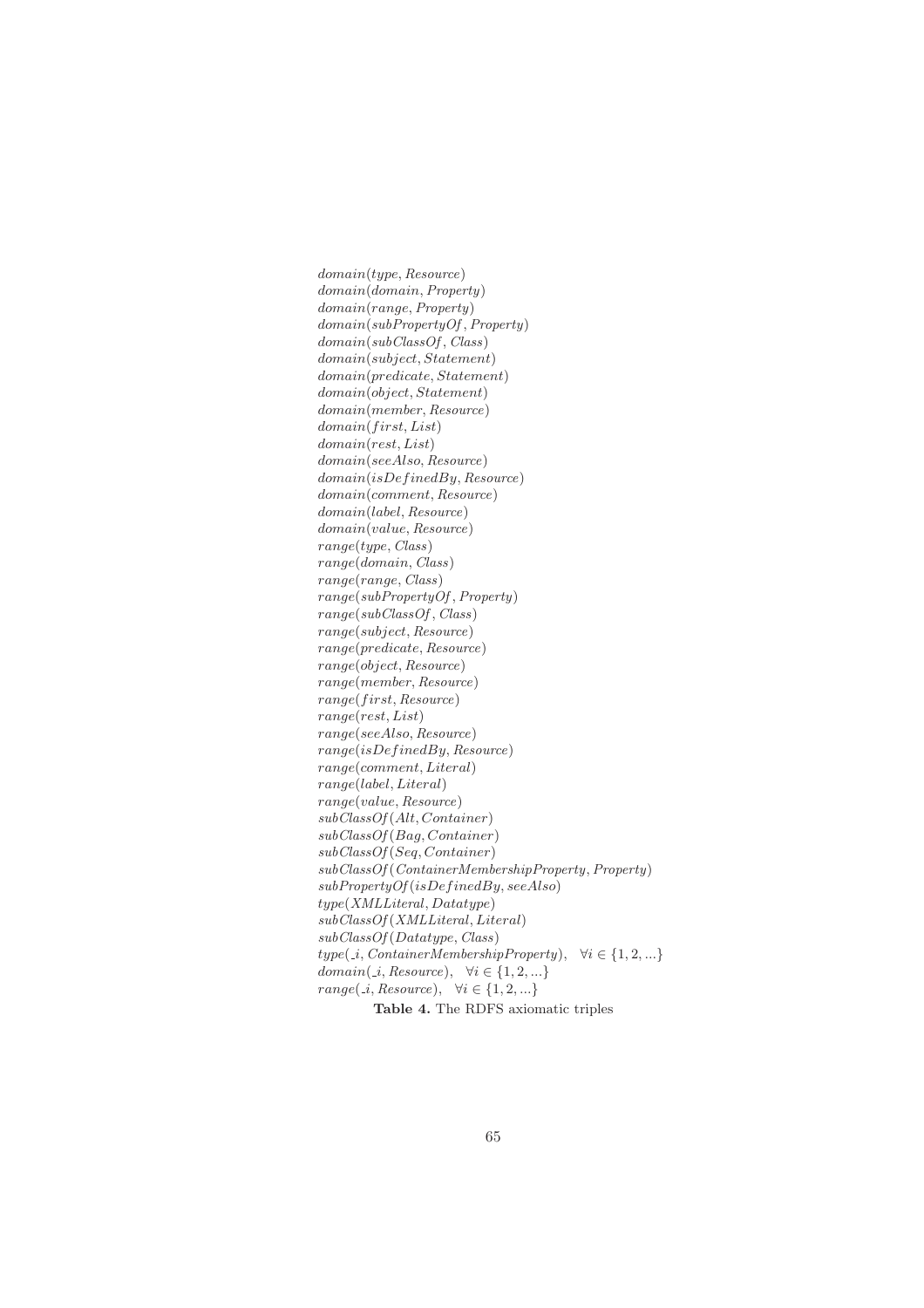$domain(type, Resource)$
$domain(domain, Property)$
$domain(range, Property)$
$domain(subPropertyOf, Property)$
$domain(subClassOf, Class)$
$domain(subject, Statement)$
$domain(predicate, Statement)$
$domain(object, Statement)$
$domain(member, Resource)$
$domain(first, List)$
$domain(rest, List)$
$domain(seeAlso, Resource)$
$domain(isDefinedBy, Resource)$
$domain(comment, Resource)$
$domain(label, Resource)$
$domain(value, Resource)$
$range(type, Class)$
$range(domain, Class)$
$range(range, Class)$
$range(subPropertyOf, Property)$
$range(subClassOf, Class)$
$range(subject, Resource)$
$range(predicate, Resource)$
$range(object, Resource)$
$range(member, Resource)$
$range(first, Resource)$
$range(rest, List)$
$range(seeAlso, Resource)$
$range(isDefinedBy, Resource)$
$range(comment, Literal)$
$range(label, Literal)$
$range(value, Resource)$
$subClassOf(Alt, Container)$
$subClassOf(Bag, Container)$
$subClassOf(Seq, Container)$
$subClassOf(ContainerMembershipProperty, Property)$
$subPropertyOf(isDefinedBy, seeAlso)$
$type(XMLLiteral, Datatype)$
$subClassOf(XMLLiteral, Literal)$
$subClassOf(Datatype, Class)$
$type(\_i, ContainerMembershipProperty), \quad \forall i \in \{1, 2, ...\}$
$domain(\_i, Resource), \quad \forall i \in \{1, 2, ...\}$
$range(\_i, Resource), \quad \forall i \in \{1, 2, ...\}$

**Table 4.** The RDFS axiomatic triples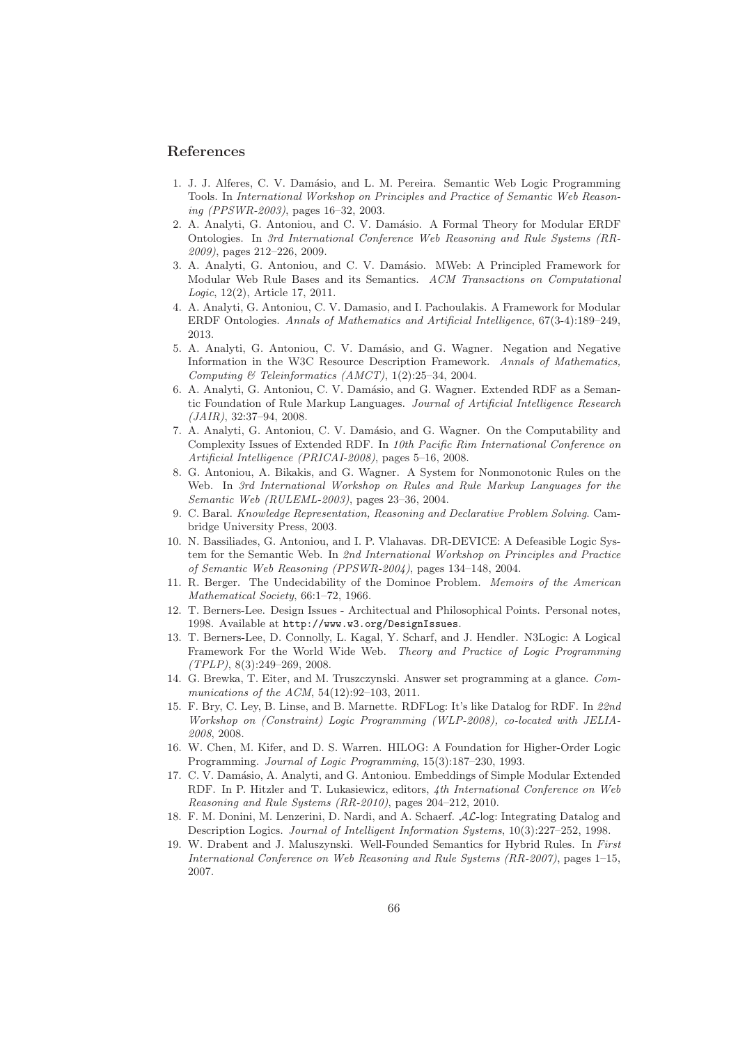## References

1. J. J. Alferes, C. V. Damásio, and L. M. Pereira. Semantic Web Logic Programming Tools. In *International Workshop on Principles and Practice of Semantic Web Reasoning (PPSWR-2003)*, pages 16–32, 2003.
2. A. Analyti, G. Antoniou, and C. V. Damásio. A Formal Theory for Modular ERDF Ontologies. In *3rd International Conference Web Reasoning and Rule Systems (RR-2009)*, pages 212–226, 2009.
3. A. Analyti, G. Antoniou, and C. V. Damásio. MWeb: A Principled Framework for Modular Web Rule Bases and its Semantics. *ACM Transactions on Computational Logic*, 12(2), Article 17, 2011.
4. A. Analyti, G. Antoniou, C. V. Damasio, and I. Pachoulakis. A Framework for Modular ERDF Ontologies. *Annals of Mathematics and Artificial Intelligence*, 67(3-4):189–249, 2013.
5. A. Analyti, G. Antoniou, C. V. Damásio, and G. Wagner. Negation and Negative Information in the W3C Resource Description Framework. *Annals of Mathematics, Computing & Teleinformatics (AMCT)*, 1(2):25–34, 2004.
6. A. Analyti, G. Antoniou, C. V. Damásio, and G. Wagner. Extended RDF as a Semantic Foundation of Rule Markup Languages. *Journal of Artificial Intelligence Research (JAIR)*, 32:37–94, 2008.
7. A. Analyti, G. Antoniou, C. V. Damásio, and G. Wagner. On the Computability and Complexity Issues of Extended RDF. In *10th Pacific Rim International Conference on Artificial Intelligence (PRICAI-2008)*, pages 5–16, 2008.
8. G. Antoniou, A. Bikakis, and G. Wagner. A System for Nonmonotonic Rules on the Web. In *3rd International Workshop on Rules and Rule Markup Languages for the Semantic Web (RULEML-2003)*, pages 23–36, 2004.
9. C. Baral. *Knowledge Representation, Reasoning and Declarative Problem Solving*. Cambridge University Press, 2003.
10. N. Bassiliades, G. Antoniou, and I. P. Vlahavas. DR-DEVICE: A Defeasible Logic System for the Semantic Web. In *2nd International Workshop on Principles and Practice of Semantic Web Reasoning (PPSWR-2004)*, pages 134–148, 2004.
11. R. Berger. The Undecidability of the Dominoe Problem. *Memoirs of the American Mathematical Society*, 66:1–72, 1966.
12. T. Berners-Lee. Design Issues - Architectual and Philosophical Points. Personal notes, 1998. Available at `http://www.w3.org/DesignIssues`.
13. T. Berners-Lee, D. Connolly, L. Kagal, Y. Scharf, and J. Hendler. N3Logic: A Logical Framework For the World Wide Web. *Theory and Practice of Logic Programming (TPLP)*, 8(3):249–269, 2008.
14. G. Brewka, T. Eiter, and M. Truszczynski. Answer set programming at a glance. *Communications of the ACM*, 54(12):92–103, 2011.
15. F. Bry, C. Ley, B. Linse, and B. Marnette. RDFLog: It's like Datalog for RDF. In *22nd Workshop on (Constraint) Logic Programming (WLP-2008), co-located with JELIA-2008*, 2008.
16. W. Chen, M. Kifer, and D. S. Warren. HILOG: A Foundation for Higher-Order Logic Programming. *Journal of Logic Programming*, 15(3):187–230, 1993.
17. C. V. Damásio, A. Analyti, and G. Antoniou. Embeddings of Simple Modular Extended RDF. In P. Hitzler and T. Lukasiewicz, editors, *4th International Conference on Web Reasoning and Rule Systems (RR-2010)*, pages 204–212, 2010.
18. F. M. Donini, M. Lenzerini, D. Nardi, and A. Schaerf. $\mathcal{AL}$-log: Integrating Datalog and Description Logics. *Journal of Intelligent Information Systems*, 10(3):227–252, 1998.
19. W. Drabent and J. Maluszynski. Well-Founded Semantics for Hybrid Rules. In *First International Conference on Web Reasoning and Rule Systems (RR-2007)*, pages 1–15, 2007.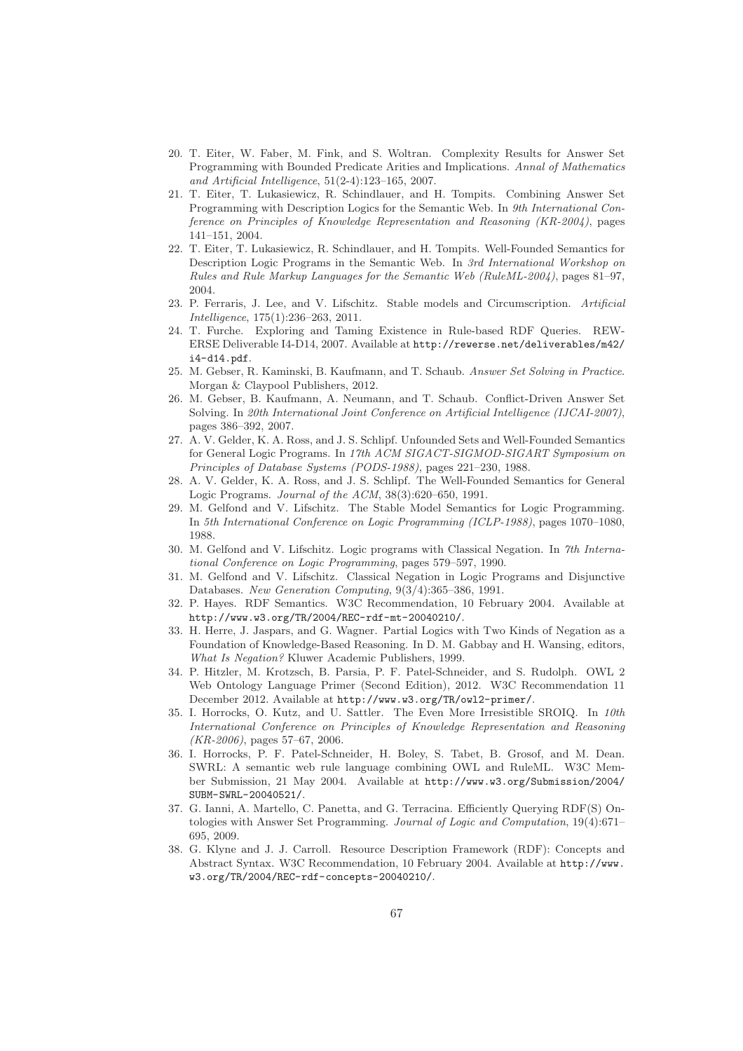20. T. Eiter, W. Faber, M. Fink, and S. Woltran. Complexity Results for Answer Set Programming with Bounded Predicate Arities and Implications. *Annal of Mathematics and Artificial Intelligence*, 51(2-4):123–165, 2007.
21. T. Eiter, T. Lukasiewicz, R. Schindlauer, and H. Tompits. Combining Answer Set Programming with Description Logics for the Semantic Web. In *9th International Conference on Principles of Knowledge Representation and Reasoning (KR-2004)*, pages 141–151, 2004.
22. T. Eiter, T. Lukasiewicz, R. Schindlauer, and H. Tompits. Well-Founded Semantics for Description Logic Programs in the Semantic Web. In *3rd International Workshop on Rules and Rule Markup Languages for the Semantic Web (RuleML-2004)*, pages 81–97, 2004.
23. P. Ferraris, J. Lee, and V. Lifschitz. Stable models and Circumscription. *Artificial Intelligence*, 175(1):236–263, 2011.
24. T. Furche. Exploring and Taming Existence in Rule-based RDF Queries. REWERSE Deliverable I4-D14, 2007. Available at `http://rewerse.net/deliverables/m42/i4-d14.pdf`.
25. M. Gebser, R. Kaminski, B. Kaufmann, and T. Schaub. *Answer Set Solving in Practice*. Morgan & Claypool Publishers, 2012.
26. M. Gebser, B. Kaufmann, A. Neumann, and T. Schaub. Conflict-Driven Answer Set Solving. In *20th International Joint Conference on Artificial Intelligence (IJCAI-2007)*, pages 386–392, 2007.
27. A. V. Gelder, K. A. Ross, and J. S. Schlipf. Unfounded Sets and Well-Founded Semantics for General Logic Programs. In *17th ACM SIGACT-SIGMOD-SIGART Symposium on Principles of Database Systems (PODS-1988)*, pages 221–230, 1988.
28. A. V. Gelder, K. A. Ross, and J. S. Schlipf. The Well-Founded Semantics for General Logic Programs. *Journal of the ACM*, 38(3):620–650, 1991.
29. M. Gelfond and V. Lifschitz. The Stable Model Semantics for Logic Programming. In *5th International Conference on Logic Programming (ICLP-1988)*, pages 1070–1080, 1988.
30. M. Gelfond and V. Lifschitz. Logic programs with Classical Negation. In *7th International Conference on Logic Programming*, pages 579–597, 1990.
31. M. Gelfond and V. Lifschitz. Classical Negation in Logic Programs and Disjunctive Databases. *New Generation Computing*, 9(3/4):365–386, 1991.
32. P. Hayes. RDF Semantics. W3C Recommendation, 10 February 2004. Available at `http://www.w3.org/TR/2004/REC-rdf-mt-20040210/`.
33. H. Herre, J. Jaspars, and G. Wagner. Partial Logics with Two Kinds of Negation as a Foundation of Knowledge-Based Reasoning. In D. M. Gabbay and H. Wansing, editors, *What Is Negation?* Kluwer Academic Publishers, 1999.
34. P. Hitzler, M. Krotzsch, B. Parsia, P. F. Patel-Schneider, and S. Rudolph. OWL 2 Web Ontology Language Primer (Second Edition), 2012. W3C Recommendation 11 December 2012. Available at `http://www.w3.org/TR/owl2-primer/`.
35. I. Horrocks, O. Kutz, and U. Sattler. The Even More Irresistible SROIQ. In *10th International Conference on Principles of Knowledge Representation and Reasoning (KR-2006)*, pages 57–67, 2006.
36. I. Horrocks, P. F. Patel-Schneider, H. Boley, S. Tabet, B. Grosof, and M. Dean. SWRL: A semantic web rule language combining OWL and RuleML. W3C Member Submission, 21 May 2004. Available at `http://www.w3.org/Submission/2004/SUBM-SWRL-20040521/`.
37. G. Ianni, A. Martello, C. Panetta, and G. Terracina. Efficiently Querying RDF(S) Ontologies with Answer Set Programming. *Journal of Logic and Computation*, 19(4):671–695, 2009.
38. G. Klyne and J. J. Carroll. Resource Description Framework (RDF): Concepts and Abstract Syntax. W3C Recommendation, 10 February 2004. Available at `http://www.w3.org/TR/2004/REC-rdf-concepts-20040210/`.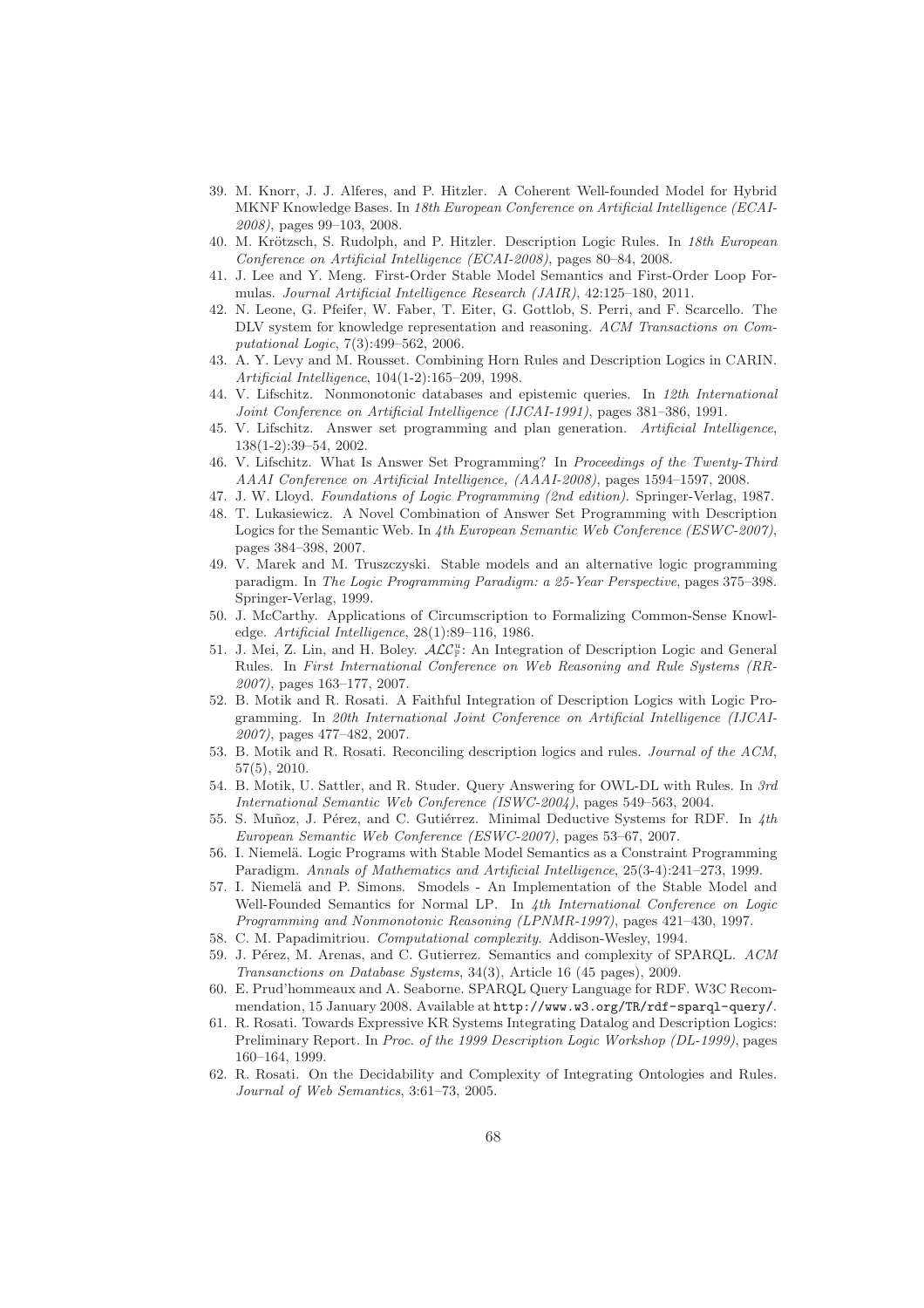39. M. Knorr, J. J. Alferes, and P. Hitzler. A Coherent Well-founded Model for Hybrid MKNF Knowledge Bases. In *18th European Conference on Artificial Intelligence (ECAI-2008)*, pages 99–103, 2008.
40. M. Krötzsch, S. Rudolph, and P. Hitzler. Description Logic Rules. In *18th European Conference on Artificial Intelligence (ECAI-2008)*, pages 80–84, 2008.
41. J. Lee and Y. Meng. First-Order Stable Model Semantics and First-Order Loop Formulas. *Journal Artificial Intelligence Research (JAIR)*, 42:125–180, 2011.
42. N. Leone, G. Pfeifer, W. Faber, T. Eiter, G. Gottlob, S. Perri, and F. Scarcello. The DLV system for knowledge representation and reasoning. *ACM Transactions on Computational Logic*, 7(3):499–562, 2006.
43. A. Y. Levy and M. Rousset. Combining Horn Rules and Description Logics in CARIN. *Artificial Intelligence*, 104(1-2):165–209, 1998.
44. V. Lifschitz. Nonmonotonic databases and epistemic queries. In *12th International Joint Conference on Artificial Intelligence (IJCAI-1991)*, pages 381–386, 1991.
45. V. Lifschitz. Answer set programming and plan generation. *Artificial Intelligence*, 138(1-2):39–54, 2002.
46. V. Lifschitz. What Is Answer Set Programming? In *Proceedings of the Twenty-Third AAAI Conference on Artificial Intelligence, (AAAI-2008)*, pages 1594–1597, 2008.
47. J. W. Lloyd. *Foundations of Logic Programming (2nd edition)*. Springer-Verlag, 1987.
48. T. Lukasiewicz. A Novel Combination of Answer Set Programming with Description Logics for the Semantic Web. In *4th European Semantic Web Conference (ESWC-2007)*, pages 384–398, 2007.
49. V. Marek and M. Truszczyski. Stable models and an alternative logic programming paradigm. In *The Logic Programming Paradigm: a 25-Year Perspective*, pages 375–398. Springer-Verlag, 1999.
50. J. McCarthy. Applications of Circumscription to Formalizing Common-Sense Knowledge. *Artificial Intelligence*, 28(1):89–116, 1986.
51. J. Mei, Z. Lin, and H. Boley. $\mathcal{ALC}^u_{\mathbb{P}}$: An Integration of Description Logic and General Rules. In *First International Conference on Web Reasoning and Rule Systems (RR-2007)*, pages 163–177, 2007.
52. B. Motik and R. Rosati. A Faithful Integration of Description Logics with Logic Programming. In *20th International Joint Conference on Artificial Intelligence (IJCAI-2007)*, pages 477–482, 2007.
53. B. Motik and R. Rosati. Reconciling description logics and rules. *Journal of the ACM*, 57(5), 2010.
54. B. Motik, U. Sattler, and R. Studer. Query Answering for OWL-DL with Rules. In *3rd International Semantic Web Conference (ISWC-2004)*, pages 549–563, 2004.
55. S. Muñoz, J. Pérez, and C. Gutiérrez. Minimal Deductive Systems for RDF. In *4th European Semantic Web Conference (ESWC-2007)*, pages 53–67, 2007.
56. I. Niemelä. Logic Programs with Stable Model Semantics as a Constraint Programming Paradigm. *Annals of Mathematics and Artificial Intelligence*, 25(3-4):241–273, 1999.
57. I. Niemelä and P. Simons. Smodels - An Implementation of the Stable Model and Well-Founded Semantics for Normal LP. In *4th International Conference on Logic Programming and Nonmonotonic Reasoning (LPNMR-1997)*, pages 421–430, 1997.
58. C. M. Papadimitriou. *Computational complexity*. Addison-Wesley, 1994.
59. J. Pérez, M. Arenas, and C. Gutierrez. Semantics and complexity of SPARQL. *ACM Transanctions on Database Systems*, 34(3), Article 16 (45 pages), 2009.
60. E. Prud'hommeaux and A. Seaborne. SPARQL Query Language for RDF. W3C Recommendation, 15 January 2008. Available at `http://www.w3.org/TR/rdf-sparql-query/`.
61. R. Rosati. Towards Expressive KR Systems Integrating Datalog and Description Logics: Preliminary Report. In *Proc. of the 1999 Description Logic Workshop (DL-1999)*, pages 160–164, 1999.
62. R. Rosati. On the Decidability and Complexity of Integrating Ontologies and Rules. *Journal of Web Semantics*, 3:61–73, 2005.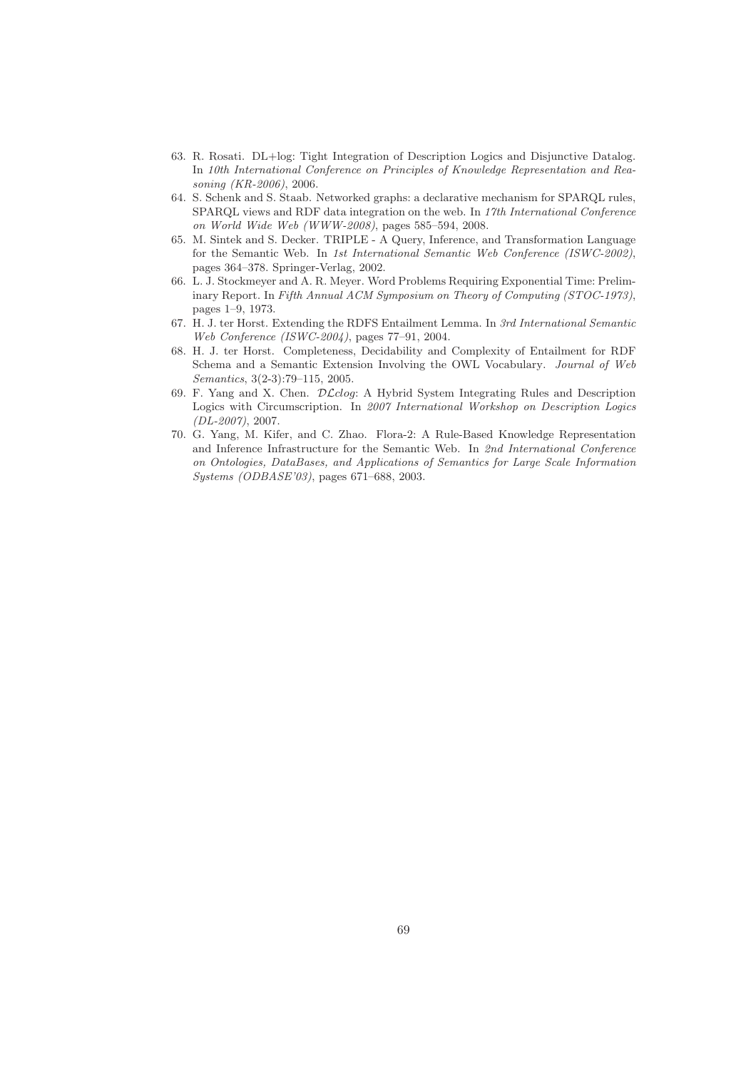63. R. Rosati. DL+log: Tight Integration of Description Logics and Disjunctive Datalog. In *10th International Conference on Principles of Knowledge Representation and Reasoning (KR-2006)*, 2006.
64. S. Schenk and S. Staab. Networked graphs: a declarative mechanism for SPARQL rules, SPARQL views and RDF data integration on the web. In *17th International Conference on World Wide Web (WWW-2008)*, pages 585–594, 2008.
65. M. Sintek and S. Decker. TRIPLE - A Query, Inference, and Transformation Language for the Semantic Web. In *1st International Semantic Web Conference (ISWC-2002)*, pages 364–378. Springer-Verlag, 2002.
66. L. J. Stockmeyer and A. R. Meyer. Word Problems Requiring Exponential Time: Preliminary Report. In *Fifth Annual ACM Symposium on Theory of Computing (STOC-1973)*, pages 1–9, 1973.
67. H. J. ter Horst. Extending the RDFS Entailment Lemma. In *3rd International Semantic Web Conference (ISWC-2004)*, pages 77–91, 2004.
68. H. J. ter Horst. Completeness, Decidability and Complexity of Entailment for RDF Schema and a Semantic Extension Involving the OWL Vocabulary. *Journal of Web Semantics*, 3(2-3):79–115, 2005.
69. F. Yang and X. Chen. $\mathcal{DL}$*clog*: A Hybrid System Integrating Rules and Description Logics with Circumscription. In *2007 International Workshop on Description Logics (DL-2007)*, 2007.
70. G. Yang, M. Kifer, and C. Zhao. Flora-2: A Rule-Based Knowledge Representation and Inference Infrastructure for the Semantic Web. In *2nd International Conference on Ontologies, DataBases, and Applications of Semantics for Large Scale Information Systems (ODBASE'03)*, pages 671–688, 2003.